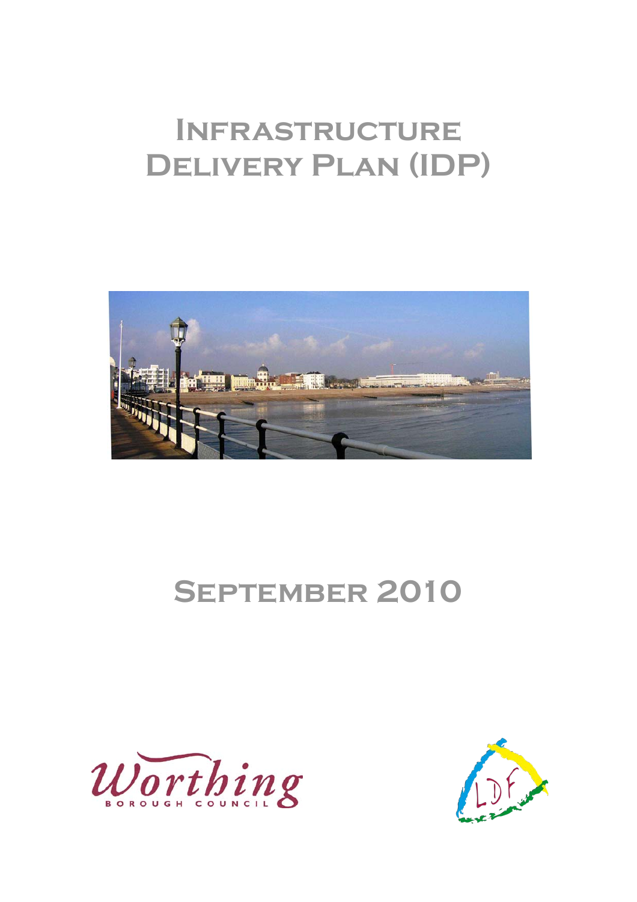# Infrastructure Delivery Plan (IDP)

## September 2010

Worthing Borough Council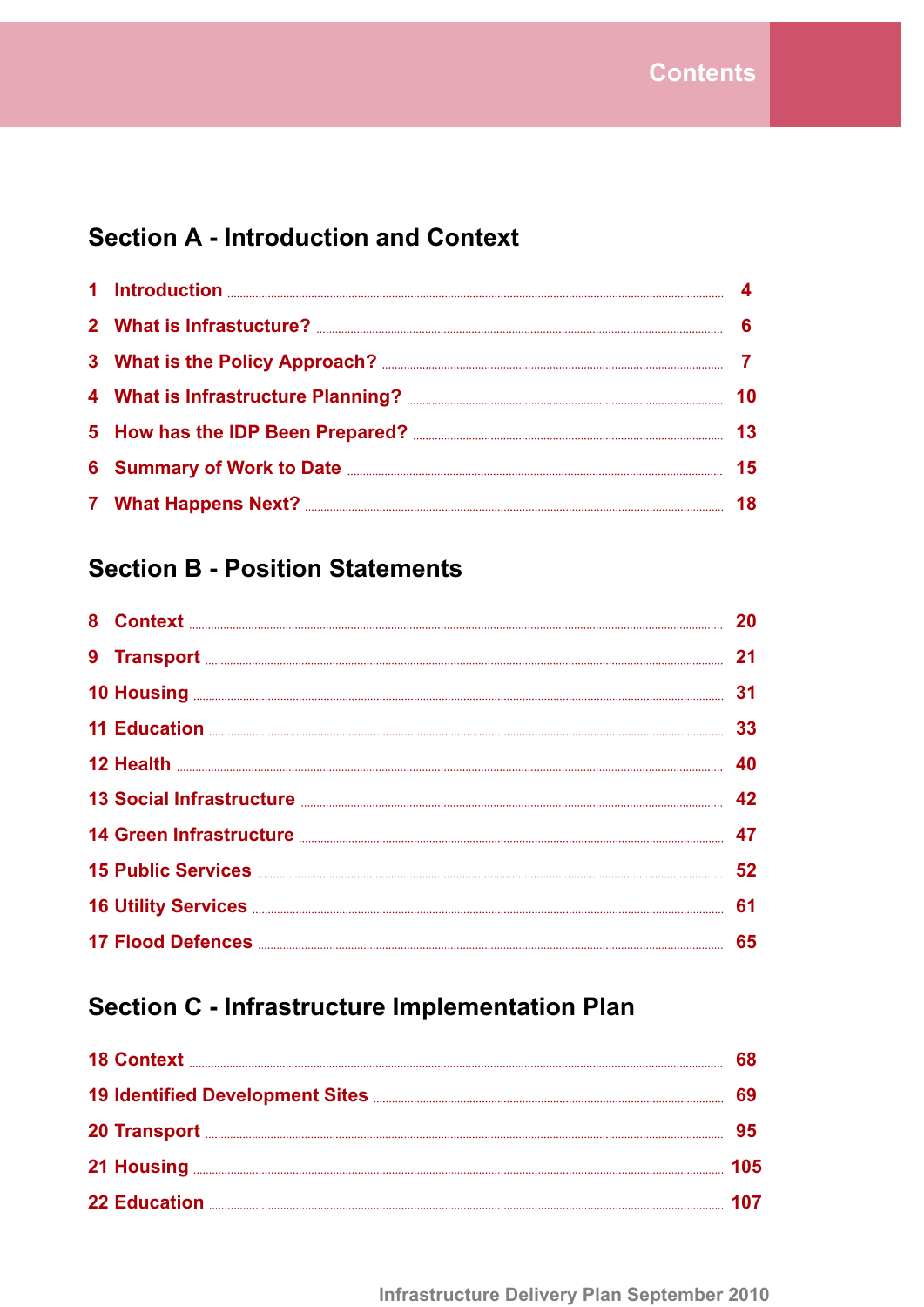# Contents

## Section A - Introduction and Context

| | | |
|---|---|---|
| 1 | Introduction | 4 |
| 2 | What is Infrastucture? | 6 |
| 3 | What is the Policy Approach? | 7 |
| 4 | What is Infrastructure Planning? | 10 |
| 5 | How has the IDP Been Prepared? | 13 |
| 6 | Summary of Work to Date | 15 |
| 7 | What Happens Next? | 18 |

## Section B - Position Statements

| | | |
|---|---|---|
| 8 | Context | 20 |
| 9 | Transport | 21 |
| 10 | Housing | 31 |
| 11 | Education | 33 |
| 12 | Health | 40 |
| 13 | Social Infrastructure | 42 |
| 14 | Green Infrastructure | 47 |
| 15 | Public Services | 52 |
| 16 | Utility Services | 61 |
| 17 | Flood Defences | 65 |

## Section C - Infrastructure Implementation Plan

| | | |
|---|---|---|
| 18 | Context | 68 |
| 19 | Identified Development Sites | 69 |
| 20 | Transport | 95 |
| 21 | Housing | 105 |
| 22 | Education | 107 |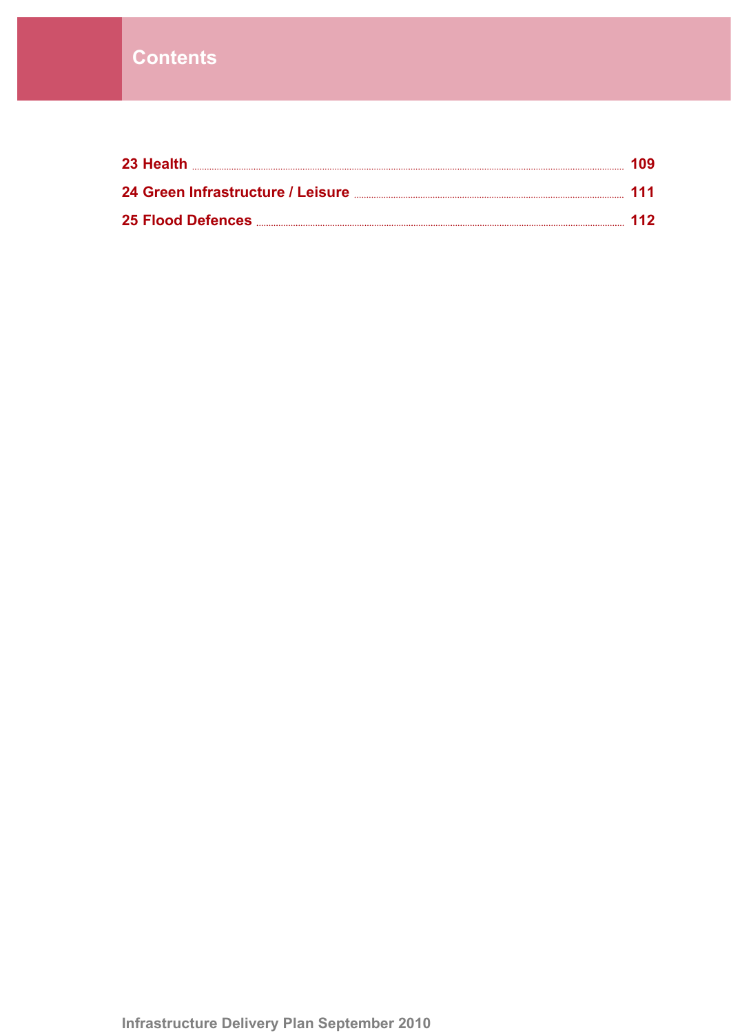# Contents

| | |
|---|---|
| 23 Health | 109 |
| 24 Green Infrastructure / Leisure | 111 |
| 25 Flood Defences | 112 |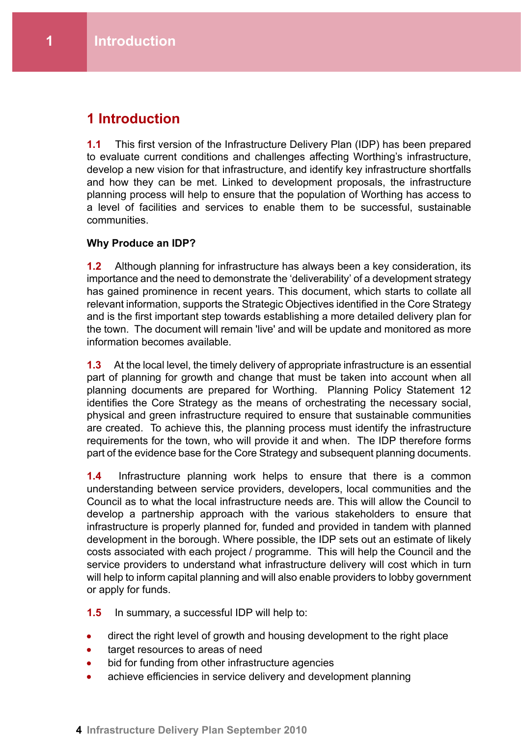# 1 Introduction

**1.1** This first version of the Infrastructure Delivery Plan (IDP) has been prepared to evaluate current conditions and challenges affecting Worthing's infrastructure, develop a new vision for that infrastructure, and identify key infrastructure shortfalls and how they can be met. Linked to development proposals, the infrastructure planning process will help to ensure that the population of Worthing has access to a level of facilities and services to enable them to be successful, sustainable communities.

**Why Produce an IDP?**

**1.2** Although planning for infrastructure has always been a key consideration, its importance and the need to demonstrate the 'deliverability' of a development strategy has gained prominence in recent years. This document, which starts to collate all relevant information, supports the Strategic Objectives identified in the Core Strategy and is the first important step towards establishing a more detailed delivery plan for the town. The document will remain 'live' and will be update and monitored as more information becomes available.

**1.3** At the local level, the timely delivery of appropriate infrastructure is an essential part of planning for growth and change that must be taken into account when all planning documents are prepared for Worthing. Planning Policy Statement 12 identifies the Core Strategy as the means of orchestrating the necessary social, physical and green infrastructure required to ensure that sustainable communities are created. To achieve this, the planning process must identify the infrastructure requirements for the town, who will provide it and when. The IDP therefore forms part of the evidence base for the Core Strategy and subsequent planning documents.

**1.4** Infrastructure planning work helps to ensure that there is a common understanding between service providers, developers, local communities and the Council as to what the local infrastructure needs are. This will allow the Council to develop a partnership approach with the various stakeholders to ensure that infrastructure is properly planned for, funded and provided in tandem with planned development in the borough. Where possible, the IDP sets out an estimate of likely costs associated with each project / programme. This will help the Council and the service providers to understand what infrastructure delivery will cost which in turn will help to inform capital planning and will also enable providers to lobby government or apply for funds.

**1.5** In summary, a successful IDP will help to:

- direct the right level of growth and housing development to the right place
- target resources to areas of need
- bid for funding from other infrastructure agencies
- achieve efficiencies in service delivery and development planning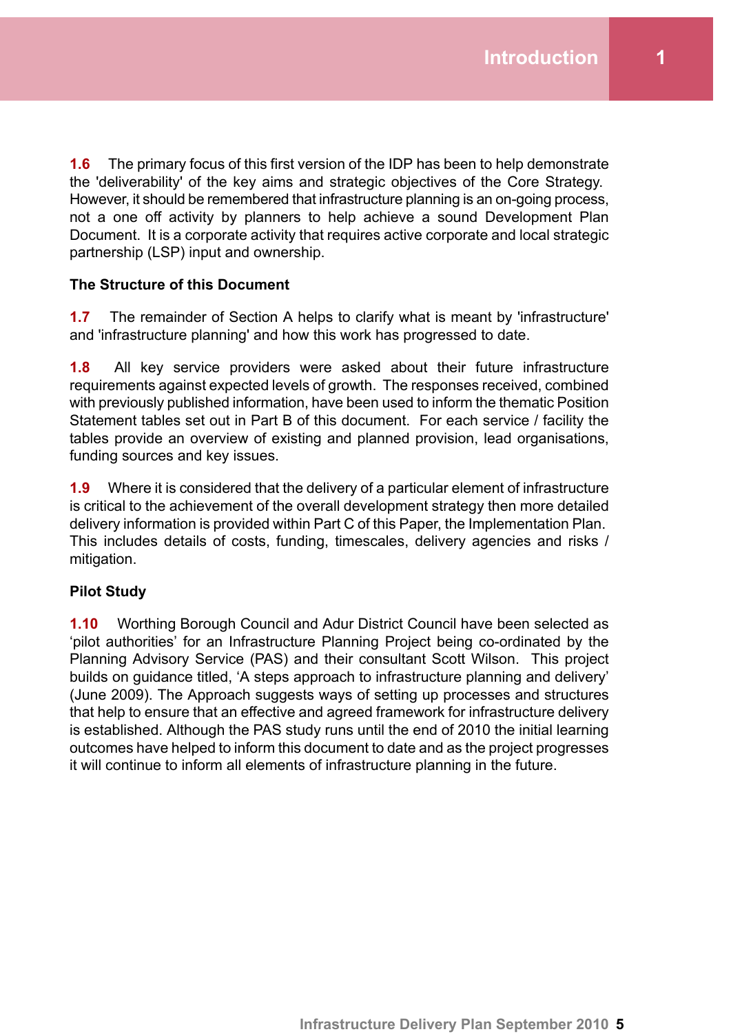**1.6** The primary focus of this first version of the IDP has been to help demonstrate the 'deliverability' of the key aims and strategic objectives of the Core Strategy. However, it should be remembered that infrastructure planning is an on-going process, not a one off activity by planners to help achieve a sound Development Plan Document. It is a corporate activity that requires active corporate and local strategic partnership (LSP) input and ownership.

### The Structure of this Document

**1.7** The remainder of Section A helps to clarify what is meant by 'infrastructure' and 'infrastructure planning' and how this work has progressed to date.

**1.8** All key service providers were asked about their future infrastructure requirements against expected levels of growth. The responses received, combined with previously published information, have been used to inform the thematic Position Statement tables set out in Part B of this document. For each service / facility the tables provide an overview of existing and planned provision, lead organisations, funding sources and key issues.

**1.9** Where it is considered that the delivery of a particular element of infrastructure is critical to the achievement of the overall development strategy then more detailed delivery information is provided within Part C of this Paper, the Implementation Plan. This includes details of costs, funding, timescales, delivery agencies and risks / mitigation.

### Pilot Study

**1.10** Worthing Borough Council and Adur District Council have been selected as ‘pilot authorities’ for an Infrastructure Planning Project being co-ordinated by the Planning Advisory Service (PAS) and their consultant Scott Wilson. This project builds on guidance titled, ‘A steps approach to infrastructure planning and delivery’ (June 2009). The Approach suggests ways of setting up processes and structures that help to ensure that an effective and agreed framework for infrastructure delivery is established. Although the PAS study runs until the end of 2010 the initial learning outcomes have helped to inform this document to date and as the project progresses it will continue to inform all elements of infrastructure planning in the future.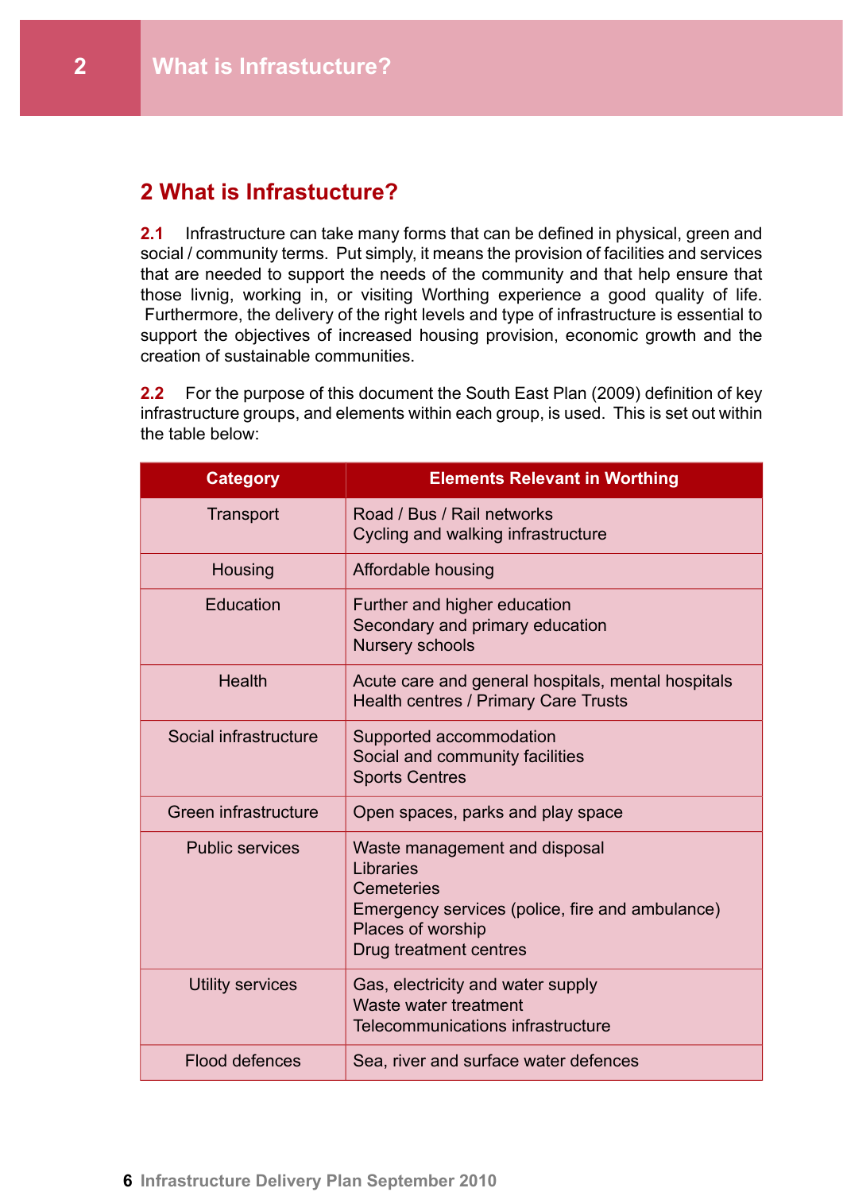# 2 What is Infrastructure?

**2.1** Infrastructure can take many forms that can be defined in physical, green and social / community terms. Put simply, it means the provision of facilities and services that are needed to support the needs of the community and that help ensure that those livnig, working in, or visiting Worthing experience a good quality of life. Furthermore, the delivery of the right levels and type of infrastructure is essential to support the objectives of increased housing provision, economic growth and the creation of sustainable communities.

**2.2** For the purpose of this document the South East Plan (2009) definition of key infrastructure groups, and elements within each group, is used. This is set out within the table below:

| Category | Elements Relevant in Worthing |
|---|---|
| Transport | Road / Bus / Rail networks<br>Cycling and walking infrastructure |
| Housing | Affordable housing |
| Education | Further and higher education<br>Secondary and primary education<br>Nursery schools |
| Health | Acute care and general hospitals, mental hospitals<br>Health centres / Primary Care Trusts |
| Social infrastructure | Supported accommodation<br>Social and community facilities<br>Sports Centres |
| Green infrastructure | Open spaces, parks and play space |
| Public services | Waste management and disposal<br>Libraries<br>Cemeteries<br>Emergency services (police, fire and ambulance)<br>Places of worship<br>Drug treatment centres |
| Utility services | Gas, electricity and water supply<br>Waste water treatment<br>Telecommunications infrastructure |
| Flood defences | Sea, river and surface water defences |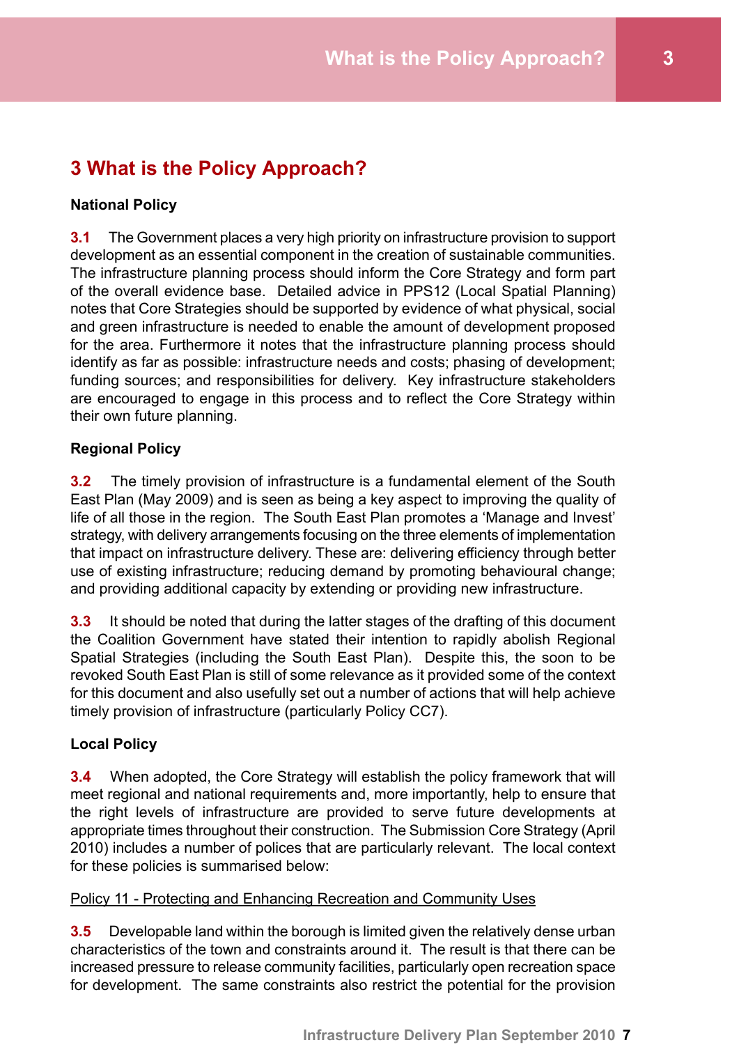# 3 What is the Policy Approach?

**National Policy**

**3.1** The Government places a very high priority on infrastructure provision to support development as an essential component in the creation of sustainable communities. The infrastructure planning process should inform the Core Strategy and form part of the overall evidence base. Detailed advice in PPS12 (Local Spatial Planning) notes that Core Strategies should be supported by evidence of what physical, social and green infrastructure is needed to enable the amount of development proposed for the area. Furthermore it notes that the infrastructure planning process should identify as far as possible: infrastructure needs and costs; phasing of development; funding sources; and responsibilities for delivery. Key infrastructure stakeholders are encouraged to engage in this process and to reflect the Core Strategy within their own future planning.

**Regional Policy**

**3.2** The timely provision of infrastructure is a fundamental element of the South East Plan (May 2009) and is seen as being a key aspect to improving the quality of life of all those in the region. The South East Plan promotes a 'Manage and Invest' strategy, with delivery arrangements focusing on the three elements of implementation that impact on infrastructure delivery. These are: delivering efficiency through better use of existing infrastructure; reducing demand by promoting behavioural change; and providing additional capacity by extending or providing new infrastructure.

**3.3** It should be noted that during the latter stages of the drafting of this document the Coalition Government have stated their intention to rapidly abolish Regional Spatial Strategies (including the South East Plan). Despite this, the soon to be revoked South East Plan is still of some relevance as it provided some of the context for this document and also usefully set out a number of actions that will help achieve timely provision of infrastructure (particularly Policy CC7).

**Local Policy**

**3.4** When adopted, the Core Strategy will establish the policy framework that will meet regional and national requirements and, more importantly, help to ensure that the right levels of infrastructure are provided to serve future developments at appropriate times throughout their construction. The Submission Core Strategy (April 2010) includes a number of polices that are particularly relevant. The local context for these policies is summarised below:

<u>Policy 11 - Protecting and Enhancing Recreation and Community Uses</u>

**3.5** Developable land within the borough is limited given the relatively dense urban characteristics of the town and constraints around it. The result is that there can be increased pressure to release community facilities, particularly open recreation space for development. The same constraints also restrict the potential for the provision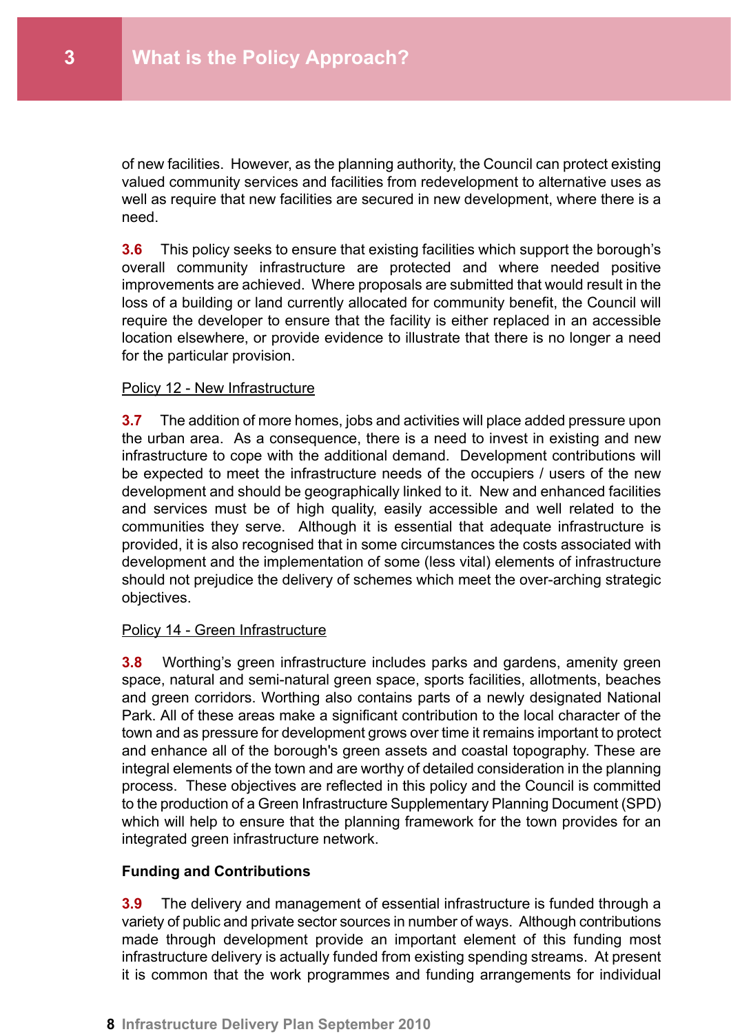of new facilities. However, as the planning authority, the Council can protect existing valued community services and facilities from redevelopment to alternative uses as well as require that new facilities are secured in new development, where there is a need.

**3.6** This policy seeks to ensure that existing facilities which support the borough's overall community infrastructure are protected and where needed positive improvements are achieved. Where proposals are submitted that would result in the loss of a building or land currently allocated for community benefit, the Council will require the developer to ensure that the facility is either replaced in an accessible location elsewhere, or provide evidence to illustrate that there is no longer a need for the particular provision.

Policy 12 - New Infrastructure

**3.7** The addition of more homes, jobs and activities will place added pressure upon the urban area. As a consequence, there is a need to invest in existing and new infrastructure to cope with the additional demand. Development contributions will be expected to meet the infrastructure needs of the occupiers / users of the new development and should be geographically linked to it. New and enhanced facilities and services must be of high quality, easily accessible and well related to the communities they serve. Although it is essential that adequate infrastructure is provided, it is also recognised that in some circumstances the costs associated with development and the implementation of some (less vital) elements of infrastructure should not prejudice the delivery of schemes which meet the over-arching strategic objectives.

Policy 14 - Green Infrastructure

**3.8** Worthing's green infrastructure includes parks and gardens, amenity green space, natural and semi-natural green space, sports facilities, allotments, beaches and green corridors. Worthing also contains parts of a newly designated National Park. All of these areas make a significant contribution to the local character of the town and as pressure for development grows over time it remains important to protect and enhance all of the borough's green assets and coastal topography. These are integral elements of the town and are worthy of detailed consideration in the planning process. These objectives are reflected in this policy and the Council is committed to the production of a Green Infrastructure Supplementary Planning Document (SPD) which will help to ensure that the planning framework for the town provides for an integrated green infrastructure network.

**Funding and Contributions**

**3.9** The delivery and management of essential infrastructure is funded through a variety of public and private sector sources in number of ways. Although contributions made through development provide an important element of this funding most infrastructure delivery is actually funded from existing spending streams. At present it is common that the work programmes and funding arrangements for individual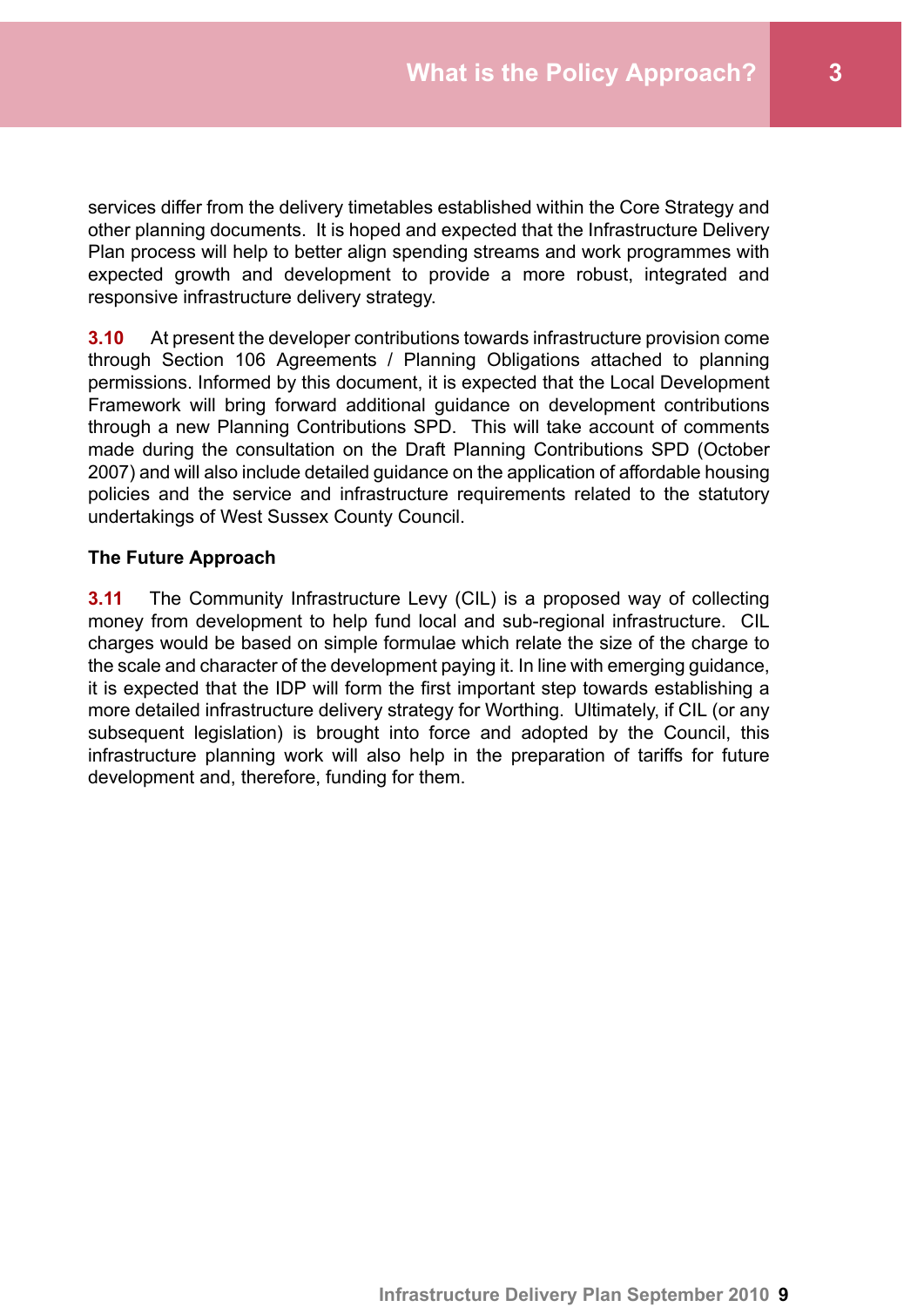services differ from the delivery timetables established within the Core Strategy and other planning documents. It is hoped and expected that the Infrastructure Delivery Plan process will help to better align spending streams and work programmes with expected growth and development to provide a more robust, integrated and responsive infrastructure delivery strategy.

**3.10** At present the developer contributions towards infrastructure provision come through Section 106 Agreements / Planning Obligations attached to planning permissions. Informed by this document, it is expected that the Local Development Framework will bring forward additional guidance on development contributions through a new Planning Contributions SPD. This will take account of comments made during the consultation on the Draft Planning Contributions SPD (October 2007) and will also include detailed guidance on the application of affordable housing policies and the service and infrastructure requirements related to the statutory undertakings of West Sussex County Council.

### The Future Approach

**3.11** The Community Infrastructure Levy (CIL) is a proposed way of collecting money from development to help fund local and sub-regional infrastructure. CIL charges would be based on simple formulae which relate the size of the charge to the scale and character of the development paying it. In line with emerging guidance, it is expected that the IDP will form the first important step towards establishing a more detailed infrastructure delivery strategy for Worthing. Ultimately, if CIL (or any subsequent legislation) is brought into force and adopted by the Council, this infrastructure planning work will also help in the preparation of tariffs for future development and, therefore, funding for them.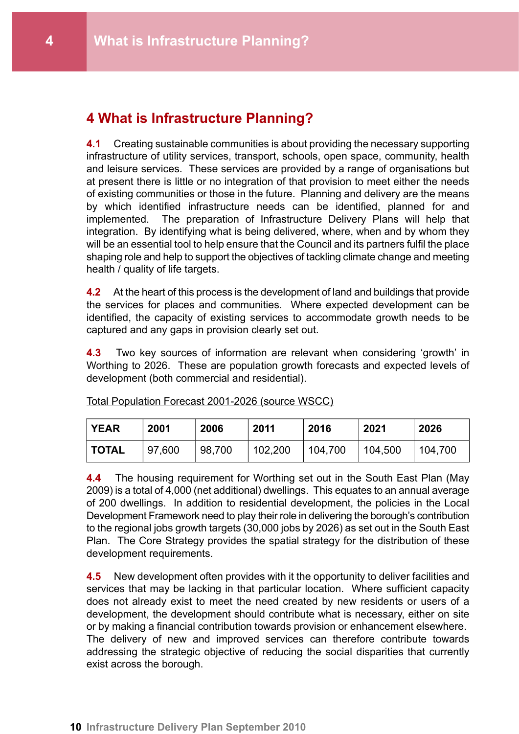# 4 What is Infrastructure Planning?

**4.1** Creating sustainable communities is about providing the necessary supporting infrastructure of utility services, transport, schools, open space, community, health and leisure services. These services are provided by a range of organisations but at present there is little or no integration of that provision to meet either the needs of existing communities or those in the future. Planning and delivery are the means by which identified infrastructure needs can be identified, planned for and implemented. The preparation of Infrastructure Delivery Plans will help that integration. By identifying what is being delivered, where, when and by whom they will be an essential tool to help ensure that the Council and its partners fulfil the place shaping role and help to support the objectives of tackling climate change and meeting health / quality of life targets.

**4.2** At the heart of this process is the development of land and buildings that provide the services for places and communities. Where expected development can be identified, the capacity of existing services to accommodate growth needs to be captured and any gaps in provision clearly set out.

**4.3** Two key sources of information are relevant when considering 'growth' in Worthing to 2026. These are population growth forecasts and expected levels of development (both commercial and residential).

Total Population Forecast 2001-2026 (source WSCC)

| YEAR | 2001 | 2006 | 2011 | 2016 | 2021 | 2026 |
|---|---|---|---|---|---|---|
| TOTAL | 97,600 | 98,700 | 102,200 | 104,700 | 104,500 | 104,700 |

**4.4** The housing requirement for Worthing set out in the South East Plan (May 2009) is a total of 4,000 (net additional) dwellings. This equates to an annual average of 200 dwellings. In addition to residential development, the policies in the Local Development Framework need to play their role in delivering the borough's contribution to the regional jobs growth targets (30,000 jobs by 2026) as set out in the South East Plan. The Core Strategy provides the spatial strategy for the distribution of these development requirements.

**4.5** New development often provides with it the opportunity to deliver facilities and services that may be lacking in that particular location. Where sufficient capacity does not already exist to meet the need created by new residents or users of a development, the development should contribute what is necessary, either on site or by making a financial contribution towards provision or enhancement elsewhere. The delivery of new and improved services can therefore contribute towards addressing the strategic objective of reducing the social disparities that currently exist across the borough.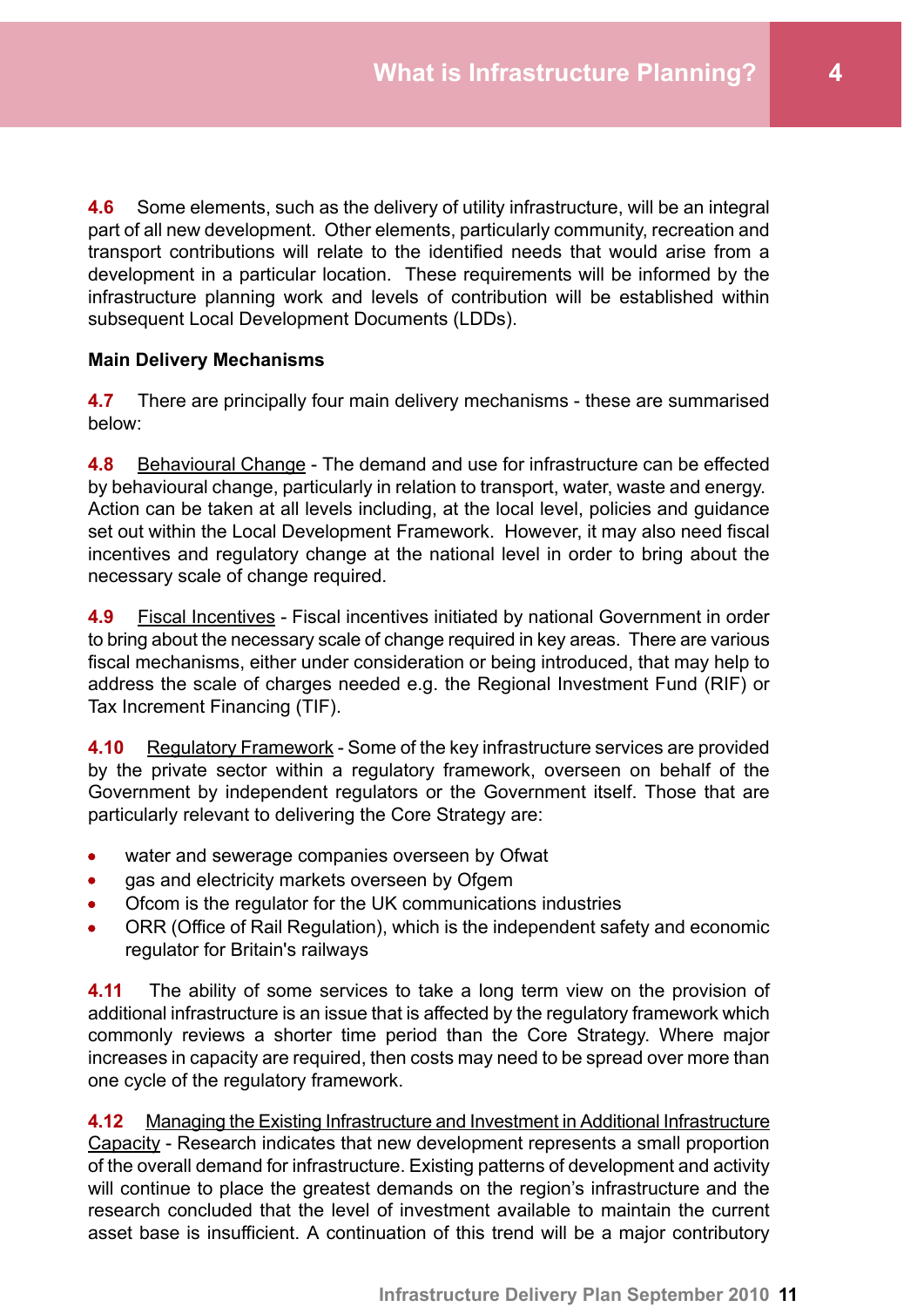**4.6** Some elements, such as the delivery of utility infrastructure, will be an integral part of all new development. Other elements, particularly community, recreation and transport contributions will relate to the identified needs that would arise from a development in a particular location. These requirements will be informed by the infrastructure planning work and levels of contribution will be established within subsequent Local Development Documents (LDDs).

**Main Delivery Mechanisms**

**4.7** There are principally four main delivery mechanisms - these are summarised below:

**4.8** Behavioural Change - The demand and use for infrastructure can be effected by behavioural change, particularly in relation to transport, water, waste and energy. Action can be taken at all levels including, at the local level, policies and guidance set out within the Local Development Framework. However, it may also need fiscal incentives and regulatory change at the national level in order to bring about the necessary scale of change required.

**4.9** Fiscal Incentives - Fiscal incentives initiated by national Government in order to bring about the necessary scale of change required in key areas. There are various fiscal mechanisms, either under consideration or being introduced, that may help to address the scale of charges needed e.g. the Regional Investment Fund (RIF) or Tax Increment Financing (TIF).

**4.10** Regulatory Framework - Some of the key infrastructure services are provided by the private sector within a regulatory framework, overseen on behalf of the Government by independent regulators or the Government itself. Those that are particularly relevant to delivering the Core Strategy are:

- water and sewerage companies overseen by Ofwat
- gas and electricity markets overseen by Ofgem
- Ofcom is the regulator for the UK communications industries
- ORR (Office of Rail Regulation), which is the independent safety and economic regulator for Britain's railways

**4.11** The ability of some services to take a long term view on the provision of additional infrastructure is an issue that is affected by the regulatory framework which commonly reviews a shorter time period than the Core Strategy. Where major increases in capacity are required, then costs may need to be spread over more than one cycle of the regulatory framework.

**4.12** Managing the Existing Infrastructure and Investment in Additional Infrastructure Capacity - Research indicates that new development represents a small proportion of the overall demand for infrastructure. Existing patterns of development and activity will continue to place the greatest demands on the region's infrastructure and the research concluded that the level of investment available to maintain the current asset base is insufficient. A continuation of this trend will be a major contributory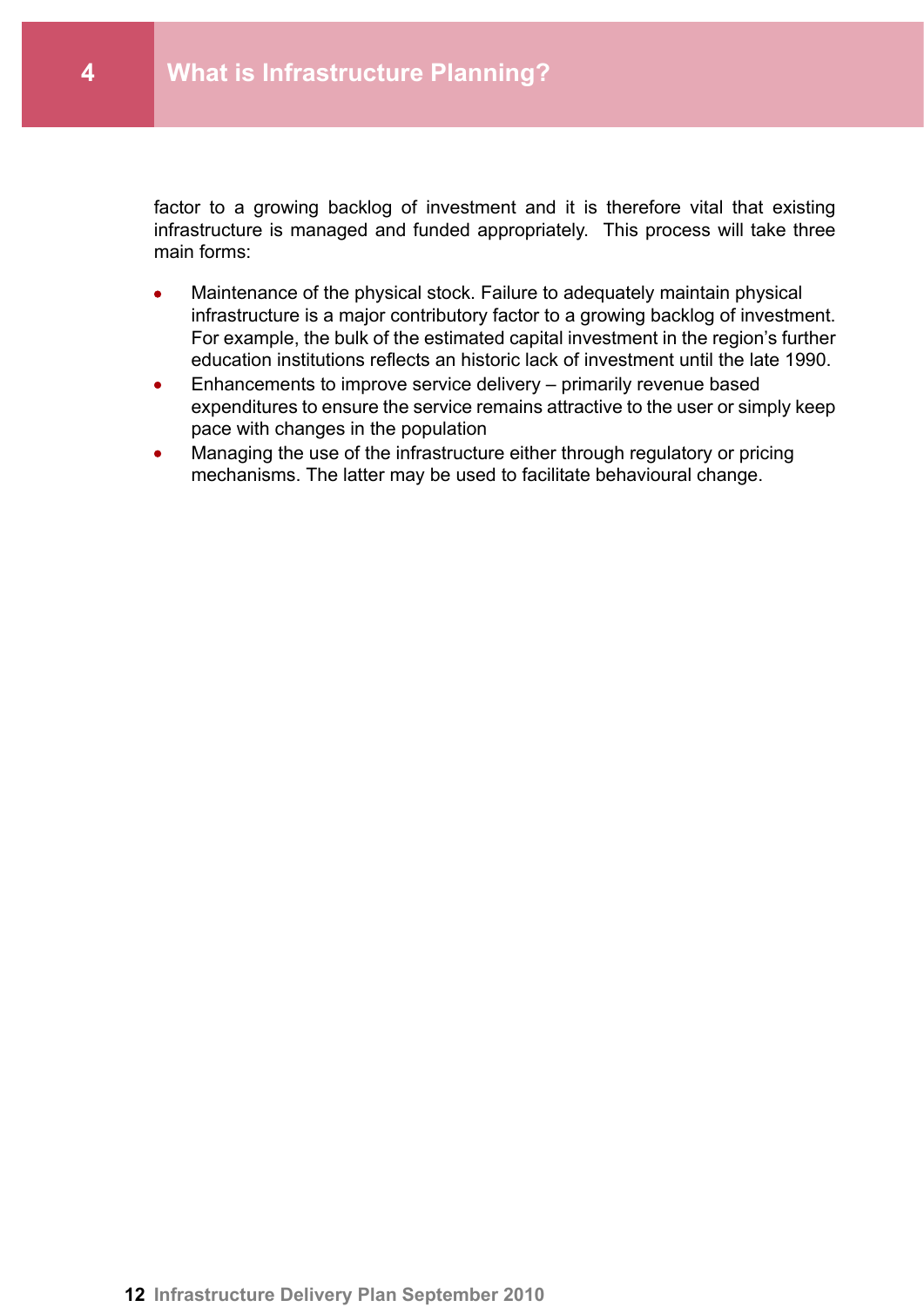factor to a growing backlog of investment and it is therefore vital that existing infrastructure is managed and funded appropriately.  This process will take three main forms:

- Maintenance of the physical stock. Failure to adequately maintain physical infrastructure is a major contributory factor to a growing backlog of investment. For example, the bulk of the estimated capital investment in the region's further education institutions reflects an historic lack of investment until the late 1990.
- Enhancements to improve service delivery – primarily revenue based expenditures to ensure the service remains attractive to the user or simply keep pace with changes in the population
- Managing the use of the infrastructure either through regulatory or pricing mechanisms. The latter may be used to facilitate behavioural change.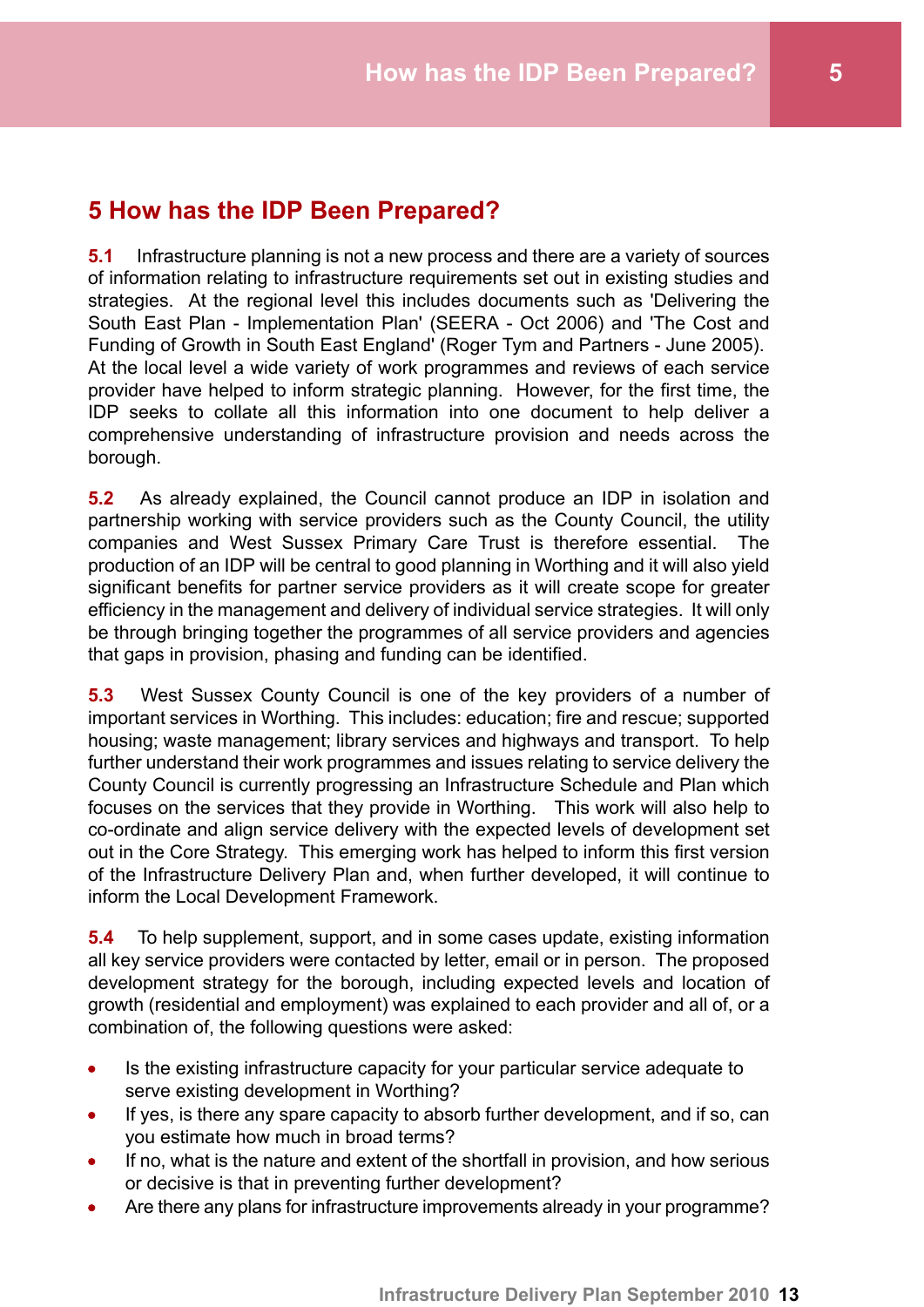# 5 How has the IDP Been Prepared?

**5.1** Infrastructure planning is not a new process and there are a variety of sources of information relating to infrastructure requirements set out in existing studies and strategies. At the regional level this includes documents such as 'Delivering the South East Plan - Implementation Plan' (SEERA - Oct 2006) and 'The Cost and Funding of Growth in South East England' (Roger Tym and Partners - June 2005). At the local level a wide variety of work programmes and reviews of each service provider have helped to inform strategic planning. However, for the first time, the IDP seeks to collate all this information into one document to help deliver a comprehensive understanding of infrastructure provision and needs across the borough.

**5.2** As already explained, the Council cannot produce an IDP in isolation and partnership working with service providers such as the County Council, the utility companies and West Sussex Primary Care Trust is therefore essential. The production of an IDP will be central to good planning in Worthing and it will also yield significant benefits for partner service providers as it will create scope for greater efficiency in the management and delivery of individual service strategies. It will only be through bringing together the programmes of all service providers and agencies that gaps in provision, phasing and funding can be identified.

**5.3** West Sussex County Council is one of the key providers of a number of important services in Worthing. This includes: education; fire and rescue; supported housing; waste management; library services and highways and transport. To help further understand their work programmes and issues relating to service delivery the County Council is currently progressing an Infrastructure Schedule and Plan which focuses on the services that they provide in Worthing. This work will also help to co-ordinate and align service delivery with the expected levels of development set out in the Core Strategy. This emerging work has helped to inform this first version of the Infrastructure Delivery Plan and, when further developed, it will continue to inform the Local Development Framework.

**5.4** To help supplement, support, and in some cases update, existing information all key service providers were contacted by letter, email or in person. The proposed development strategy for the borough, including expected levels and location of growth (residential and employment) was explained to each provider and all of, or a combination of, the following questions were asked:

- Is the existing infrastructure capacity for your particular service adequate to serve existing development in Worthing?
- If yes, is there any spare capacity to absorb further development, and if so, can you estimate how much in broad terms?
- If no, what is the nature and extent of the shortfall in provision, and how serious or decisive is that in preventing further development?
- Are there any plans for infrastructure improvements already in your programme?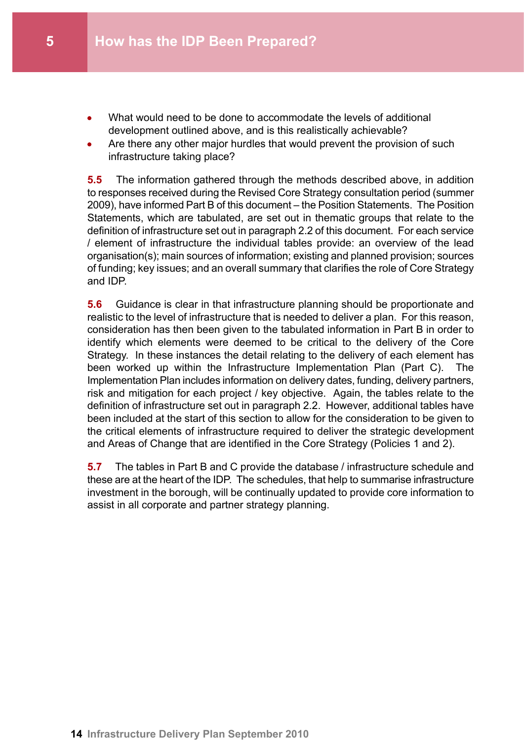# 5 How has the IDP Been Prepared?

- What would need to be done to accommodate the levels of additional development outlined above, and is this realistically achievable?
- Are there any other major hurdles that would prevent the provision of such infrastructure taking place?

**5.5** The information gathered through the methods described above, in addition to responses received during the Revised Core Strategy consultation period (summer 2009), have informed Part B of this document – the Position Statements. The Position Statements, which are tabulated, are set out in thematic groups that relate to the definition of infrastructure set out in paragraph 2.2 of this document. For each service / element of infrastructure the individual tables provide: an overview of the lead organisation(s); main sources of information; existing and planned provision; sources of funding; key issues; and an overall summary that clarifies the role of Core Strategy and IDP.

**5.6** Guidance is clear in that infrastructure planning should be proportionate and realistic to the level of infrastructure that is needed to deliver a plan. For this reason, consideration has then been given to the tabulated information in Part B in order to identify which elements were deemed to be critical to the delivery of the Core Strategy. In these instances the detail relating to the delivery of each element has been worked up within the Infrastructure Implementation Plan (Part C). The Implementation Plan includes information on delivery dates, funding, delivery partners, risk and mitigation for each project / key objective. Again, the tables relate to the definition of infrastructure set out in paragraph 2.2. However, additional tables have been included at the start of this section to allow for the consideration to be given to the critical elements of infrastructure required to deliver the strategic development and Areas of Change that are identified in the Core Strategy (Policies 1 and 2).

**5.7** The tables in Part B and C provide the database / infrastructure schedule and these are at the heart of the IDP. The schedules, that help to summarise infrastructure investment in the borough, will be continually updated to provide core information to assist in all corporate and partner strategy planning.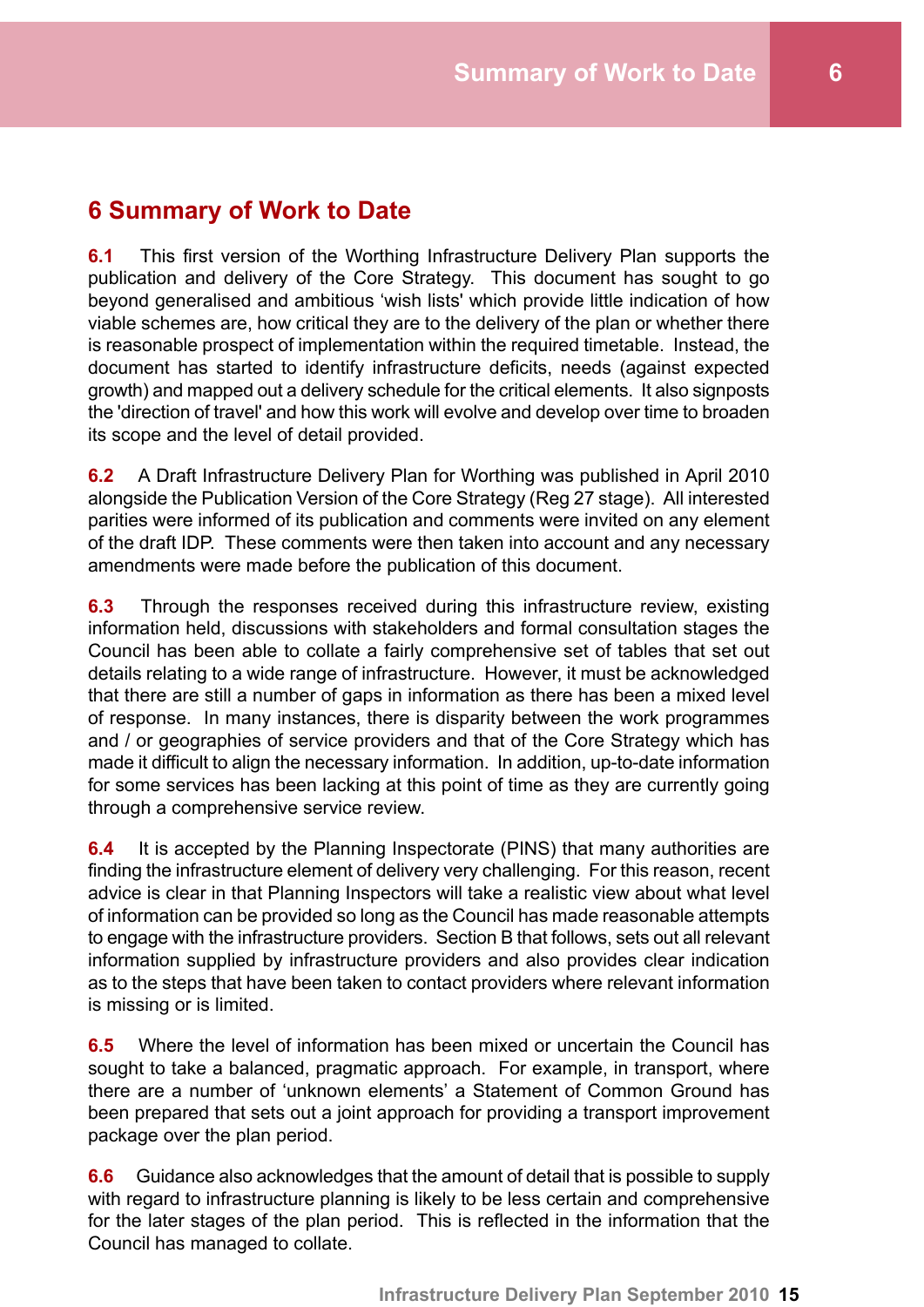# 6 Summary of Work to Date

**6.1** This first version of the Worthing Infrastructure Delivery Plan supports the publication and delivery of the Core Strategy. This document has sought to go beyond generalised and ambitious 'wish lists' which provide little indication of how viable schemes are, how critical they are to the delivery of the plan or whether there is reasonable prospect of implementation within the required timetable. Instead, the document has started to identify infrastructure deficits, needs (against expected growth) and mapped out a delivery schedule for the critical elements. It also signposts the 'direction of travel' and how this work will evolve and develop over time to broaden its scope and the level of detail provided.

**6.2** A Draft Infrastructure Delivery Plan for Worthing was published in April 2010 alongside the Publication Version of the Core Strategy (Reg 27 stage). All interested parities were informed of its publication and comments were invited on any element of the draft IDP. These comments were then taken into account and any necessary amendments were made before the publication of this document.

**6.3** Through the responses received during this infrastructure review, existing information held, discussions with stakeholders and formal consultation stages the Council has been able to collate a fairly comprehensive set of tables that set out details relating to a wide range of infrastructure. However, it must be acknowledged that there are still a number of gaps in information as there has been a mixed level of response. In many instances, there is disparity between the work programmes and / or geographies of service providers and that of the Core Strategy which has made it difficult to align the necessary information. In addition, up-to-date information for some services has been lacking at this point of time as they are currently going through a comprehensive service review.

**6.4** It is accepted by the Planning Inspectorate (PINS) that many authorities are finding the infrastructure element of delivery very challenging. For this reason, recent advice is clear in that Planning Inspectors will take a realistic view about what level of information can be provided so long as the Council has made reasonable attempts to engage with the infrastructure providers. Section B that follows, sets out all relevant information supplied by infrastructure providers and also provides clear indication as to the steps that have been taken to contact providers where relevant information is missing or is limited.

**6.5** Where the level of information has been mixed or uncertain the Council has sought to take a balanced, pragmatic approach. For example, in transport, where there are a number of 'unknown elements' a Statement of Common Ground has been prepared that sets out a joint approach for providing a transport improvement package over the plan period.

**6.6** Guidance also acknowledges that the amount of detail that is possible to supply with regard to infrastructure planning is likely to be less certain and comprehensive for the later stages of the plan period. This is reflected in the information that the Council has managed to collate.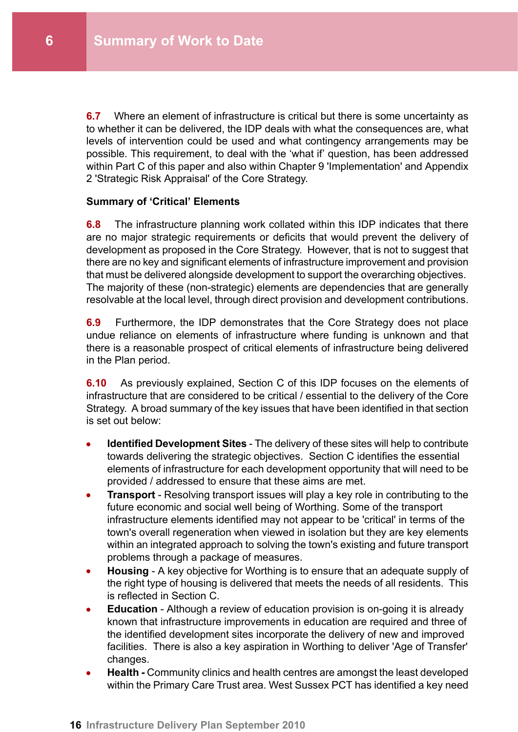**6.7** Where an element of infrastructure is critical but there is some uncertainty as to whether it can be delivered, the IDP deals with what the consequences are, what levels of intervention could be used and what contingency arrangements may be possible. This requirement, to deal with the 'what if' question, has been addressed within Part C of this paper and also within Chapter 9 'Implementation' and Appendix 2 'Strategic Risk Appraisal' of the Core Strategy.

**Summary of 'Critical' Elements**

**6.8** The infrastructure planning work collated within this IDP indicates that there are no major strategic requirements or deficits that would prevent the delivery of development as proposed in the Core Strategy. However, that is not to suggest that there are no key and significant elements of infrastructure improvement and provision that must be delivered alongside development to support the overarching objectives. The majority of these (non-strategic) elements are dependencies that are generally resolvable at the local level, through direct provision and development contributions.

**6.9** Furthermore, the IDP demonstrates that the Core Strategy does not place undue reliance on elements of infrastructure where funding is unknown and that there is a reasonable prospect of critical elements of infrastructure being delivered in the Plan period.

**6.10** As previously explained, Section C of this IDP focuses on the elements of infrastructure that are considered to be critical / essential to the delivery of the Core Strategy. A broad summary of the key issues that have been identified in that section is set out below:

- **Identified Development Sites** - The delivery of these sites will help to contribute towards delivering the strategic objectives. Section C identifies the essential elements of infrastructure for each development opportunity that will need to be provided / addressed to ensure that these aims are met.
- **Transport** - Resolving transport issues will play a key role in contributing to the future economic and social well being of Worthing. Some of the transport infrastructure elements identified may not appear to be 'critical' in terms of the town's overall regeneration when viewed in isolation but they are key elements within an integrated approach to solving the town's existing and future transport problems through a package of measures.
- **Housing** - A key objective for Worthing is to ensure that an adequate supply of the right type of housing is delivered that meets the needs of all residents. This is reflected in Section C.
- **Education** - Although a review of education provision is on-going it is already known that infrastructure improvements in education are required and three of the identified development sites incorporate the delivery of new and improved facilities. There is also a key aspiration in Worthing to deliver 'Age of Transfer' changes.
- **Health -** Community clinics and health centres are amongst the least developed within the Primary Care Trust area. West Sussex PCT has identified a key need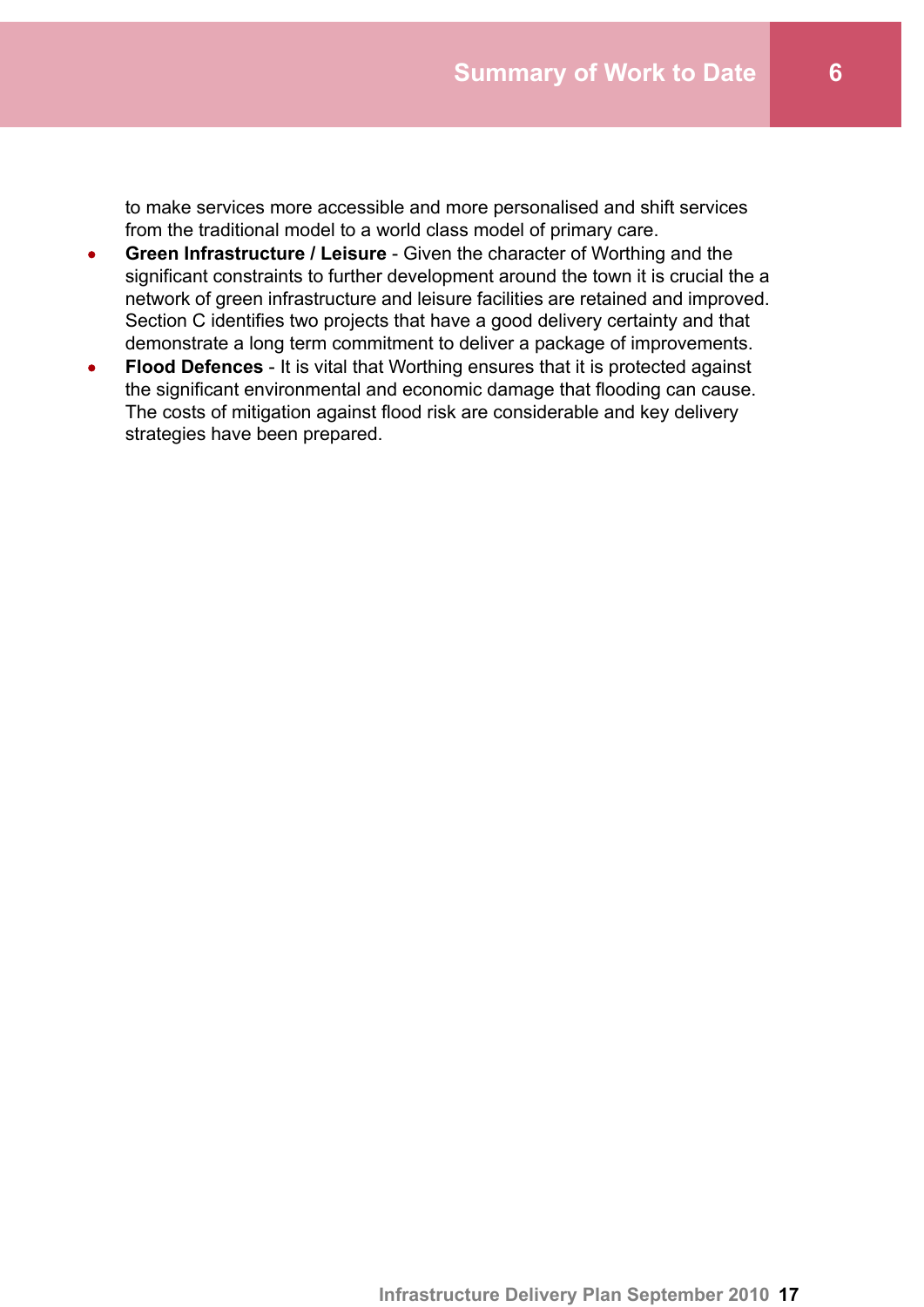to make services more accessible and more personalised and shift services from the traditional model to a world class model of primary care.

- **Green Infrastructure / Leisure** - Given the character of Worthing and the significant constraints to further development around the town it is crucial the a network of green infrastructure and leisure facilities are retained and improved. Section C identifies two projects that have a good delivery certainty and that demonstrate a long term commitment to deliver a package of improvements.
- **Flood Defences** - It is vital that Worthing ensures that it is protected against the significant environmental and economic damage that flooding can cause. The costs of mitigation against flood risk are considerable and key delivery strategies have been prepared.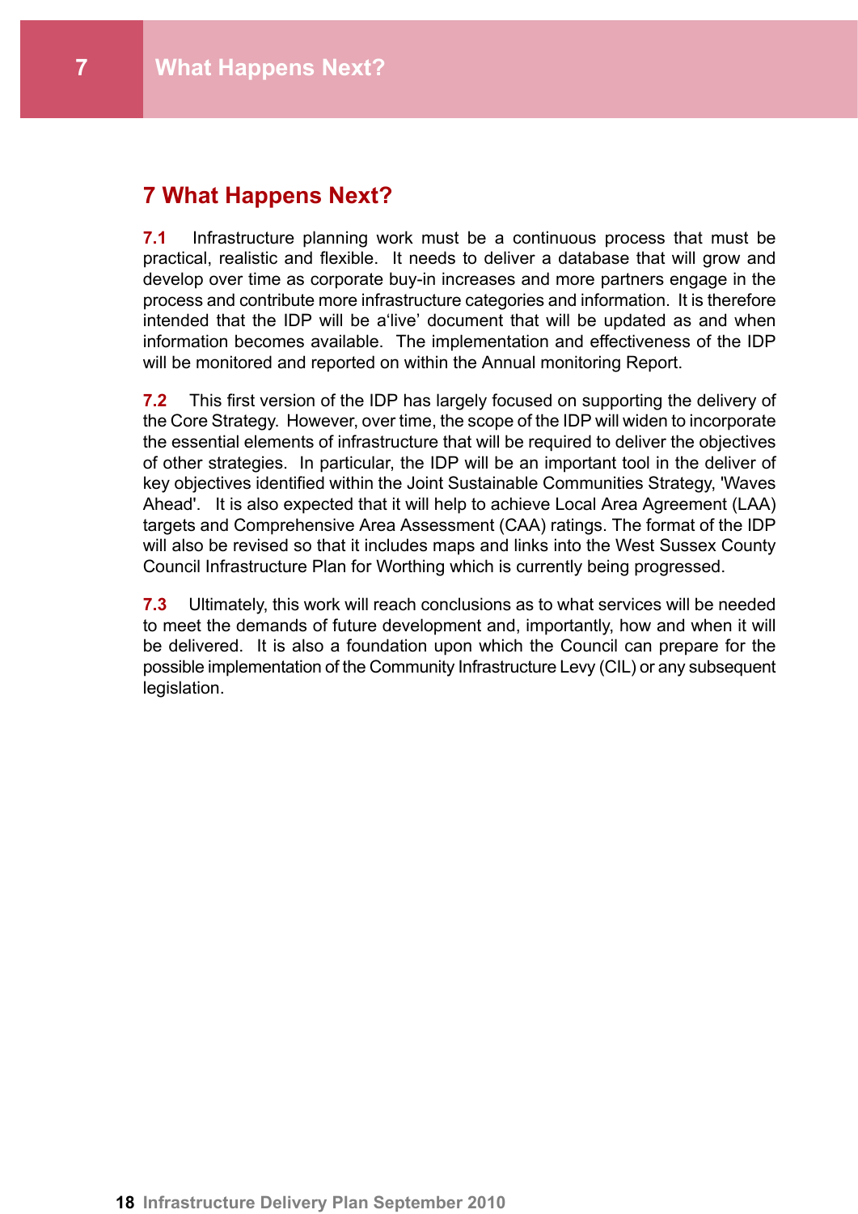# 7 What Happens Next?

**7.1** Infrastructure planning work must be a continuous process that must be practical, realistic and flexible. It needs to deliver a database that will grow and develop over time as corporate buy-in increases and more partners engage in the process and contribute more infrastructure categories and information. It is therefore intended that the IDP will be a'live' document that will be updated as and when information becomes available. The implementation and effectiveness of the IDP will be monitored and reported on within the Annual monitoring Report.

**7.2** This first version of the IDP has largely focused on supporting the delivery of the Core Strategy. However, over time, the scope of the IDP will widen to incorporate the essential elements of infrastructure that will be required to deliver the objectives of other strategies. In particular, the IDP will be an important tool in the deliver of key objectives identified within the Joint Sustainable Communities Strategy, 'Waves Ahead'. It is also expected that it will help to achieve Local Area Agreement (LAA) targets and Comprehensive Area Assessment (CAA) ratings. The format of the IDP will also be revised so that it includes maps and links into the West Sussex County Council Infrastructure Plan for Worthing which is currently being progressed.

**7.3** Ultimately, this work will reach conclusions as to what services will be needed to meet the demands of future development and, importantly, how and when it will be delivered. It is also a foundation upon which the Council can prepare for the possible implementation of the Community Infrastructure Levy (CIL) or any subsequent legislation.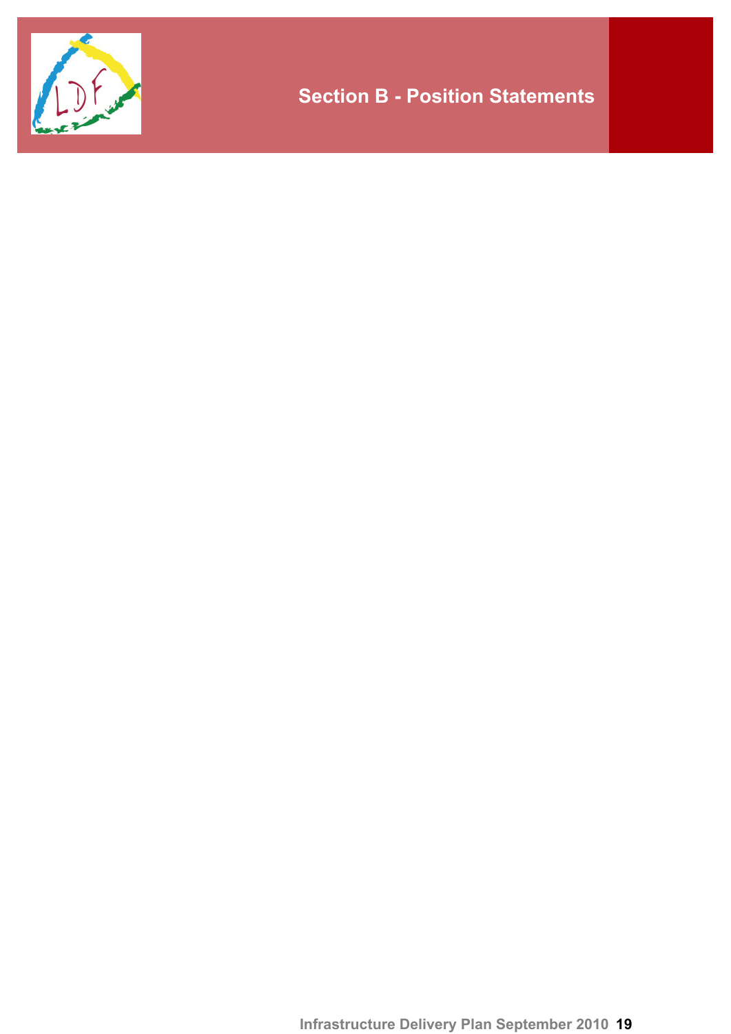# Section B - Position Statements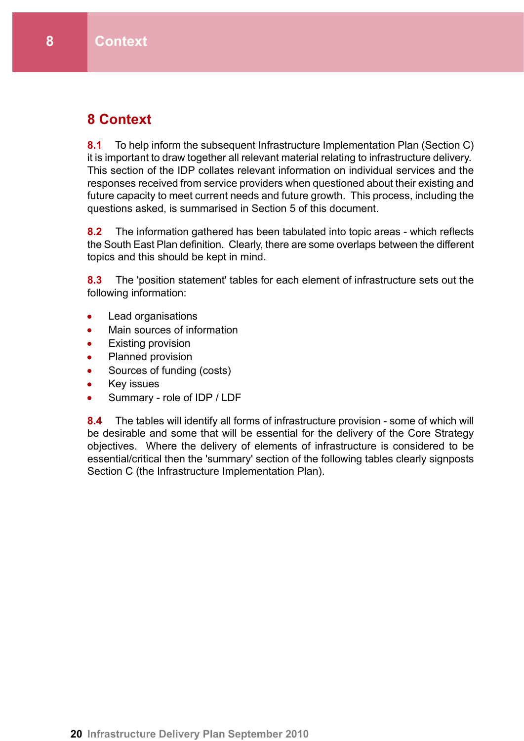# 8 Context

**8.1** To help inform the subsequent Infrastructure Implementation Plan (Section C) it is important to draw together all relevant material relating to infrastructure delivery. This section of the IDP collates relevant information on individual services and the responses received from service providers when questioned about their existing and future capacity to meet current needs and future growth. This process, including the questions asked, is summarised in Section 5 of this document.

**8.2** The information gathered has been tabulated into topic areas - which reflects the South East Plan definition. Clearly, there are some overlaps between the different topics and this should be kept in mind.

**8.3** The 'position statement' tables for each element of infrastructure sets out the following information:

- Lead organisations
- Main sources of information
- Existing provision
- Planned provision
- Sources of funding (costs)
- Key issues
- Summary - role of IDP / LDF

**8.4** The tables will identify all forms of infrastructure provision - some of which will be desirable and some that will be essential for the delivery of the Core Strategy objectives. Where the delivery of elements of infrastructure is considered to be essential/critical then the 'summary' section of the following tables clearly signposts Section C (the Infrastructure Implementation Plan).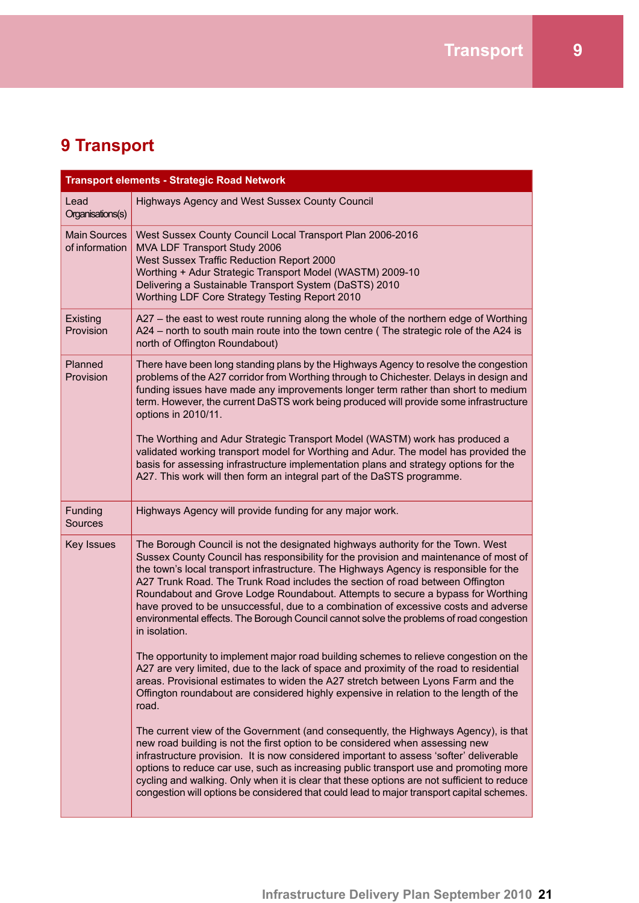# 9 Transport

| Transport elements - Strategic Road Network | |
|---|---|
| Lead Organisations(s) | Highways Agency and West Sussex County Council |
| Main Sources of information | West Sussex County Council Local Transport Plan 2006-2016<br>MVA LDF Transport Study 2006<br>West Sussex Traffic Reduction Report 2000<br>Worthing + Adur Strategic Transport Model (WASTM) 2009-10<br>Delivering a Sustainable Transport System (DaSTS) 2010<br>Worthing LDF Core Strategy Testing Report 2010 |
| Existing Provision | A27 – the east to west route running along the whole of the northern edge of Worthing<br>A24 – north to south main route into the town centre ( The strategic role of the A24 is north of Offington Roundabout) |
| Planned Provision | There have been long standing plans by the Highways Agency to resolve the congestion problems of the A27 corridor from Worthing through to Chichester. Delays in design and funding issues have made any improvements longer term rather than short to medium term. However, the current DaSTS work being produced will provide some infrastructure options in 2010/11.<br><br>The Worthing and Adur Strategic Transport Model (WASTM) work has produced a validated working transport model for Worthing and Adur. The model has provided the basis for assessing infrastructure implementation plans and strategy options for the A27. This work will then form an integral part of the DaSTS programme. |
| Funding Sources | Highways Agency will provide funding for any major work. |
| Key Issues | The Borough Council is not the designated highways authority for the Town. West Sussex County Council has responsibility for the provision and maintenance of most of the town's local transport infrastructure. The Highways Agency is responsible for the A27 Trunk Road. The Trunk Road includes the section of road between Offington Roundabout and Grove Lodge Roundabout. Attempts to secure a bypass for Worthing have proved to be unsuccessful, due to a combination of excessive costs and adverse environmental effects. The Borough Council cannot solve the problems of road congestion in isolation.<br><br>The opportunity to implement major road building schemes to relieve congestion on the A27 are very limited, due to the lack of space and proximity of the road to residential areas. Provisional estimates to widen the A27 stretch between Lyons Farm and the Offington roundabout are considered highly expensive in relation to the length of the road.<br><br>The current view of the Government (and consequently, the Highways Agency), is that new road building is not the first option to be considered when assessing new infrastructure provision. It is now considered important to assess 'softer' deliverable options to reduce car use, such as increasing public transport use and promoting more cycling and walking. Only when it is clear that these options are not sufficient to reduce congestion will options be considered that could lead to major transport capital schemes. |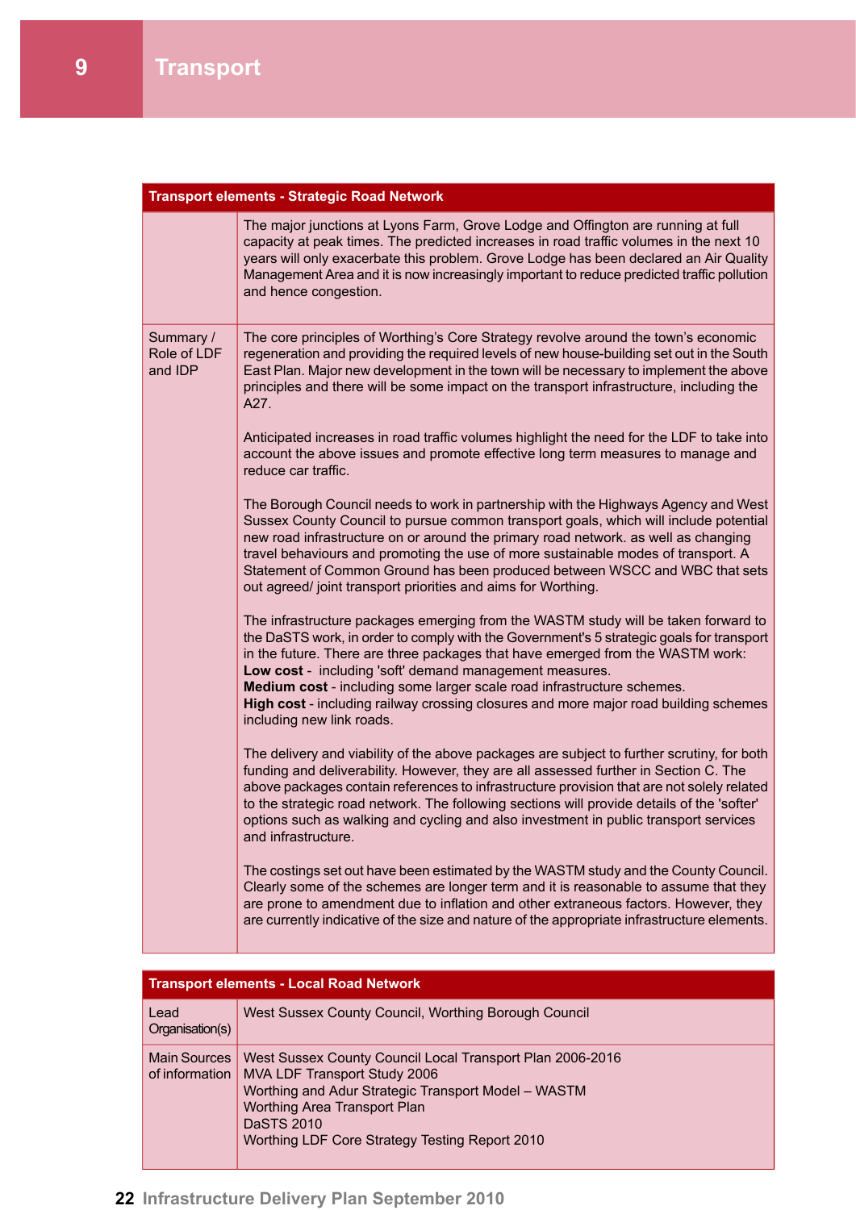# 9 Transport

| Transport elements - Strategic Road Network | |
|---|---|
| | The major junctions at Lyons Farm, Grove Lodge and Offington are running at full capacity at peak times. The predicted increases in road traffic volumes in the next 10 years will only exacerbate this problem. Grove Lodge has been declared an Air Quality Management Area and it is now increasingly important to reduce predicted traffic pollution and hence congestion. |
| Summary / Role of LDF and IDP | The core principles of Worthing's Core Strategy revolve around the town's economic regeneration and providing the required levels of new house-building set out in the South East Plan. Major new development in the town will be necessary to implement the above principles and there will be some impact on the transport infrastructure, including the A27.<br><br>Anticipated increases in road traffic volumes highlight the need for the LDF to take into account the above issues and promote effective long term measures to manage and reduce car traffic.<br><br>The Borough Council needs to work in partnership with the Highways Agency and West Sussex County Council to pursue common transport goals, which will include potential new road infrastructure on or around the primary road network. as well as changing travel behaviours and promoting the use of more sustainable modes of transport. A Statement of Common Ground has been produced between WSCC and WBC that sets out agreed/ joint transport priorities and aims for Worthing.<br><br>The infrastructure packages emerging from the WASTM study will be taken forward to the DaSTS work, in order to comply with the Government's 5 strategic goals for transport in the future. There are three packages that have emerged from the WASTM work:<br>**Low cost** - including 'soft' demand management measures.<br>**Medium cost** - including some larger scale road infrastructure schemes.<br>**High cost** - including railway crossing closures and more major road building schemes including new link roads.<br><br>The delivery and viability of the above packages are subject to further scrutiny, for both funding and deliverability. However, they are all assessed further in Section C. The above packages contain references to infrastructure provision that are not solely related to the strategic road network. The following sections will provide details of the 'softer' options such as walking and cycling and also investment in public transport services and infrastructure.<br><br>The costings set out have been estimated by the WASTM study and the County Council. Clearly some of the schemes are longer term and it is reasonable to assume that they are prone to amendment due to inflation and other extraneous factors. However, they are currently indicative of the size and nature of the appropriate infrastructure elements. |

| Transport elements - Local Road Network | |
|---|---|
| Lead Organisation(s) | West Sussex County Council, Worthing Borough Council |
| Main Sources of information | West Sussex County Council Local Transport Plan 2006-2016<br>MVA LDF Transport Study 2006<br>Worthing and Adur Strategic Transport Model – WASTM<br>Worthing Area Transport Plan<br>DaSTS 2010<br>Worthing LDF Core Strategy Testing Report 2010 |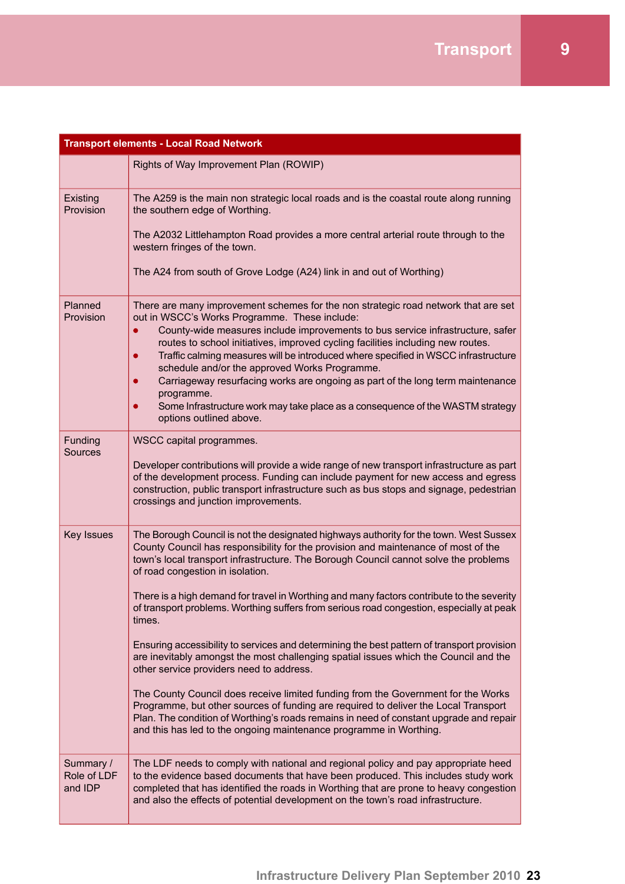| Transport elements - Local Road Network | |
|---|---|
| | Rights of Way Improvement Plan (ROWIP) |
| Existing Provision | The A259 is the main non strategic local roads and is the coastal route along running the southern edge of Worthing.<br><br>The A2032 Littlehampton Road provides a more central arterial route through to the western fringes of the town.<br><br>The A24 from south of Grove Lodge (A24) link in and out of Worthing) |
| Planned Provision | There are many improvement schemes for the non strategic road network that are set out in WSCC's Works Programme. These include:<br>• County-wide measures include improvements to bus service infrastructure, safer routes to school initiatives, improved cycling facilities including new routes.<br>• Traffic calming measures will be introduced where specified in WSCC infrastructure schedule and/or the approved Works Programme.<br>• Carriageway resurfacing works are ongoing as part of the long term maintenance programme.<br>• Some Infrastructure work may take place as a consequence of the WASTM strategy options outlined above. |
| Funding Sources | WSCC capital programmes.<br><br>Developer contributions will provide a wide range of new transport infrastructure as part of the development process. Funding can include payment for new access and egress construction, public transport infrastructure such as bus stops and signage, pedestrian crossings and junction improvements. |
| Key Issues | The Borough Council is not the designated highways authority for the town. West Sussex County Council has responsibility for the provision and maintenance of most of the town's local transport infrastructure. The Borough Council cannot solve the problems of road congestion in isolation.<br><br>There is a high demand for travel in Worthing and many factors contribute to the severity of transport problems. Worthing suffers from serious road congestion, especially at peak times.<br><br>Ensuring accessibility to services and determining the best pattern of transport provision are inevitably amongst the most challenging spatial issues which the Council and the other service providers need to address.<br><br>The County Council does receive limited funding from the Government for the Works Programme, but other sources of funding are required to deliver the Local Transport Plan. The condition of Worthing's roads remains in need of constant upgrade and repair and this has led to the ongoing maintenance programme in Worthing. |
| Summary / Role of LDF and IDP | The LDF needs to comply with national and regional policy and pay appropriate heed to the evidence based documents that have been produced. This includes study work completed that has identified the roads in Worthing that are prone to heavy congestion and also the effects of potential development on the town's road infrastructure. |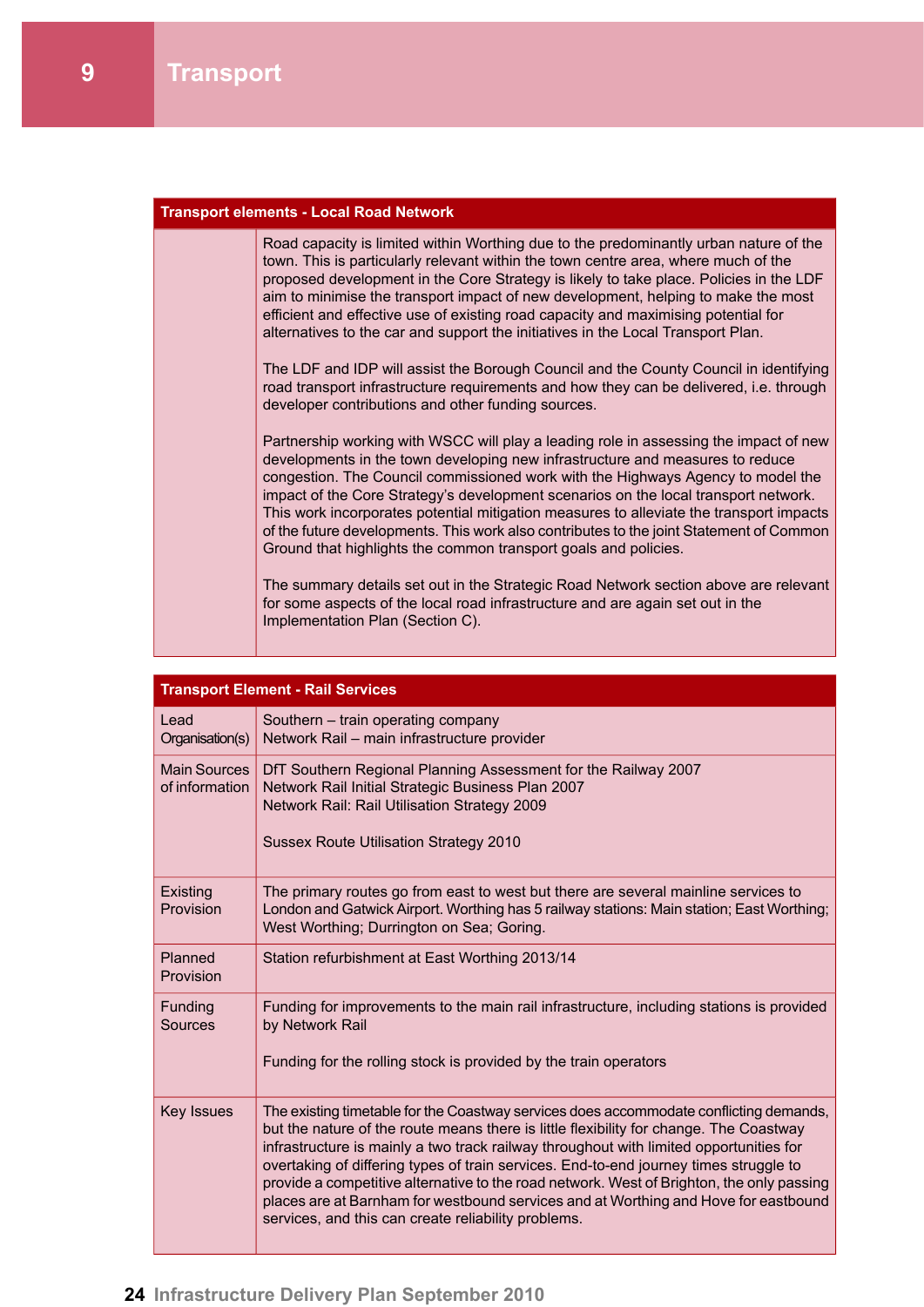# 9 Transport

| Transport elements - Local Road Network | |
|---|---|
| | Road capacity is limited within Worthing due to the predominantly urban nature of the town. This is particularly relevant within the town centre area, where much of the proposed development in the Core Strategy is likely to take place. Policies in the LDF aim to minimise the transport impact of new development, helping to make the most efficient and effective use of existing road capacity and maximising potential for alternatives to the car and support the initiatives in the Local Transport Plan.<br><br>The LDF and IDP will assist the Borough Council and the County Council in identifying road transport infrastructure requirements and how they can be delivered, i.e. through developer contributions and other funding sources.<br><br>Partnership working with WSCC will play a leading role in assessing the impact of new developments in the town developing new infrastructure and measures to reduce congestion. The Council commissioned work with the Highways Agency to model the impact of the Core Strategy's development scenarios on the local transport network. This work incorporates potential mitigation measures to alleviate the transport impacts of the future developments. This work also contributes to the joint Statement of Common Ground that highlights the common transport goals and policies.<br><br>The summary details set out in the Strategic Road Network section above are relevant for some aspects of the local road infrastructure and are again set out in the Implementation Plan (Section C). |

| Transport Element - Rail Services | |
|---|---|
| Lead Organisation(s) | Southern – train operating company<br>Network Rail – main infrastructure provider |
| Main Sources of information | DfT Southern Regional Planning Assessment for the Railway 2007<br>Network Rail Initial Strategic Business Plan 2007<br>Network Rail: Rail Utilisation Strategy 2009<br><br>Sussex Route Utilisation Strategy 2010 |
| Existing Provision | The primary routes go from east to west but there are several mainline services to London and Gatwick Airport. Worthing has 5 railway stations: Main station; East Worthing; West Worthing; Durrington on Sea; Goring. |
| Planned Provision | Station refurbishment at East Worthing 2013/14 |
| Funding Sources | Funding for improvements to the main rail infrastructure, including stations is provided by Network Rail<br><br>Funding for the rolling stock is provided by the train operators |
| Key Issues | The existing timetable for the Coastway services does accommodate conflicting demands, but the nature of the route means there is little flexibility for change. The Coastway infrastructure is mainly a two track railway throughout with limited opportunities for overtaking of differing types of train services. End-to-end journey times struggle to provide a competitive alternative to the road network. West of Brighton, the only passing places are at Barnham for westbound services and at Worthing and Hove for eastbound services, and this can create reliability problems. |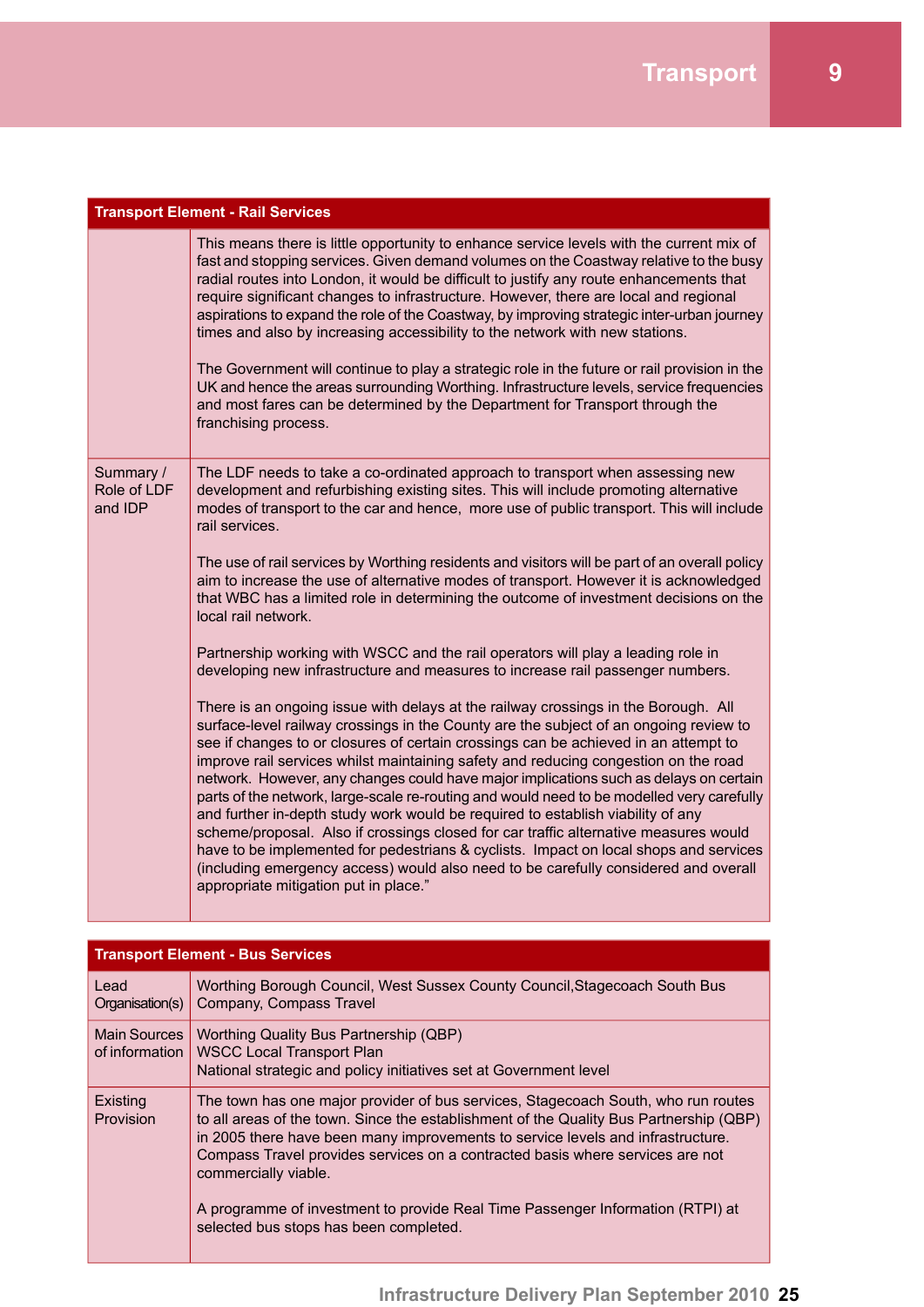| Transport Element - Rail Services | |
|---|---|
| | This means there is little opportunity to enhance service levels with the current mix of fast and stopping services. Given demand volumes on the Coastway relative to the busy radial routes into London, it would be difficult to justify any route enhancements that require significant changes to infrastructure. However, there are local and regional aspirations to expand the role of the Coastway, by improving strategic inter-urban journey times and also by increasing accessibility to the network with new stations.<br><br>The Government will continue to play a strategic role in the future or rail provision in the UK and hence the areas surrounding Worthing. Infrastructure levels, service frequencies and most fares can be determined by the Department for Transport through the franchising process. |
| Summary / Role of LDF and IDP | The LDF needs to take a co-ordinated approach to transport when assessing new development and refurbishing existing sites. This will include promoting alternative modes of transport to the car and hence, more use of public transport. This will include rail services.<br><br>The use of rail services by Worthing residents and visitors will be part of an overall policy aim to increase the use of alternative modes of transport. However it is acknowledged that WBC has a limited role in determining the outcome of investment decisions on the local rail network.<br><br>Partnership working with WSCC and the rail operators will play a leading role in developing new infrastructure and measures to increase rail passenger numbers.<br><br>There is an ongoing issue with delays at the railway crossings in the Borough. All surface-level railway crossings in the County are the subject of an ongoing review to see if changes to or closures of certain crossings can be achieved in an attempt to improve rail services whilst maintaining safety and reducing congestion on the road network. However, any changes could have major implications such as delays on certain parts of the network, large-scale re-routing and would need to be modelled very carefully and further in-depth study work would be required to establish viability of any scheme/proposal. Also if crossings closed for car traffic alternative measures would have to be implemented for pedestrians & cyclists. Impact on local shops and services (including emergency access) would also need to be carefully considered and overall appropriate mitigation put in place." |

| Transport Element - Bus Services | |
|---|---|
| Lead Organisation(s) | Worthing Borough Council, West Sussex County Council,Stagecoach South Bus Company, Compass Travel |
| Main Sources of information | Worthing Quality Bus Partnership (QBP)<br>WSCC Local Transport Plan<br>National strategic and policy initiatives set at Government level |
| Existing Provision | The town has one major provider of bus services, Stagecoach South, who run routes to all areas of the town. Since the establishment of the Quality Bus Partnership (QBP) in 2005 there have been many improvements to service levels and infrastructure. Compass Travel provides services on a contracted basis where services are not commercially viable.<br><br>A programme of investment to provide Real Time Passenger Information (RTPI) at selected bus stops has been completed. |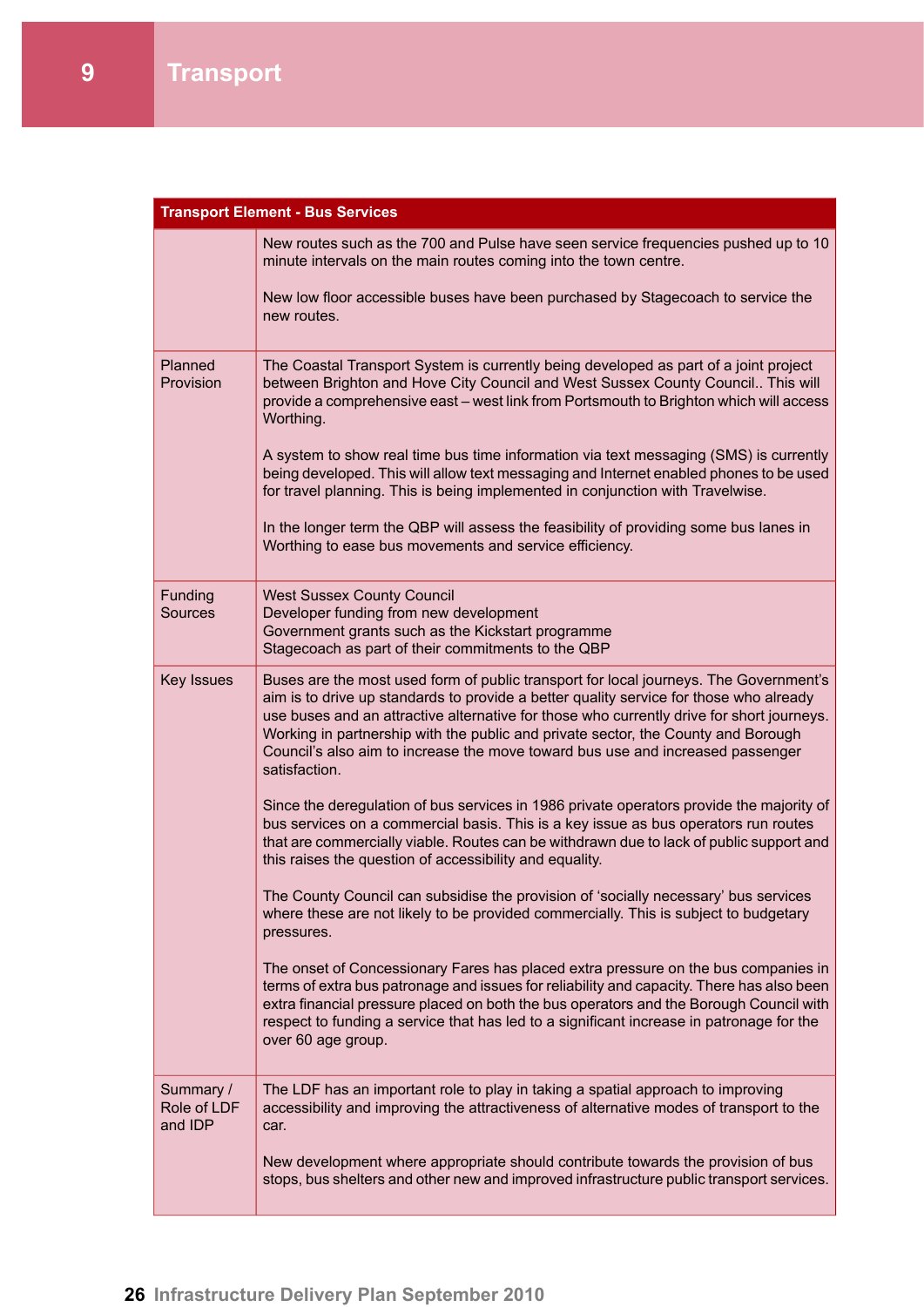# 9 Transport

| Transport Element - Bus Services | |
|---|---|
| | New routes such as the 700 and Pulse have seen service frequencies pushed up to 10 minute intervals on the main routes coming into the town centre.<br><br>New low floor accessible buses have been purchased by Stagecoach to service the new routes. |
| Planned Provision | The Coastal Transport System is currently being developed as part of a joint project between Brighton and Hove City Council and West Sussex County Council.. This will provide a comprehensive east – west link from Portsmouth to Brighton which will access Worthing.<br><br>A system to show real time bus time information via text messaging (SMS) is currently being developed. This will allow text messaging and Internet enabled phones to be used for travel planning. This is being implemented in conjunction with Travelwise.<br><br>In the longer term the QBP will assess the feasibility of providing some bus lanes in Worthing to ease bus movements and service efficiency. |
| Funding Sources | West Sussex County Council<br>Developer funding from new development<br>Government grants such as the Kickstart programme<br>Stagecoach as part of their commitments to the QBP |
| Key Issues | Buses are the most used form of public transport for local journeys. The Government's aim is to drive up standards to provide a better quality service for those who already use buses and an attractive alternative for those who currently drive for short journeys. Working in partnership with the public and private sector, the County and Borough Council's also aim to increase the move toward bus use and increased passenger satisfaction.<br><br>Since the deregulation of bus services in 1986 private operators provide the majority of bus services on a commercial basis. This is a key issue as bus operators run routes that are commercially viable. Routes can be withdrawn due to lack of public support and this raises the question of accessibility and equality.<br><br>The County Council can subsidise the provision of 'socially necessary' bus services where these are not likely to be provided commercially. This is subject to budgetary pressures.<br><br>The onset of Concessionary Fares has placed extra pressure on the bus companies in terms of extra bus patronage and issues for reliability and capacity. There has also been extra financial pressure placed on both the bus operators and the Borough Council with respect to funding a service that has led to a significant increase in patronage for the over 60 age group. |
| Summary / Role of LDF and IDP | The LDF has an important role to play in taking a spatial approach to improving accessibility and improving the attractiveness of alternative modes of transport to the car.<br><br>New development where appropriate should contribute towards the provision of bus stops, bus shelters and other new and improved infrastructure public transport services. |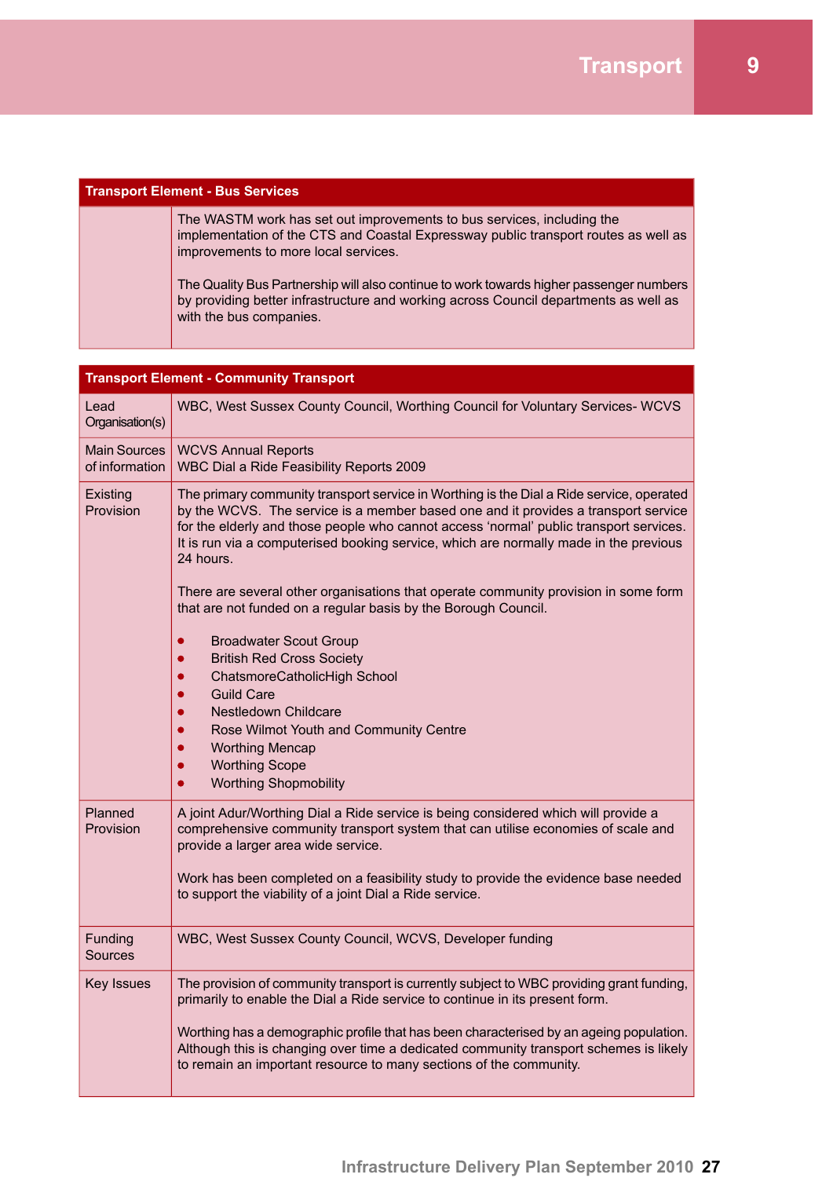| Transport Element - Bus Services | |
|---|---|
| | The WASTM work has set out improvements to bus services, including the implementation of the CTS and Coastal Expressway public transport routes as well as improvements to more local services.<br><br>The Quality Bus Partnership will also continue to work towards higher passenger numbers by providing better infrastructure and working across Council departments as well as with the bus companies. |

| Transport Element - Community Transport | |
|---|---|
| Lead Organisation(s) | WBC, West Sussex County Council, Worthing Council for Voluntary Services- WCVS |
| Main Sources of information | WCVS Annual Reports<br>WBC Dial a Ride Feasibility Reports 2009 |
| Existing Provision | The primary community transport service in Worthing is the Dial a Ride service, operated by the WCVS. The service is a member based one and it provides a transport service for the elderly and those people who cannot access 'normal' public transport services. It is run via a computerised booking service, which are normally made in the previous 24 hours.<br><br>There are several other organisations that operate community provision in some form that are not funded on a regular basis by the Borough Council.<br><br>• Broadwater Scout Group<br>• British Red Cross Society<br>• ChatsmoreCatholicHigh School<br>• Guild Care<br>• Nestledown Childcare<br>• Rose Wilmot Youth and Community Centre<br>• Worthing Mencap<br>• Worthing Scope<br>• Worthing Shopmobility |
| Planned Provision | A joint Adur/Worthing Dial a Ride service is being considered which will provide a comprehensive community transport system that can utilise economies of scale and provide a larger area wide service.<br><br>Work has been completed on a feasibility study to provide the evidence base needed to support the viability of a joint Dial a Ride service. |
| Funding Sources | WBC, West Sussex County Council, WCVS, Developer funding |
| Key Issues | The provision of community transport is currently subject to WBC providing grant funding, primarily to enable the Dial a Ride service to continue in its present form.<br><br>Worthing has a demographic profile that has been characterised by an ageing population. Although this is changing over time a dedicated community transport schemes is likely to remain an important resource to many sections of the community. |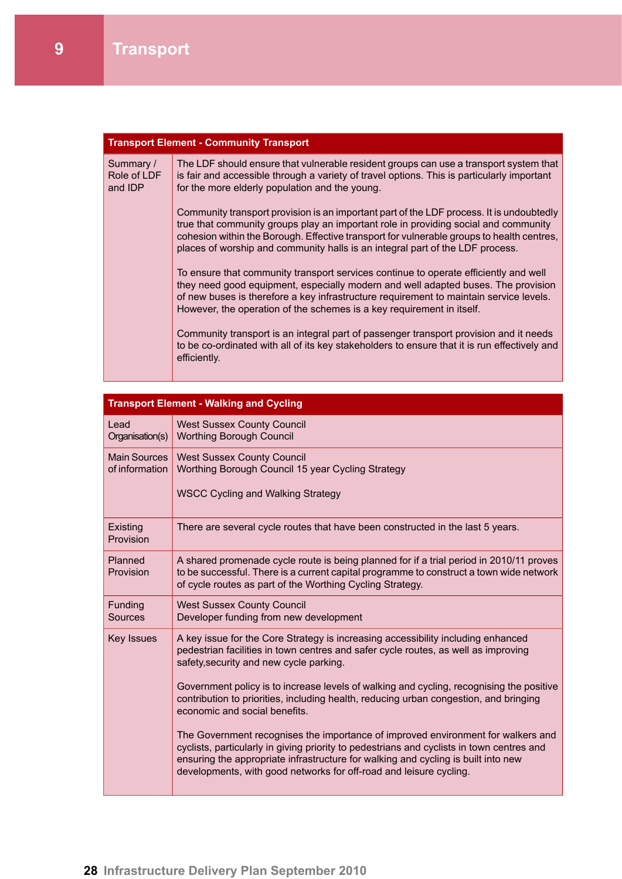# 9 Transport

| Transport Element - Community Transport | |
|---|---|
| Summary / Role of LDF and IDP | The LDF should ensure that vulnerable resident groups can use a transport system that is fair and accessible through a variety of travel options. This is particularly important for the more elderly population and the young.<br><br>Community transport provision is an important part of the LDF process. It is undoubtedly true that community groups play an important role in providing social and community cohesion within the Borough. Effective transport for vulnerable groups to health centres, places of worship and community halls is an integral part of the LDF process.<br><br>To ensure that community transport services continue to operate efficiently and well they need good equipment, especially modern and well adapted buses. The provision of new buses is therefore a key infrastructure requirement to maintain service levels. However, the operation of the schemes is a key requirement in itself.<br><br>Community transport is an integral part of passenger transport provision and it needs to be co-ordinated with all of its key stakeholders to ensure that it is run effectively and efficiently. |

| Transport Element - Walking and Cycling | |
|---|---|
| Lead Organisation(s) | West Sussex County Council<br>Worthing Borough Council |
| Main Sources of information | West Sussex County Council<br>Worthing Borough Council 15 year Cycling Strategy<br><br>WSCC Cycling and Walking Strategy |
| Existing Provision | There are several cycle routes that have been constructed in the last 5 years. |
| Planned Provision | A shared promenade cycle route is being planned for if a trial period in 2010/11 proves to be successful. There is a current capital programme to construct a town wide network of cycle routes as part of the Worthing Cycling Strategy. |
| Funding Sources | West Sussex County Council<br>Developer funding from new development |
| Key Issues | A key issue for the Core Strategy is increasing accessibility including enhanced pedestrian facilities in town centres and safer cycle routes, as well as improving safety,security and new cycle parking.<br><br>Government policy is to increase levels of walking and cycling, recognising the positive contribution to priorities, including health, reducing urban congestion, and bringing economic and social benefits.<br><br>The Government recognises the importance of improved environment for walkers and cyclists, particularly in giving priority to pedestrians and cyclists in town centres and ensuring the appropriate infrastructure for walking and cycling is built into new developments, with good networks for off-road and leisure cycling. |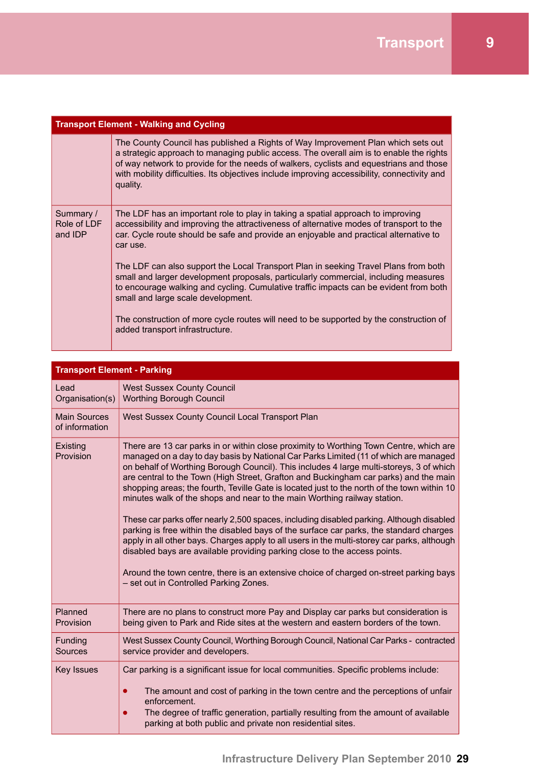| Transport Element - Walking and Cycling | |
|---|---|
| | The County Council has published a Rights of Way Improvement Plan which sets out a strategic approach to managing public access. The overall aim is to enable the rights of way network to provide for the needs of walkers, cyclists and equestrians and those with mobility difficulties. Its objectives include improving accessibility, connectivity and quality. |
| Summary / Role of LDF and IDP | The LDF has an important role to play in taking a spatial approach to improving accessibility and improving the attractiveness of alternative modes of transport to the car. Cycle route should be safe and provide an enjoyable and practical alternative to car use.<br><br>The LDF can also support the Local Transport Plan in seeking Travel Plans from both small and larger development proposals, particularly commercial, including measures to encourage walking and cycling. Cumulative traffic impacts can be evident from both small and large scale development.<br><br>The construction of more cycle routes will need to be supported by the construction of added transport infrastructure. |

| Transport Element - Parking | |
|---|---|
| Lead Organisation(s) | West Sussex County Council<br>Worthing Borough Council |
| Main Sources of information | West Sussex County Council Local Transport Plan |
| Existing Provision | There are 13 car parks in or within close proximity to Worthing Town Centre, which are managed on a day to day basis by National Car Parks Limited (11 of which are managed on behalf of Worthing Borough Council). This includes 4 large multi-storeys, 3 of which are central to the Town (High Street, Grafton and Buckingham car parks) and the main shopping areas; the fourth, Teville Gate is located just to the north of the town within 10 minutes walk of the shops and near to the main Worthing railway station.<br><br>These car parks offer nearly 2,500 spaces, including disabled parking. Although disabled parking is free within the disabled bays of the surface car parks, the standard charges apply in all other bays. Charges apply to all users in the multi-storey car parks, although disabled bays are available providing parking close to the access points.<br><br>Around the town centre, there is an extensive choice of charged on-street parking bays – set out in Controlled Parking Zones. |
| Planned Provision | There are no plans to construct more Pay and Display car parks but consideration is being given to Park and Ride sites at the western and eastern borders of the town. |
| Funding Sources | West Sussex County Council, Worthing Borough Council, National Car Parks - contracted service provider and developers. |
| Key Issues | Car parking is a significant issue for local communities. Specific problems include:<br><br>• The amount and cost of parking in the town centre and the perceptions of unfair enforcement.<br>• The degree of traffic generation, partially resulting from the amount of available parking at both public and private non residential sites. |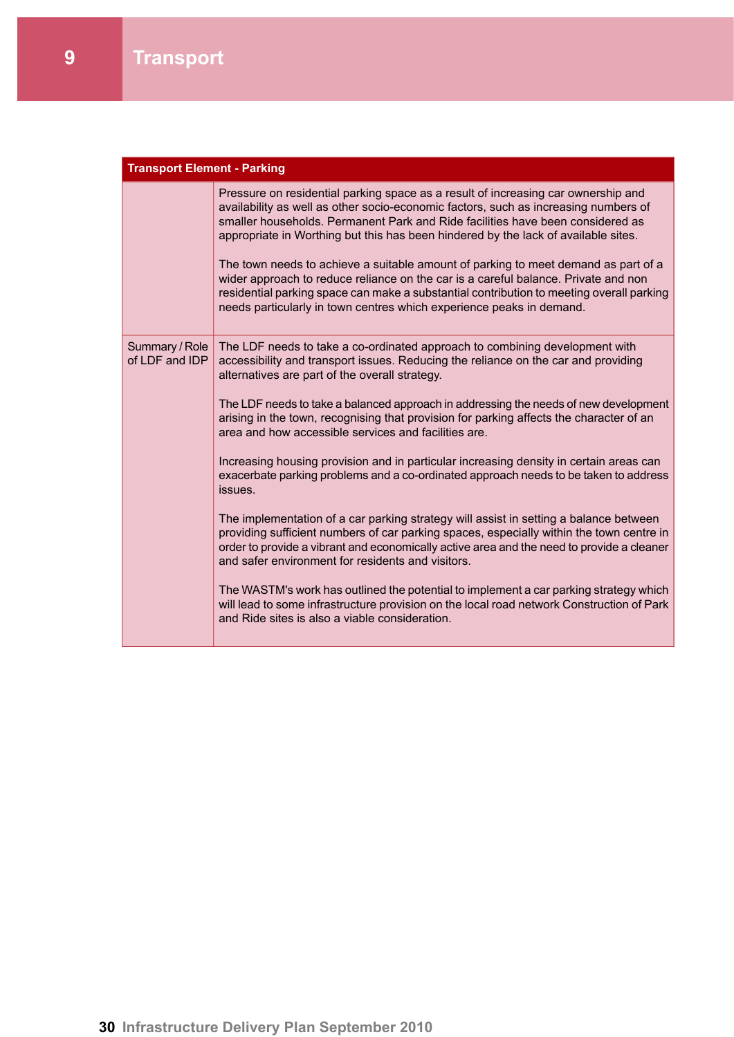# 9 Transport

| Transport Element - Parking | |
|---|---|
| | Pressure on residential parking space as a result of increasing car ownership and availability as well as other socio-economic factors, such as increasing numbers of smaller households. Permanent Park and Ride facilities have been considered as appropriate in Worthing but this has been hindered by the lack of available sites.<br><br>The town needs to achieve a suitable amount of parking to meet demand as part of a wider approach to reduce reliance on the car is a careful balance. Private and non residential parking space can make a substantial contribution to meeting overall parking needs particularly in town centres which experience peaks in demand. |
| Summary / Role of LDF and IDP | The LDF needs to take a co-ordinated approach to combining development with accessibility and transport issues. Reducing the reliance on the car and providing alternatives are part of the overall strategy.<br><br>The LDF needs to take a balanced approach in addressing the needs of new development arising in the town, recognising that provision for parking affects the character of an area and how accessible services and facilities are.<br><br>Increasing housing provision and in particular increasing density in certain areas can exacerbate parking problems and a co-ordinated approach needs to be taken to address issues.<br><br>The implementation of a car parking strategy will assist in setting a balance between providing sufficient numbers of car parking spaces, especially within the town centre in order to provide a vibrant and economically active area and the need to provide a cleaner and safer environment for residents and visitors.<br><br>The WASTM's work has outlined the potential to implement a car parking strategy which will lead to some infrastructure provision on the local road network Construction of Park and Ride sites is also a viable consideration. |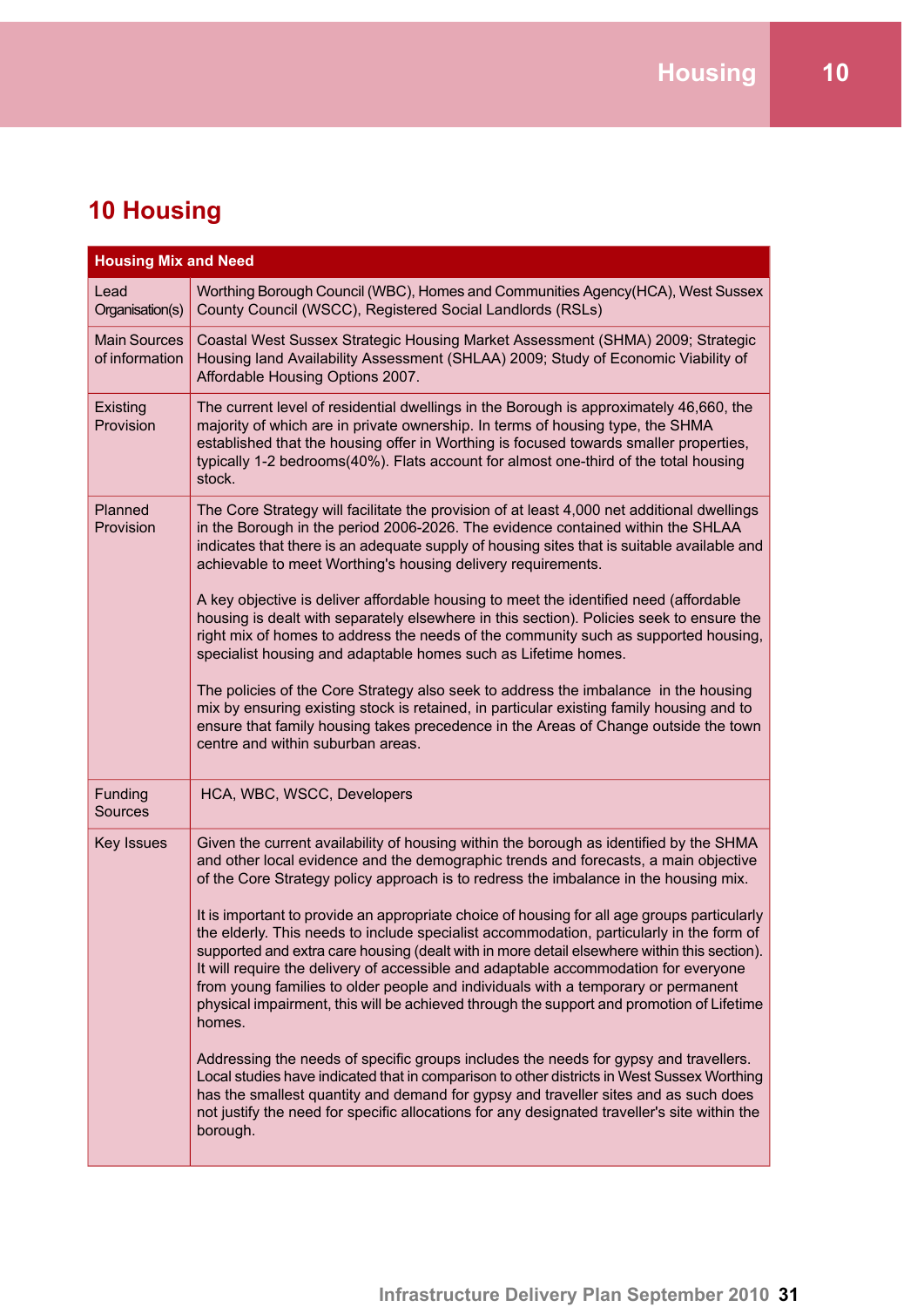# 10 Housing

| Housing Mix and Need | |
|---|---|
| Lead Organisation(s) | Worthing Borough Council (WBC), Homes and Communities Agency(HCA), West Sussex County Council (WSCC), Registered Social Landlords (RSLs) |
| Main Sources of information | Coastal West Sussex Strategic Housing Market Assessment (SHMA) 2009; Strategic Housing land Availability Assessment (SHLAA) 2009; Study of Economic Viability of Affordable Housing Options 2007. |
| Existing Provision | The current level of residential dwellings in the Borough is approximately 46,660, the majority of which are in private ownership. In terms of housing type, the SHMA established that the housing offer in Worthing is focused towards smaller properties, typically 1-2 bedrooms(40%). Flats account for almost one-third of the total housing stock. |
| Planned Provision | The Core Strategy will facilitate the provision of at least 4,000 net additional dwellings in the Borough in the period 2006-2026. The evidence contained within the SHLAA indicates that there is an adequate supply of housing sites that is suitable available and achievable to meet Worthing's housing delivery requirements.<br><br>A key objective is deliver affordable housing to meet the identified need (affordable housing is dealt with separately elsewhere in this section). Policies seek to ensure the right mix of homes to address the needs of the community such as supported housing, specialist housing and adaptable homes such as Lifetime homes.<br><br>The policies of the Core Strategy also seek to address the imbalance in the housing mix by ensuring existing stock is retained, in particular existing family housing and to ensure that family housing takes precedence in the Areas of Change outside the town centre and within suburban areas. |
| Funding Sources | HCA, WBC, WSCC, Developers |
| Key Issues | Given the current availability of housing within the borough as identified by the SHMA and other local evidence and the demographic trends and forecasts, a main objective of the Core Strategy policy approach is to redress the imbalance in the housing mix.<br><br>It is important to provide an appropriate choice of housing for all age groups particularly the elderly. This needs to include specialist accommodation, particularly in the form of supported and extra care housing (dealt with in more detail elsewhere within this section). It will require the delivery of accessible and adaptable accommodation for everyone from young families to older people and individuals with a temporary or permanent physical impairment, this will be achieved through the support and promotion of Lifetime homes.<br><br>Addressing the needs of specific groups includes the needs for gypsy and travellers. Local studies have indicated that in comparison to other districts in West Sussex Worthing has the smallest quantity and demand for gypsy and traveller sites and as such does not justify the need for specific allocations for any designated traveller's site within the borough. |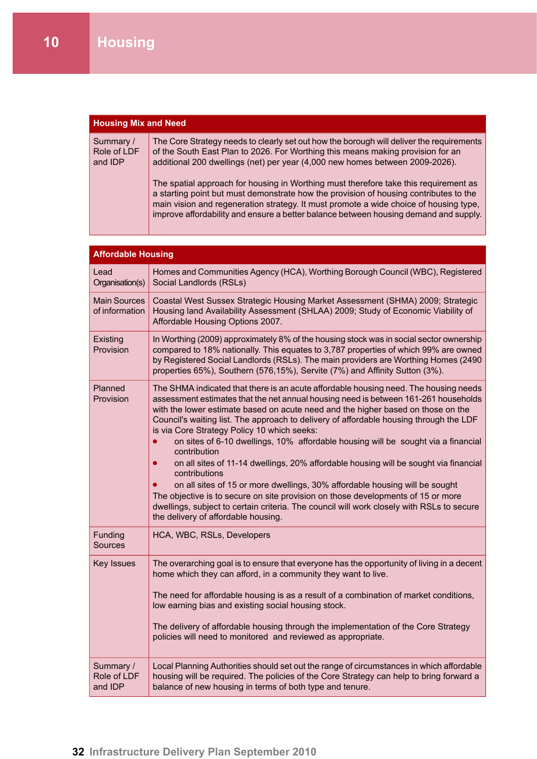# 10 Housing

| Housing Mix and Need | |
|---|---|
| Summary / Role of LDF and IDP | The Core Strategy needs to clearly set out how the borough will deliver the requirements of the South East Plan to 2026. For Worthing this means making provision for an additional 200 dwellings (net) per year (4,000 new homes between 2009-2026).<br><br>The spatial approach for housing in Worthing must therefore take this requirement as a starting point but must demonstrate how the provision of housing contributes to the main vision and regeneration strategy. It must promote a wide choice of housing type, improve affordability and ensure a better balance between housing demand and supply. |

| Affordable Housing | |
|---|---|
| Lead Organisation(s) | Homes and Communities Agency (HCA), Worthing Borough Council (WBC), Registered Social Landlords (RSLs) |
| Main Sources of information | Coastal West Sussex Strategic Housing Market Assessment (SHMA) 2009; Strategic Housing land Availability Assessment (SHLAA) 2009; Study of Economic Viability of Affordable Housing Options 2007. |
| Existing Provision | In Worthing (2009) approximately 8% of the housing stock was in social sector ownership compared to 18% nationally. This equates to 3,787 properties of which 99% are owned by Registered Social Landlords (RSLs). The main providers are Worthing Homes (2490 properties 65%), Southern (576,15%), Servite (7%) and Affinity Sutton (3%). |
| Planned Provision | The SHMA indicated that there is an acute affordable housing need. The housing needs assessment estimates that the net annual housing need is between 161-261 households with the lower estimate based on acute need and the higher based on those on the Council's waiting list. The approach to delivery of affordable housing through the LDF is via Core Strategy Policy 10 which seeks:<br>• on sites of 6-10 dwellings, 10% affordable housing will be sought via a financial contribution<br>• on all sites of 11-14 dwellings, 20% affordable housing will be sought via financial contributions<br>• on all sites of 15 or more dwellings, 30% affordable housing will be sought<br>The objective is to secure on site provision on those developments of 15 or more dwellings, subject to certain criteria. The council will work closely with RSLs to secure the delivery of affordable housing. |
| Funding Sources | HCA, WBC, RSLs, Developers |
| Key Issues | The overarching goal is to ensure that everyone has the opportunity of living in a decent home which they can afford, in a community they want to live.<br><br>The need for affordable housing is as a result of a combination of market conditions, low earning bias and existing social housing stock.<br><br>The delivery of affordable housing through the implementation of the Core Strategy policies will need to monitored and reviewed as appropriate. |
| Summary / Role of LDF and IDP | Local Planning Authorities should set out the range of circumstances in which affordable housing will be required. The policies of the Core Strategy can help to bring forward a balance of new housing in terms of both type and tenure. |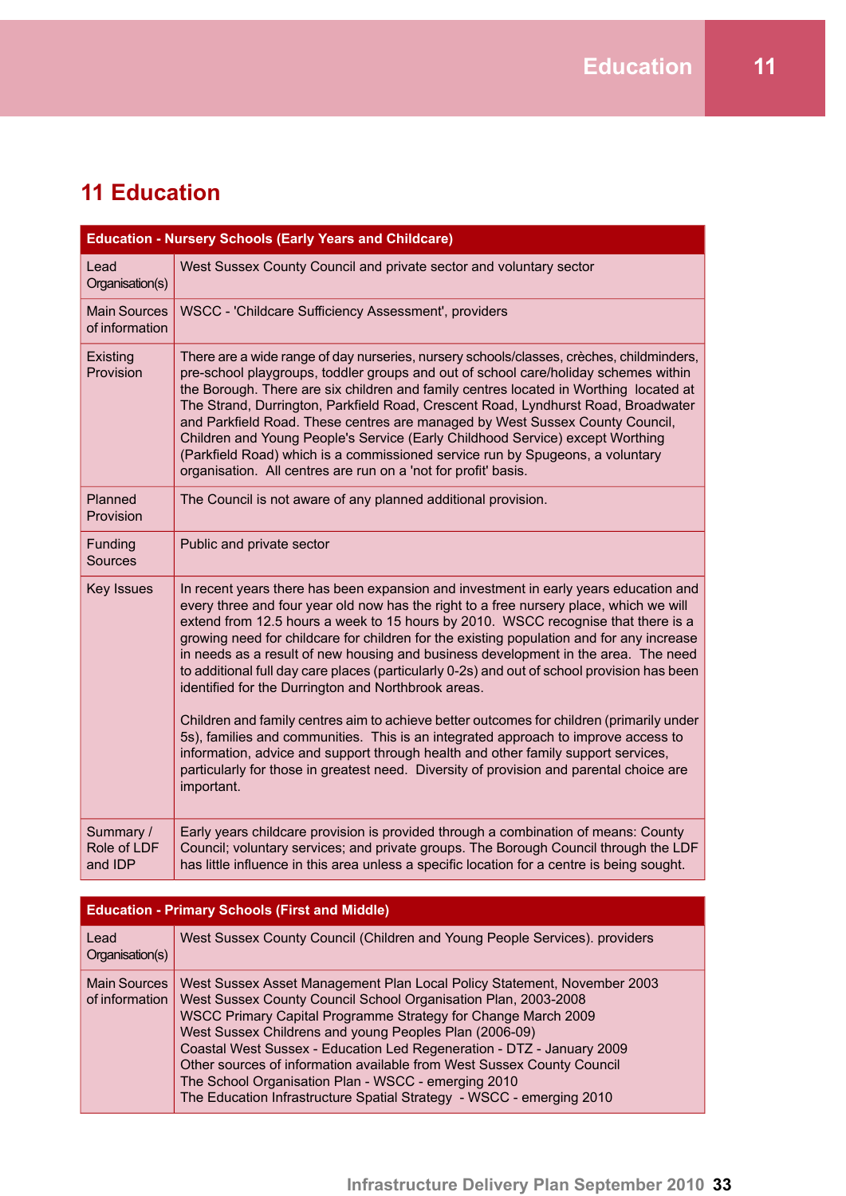# 11 Education

| Education - Nursery Schools (Early Years and Childcare) | |
|---|---|
| Lead Organisation(s) | West Sussex County Council and private sector and voluntary sector |
| Main Sources of information | WSCC - 'Childcare Sufficiency Assessment', providers |
| Existing Provision | There are a wide range of day nurseries, nursery schools/classes, crèches, childminders, pre-school playgroups, toddler groups and out of school care/holiday schemes within the Borough. There are six children and family centres located in Worthing located at The Strand, Durrington, Parkfield Road, Crescent Road, Lyndhurst Road, Broadwater and Parkfield Road. These centres are managed by West Sussex County Council, Children and Young People's Service (Early Childhood Service) except Worthing (Parkfield Road) which is a commissioned service run by Spugeons, a voluntary organisation. All centres are run on a 'not for profit' basis. |
| Planned Provision | The Council is not aware of any planned additional provision. |
| Funding Sources | Public and private sector |
| Key Issues | In recent years there has been expansion and investment in early years education and every three and four year old now has the right to a free nursery place, which we will extend from 12.5 hours a week to 15 hours by 2010. WSCC recognise that there is a growing need for childcare for children for the existing population and for any increase in needs as a result of new housing and business development in the area. The need to additional full day care places (particularly 0-2s) and out of school provision has been identified for the Durrington and Northbrook areas.<br><br>Children and family centres aim to achieve better outcomes for children (primarily under 5s), families and communities. This is an integrated approach to improve access to information, advice and support through health and other family support services, particularly for those in greatest need. Diversity of provision and parental choice are important. |
| Summary / Role of LDF and IDP | Early years childcare provision is provided through a combination of means: County Council; voluntary services; and private groups. The Borough Council through the LDF has little influence in this area unless a specific location for a centre is being sought. |

| Education - Primary Schools (First and Middle) | |
|---|---|
| Lead Organisation(s) | West Sussex County Council (Children and Young People Services). providers |
| Main Sources of information | West Sussex Asset Management Plan Local Policy Statement, November 2003<br>West Sussex County Council School Organisation Plan, 2003-2008<br>WSCC Primary Capital Programme Strategy for Change March 2009<br>West Sussex Childrens and young Peoples Plan (2006-09)<br>Coastal West Sussex - Education Led Regeneration - DTZ - January 2009<br>Other sources of information available from West Sussex County Council<br>The School Organisation Plan - WSCC - emerging 2010<br>The Education Infrastructure Spatial Strategy - WSCC - emerging 2010 |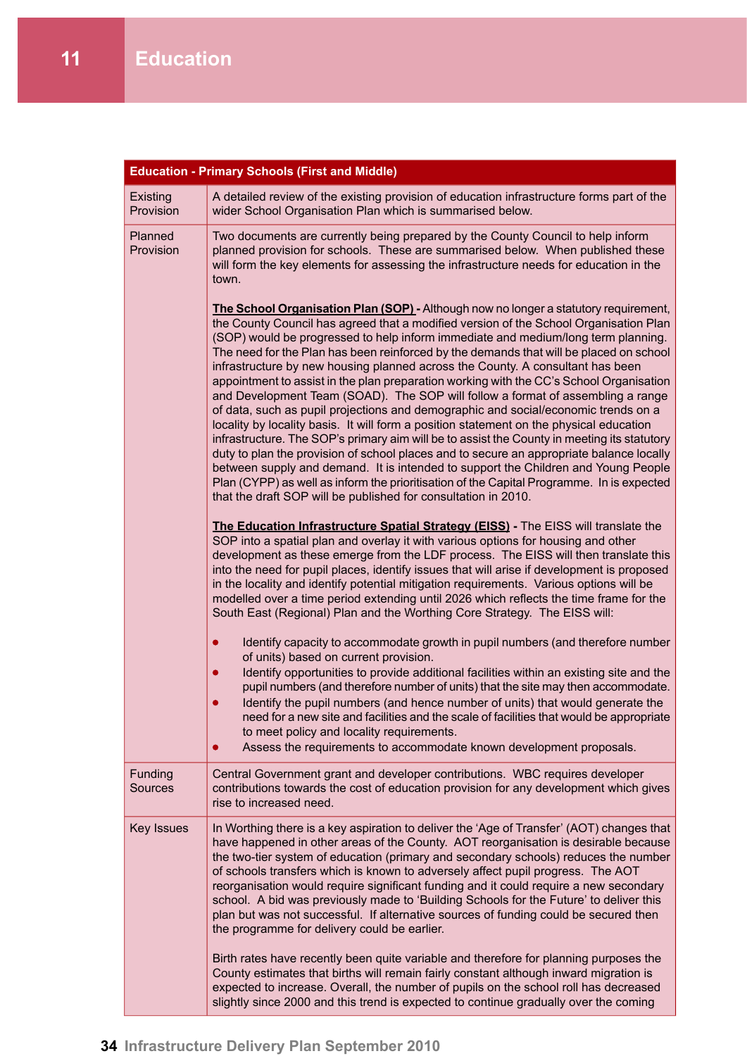# 11 Education

| Education - Primary Schools (First and Middle) | |
|---|---|
| Existing Provision | A detailed review of the existing provision of education infrastructure forms part of the wider School Organisation Plan which is summarised below. |
| Planned Provision | Two documents are currently being prepared by the County Council to help inform planned provision for schools. These are summarised below. When published these will form the key elements for assessing the infrastructure needs for education in the town.<br><br>**The School Organisation Plan (SOP)** - Although now no longer a statutory requirement, the County Council has agreed that a modified version of the School Organisation Plan (SOP) would be progressed to help inform immediate and medium/long term planning. The need for the Plan has been reinforced by the demands that will be placed on school infrastructure by new housing planned across the County. A consultant has been appointment to assist in the plan preparation working with the CC's School Organisation and Development Team (SOAD). The SOP will follow a format of assembling a range of data, such as pupil projections and demographic and social/economic trends on a locality by locality basis. It will form a position statement on the physical education infrastructure. The SOP's primary aim will be to assist the County in meeting its statutory duty to plan the provision of school places and to secure an appropriate balance locally between supply and demand. It is intended to support the Children and Young People Plan (CYPP) as well as inform the prioritisation of the Capital Programme. In is expected that the draft SOP will be published for consultation in 2010.<br><br>**The Education Infrastructure Spatial Strategy (EISS)** - The EISS will translate the SOP into a spatial plan and overlay it with various options for housing and other development as these emerge from the LDF process. The EISS will then translate this into the need for pupil places, identify issues that will arise if development is proposed in the locality and identify potential mitigation requirements. Various options will be modelled over a time period extending until 2026 which reflects the time frame for the South East (Regional) Plan and the Worthing Core Strategy. The EISS will:<br><br>• Identify capacity to accommodate growth in pupil numbers (and therefore number of units) based on current provision.<br>• Identify opportunities to provide additional facilities within an existing site and the pupil numbers (and therefore number of units) that the site may then accommodate.<br>• Identify the pupil numbers (and hence number of units) that would generate the need for a new site and facilities and the scale of facilities that would be appropriate to meet policy and locality requirements.<br>• Assess the requirements to accommodate known development proposals. |
| Funding Sources | Central Government grant and developer contributions. WBC requires developer contributions towards the cost of education provision for any development which gives rise to increased need. |
| Key Issues | In Worthing there is a key aspiration to deliver the 'Age of Transfer' (AOT) changes that have happened in other areas of the County. AOT reorganisation is desirable because the two-tier system of education (primary and secondary schools) reduces the number of schools transfers which is known to adversely affect pupil progress. The AOT reorganisation would require significant funding and it could require a new secondary school. A bid was previously made to 'Building Schools for the Future' to deliver this plan but was not successful. If alternative sources of funding could be secured then the programme for delivery could be earlier.<br><br>Birth rates have recently been quite variable and therefore for planning purposes the County estimates that births will remain fairly constant although inward migration is expected to increase. Overall, the number of pupils on the school roll has decreased slightly since 2000 and this trend is expected to continue gradually over the coming |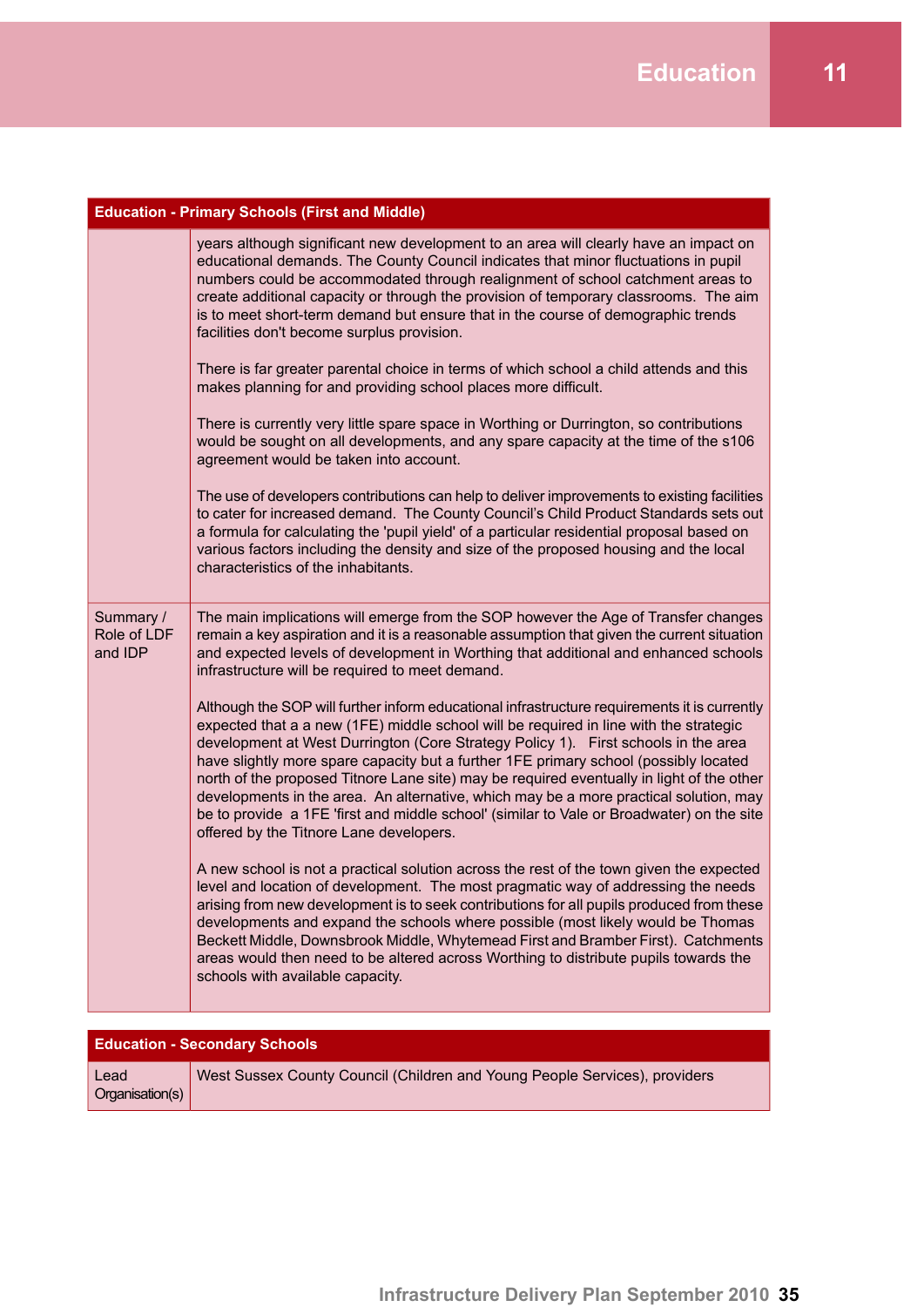| Education - Primary Schools (First and Middle) | |
|---|---|
| | years although significant new development to an area will clearly have an impact on educational demands. The County Council indicates that minor fluctuations in pupil numbers could be accommodated through realignment of school catchment areas to create additional capacity or through the provision of temporary classrooms. The aim is to meet short-term demand but ensure that in the course of demographic trends facilities don't become surplus provision.<br><br>There is far greater parental choice in terms of which school a child attends and this makes planning for and providing school places more difficult.<br><br>There is currently very little spare space in Worthing or Durrington, so contributions would be sought on all developments, and any spare capacity at the time of the s106 agreement would be taken into account.<br><br>The use of developers contributions can help to deliver improvements to existing facilities to cater for increased demand. The County Council's Child Product Standards sets out a formula for calculating the 'pupil yield' of a particular residential proposal based on various factors including the density and size of the proposed housing and the local characteristics of the inhabitants. |
| Summary / Role of LDF and IDP | The main implications will emerge from the SOP however the Age of Transfer changes remain a key aspiration and it is a reasonable assumption that given the current situation and expected levels of development in Worthing that additional and enhanced schools infrastructure will be required to meet demand.<br><br>Although the SOP will further inform educational infrastructure requirements it is currently expected that a a new (1FE) middle school will be required in line with the strategic development at West Durrington (Core Strategy Policy 1). First schools in the area have slightly more spare capacity but a further 1FE primary school (possibly located north of the proposed Titnore Lane site) may be required eventually in light of the other developments in the area. An alternative, which may be a more practical solution, may be to provide a 1FE 'first and middle school' (similar to Vale or Broadwater) on the site offered by the Titnore Lane developers.<br><br>A new school is not a practical solution across the rest of the town given the expected level and location of development. The most pragmatic way of addressing the needs arising from new development is to seek contributions for all pupils produced from these developments and expand the schools where possible (most likely would be Thomas Beckett Middle, Downsbrook Middle, Whytemead First and Bramber First). Catchments areas would then need to be altered across Worthing to distribute pupils towards the schools with available capacity. |

| Education - Secondary Schools | |
|---|---|
| Lead Organisation(s) | West Sussex County Council (Children and Young People Services), providers |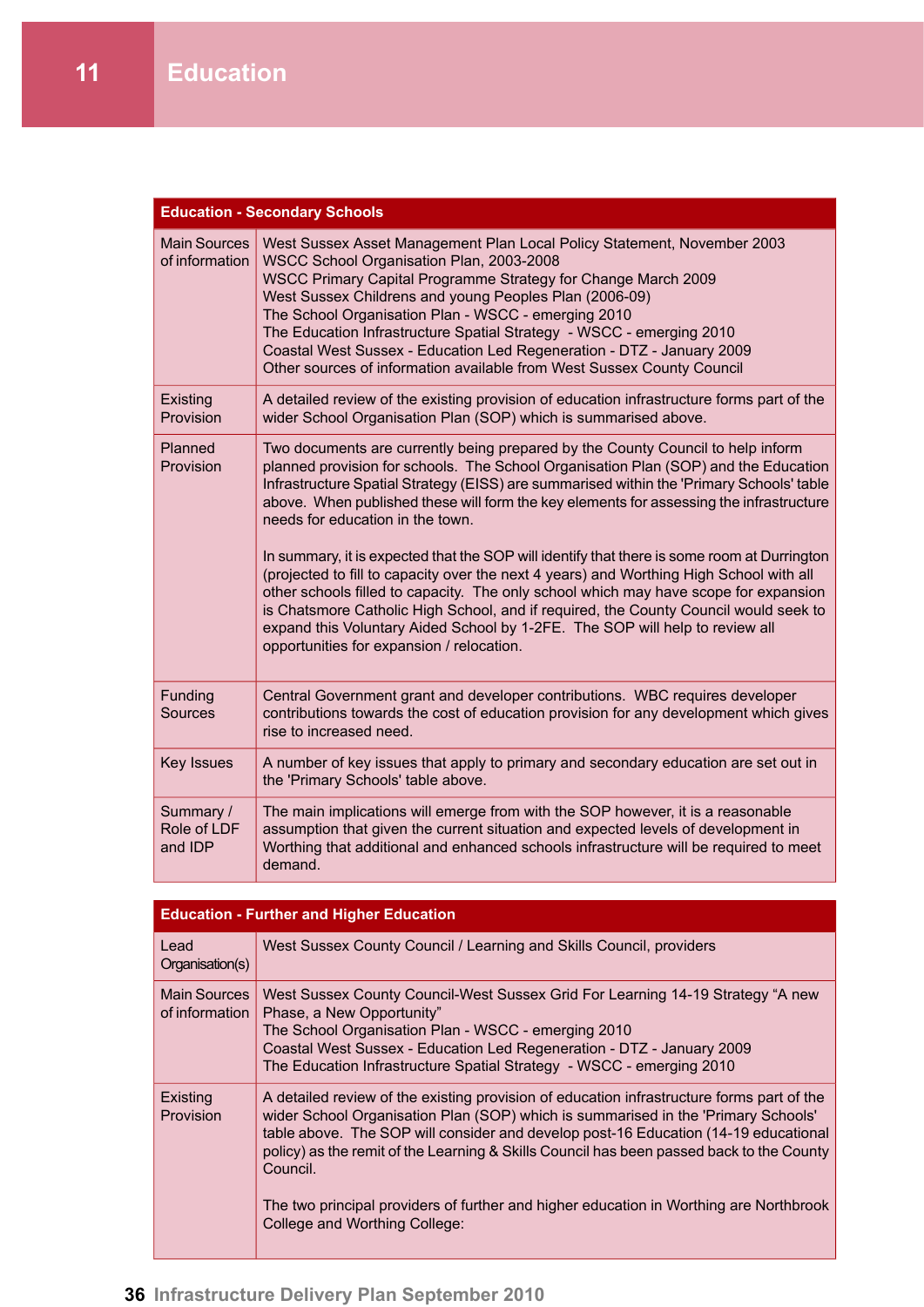# 11 Education

| Education - Secondary Schools | |
|---|---|
| Main Sources of information | West Sussex Asset Management Plan Local Policy Statement, November 2003<br>WSCC School Organisation Plan, 2003-2008<br>WSCC Primary Capital Programme Strategy for Change March 2009<br>West Sussex Childrens and young Peoples Plan (2006-09)<br>The School Organisation Plan - WSCC - emerging 2010<br>The Education Infrastructure Spatial Strategy - WSCC - emerging 2010<br>Coastal West Sussex - Education Led Regeneration - DTZ - January 2009<br>Other sources of information available from West Sussex County Council |
| Existing Provision | A detailed review of the existing provision of education infrastructure forms part of the wider School Organisation Plan (SOP) which is summarised above. |
| Planned Provision | Two documents are currently being prepared by the County Council to help inform planned provision for schools. The School Organisation Plan (SOP) and the Education Infrastructure Spatial Strategy (EISS) are summarised within the 'Primary Schools' table above. When published these will form the key elements for assessing the infrastructure needs for education in the town.<br><br>In summary, it is expected that the SOP will identify that there is some room at Durrington (projected to fill to capacity over the next 4 years) and Worthing High School with all other schools filled to capacity. The only school which may have scope for expansion is Chatsmore Catholic High School, and if required, the County Council would seek to expand this Voluntary Aided School by 1-2FE. The SOP will help to review all opportunities for expansion / relocation. |
| Funding Sources | Central Government grant and developer contributions. WBC requires developer contributions towards the cost of education provision for any development which gives rise to increased need. |
| Key Issues | A number of key issues that apply to primary and secondary education are set out in the 'Primary Schools' table above. |
| Summary / Role of LDF and IDP | The main implications will emerge from with the SOP however, it is a reasonable assumption that given the current situation and expected levels of development in Worthing that additional and enhanced schools infrastructure will be required to meet demand. |

| Education - Further and Higher Education | |
|---|---|
| Lead Organisation(s) | West Sussex County Council / Learning and Skills Council, providers |
| Main Sources of information | West Sussex County Council-West Sussex Grid For Learning 14-19 Strategy “A new Phase, a New Opportunity”<br>The School Organisation Plan - WSCC - emerging 2010<br>Coastal West Sussex - Education Led Regeneration - DTZ - January 2009<br>The Education Infrastructure Spatial Strategy - WSCC - emerging 2010 |
| Existing Provision | A detailed review of the existing provision of education infrastructure forms part of the wider School Organisation Plan (SOP) which is summarised in the 'Primary Schools' table above. The SOP will consider and develop post-16 Education (14-19 educational policy) as the remit of the Learning & Skills Council has been passed back to the County Council.<br><br>The two principal providers of further and higher education in Worthing are Northbrook College and Worthing College: |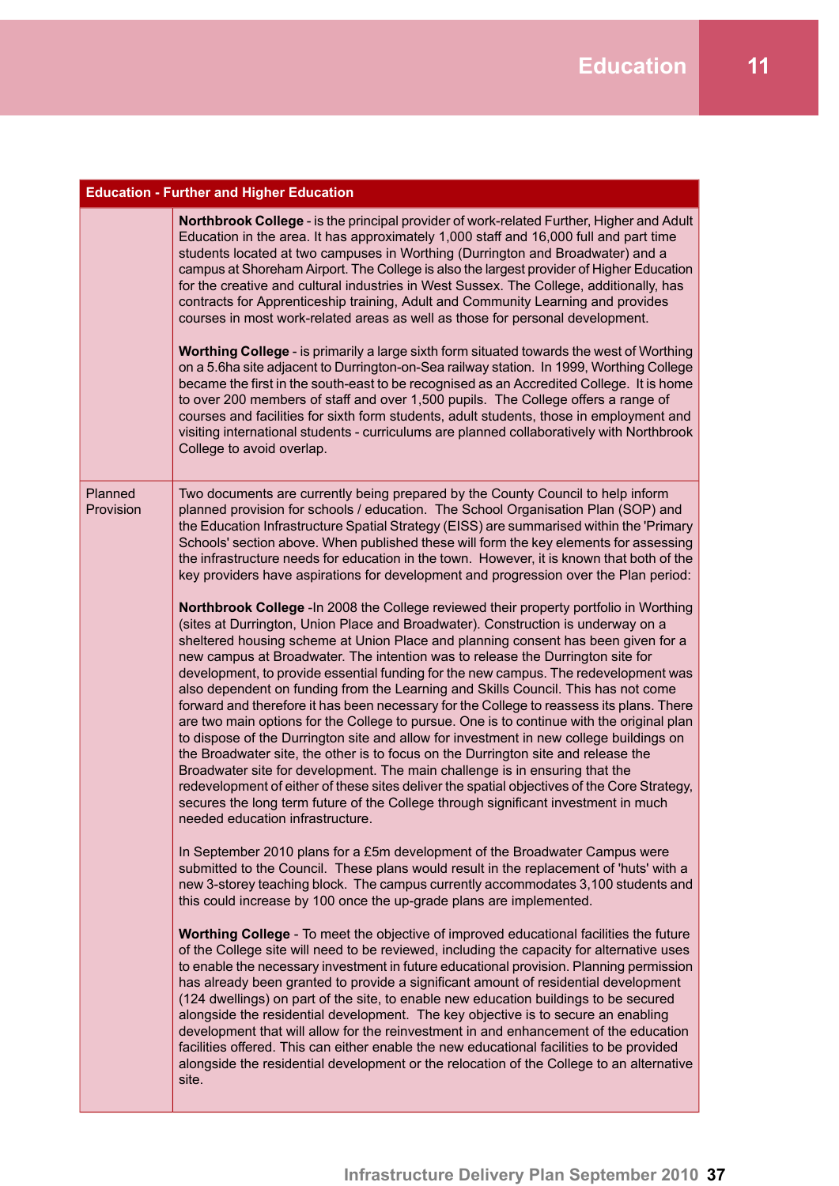| Education - Further and Higher Education | |
|---|---|
| | **Northbrook College** - is the principal provider of work-related Further, Higher and Adult Education in the area. It has approximately 1,000 staff and 16,000 full and part time students located at two campuses in Worthing (Durrington and Broadwater) and a campus at Shoreham Airport. The College is also the largest provider of Higher Education for the creative and cultural industries in West Sussex. The College, additionally, has contracts for Apprenticeship training, Adult and Community Learning and provides courses in most work-related areas as well as those for personal development.<br><br>**Worthing College** - is primarily a large sixth form situated towards the west of Worthing on a 5.6ha site adjacent to Durrington-on-Sea railway station. In 1999, Worthing College became the first in the south-east to be recognised as an Accredited College. It is home to over 200 members of staff and over 1,500 pupils. The College offers a range of courses and facilities for sixth form students, adult students, those in employment and visiting international students - curriculums are planned collaboratively with Northbrook College to avoid overlap. |
| Planned Provision | Two documents are currently being prepared by the County Council to help inform planned provision for schools / education. The School Organisation Plan (SOP) and the Education Infrastructure Spatial Strategy (EISS) are summarised within the 'Primary Schools' section above. When published these will form the key elements for assessing the infrastructure needs for education in the town. However, it is known that both of the key providers have aspirations for development and progression over the Plan period:<br><br>**Northbrook College** -In 2008 the College reviewed their property portfolio in Worthing (sites at Durrington, Union Place and Broadwater). Construction is underway on a sheltered housing scheme at Union Place and planning consent has been given for a new campus at Broadwater. The intention was to release the Durrington site for development, to provide essential funding for the new campus. The redevelopment was also dependent on funding from the Learning and Skills Council. This has not come forward and therefore it has been necessary for the College to reassess its plans. There are two main options for the College to pursue. One is to continue with the original plan to dispose of the Durrington site and allow for investment in new college buildings on the Broadwater site, the other is to focus on the Durrington site and release the Broadwater site for development. The main challenge is in ensuring that the redevelopment of either of these sites deliver the spatial objectives of the Core Strategy, secures the long term future of the College through significant investment in much needed education infrastructure.<br><br>In September 2010 plans for a £5m development of the Broadwater Campus were submitted to the Council. These plans would result in the replacement of 'huts' with a new 3-storey teaching block. The campus currently accommodates 3,100 students and this could increase by 100 once the up-grade plans are implemented.<br><br>**Worthing College** - To meet the objective of improved educational facilities the future of the College site will need to be reviewed, including the capacity for alternative uses to enable the necessary investment in future educational provision. Planning permission has already been granted to provide a significant amount of residential development (124 dwellings) on part of the site, to enable new education buildings to be secured alongside the residential development. The key objective is to secure an enabling development that will allow for the reinvestment in and enhancement of the education facilities offered. This can either enable the new educational facilities to be provided alongside the residential development or the relocation of the College to an alternative site. |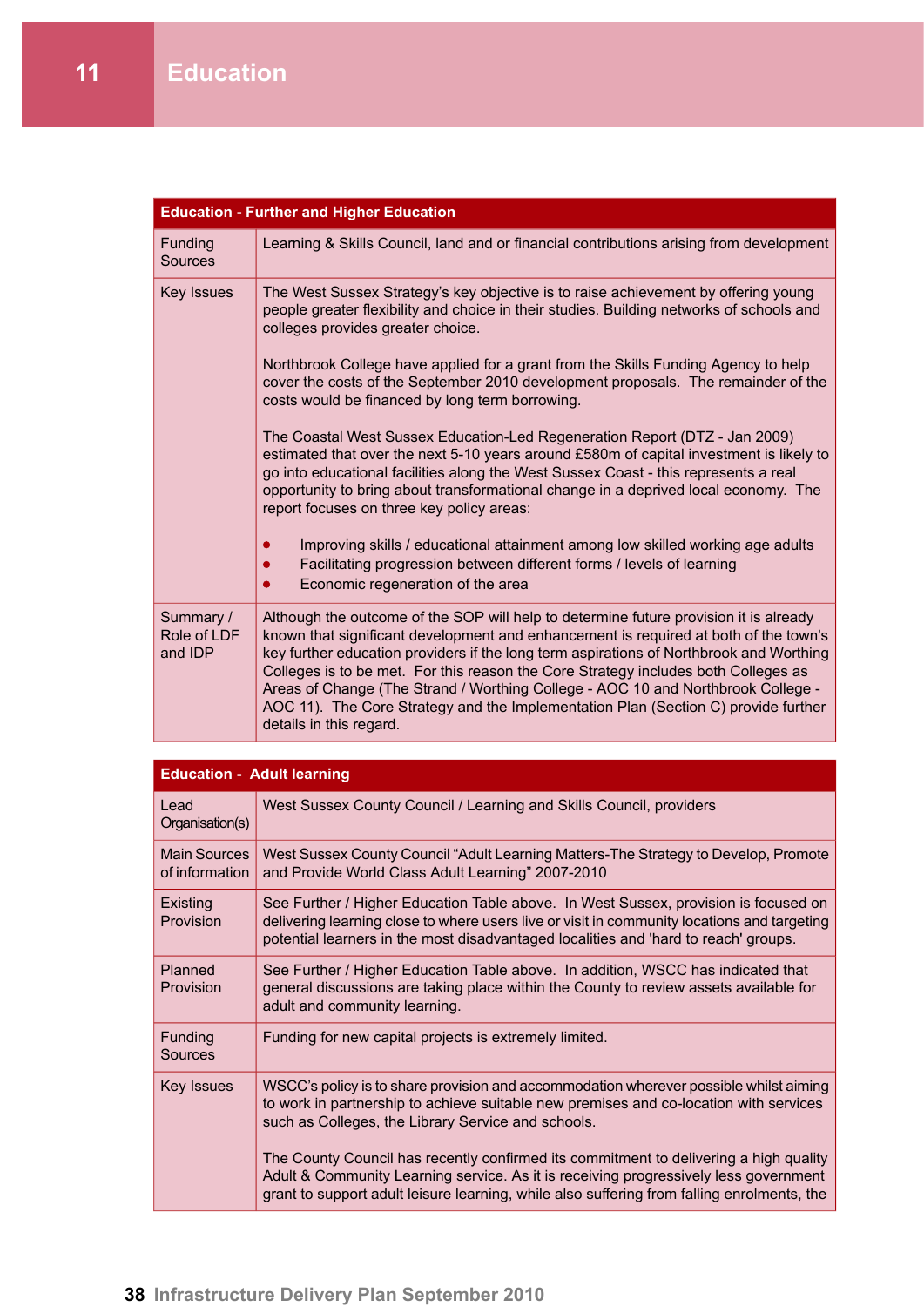# 11 Education

| Education - Further and Higher Education | |
|---|---|
| Funding Sources | Learning & Skills Council, land and or financial contributions arising from development |
| Key Issues | The West Sussex Strategy's key objective is to raise achievement by offering young people greater flexibility and choice in their studies. Building networks of schools and colleges provides greater choice.<br><br>Northbrook College have applied for a grant from the Skills Funding Agency to help cover the costs of the September 2010 development proposals. The remainder of the costs would be financed by long term borrowing.<br><br>The Coastal West Sussex Education-Led Regeneration Report (DTZ - Jan 2009) estimated that over the next 5-10 years around £580m of capital investment is likely to go into educational facilities along the West Sussex Coast - this represents a real opportunity to bring about transformational change in a deprived local economy. The report focuses on three key policy areas:<br><br>• Improving skills / educational attainment among low skilled working age adults<br>• Facilitating progression between different forms / levels of learning<br>• Economic regeneration of the area |
| Summary / Role of LDF and IDP | Although the outcome of the SOP will help to determine future provision it is already known that significant development and enhancement is required at both of the town's key further education providers if the long term aspirations of Northbrook and Worthing Colleges is to be met. For this reason the Core Strategy includes both Colleges as Areas of Change (The Strand / Worthing College - AOC 10 and Northbrook College - AOC 11). The Core Strategy and the Implementation Plan (Section C) provide further details in this regard. |

| Education - Adult learning | |
|---|---|
| Lead Organisation(s) | West Sussex County Council / Learning and Skills Council, providers |
| Main Sources of information | West Sussex County Council "Adult Learning Matters-The Strategy to Develop, Promote and Provide World Class Adult Learning" 2007-2010 |
| Existing Provision | See Further / Higher Education Table above. In West Sussex, provision is focused on delivering learning close to where users live or visit in community locations and targeting potential learners in the most disadvantaged localities and 'hard to reach' groups. |
| Planned Provision | See Further / Higher Education Table above. In addition, WSCC has indicated that general discussions are taking place within the County to review assets available for adult and community learning. |
| Funding Sources | Funding for new capital projects is extremely limited. |
| Key Issues | WSCC's policy is to share provision and accommodation wherever possible whilst aiming to work in partnership to achieve suitable new premises and co-location with services such as Colleges, the Library Service and schools.<br><br>The County Council has recently confirmed its commitment to delivering a high quality Adult & Community Learning service. As it is receiving progressively less government grant to support adult leisure learning, while also suffering from falling enrolments, the |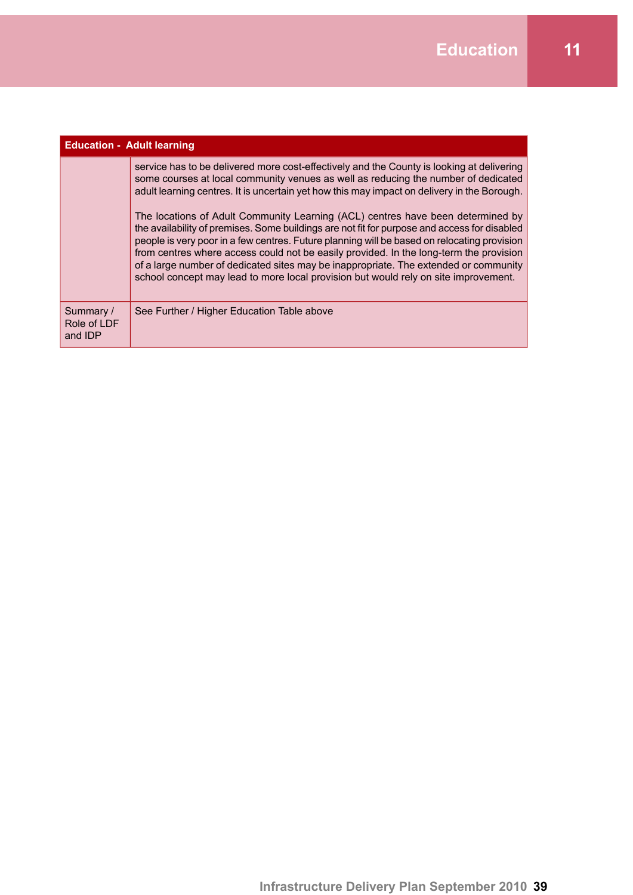| Education - Adult learning | |
|---|---|
| | service has to be delivered more cost-effectively and the County is looking at delivering some courses at local community venues as well as reducing the number of dedicated adult learning centres. It is uncertain yet how this may impact on delivery in the Borough.<br><br>The locations of Adult Community Learning (ACL) centres have been determined by the availability of premises. Some buildings are not fit for purpose and access for disabled people is very poor in a few centres. Future planning will be based on relocating provision from centres where access could not be easily provided. In the long-term the provision of a large number of dedicated sites may be inappropriate. The extended or community school concept may lead to more local provision but would rely on site improvement. |
| Summary / Role of LDF and IDP | See Further / Higher Education Table above |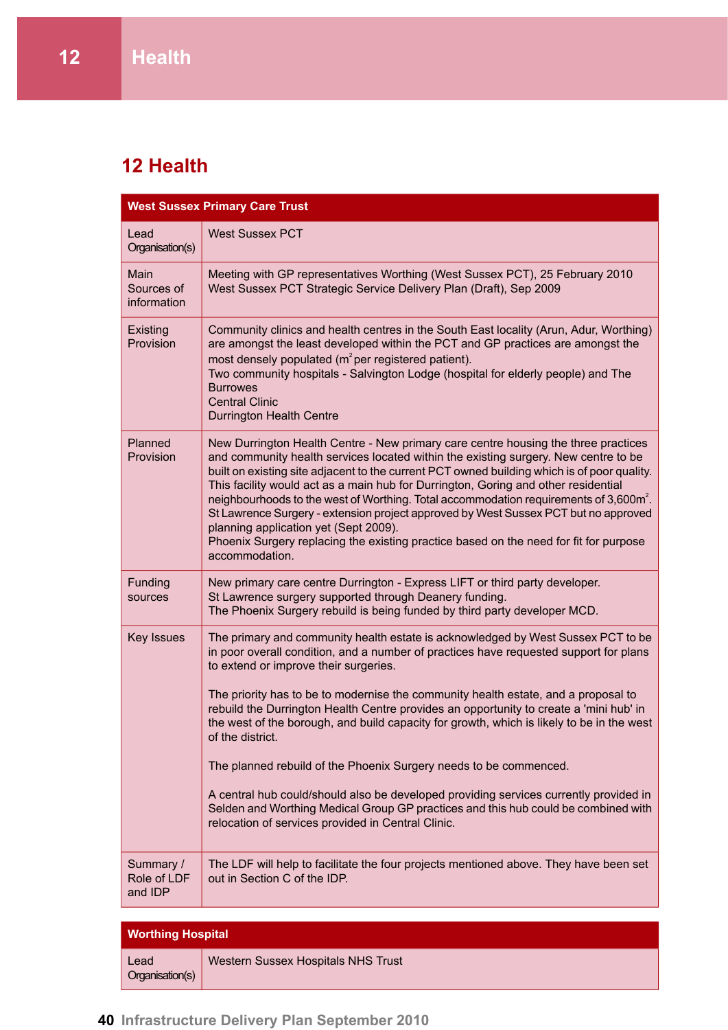# 12 Health

| West Sussex Primary Care Trust | |
|---|---|
| Lead Organisation(s) | West Sussex PCT |
| Main Sources of information | Meeting with GP representatives Worthing (West Sussex PCT), 25 February 2010<br>West Sussex PCT Strategic Service Delivery Plan (Draft), Sep 2009 |
| Existing Provision | Community clinics and health centres in the South East locality (Arun, Adur, Worthing) are amongst the least developed within the PCT and GP practices are amongst the most densely populated ($m^2$ per registered patient).<br>Two community hospitals - Salvington Lodge (hospital for elderly people) and The Burrowes<br>Central Clinic<br>Durrington Health Centre |
| Planned Provision | New Durrington Health Centre - New primary care centre housing the three practices and community health services located within the existing surgery. New centre to be built on existing site adjacent to the current PCT owned building which is of poor quality. This facility would act as a main hub for Durrington, Goring and other residential neighbourhoods to the west of Worthing. Total accommodation requirements of 3,600$m^2$.<br>St Lawrence Surgery - extension project approved by West Sussex PCT but no approved planning application yet (Sept 2009).<br>Phoenix Surgery replacing the existing practice based on the need for fit for purpose accommodation. |
| Funding sources | New primary care centre Durrington - Express LIFT or third party developer.<br>St Lawrence surgery supported through Deanery funding.<br>The Phoenix Surgery rebuild is being funded by third party developer MCD. |
| Key Issues | The primary and community health estate is acknowledged by West Sussex PCT to be in poor overall condition, and a number of practices have requested support for plans to extend or improve their surgeries.<br><br>The priority has to be to modernise the community health estate, and a proposal to rebuild the Durrington Health Centre provides an opportunity to create a 'mini hub' in the west of the borough, and build capacity for growth, which is likely to be in the west of the district.<br><br>The planned rebuild of the Phoenix Surgery needs to be commenced.<br><br>A central hub could/should also be developed providing services currently provided in Selden and Worthing Medical Group GP practices and this hub could be combined with relocation of services provided in Central Clinic. |
| Summary / Role of LDF and IDP | The LDF will help to facilitate the four projects mentioned above. They have been set out in Section C of the IDP. |

| Worthing Hospital | |
|---|---|
| Lead Organisation(s) | Western Sussex Hospitals NHS Trust |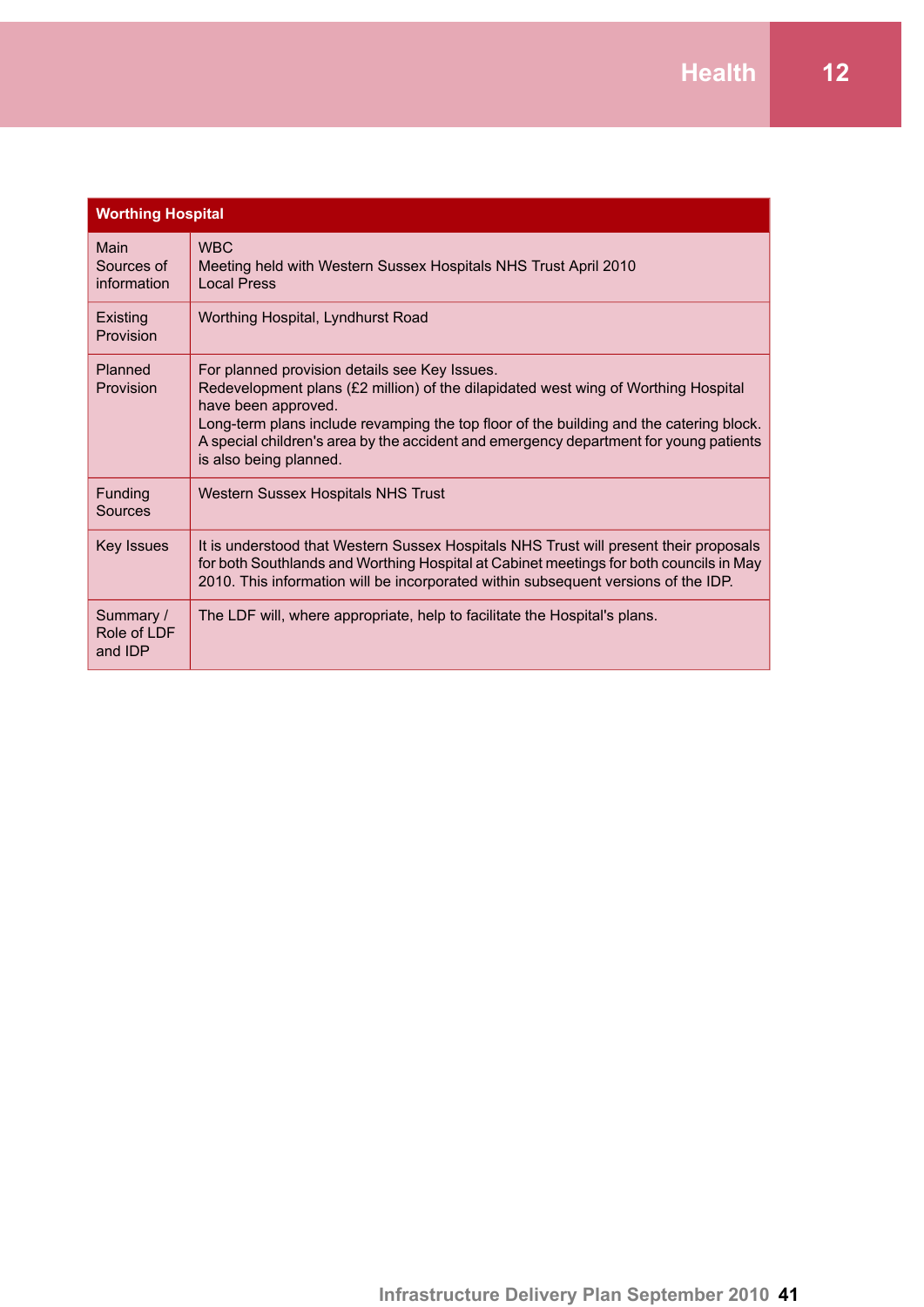| Worthing Hospital | |
|---|---|
| Main Sources of information | WBC<br>Meeting held with Western Sussex Hospitals NHS Trust April 2010<br>Local Press |
| Existing Provision | Worthing Hospital, Lyndhurst Road |
| Planned Provision | For planned provision details see Key Issues.<br>Redevelopment plans (£2 million) of the dilapidated west wing of Worthing Hospital have been approved.<br>Long-term plans include revamping the top floor of the building and the catering block. A special children's area by the accident and emergency department for young patients is also being planned. |
| Funding Sources | Western Sussex Hospitals NHS Trust |
| Key Issues | It is understood that Western Sussex Hospitals NHS Trust will present their proposals for both Southlands and Worthing Hospital at Cabinet meetings for both councils in May 2010. This information will be incorporated within subsequent versions of the IDP. |
| Summary / Role of LDF and IDP | The LDF will, where appropriate, help to facilitate the Hospital's plans. |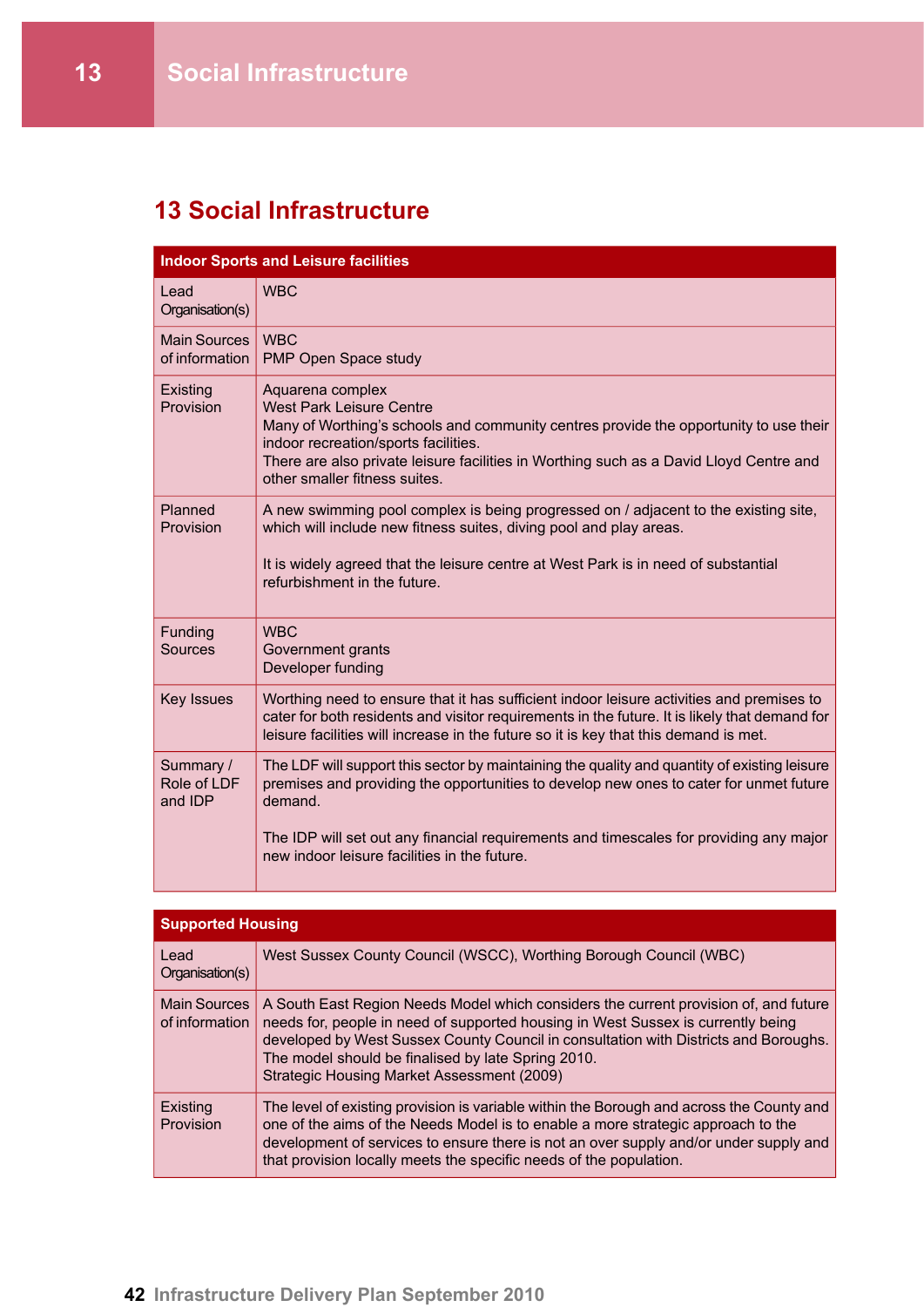# 13 Social Infrastructure

| Indoor Sports and Leisure facilities | |
|---|---|
| Lead Organisation(s) | WBC |
| Main Sources of information | WBC<br>PMP Open Space study |
| Existing Provision | Aquarena complex<br>West Park Leisure Centre<br>Many of Worthing's schools and community centres provide the opportunity to use their indoor recreation/sports facilities.<br>There are also private leisure facilities in Worthing such as a David Lloyd Centre and other smaller fitness suites. |
| Planned Provision | A new swimming pool complex is being progressed on / adjacent to the existing site, which will include new fitness suites, diving pool and play areas.<br><br>It is widely agreed that the leisure centre at West Park is in need of substantial refurbishment in the future. |
| Funding Sources | WBC<br>Government grants<br>Developer funding |
| Key Issues | Worthing need to ensure that it has sufficient indoor leisure activities and premises to cater for both residents and visitor requirements in the future. It is likely that demand for leisure facilities will increase in the future so it is key that this demand is met. |
| Summary / Role of LDF and IDP | The LDF will support this sector by maintaining the quality and quantity of existing leisure premises and providing the opportunities to develop new ones to cater for unmet future demand.<br><br>The IDP will set out any financial requirements and timescales for providing any major new indoor leisure facilities in the future. |

| Supported Housing | |
|---|---|
| Lead Organisation(s) | West Sussex County Council (WSCC), Worthing Borough Council (WBC) |
| Main Sources of information | A South East Region Needs Model which considers the current provision of, and future needs for, people in need of supported housing in West Sussex is currently being developed by West Sussex County Council in consultation with Districts and Boroughs. The model should be finalised by late Spring 2010.<br>Strategic Housing Market Assessment (2009) |
| Existing Provision | The level of existing provision is variable within the Borough and across the County and one of the aims of the Needs Model is to enable a more strategic approach to the development of services to ensure there is not an over supply and/or under supply and that provision locally meets the specific needs of the population. |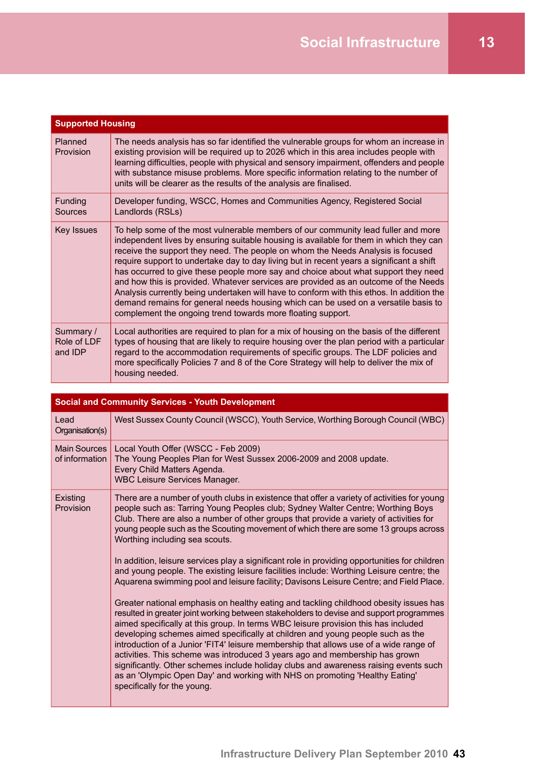| Supported Housing | |
|---|---|
| Planned Provision | The needs analysis has so far identified the vulnerable groups for whom an increase in existing provision will be required up to 2026 which in this area includes people with learning difficulties, people with physical and sensory impairment, offenders and people with substance misuse problems. More specific information relating to the number of units will be clearer as the results of the analysis are finalised. |
| Funding Sources | Developer funding, WSCC, Homes and Communities Agency, Registered Social Landlords (RSLs) |
| Key Issues | To help some of the most vulnerable members of our community lead fuller and more independent lives by ensuring suitable housing is available for them in which they can receive the support they need. The people on whom the Needs Analysis is focused require support to undertake day to day living but in recent years a significant a shift has occurred to give these people more say and choice about what support they need and how this is provided. Whatever services are provided as an outcome of the Needs Analysis currently being undertaken will have to conform with this ethos. In addition the demand remains for general needs housing which can be used on a versatile basis to complement the ongoing trend towards more floating support. |
| Summary / Role of LDF and IDP | Local authorities are required to plan for a mix of housing on the basis of the different types of housing that are likely to require housing over the plan period with a particular regard to the accommodation requirements of specific groups. The LDF policies and more specifically Policies 7 and 8 of the Core Strategy will help to deliver the mix of housing needed. |

| Social and Community Services - Youth Development | |
|---|---|
| Lead Organisation(s) | West Sussex County Council (WSCC), Youth Service, Worthing Borough Council (WBC) |
| Main Sources of information | Local Youth Offer (WSCC - Feb 2009)<br>The Young Peoples Plan for West Sussex 2006-2009 and 2008 update.<br>Every Child Matters Agenda.<br>WBC Leisure Services Manager. |
| Existing Provision | There are a number of youth clubs in existence that offer a variety of activities for young people such as: Tarring Young Peoples club; Sydney Walter Centre; Worthing Boys Club. There are also a number of other groups that provide a variety of activities for young people such as the Scouting movement of which there are some 13 groups across Worthing including sea scouts.<br><br>In addition, leisure services play a significant role in providing opportunities for children and young people. The existing leisure facilities include: Worthing Leisure centre; the Aquarena swimming pool and leisure facility; Davisons Leisure Centre; and Field Place.<br><br>Greater national emphasis on healthy eating and tackling childhood obesity issues has resulted in greater joint working between stakeholders to devise and support programmes aimed specifically at this group. In terms WBC leisure provision this has included developing schemes aimed specifically at children and young people such as the introduction of a Junior 'FIT4' leisure membership that allows use of a wide range of activities. This scheme was introduced 3 years ago and membership has grown significantly. Other schemes include holiday clubs and awareness raising events such as an 'Olympic Open Day' and working with NHS on promoting 'Healthy Eating' specifically for the young. |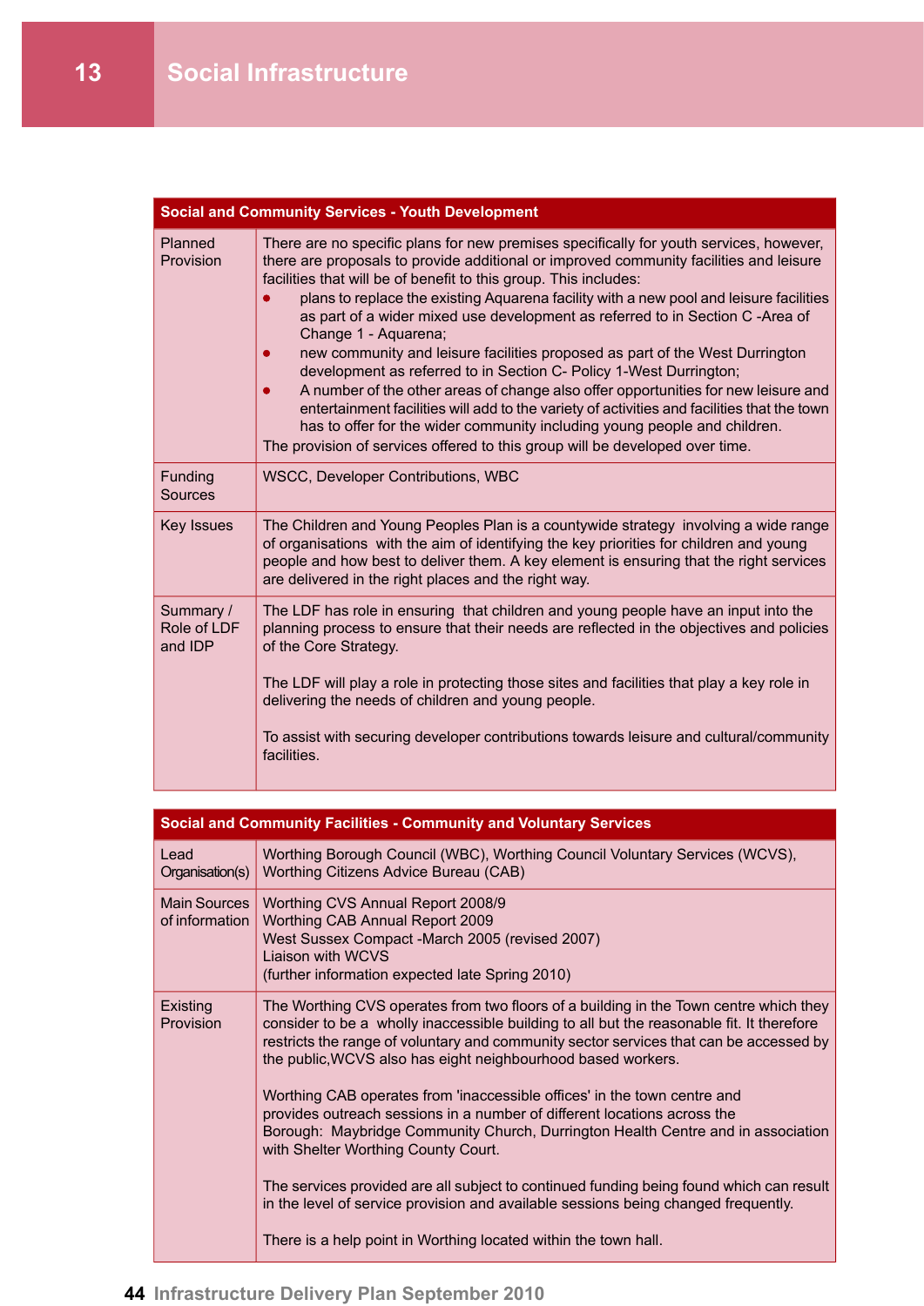# 13 Social Infrastructure

| Social and Community Services - Youth Development | |
|---|---|
| Planned Provision | There are no specific plans for new premises specifically for youth services, however, there are proposals to provide additional or improved community facilities and leisure facilities that will be of benefit to this group. This includes:<br>● plans to replace the existing Aquarena facility with a new pool and leisure facilities as part of a wider mixed use development as referred to in Section C -Area of Change 1 - Aquarena;<br>● new community and leisure facilities proposed as part of the West Durrington development as referred to in Section C- Policy 1-West Durrington;<br>● A number of the other areas of change also offer opportunities for new leisure and entertainment facilities will add to the variety of activities and facilities that the town has to offer for the wider community including young people and children.<br>The provision of services offered to this group will be developed over time. |
| Funding Sources | WSCC, Developer Contributions, WBC |
| Key Issues | The Children and Young Peoples Plan is a countywide strategy involving a wide range of organisations with the aim of identifying the key priorities for children and young people and how best to deliver them. A key element is ensuring that the right services are delivered in the right places and the right way. |
| Summary / Role of LDF and IDP | The LDF has role in ensuring that children and young people have an input into the planning process to ensure that their needs are reflected in the objectives and policies of the Core Strategy.<br><br>The LDF will play a role in protecting those sites and facilities that play a key role in delivering the needs of children and young people.<br><br>To assist with securing developer contributions towards leisure and cultural/community facilities. |

| Social and Community Facilities - Community and Voluntary Services | |
|---|---|
| Lead Organisation(s) | Worthing Borough Council (WBC), Worthing Council Voluntary Services (WCVS), Worthing Citizens Advice Bureau (CAB) |
| Main Sources of information | Worthing CVS Annual Report 2008/9<br>Worthing CAB Annual Report 2009<br>West Sussex Compact -March 2005 (revised 2007)<br>Liaison with WCVS<br>(further information expected late Spring 2010) |
| Existing Provision | The Worthing CVS operates from two floors of a building in the Town centre which they consider to be a wholly inaccessible building to all but the reasonable fit. It therefore restricts the range of voluntary and community sector services that can be accessed by the public,WCVS also has eight neighbourhood based workers.<br><br>Worthing CAB operates from 'inaccessible offices' in the town centre and provides outreach sessions in a number of different locations across the Borough: Maybridge Community Church, Durrington Health Centre and in association with Shelter Worthing County Court.<br><br>The services provided are all subject to continued funding being found which can result in the level of service provision and available sessions being changed frequently.<br><br>There is a help point in Worthing located within the town hall. |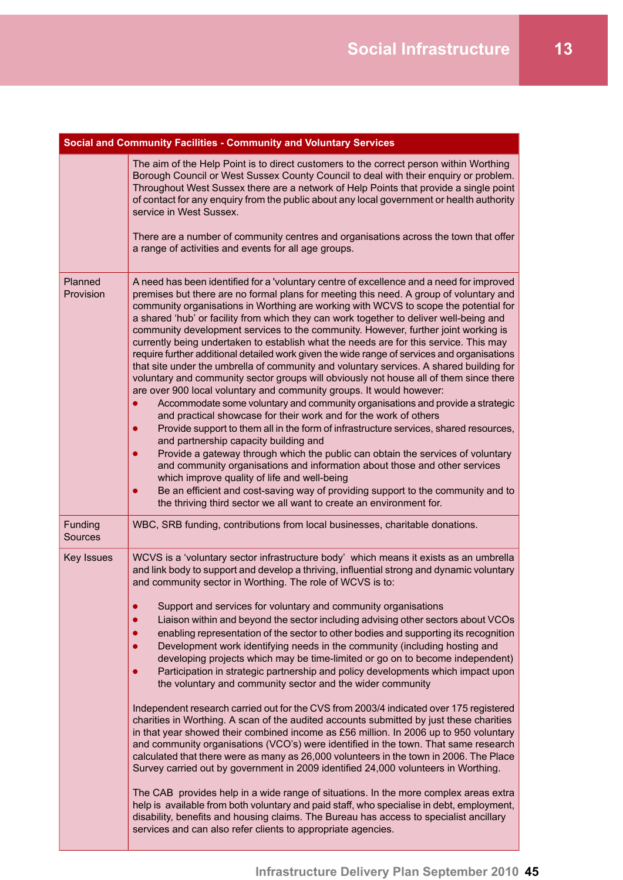| Social and Community Facilities - Community and Voluntary Services | |
|---|---|
| | The aim of the Help Point is to direct customers to the correct person within Worthing Borough Council or West Sussex County Council to deal with their enquiry or problem. Throughout West Sussex there are a network of Help Points that provide a single point of contact for any enquiry from the public about any local government or health authority service in West Sussex.<br><br>There are a number of community centres and organisations across the town that offer a range of activities and events for all age groups. |
| Planned Provision | A need has been identified for a 'voluntary centre of excellence and a need for improved premises but there are no formal plans for meeting this need. A group of voluntary and community organisations in Worthing are working with WCVS to scope the potential for a shared 'hub' or facility from which they can work together to deliver well-being and community development services to the community. However, further joint working is currently being undertaken to establish what the needs are for this service. This may require further additional detailed work given the wide range of services and organisations that site under the umbrella of community and voluntary services. A shared building for voluntary and community sector groups will obviously not house all of them since there are over 900 local voluntary and community groups. It would however:<br>• Accommodate some voluntary and community organisations and provide a strategic and practical showcase for their work and for the work of others<br>• Provide support to them all in the form of infrastructure services, shared resources, and partnership capacity building and<br>• Provide a gateway through which the public can obtain the services of voluntary and community organisations and information about those and other services which improve quality of life and well-being<br>• Be an efficient and cost-saving way of providing support to the community and to the thriving third sector we all want to create an environment for. |
| Funding Sources | WBC, SRB funding, contributions from local businesses, charitable donations. |
| Key Issues | WCVS is a 'voluntary sector infrastructure body' which means it exists as an umbrella and link body to support and develop a thriving, influential strong and dynamic voluntary and community sector in Worthing. The role of WCVS is to:<br><br>• Support and services for voluntary and community organisations<br>• Liaison within and beyond the sector including advising other sectors about VCOs<br>• enabling representation of the sector to other bodies and supporting its recognition<br>• Development work identifying needs in the community (including hosting and developing projects which may be time-limited or go on to become independent)<br>• Participation in strategic partnership and policy developments which impact upon the voluntary and community sector and the wider community<br><br>Independent research carried out for the CVS from 2003/4 indicated over 175 registered charities in Worthing. A scan of the audited accounts submitted by just these charities in that year showed their combined income as £56 million. In 2006 up to 950 voluntary and community organisations (VCO's) were identified in the town. That same research calculated that there were as many as 26,000 volunteers in the town in 2006. The Place Survey carried out by government in 2009 identified 24,000 volunteers in Worthing.<br><br>The CAB provides help in a wide range of situations. In the more complex areas extra help is available from both voluntary and paid staff, who specialise in debt, employment, disability, benefits and housing claims. The Bureau has access to specialist ancillary services and can also refer clients to appropriate agencies. |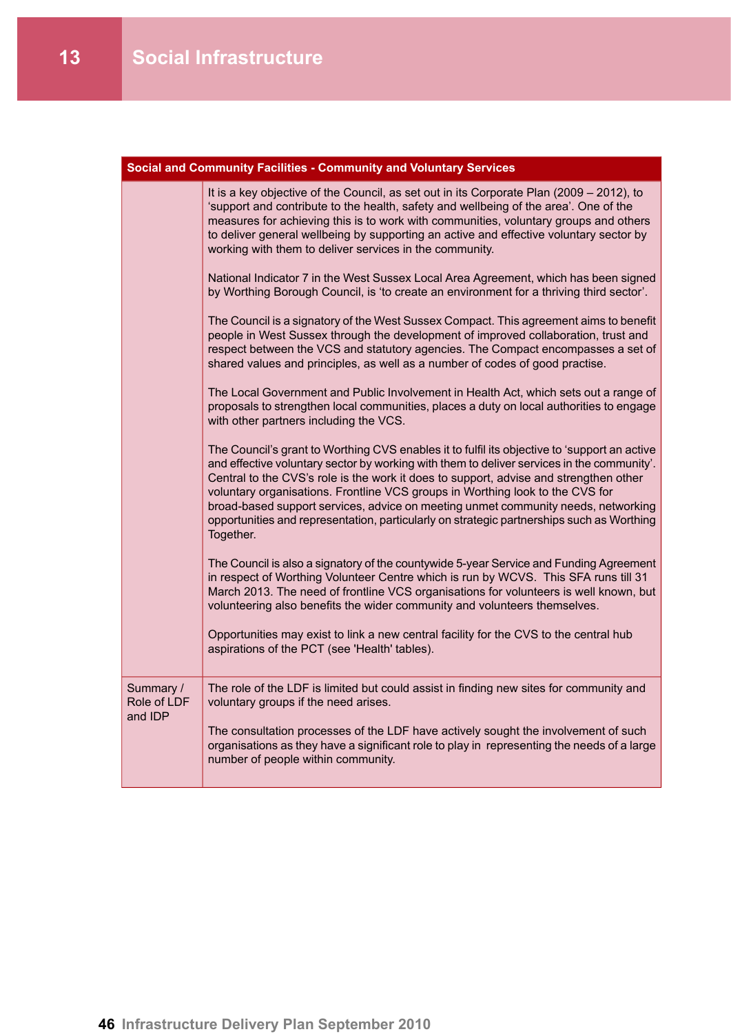## 13 Social Infrastructure

| Social and Community Facilities - Community and Voluntary Services | |
|---|---|
| | It is a key objective of the Council, as set out in its Corporate Plan (2009 – 2012), to 'support and contribute to the health, safety and wellbeing of the area'. One of the measures for achieving this is to work with communities, voluntary groups and others to deliver general wellbeing by supporting an active and effective voluntary sector by working with them to deliver services in the community.<br><br>National Indicator 7 in the West Sussex Local Area Agreement, which has been signed by Worthing Borough Council, is 'to create an environment for a thriving third sector'.<br><br>The Council is a signatory of the West Sussex Compact. This agreement aims to benefit people in West Sussex through the development of improved collaboration, trust and respect between the VCS and statutory agencies. The Compact encompasses a set of shared values and principles, as well as a number of codes of good practise.<br><br>The Local Government and Public Involvement in Health Act, which sets out a range of proposals to strengthen local communities, places a duty on local authorities to engage with other partners including the VCS.<br><br>The Council's grant to Worthing CVS enables it to fulfil its objective to 'support an active and effective voluntary sector by working with them to deliver services in the community'. Central to the CVS's role is the work it does to support, advise and strengthen other voluntary organisations. Frontline VCS groups in Worthing look to the CVS for broad-based support services, advice on meeting unmet community needs, networking opportunities and representation, particularly on strategic partnerships such as Worthing Together.<br><br>The Council is also a signatory of the countywide 5-year Service and Funding Agreement in respect of Worthing Volunteer Centre which is run by WCVS. This SFA runs till 31 March 2013. The need of frontline VCS organisations for volunteers is well known, but volunteering also benefits the wider community and volunteers themselves.<br><br>Opportunities may exist to link a new central facility for the CVS to the central hub aspirations of the PCT (see 'Health' tables). |
| Summary / Role of LDF and IDP | The role of the LDF is limited but could assist in finding new sites for community and voluntary groups if the need arises.<br><br>The consultation processes of the LDF have actively sought the involvement of such organisations as they have a significant role to play in representing the needs of a large number of people within community. |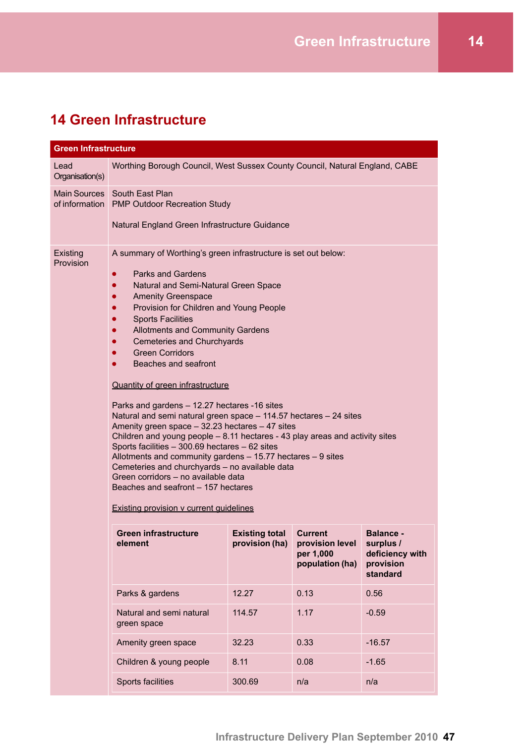# 14 Green Infrastructure

| Green Infrastructure | |
|---|---|
| Lead Organisation(s) | Worthing Borough Council, West Sussex County Council, Natural England, CABE |
| Main Sources of information | South East Plan<br>PMP Outdoor Recreation Study<br><br>Natural England Green Infrastructure Guidance |
| Existing Provision | A summary of Worthing's green infrastructure is set out below:<br><br>• Parks and Gardens<br>• Natural and Semi-Natural Green Space<br>• Amenity Greenspace<br>• Provision for Children and Young People<br>• Sports Facilities<br>• Allotments and Community Gardens<br>• Cemeteries and Churchyards<br>• Green Corridors<br>• Beaches and seafront<br><br><u>Quantity of green infrastructure</u><br><br>Parks and gardens – 12.27 hectares -16 sites<br>Natural and semi natural green space – 114.57 hectares – 24 sites<br>Amenity green space – 32.23 hectares – 47 sites<br>Children and young people – 8.11 hectares - 43 play areas and activity sites<br>Sports facilities – 300.69 hectares – 62 sites<br>Allotments and community gardens – 15.77 hectares – 9 sites<br>Cemeteries and churchyards – no available data<br>Green corridors – no available data<br>Beaches and seafront – 157 hectares<br><br><u>Existing provision v current guidelines</u> |

| Green infrastructure element | Existing total provision (ha) | Current provision level per 1,000 population (ha) | Balance - surplus / deficiency with provision standard |
|---|---|---|---|
| Parks & gardens | 12.27 | 0.13 | 0.56 |
| Natural and semi natural green space | 114.57 | 1.17 | -0.59 |
| Amenity green space | 32.23 | 0.33 | -16.57 |
| Children & young people | 8.11 | 0.08 | -1.65 |
| Sports facilities | 300.69 | n/a | n/a |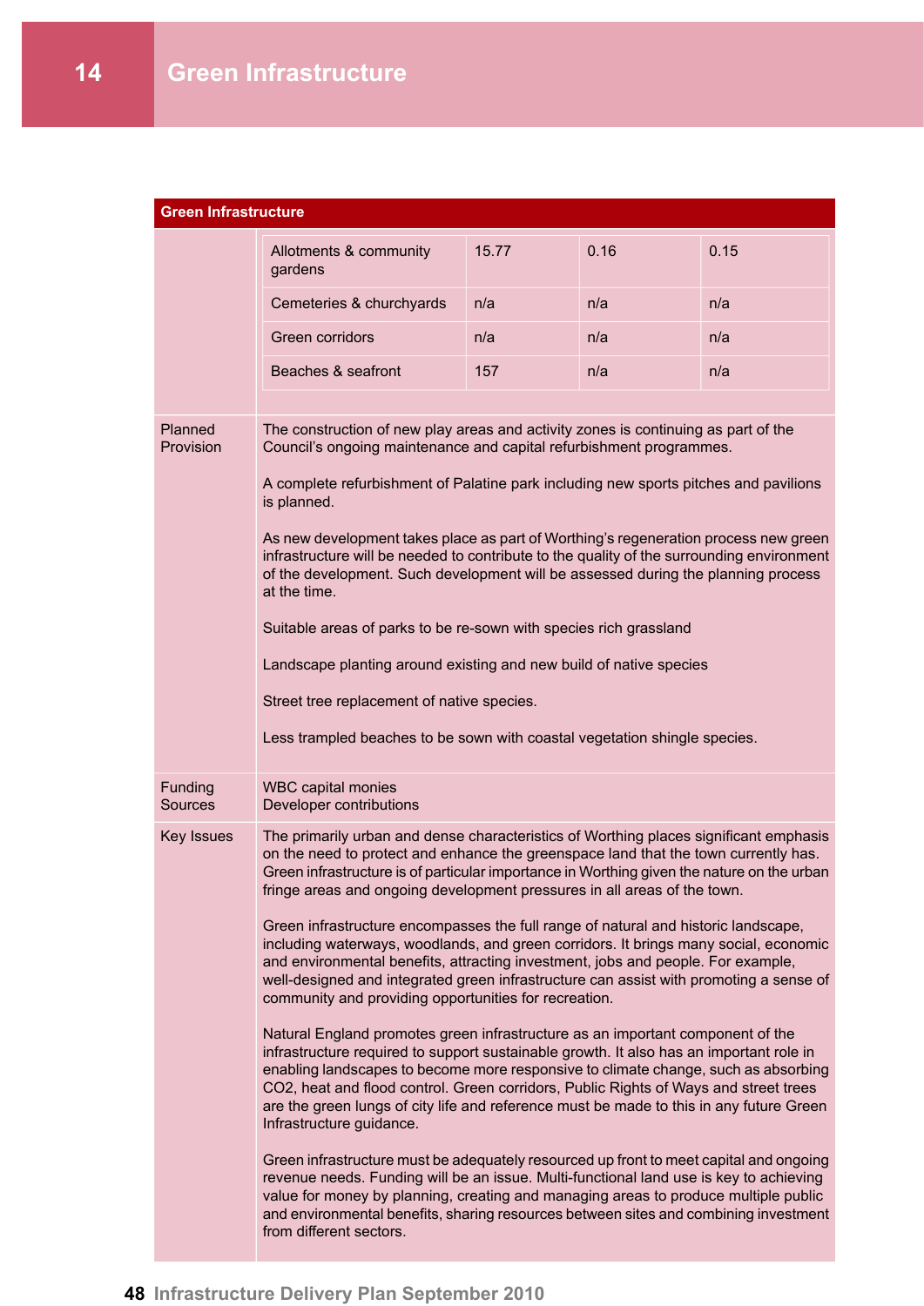# 14 Green Infrastructure

## Green Infrastructure

| | | | |
|---|---|---|---|
| Allotments & community gardens | 15.77 | 0.16 | 0.15 |
| Cemeteries & churchyards | n/a | n/a | n/a |
| Green corridors | n/a | n/a | n/a |
| Beaches & seafront | 157 | n/a | n/a |

**Planned Provision**

The construction of new play areas and activity zones is continuing as part of the Council's ongoing maintenance and capital refurbishment programmes.

A complete refurbishment of Palatine park including new sports pitches and pavilions is planned.

As new development takes place as part of Worthing's regeneration process new green infrastructure will be needed to contribute to the quality of the surrounding environment of the development. Such development will be assessed during the planning process at the time.

Suitable areas of parks to be re-sown with species rich grassland

Landscape planting around existing and new build of native species

Street tree replacement of native species.

Less trampled beaches to be sown with coastal vegetation shingle species.

**Funding Sources**

WBC capital monies
Developer contributions

**Key Issues**

The primarily urban and dense characteristics of Worthing places significant emphasis on the need to protect and enhance the greenspace land that the town currently has. Green infrastructure is of particular importance in Worthing given the nature on the urban fringe areas and ongoing development pressures in all areas of the town.

Green infrastructure encompasses the full range of natural and historic landscape, including waterways, woodlands, and green corridors. It brings many social, economic and environmental benefits, attracting investment, jobs and people. For example, well-designed and integrated green infrastructure can assist with promoting a sense of community and providing opportunities for recreation.

Natural England promotes green infrastructure as an important component of the infrastructure required to support sustainable growth. It also has an important role in enabling landscapes to become more responsive to climate change, such as absorbing $CO_2$, heat and flood control. Green corridors, Public Rights of Ways and street trees are the green lungs of city life and reference must be made to this in any future Green Infrastructure guidance.

Green infrastructure must be adequately resourced up front to meet capital and ongoing revenue needs. Funding will be an issue. Multi-functional land use is key to achieving value for money by planning, creating and managing areas to produce multiple public and environmental benefits, sharing resources between sites and combining investment from different sectors.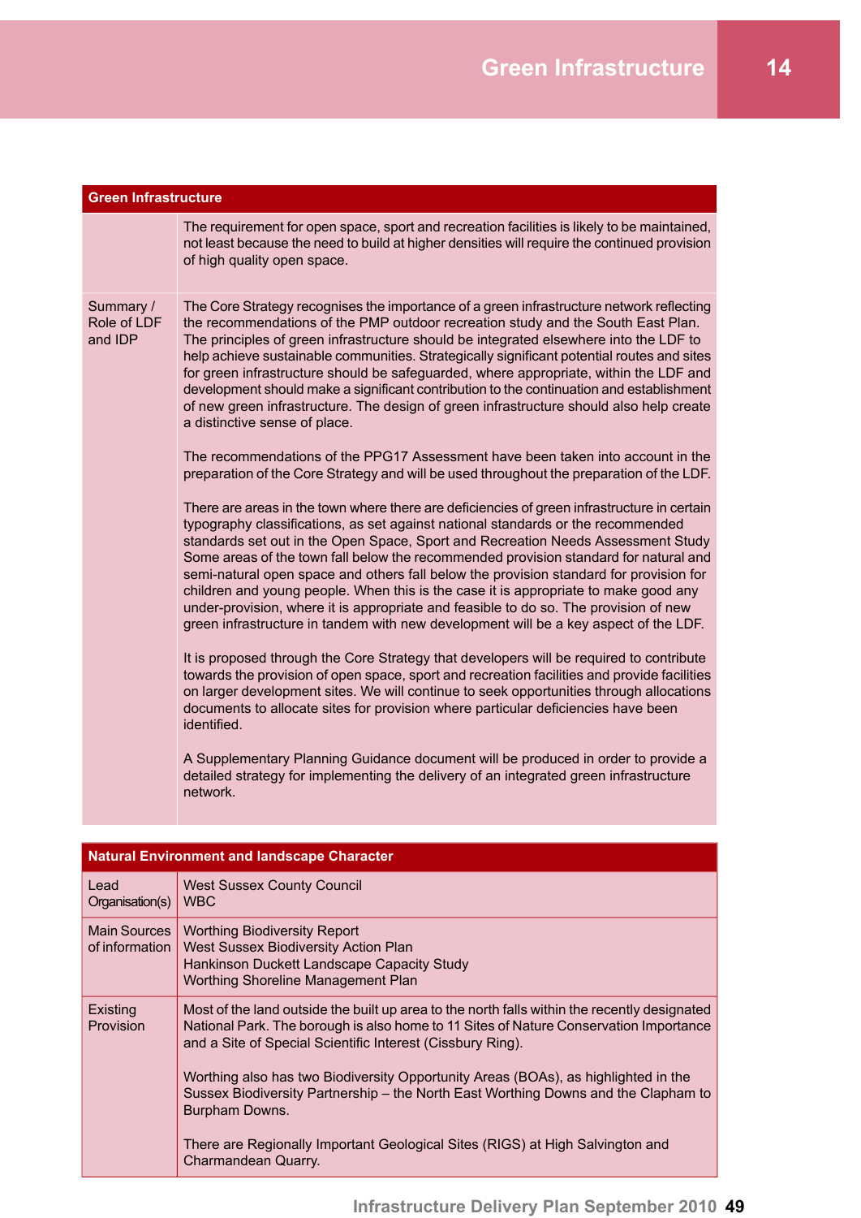| Green Infrastructure | |
|---|---|
| | The requirement for open space, sport and recreation facilities is likely to be maintained, not least because the need to build at higher densities will require the continued provision of high quality open space. |
| Summary / Role of LDF and IDP | The Core Strategy recognises the importance of a green infrastructure network reflecting the recommendations of the PMP outdoor recreation study and the South East Plan. The principles of green infrastructure should be integrated elsewhere into the LDF to help achieve sustainable communities. Strategically significant potential routes and sites for green infrastructure should be safeguarded, where appropriate, within the LDF and development should make a significant contribution to the continuation and establishment of new green infrastructure. The design of green infrastructure should also help create a distinctive sense of place.<br><br>The recommendations of the PPG17 Assessment have been taken into account in the preparation of the Core Strategy and will be used throughout the preparation of the LDF.<br><br>There are areas in the town where there are deficiencies of green infrastructure in certain typography classifications, as set against national standards or the recommended standards set out in the Open Space, Sport and Recreation Needs Assessment Study Some areas of the town fall below the recommended provision standard for natural and semi-natural open space and others fall below the provision standard for provision for children and young people. When this is the case it is appropriate to make good any under-provision, where it is appropriate and feasible to do so. The provision of new green infrastructure in tandem with new development will be a key aspect of the LDF.<br><br>It is proposed through the Core Strategy that developers will be required to contribute towards the provision of open space, sport and recreation facilities and provide facilities on larger development sites. We will continue to seek opportunities through allocations documents to allocate sites for provision where particular deficiencies have been identified.<br><br>A Supplementary Planning Guidance document will be produced in order to provide a detailed strategy for implementing the delivery of an integrated green infrastructure network. |

| Natural Environment and landscape Character | |
|---|---|
| Lead Organisation(s) | West Sussex County Council<br>WBC |
| Main Sources of information | Worthing Biodiversity Report<br>West Sussex Biodiversity Action Plan<br>Hankinson Duckett Landscape Capacity Study<br>Worthing Shoreline Management Plan |
| Existing Provision | Most of the land outside the built up area to the north falls within the recently designated National Park. The borough is also home to 11 Sites of Nature Conservation Importance and a Site of Special Scientific Interest (Cissbury Ring).<br><br>Worthing also has two Biodiversity Opportunity Areas (BOAs), as highlighted in the Sussex Biodiversity Partnership – the North East Worthing Downs and the Clapham to Burpham Downs.<br><br>There are Regionally Important Geological Sites (RIGS) at High Salvington and Charmandean Quarry. |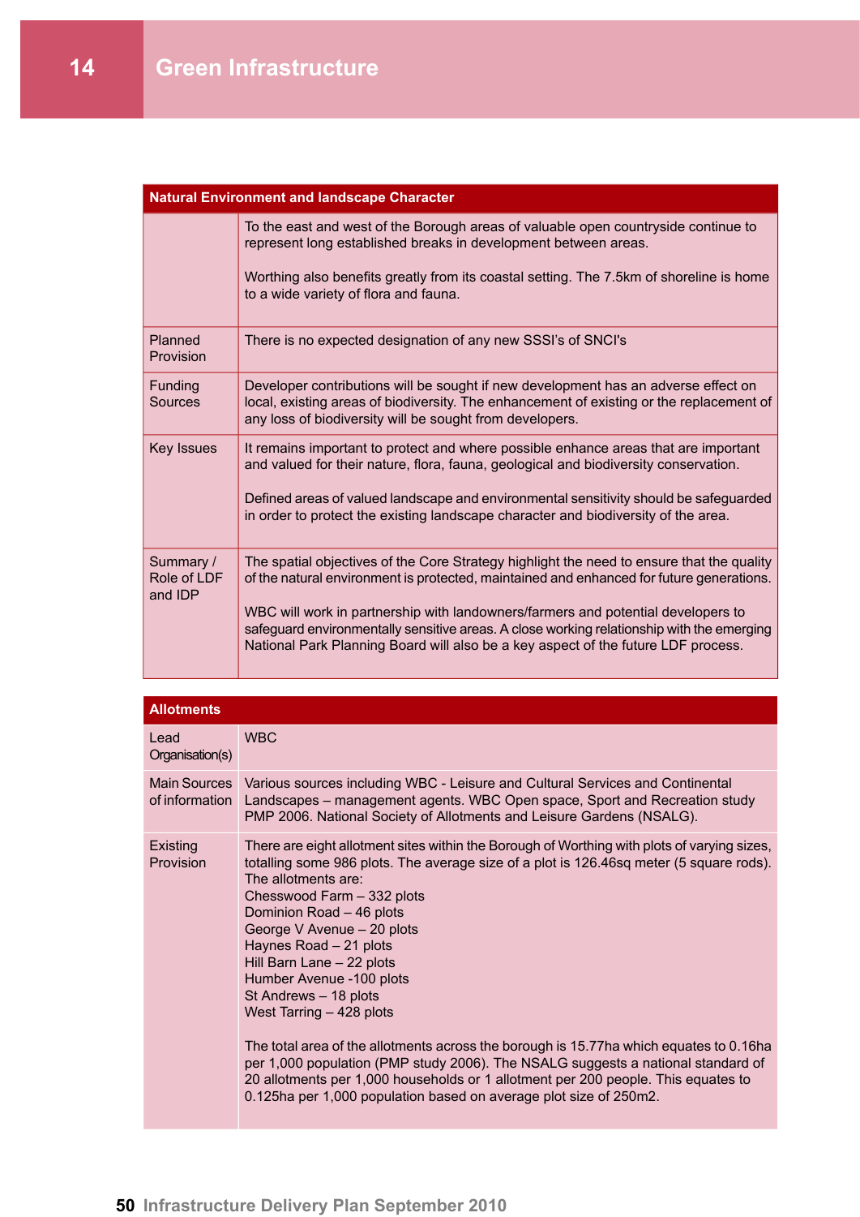# 14 Green Infrastructure

| Natural Environment and landscape Character | |
|---|---|
| | To the east and west of the Borough areas of valuable open countryside continue to represent long established breaks in development between areas.<br><br>Worthing also benefits greatly from its coastal setting. The 7.5km of shoreline is home to a wide variety of flora and fauna. |
| Planned Provision | There is no expected designation of any new SSSI's of SNCI's |
| Funding Sources | Developer contributions will be sought if new development has an adverse effect on local, existing areas of biodiversity. The enhancement of existing or the replacement of any loss of biodiversity will be sought from developers. |
| Key Issues | It remains important to protect and where possible enhance areas that are important and valued for their nature, flora, fauna, geological and biodiversity conservation.<br><br>Defined areas of valued landscape and environmental sensitivity should be safeguarded in order to protect the existing landscape character and biodiversity of the area. |
| Summary / Role of LDF and IDP | The spatial objectives of the Core Strategy highlight the need to ensure that the quality of the natural environment is protected, maintained and enhanced for future generations.<br><br>WBC will work in partnership with landowners/farmers and potential developers to safeguard environmentally sensitive areas. A close working relationship with the emerging National Park Planning Board will also be a key aspect of the future LDF process. |

| Allotments | |
|---|---|
| Lead Organisation(s) | WBC |
| Main Sources of information | Various sources including WBC - Leisure and Cultural Services and Continental Landscapes – management agents. WBC Open space, Sport and Recreation study PMP 2006. National Society of Allotments and Leisure Gardens (NSALG). |
| Existing Provision | There are eight allotment sites within the Borough of Worthing with plots of varying sizes, totalling some 986 plots. The average size of a plot is 126.46sq meter (5 square rods). The allotments are:<br>Chesswood Farm – 332 plots<br>Dominion Road – 46 plots<br>George V Avenue – 20 plots<br>Haynes Road – 21 plots<br>Hill Barn Lane – 22 plots<br>Humber Avenue -100 plots<br>St Andrews – 18 plots<br>West Tarring – 428 plots<br><br>The total area of the allotments across the borough is 15.77ha which equates to 0.16ha per 1,000 population (PMP study 2006). The NSALG suggests a national standard of 20 allotments per 1,000 households or 1 allotment per 200 people. This equates to 0.125ha per 1,000 population based on average plot size of 250m2. |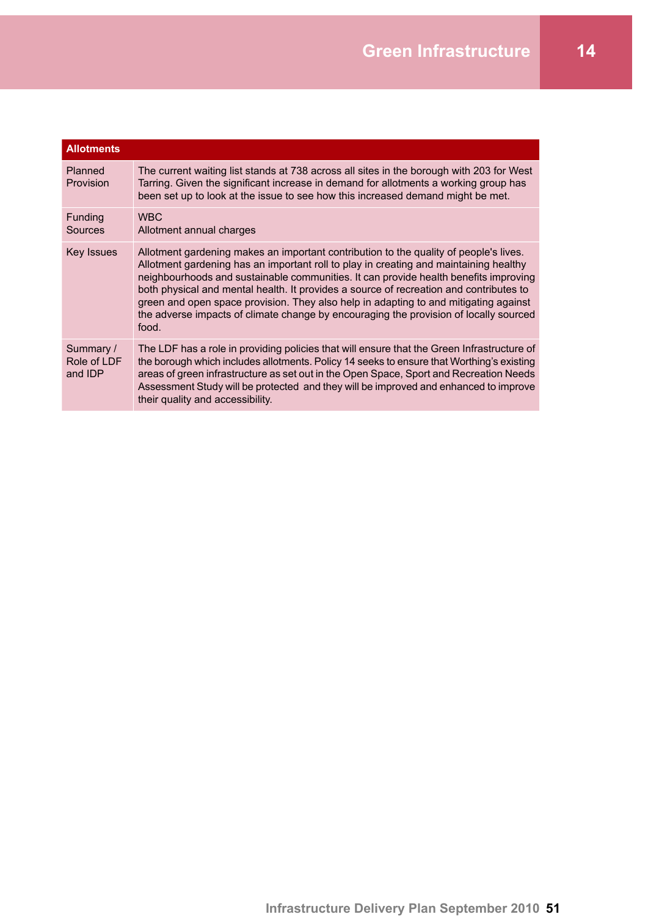| Allotments | |
|---|---|
| Planned Provision | The current waiting list stands at 738 across all sites in the borough with 203 for West Tarring. Given the significant increase in demand for allotments a working group has been set up to look at the issue to see how this increased demand might be met. |
| Funding Sources | WBC<br>Allotment annual charges |
| Key Issues | Allotment gardening makes an important contribution to the quality of people's lives. Allotment gardening has an important roll to play in creating and maintaining healthy neighbourhoods and sustainable communities. It can provide health benefits improving both physical and mental health. It provides a source of recreation and contributes to green and open space provision. They also help in adapting to and mitigating against the adverse impacts of climate change by encouraging the provision of locally sourced food. |
| Summary / Role of LDF and IDP | The LDF has a role in providing policies that will ensure that the Green Infrastructure of the borough which includes allotments. Policy 14 seeks to ensure that Worthing's existing areas of green infrastructure as set out in the Open Space, Sport and Recreation Needs Assessment Study will be protected and they will be improved and enhanced to improve their quality and accessibility. |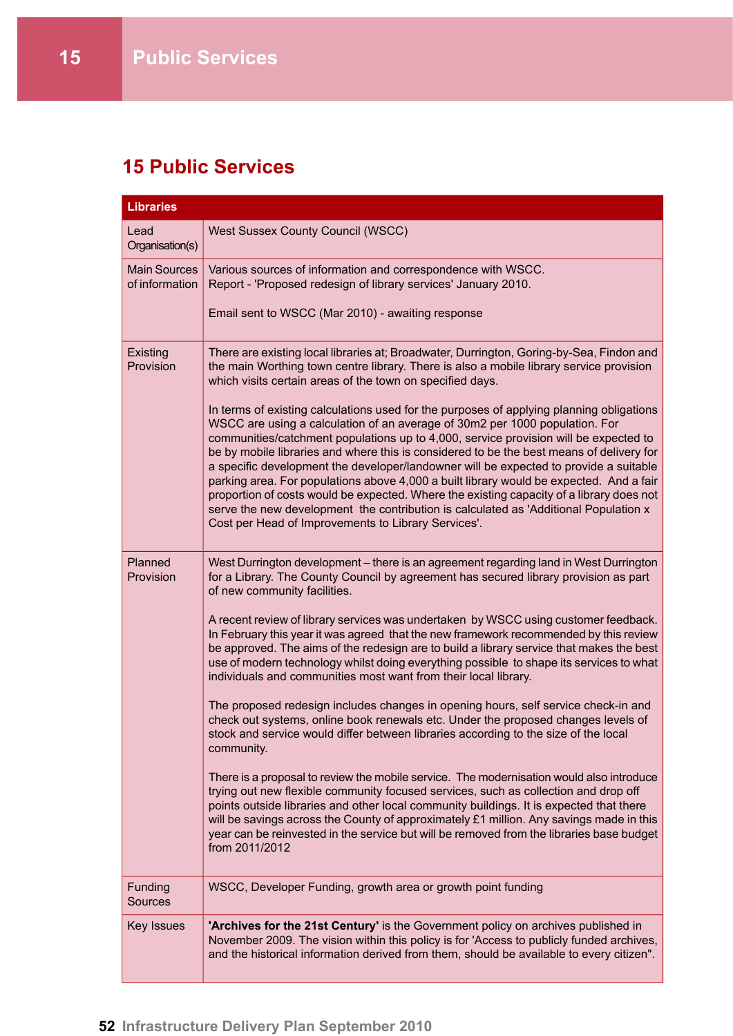# 15 Public Services

| Libraries | |
|---|---|
| Lead Organisation(s) | West Sussex County Council (WSCC) |
| Main Sources of information | Various sources of information and correspondence with WSCC.<br>Report - 'Proposed redesign of library services' January 2010.<br><br>Email sent to WSCC (Mar 2010) - awaiting response |
| Existing Provision | There are existing local libraries at; Broadwater, Durrington, Goring-by-Sea, Findon and the main Worthing town centre library. There is also a mobile library service provision which visits certain areas of the town on specified days.<br><br>In terms of existing calculations used for the purposes of applying planning obligations WSCC are using a calculation of an average of 30m2 per 1000 population. For communities/catchment populations up to 4,000, service provision will be expected to be by mobile libraries and where this is considered to be the best means of delivery for a specific development the developer/landowner will be expected to provide a suitable parking area. For populations above 4,000 a built library would be expected. And a fair proportion of costs would be expected. Where the existing capacity of a library does not serve the new development the contribution is calculated as 'Additional Population x Cost per Head of Improvements to Library Services'. |
| Planned Provision | West Durrington development – there is an agreement regarding land in West Durrington for a Library. The County Council by agreement has secured library provision as part of new community facilities.<br><br>A recent review of library services was undertaken by WSCC using customer feedback. In February this year it was agreed that the new framework recommended by this review be approved. The aims of the redesign are to build a library service that makes the best use of modern technology whilst doing everything possible to shape its services to what individuals and communities most want from their local library.<br><br>The proposed redesign includes changes in opening hours, self service check-in and check out systems, online book renewals etc. Under the proposed changes levels of stock and service would differ between libraries according to the size of the local community.<br><br>There is a proposal to review the mobile service. The modernisation would also introduce trying out new flexible community focused services, such as collection and drop off points outside libraries and other local community buildings. It is expected that there will be savings across the County of approximately £1 million. Any savings made in this year can be reinvested in the service but will be removed from the libraries base budget from 2011/2012 |
| Funding Sources | WSCC, Developer Funding, growth area or growth point funding |
| Key Issues | **'Archives for the 21st Century'** is the Government policy on archives published in November 2009. The vision within this policy is for 'Access to publicly funded archives, and the historical information derived from them, should be available to every citizen". |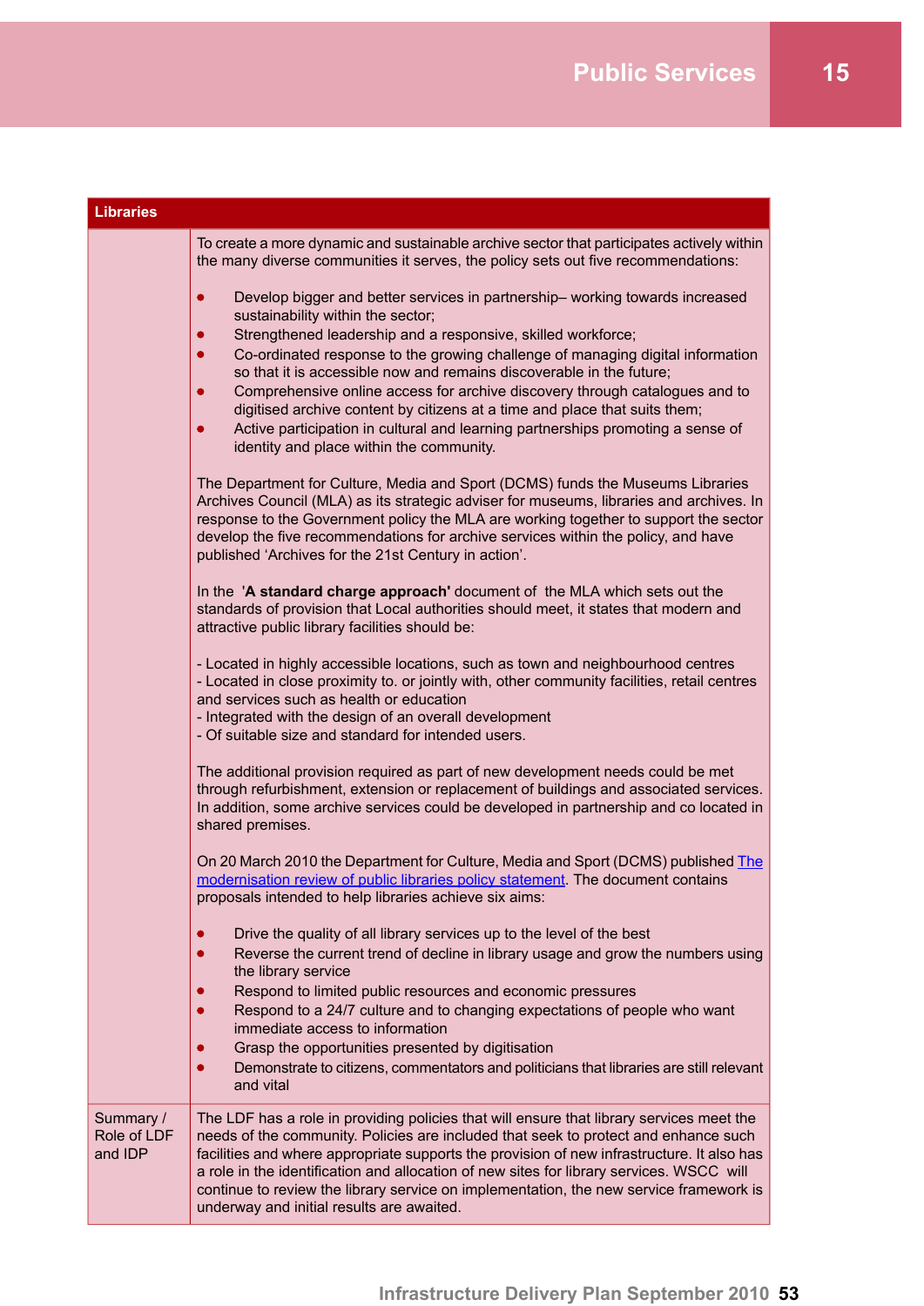| Libraries | |
|---|---|
| | To create a more dynamic and sustainable archive sector that participates actively within the many diverse communities it serves, the policy sets out five recommendations:<br><br>• Develop bigger and better services in partnership– working towards increased sustainability within the sector;<br>• Strengthened leadership and a responsive, skilled workforce;<br>• Co-ordinated response to the growing challenge of managing digital information so that it is accessible now and remains discoverable in the future;<br>• Comprehensive online access for archive discovery through catalogues and to digitised archive content by citizens at a time and place that suits them;<br>• Active participation in cultural and learning partnerships promoting a sense of identity and place within the community.<br><br>The Department for Culture, Media and Sport (DCMS) funds the Museums Libraries Archives Council (MLA) as its strategic adviser for museums, libraries and archives. In response to the Government policy the MLA are working together to support the sector develop the five recommendations for archive services within the policy, and have published 'Archives for the 21st Century in action'.<br><br>In the **'A standard charge approach'** document of the MLA which sets out the standards of provision that Local authorities should meet, it states that modern and attractive public library facilities should be:<br><br>- Located in highly accessible locations, such as town and neighbourhood centres<br>- Located in close proximity to. or jointly with, other community facilities, retail centres and services such as health or education<br>- Integrated with the design of an overall development<br>- Of suitable size and standard for intended users.<br><br>The additional provision required as part of new development needs could be met through refurbishment, extension or replacement of buildings and associated services. In addition, some archive services could be developed in partnership and co located in shared premises.<br><br>On 20 March 2010 the Department for Culture, Media and Sport (DCMS) published The modernisation review of public libraries policy statement. The document contains proposals intended to help libraries achieve six aims:<br><br>• Drive the quality of all library services up to the level of the best<br>• Reverse the current trend of decline in library usage and grow the numbers using the library service<br>• Respond to limited public resources and economic pressures<br>• Respond to a 24/7 culture and to changing expectations of people who want immediate access to information<br>• Grasp the opportunities presented by digitisation<br>• Demonstrate to citizens, commentators and politicians that libraries are still relevant and vital |
| Summary / Role of LDF and IDP | The LDF has a role in providing policies that will ensure that library services meet the needs of the community. Policies are included that seek to protect and enhance such facilities and where appropriate supports the provision of new infrastructure. It also has a role in the identification and allocation of new sites for library services. WSCC will continue to review the library service on implementation, the new service framework is underway and initial results are awaited. |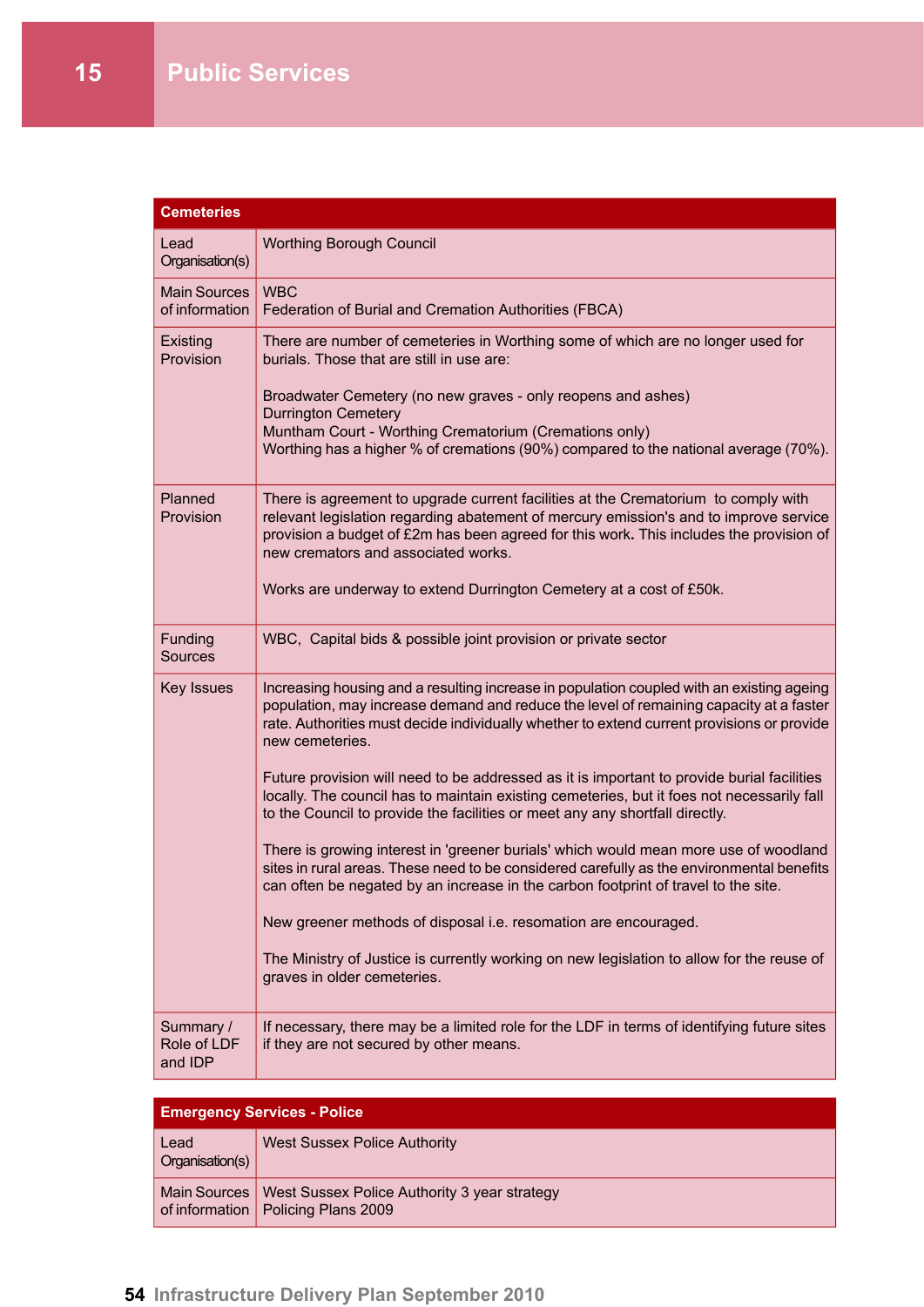# 15 Public Services

| Cemeteries | |
|---|---|
| Lead Organisation(s) | Worthing Borough Council |
| Main Sources of information | WBC<br>Federation of Burial and Cremation Authorities (FBCA) |
| Existing Provision | There are number of cemeteries in Worthing some of which are no longer used for burials. Those that are still in use are:<br><br>Broadwater Cemetery (no new graves - only reopens and ashes)<br>Durrington Cemetery<br>Muntham Court - Worthing Crematorium (Cremations only)<br>Worthing has a higher % of cremations (90%) compared to the national average (70%). |
| Planned Provision | There is agreement to upgrade current facilities at the Crematorium to comply with relevant legislation regarding abatement of mercury emission's and to improve service provision a budget of £2m has been agreed for this work**.** This includes the provision of new cremators and associated works.<br><br>Works are underway to extend Durrington Cemetery at a cost of £50k. |
| Funding Sources | WBC, Capital bids & possible joint provision or private sector |
| Key Issues | Increasing housing and a resulting increase in population coupled with an existing ageing population, may increase demand and reduce the level of remaining capacity at a faster rate. Authorities must decide individually whether to extend current provisions or provide new cemeteries.<br><br>Future provision will need to be addressed as it is important to provide burial facilities locally. The council has to maintain existing cemeteries, but it foes not necessarily fall to the Council to provide the facilities or meet any any shortfall directly.<br><br>There is growing interest in 'greener burials' which would mean more use of woodland sites in rural areas. These need to be considered carefully as the environmental benefits can often be negated by an increase in the carbon footprint of travel to the site.<br><br>New greener methods of disposal i.e. resomation are encouraged.<br><br>The Ministry of Justice is currently working on new legislation to allow for the reuse of graves in older cemeteries. |
| Summary / Role of LDF and IDP | If necessary, there may be a limited role for the LDF in terms of identifying future sites if they are not secured by other means. |

| Emergency Services - Police | |
|---|---|
| Lead Organisation(s) | West Sussex Police Authority |
| Main Sources of information | West Sussex Police Authority 3 year strategy<br>Policing Plans 2009 |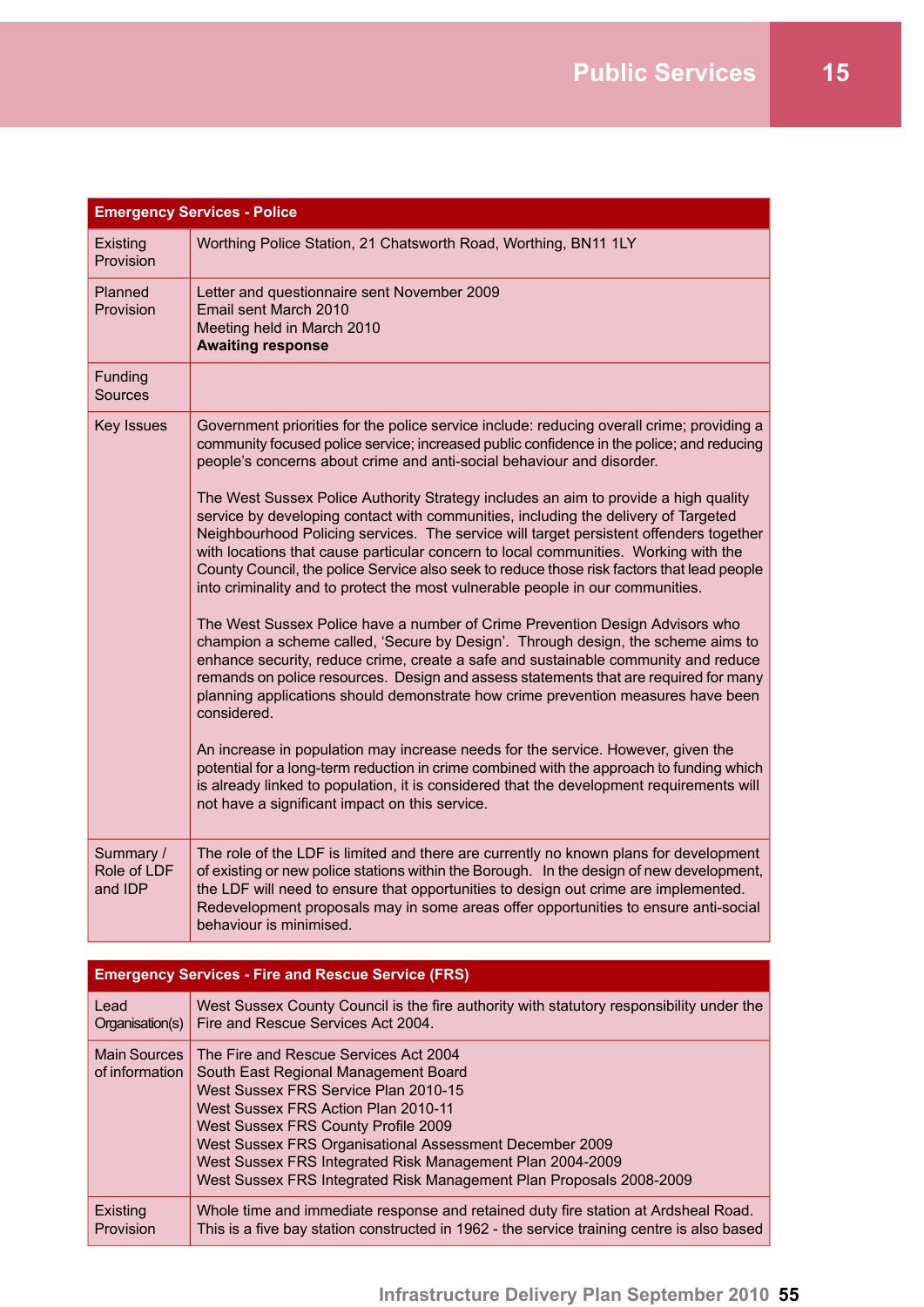| Emergency Services - Police | |
|---|---|
| Existing Provision | Worthing Police Station, 21 Chatsworth Road, Worthing, BN11 1LY |
| Planned Provision | Letter and questionnaire sent November 2009<br>Email sent March 2010<br>Meeting held in March 2010<br>**Awaiting response** |
| Funding Sources | |
| Key Issues | Government priorities for the police service include: reducing overall crime; providing a community focused police service; increased public confidence in the police; and reducing people's concerns about crime and anti-social behaviour and disorder.<br><br>The West Sussex Police Authority Strategy includes an aim to provide a high quality service by developing contact with communities, including the delivery of Targeted Neighbourhood Policing services. The service will target persistent offenders together with locations that cause particular concern to local communities. Working with the County Council, the police Service also seek to reduce those risk factors that lead people into criminality and to protect the most vulnerable people in our communities.<br><br>The West Sussex Police have a number of Crime Prevention Design Advisors who champion a scheme called, 'Secure by Design'. Through design, the scheme aims to enhance security, reduce crime, create a safe and sustainable community and reduce remands on police resources. Design and assess statements that are required for many planning applications should demonstrate how crime prevention measures have been considered.<br><br>An increase in population may increase needs for the service. However, given the potential for a long-term reduction in crime combined with the approach to funding which is already linked to population, it is considered that the development requirements will not have a significant impact on this service. |
| Summary / Role of LDF and IDP | The role of the LDF is limited and there are currently no known plans for development of existing or new police stations within the Borough. In the design of new development, the LDF will need to ensure that opportunities to design out crime are implemented. Redevelopment proposals may in some areas offer opportunities to ensure anti-social behaviour is minimised. |

| Emergency Services - Fire and Rescue Service (FRS) | |
|---|---|
| Lead Organisation(s) | West Sussex County Council is the fire authority with statutory responsibility under the Fire and Rescue Services Act 2004. |
| Main Sources of information | The Fire and Rescue Services Act 2004<br>South East Regional Management Board<br>West Sussex FRS Service Plan 2010-15<br>West Sussex FRS Action Plan 2010-11<br>West Sussex FRS County Profile 2009<br>West Sussex FRS Organisational Assessment December 2009<br>West Sussex FRS Integrated Risk Management Plan 2004-2009<br>West Sussex FRS Integrated Risk Management Plan Proposals 2008-2009 |
| Existing Provision | Whole time and immediate response and retained duty fire station at Ardsheal Road. This is a five bay station constructed in 1962 - the service training centre is also based |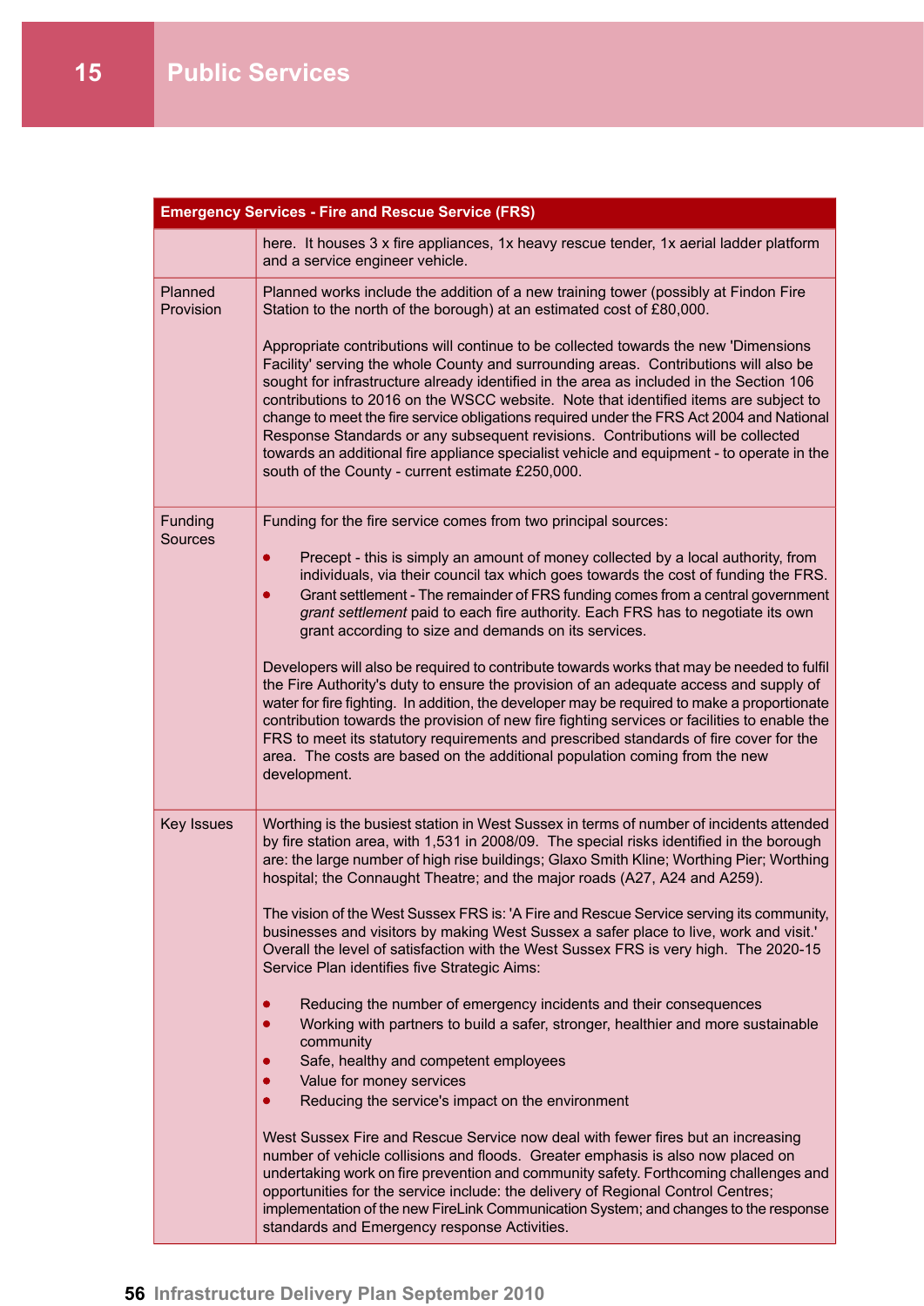| Emergency Services - Fire and Rescue Service (FRS) | |
|---|---|
| | here. It houses 3 x fire appliances, 1x heavy rescue tender, 1x aerial ladder platform and a service engineer vehicle. |
| Planned Provision | Planned works include the addition of a new training tower (possibly at Findon Fire Station to the north of the borough) at an estimated cost of £80,000.<br><br>Appropriate contributions will continue to be collected towards the new 'Dimensions Facility' serving the whole County and surrounding areas. Contributions will also be sought for infrastructure already identified in the area as included in the Section 106 contributions to 2016 on the WSCC website. Note that identified items are subject to change to meet the fire service obligations required under the FRS Act 2004 and National Response Standards or any subsequent revisions. Contributions will be collected towards an additional fire appliance specialist vehicle and equipment - to operate in the south of the County - current estimate £250,000. |
| Funding Sources | Funding for the fire service comes from two principal sources:<br><br>• Precept - this is simply an amount of money collected by a local authority, from individuals, via their council tax which goes towards the cost of funding the FRS.<br>• Grant settlement - The remainder of FRS funding comes from a central government *grant settlement* paid to each fire authority. Each FRS has to negotiate its own grant according to size and demands on its services.<br><br>Developers will also be required to contribute towards works that may be needed to fulfil the Fire Authority's duty to ensure the provision of an adequate access and supply of water for fire fighting. In addition, the developer may be required to make a proportionate contribution towards the provision of new fire fighting services or facilities to enable the FRS to meet its statutory requirements and prescribed standards of fire cover for the area. The costs are based on the additional population coming from the new development. |
| Key Issues | Worthing is the busiest station in West Sussex in terms of number of incidents attended by fire station area, with 1,531 in 2008/09. The special risks identified in the borough are: the large number of high rise buildings; Glaxo Smith Kline; Worthing Pier; Worthing hospital; the Connaught Theatre; and the major roads (A27, A24 and A259).<br><br>The vision of the West Sussex FRS is: 'A Fire and Rescue Service serving its community, businesses and visitors by making West Sussex a safer place to live, work and visit.' Overall the level of satisfaction with the West Sussex FRS is very high. The 2020-15 Service Plan identifies five Strategic Aims:<br><br>• Reducing the number of emergency incidents and their consequences<br>• Working with partners to build a safer, stronger, healthier and more sustainable community<br>• Safe, healthy and competent employees<br>• Value for money services<br>• Reducing the service's impact on the environment<br><br>West Sussex Fire and Rescue Service now deal with fewer fires but an increasing number of vehicle collisions and floods. Greater emphasis is also now placed on undertaking work on fire prevention and community safety. Forthcoming challenges and opportunities for the service include: the delivery of Regional Control Centres; implementation of the new FireLink Communication System; and changes to the response standards and Emergency response Activities. |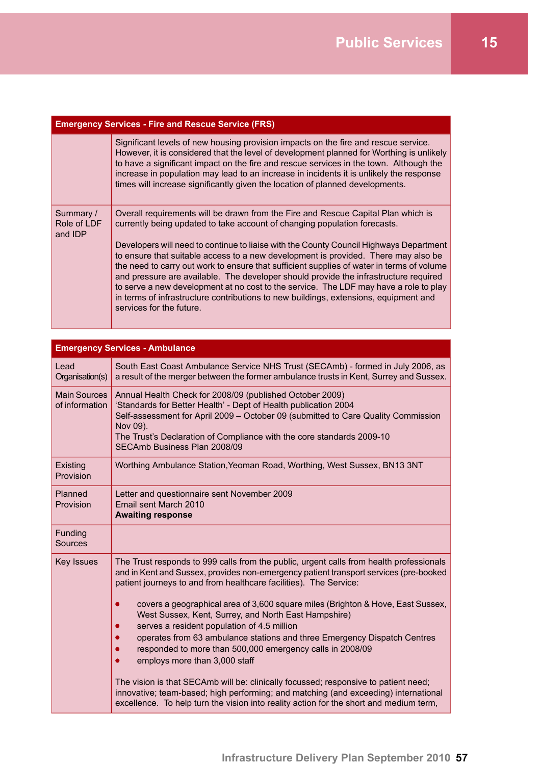| Emergency Services - Fire and Rescue Service (FRS) | |
|---|---|
| | Significant levels of new housing provision impacts on the fire and rescue service. However, it is considered that the level of development planned for Worthing is unlikely to have a significant impact on the fire and rescue services in the town. Although the increase in population may lead to an increase in incidents it is unlikely the response times will increase significantly given the location of planned developments. |
| Summary / Role of LDF and IDP | Overall requirements will be drawn from the Fire and Rescue Capital Plan which is currently being updated to take account of changing population forecasts.<br><br>Developers will need to continue to liaise with the County Council Highways Department to ensure that suitable access to a new development is provided. There may also be the need to carry out work to ensure that sufficient supplies of water in terms of volume and pressure are available. The developer should provide the infrastructure required to serve a new development at no cost to the service. The LDF may have a role to play in terms of infrastructure contributions to new buildings, extensions, equipment and services for the future. |

| Emergency Services - Ambulance | |
|---|---|
| Lead Organisation(s) | South East Coast Ambulance Service NHS Trust (SECAmb) - formed in July 2006, as a result of the merger between the former ambulance trusts in Kent, Surrey and Sussex. |
| Main Sources of information | Annual Health Check for 2008/09 (published October 2009)<br>'Standards for Better Health' - Dept of Health publication 2004<br>Self-assessment for April 2009 – October 09 (submitted to Care Quality Commission Nov 09).<br>The Trust's Declaration of Compliance with the core standards 2009-10<br>SECAmb Business Plan 2008/09 |
| Existing Provision | Worthing Ambulance Station, Yeoman Road, Worthing, West Sussex, BN13 3NT |
| Planned Provision | Letter and questionnaire sent November 2009<br>Email sent March 2010<br>**Awaiting response** |
| Funding Sources | |
| Key Issues | The Trust responds to 999 calls from the public, urgent calls from health professionals and in Kent and Sussex, provides non-emergency patient transport services (pre-booked patient journeys to and from healthcare facilities). The Service:<br><br>• covers a geographical area of 3,600 square miles (Brighton & Hove, East Sussex, West Sussex, Kent, Surrey, and North East Hampshire)<br>• serves a resident population of 4.5 million<br>• operates from 63 ambulance stations and three Emergency Dispatch Centres<br>• responded to more than 500,000 emergency calls in 2008/09<br>• employs more than 3,000 staff<br><br>The vision is that SECAmb will be: clinically focussed; responsive to patient need; innovative; team-based; high performing; and matching (and exceeding) international excellence. To help turn the vision into reality action for the short and medium term, |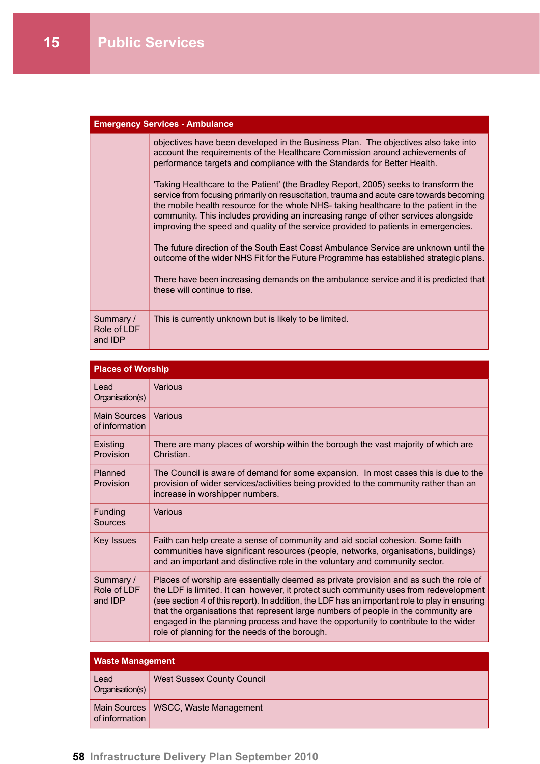# 15 Public Services

| Emergency Services - Ambulance | |
|---|---|
| | objectives have been developed in the Business Plan. The objectives also take into account the requirements of the Healthcare Commission around achievements of performance targets and compliance with the Standards for Better Health.<br><br>'Taking Healthcare to the Patient' (the Bradley Report, 2005) seeks to transform the service from focusing primarily on resuscitation, trauma and acute care towards becoming the mobile health resource for the whole NHS- taking healthcare to the patient in the community. This includes providing an increasing range of other services alongside improving the speed and quality of the service provided to patients in emergencies.<br><br>The future direction of the South East Coast Ambulance Service are unknown until the outcome of the wider NHS Fit for the Future Programme has established strategic plans.<br><br>There have been increasing demands on the ambulance service and it is predicted that these will continue to rise. |
| Summary / Role of LDF and IDP | This is currently unknown but is likely to be limited. |

| Places of Worship | |
|---|---|
| Lead Organisation(s) | Various |
| Main Sources of information | Various |
| Existing Provision | There are many places of worship within the borough the vast majority of which are Christian. |
| Planned Provision | The Council is aware of demand for some expansion. In most cases this is due to the provision of wider services/activities being provided to the community rather than an increase in worshipper numbers. |
| Funding Sources | Various |
| Key Issues | Faith can help create a sense of community and aid social cohesion. Some faith communities have significant resources (people, networks, organisations, buildings) and an important and distinctive role in the voluntary and community sector. |
| Summary / Role of LDF and IDP | Places of worship are essentially deemed as private provision and as such the role of the LDF is limited. It can however, it protect such community uses from redevelopment (see section 4 of this report). In addition, the LDF has an important role to play in ensuring that the organisations that represent large numbers of people in the community are engaged in the planning process and have the opportunity to contribute to the wider role of planning for the needs of the borough. |

| Waste Management | |
|---|---|
| Lead Organisation(s) | West Sussex County Council |
| Main Sources of information | WSCC, Waste Management |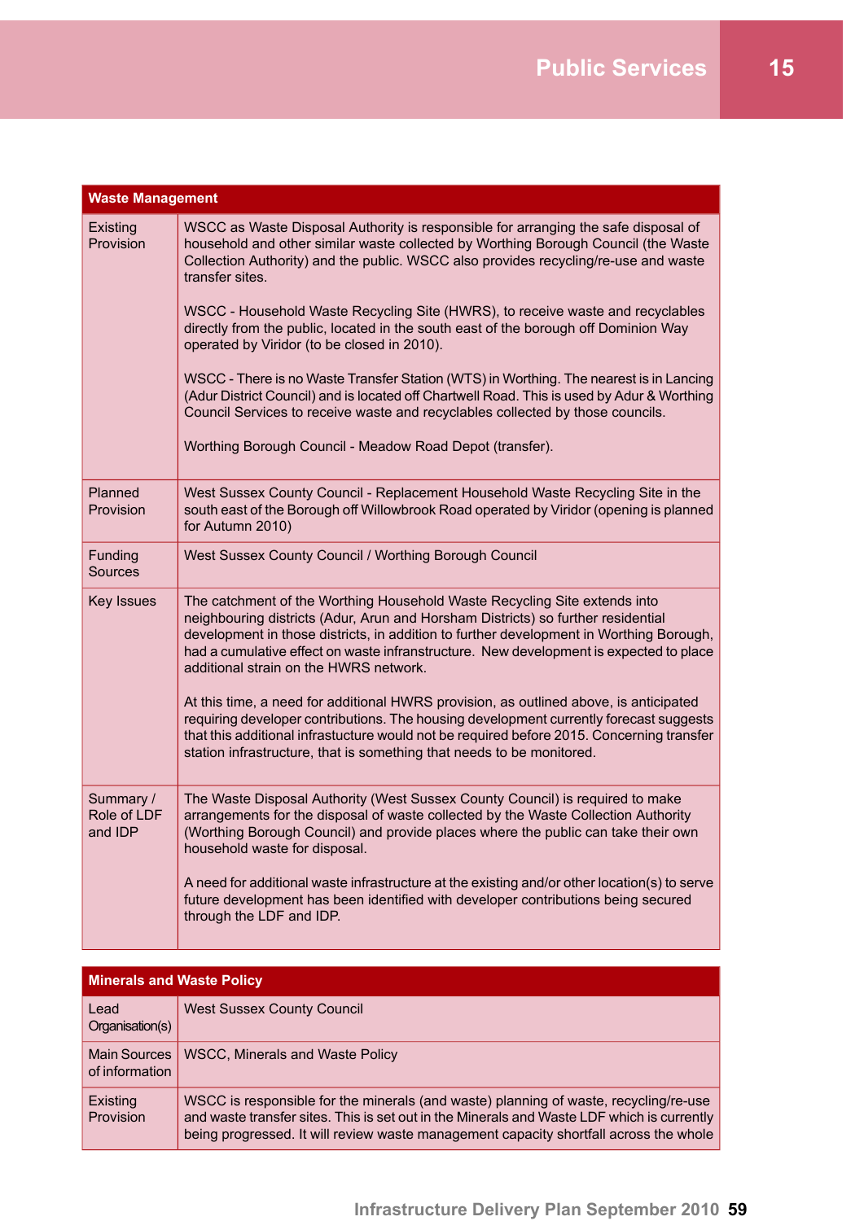| Waste Management | |
|---|---|
| Existing Provision | WSCC as Waste Disposal Authority is responsible for arranging the safe disposal of household and other similar waste collected by Worthing Borough Council (the Waste Collection Authority) and the public. WSCC also provides recycling/re-use and waste transfer sites.<br><br>WSCC - Household Waste Recycling Site (HWRS), to receive waste and recyclables directly from the public, located in the south east of the borough off Dominion Way operated by Viridor (to be closed in 2010).<br><br>WSCC - There is no Waste Transfer Station (WTS) in Worthing. The nearest is in Lancing (Adur District Council) and is located off Chartwell Road. This is used by Adur & Worthing Council Services to receive waste and recyclables collected by those councils.<br><br>Worthing Borough Council - Meadow Road Depot (transfer). |
| Planned Provision | West Sussex County Council - Replacement Household Waste Recycling Site in the south east of the Borough off Willowbrook Road operated by Viridor (opening is planned for Autumn 2010) |
| Funding Sources | West Sussex County Council / Worthing Borough Council |
| Key Issues | The catchment of the Worthing Household Waste Recycling Site extends into neighbouring districts (Adur, Arun and Horsham Districts) so further residential development in those districts, in addition to further development in Worthing Borough, had a cumulative effect on waste infrastructure. New development is expected to place additional strain on the HWRS network.<br><br>At this time, a need for additional HWRS provision, as outlined above, is anticipated requiring developer contributions. The housing development currently forecast suggests that this additional infrastructure would not be required before 2015. Concerning transfer station infrastructure, that is something that needs to be monitored. |
| Summary / Role of LDF and IDP | The Waste Disposal Authority (West Sussex County Council) is required to make arrangements for the disposal of waste collected by the Waste Collection Authority (Worthing Borough Council) and provide places where the public can take their own household waste for disposal.<br><br>A need for additional waste infrastructure at the existing and/or other location(s) to serve future development has been identified with developer contributions being secured through the LDF and IDP. |

| Minerals and Waste Policy | |
|---|---|
| Lead Organisation(s) | West Sussex County Council |
| Main Sources of information | WSCC, Minerals and Waste Policy |
| Existing Provision | WSCC is responsible for the minerals (and waste) planning of waste, recycling/re-use and waste transfer sites. This is set out in the Minerals and Waste LDF which is currently being progressed. It will review waste management capacity shortfall across the whole |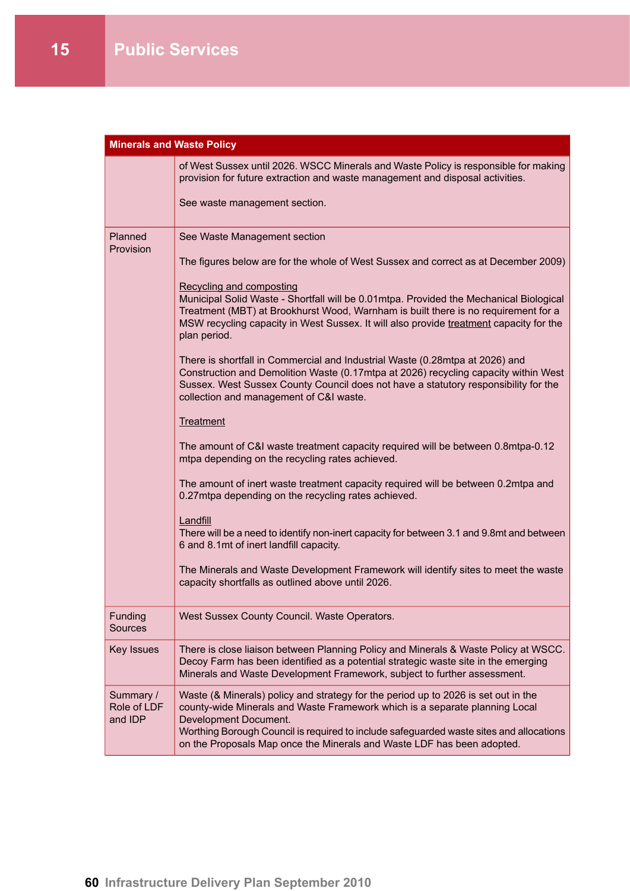| Minerals and Waste Policy | |
|---|---|
| | of West Sussex until 2026. WSCC Minerals and Waste Policy is responsible for making provision for future extraction and waste management and disposal activities.<br><br>See waste management section. |
| Planned Provision | See Waste Management section<br><br>The figures below are for the whole of West Sussex and correct as at December 2009)<br><br><u>Recycling and composting</u><br>Municipal Solid Waste - Shortfall will be 0.01mtpa. Provided the Mechanical Biological Treatment (MBT) at Brookhurst Wood, Warnham is built there is no requirement for a MSW recycling capacity in West Sussex. It will also provide <u>treatment</u> capacity for the plan period.<br><br>There is shortfall in Commercial and Industrial Waste (0.28mtpa at 2026) and Construction and Demolition Waste (0.17mtpa at 2026) recycling capacity within West Sussex. West Sussex County Council does not have a statutory responsibility for the collection and management of C&I waste.<br><br><u>Treatment</u><br><br>The amount of C&I waste treatment capacity required will be between 0.8mtpa-0.12 mtpa depending on the recycling rates achieved.<br><br>The amount of inert waste treatment capacity required will be between 0.2mtpa and 0.27mtpa depending on the recycling rates achieved.<br><br><u>Landfill</u><br>There will be a need to identify non-inert capacity for between 3.1 and 9.8mt and between 6 and 8.1mt of inert landfill capacity.<br><br>The Minerals and Waste Development Framework will identify sites to meet the waste capacity shortfalls as outlined above until 2026. |
| Funding Sources | West Sussex County Council. Waste Operators. |
| Key Issues | There is close liaison between Planning Policy and Minerals & Waste Policy at WSCC. Decoy Farm has been identified as a potential strategic waste site in the emerging Minerals and Waste Development Framework, subject to further assessment. |
| Summary / Role of LDF and IDP | Waste (& Minerals) policy and strategy for the period up to 2026 is set out in the county-wide Minerals and Waste Framework which is a separate planning Local Development Document.<br>Worthing Borough Council is required to include safeguarded waste sites and allocations on the Proposals Map once the Minerals and Waste LDF has been adopted. |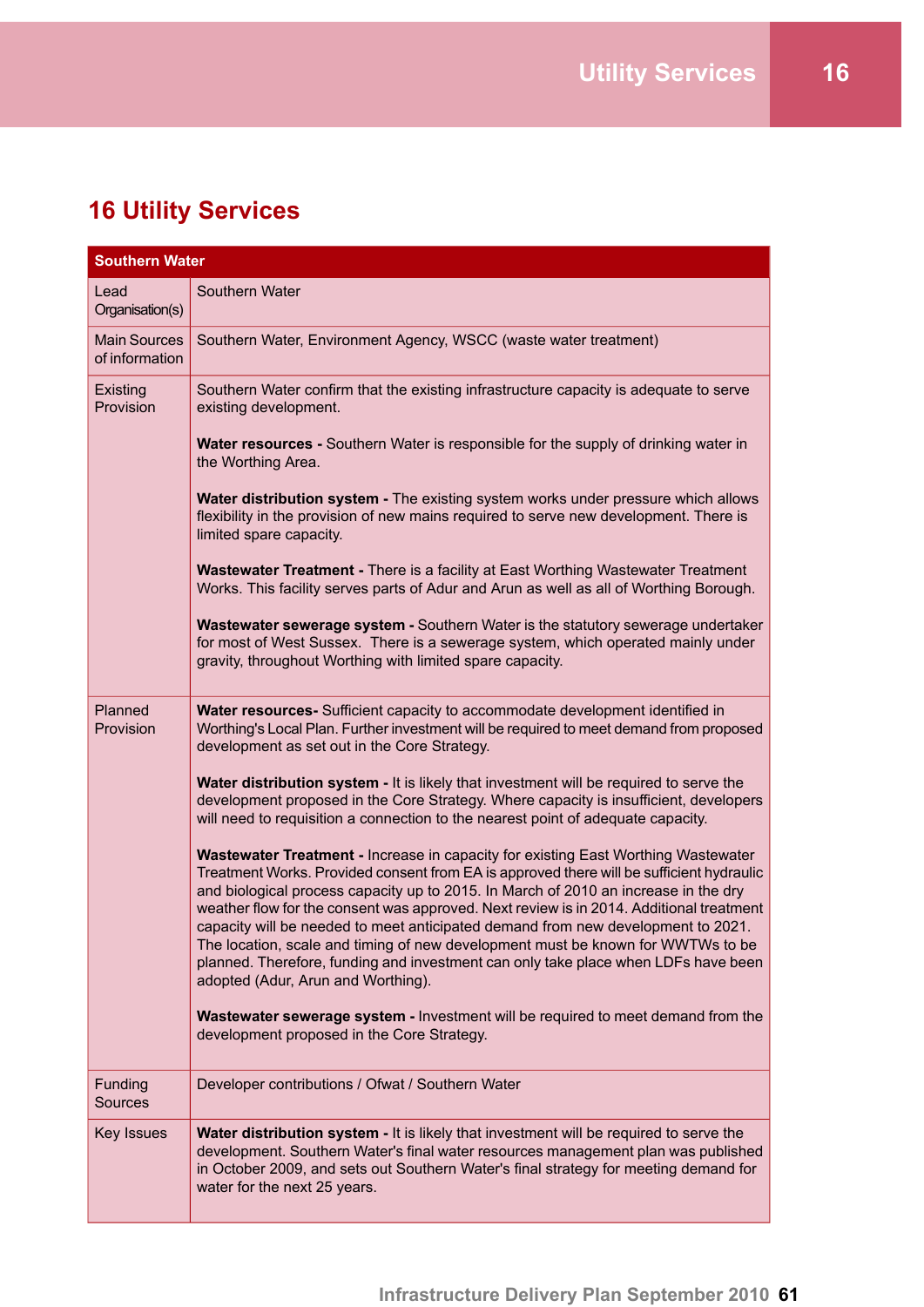# 16 Utility Services

| Southern Water | |
|---|---|
| Lead Organisation(s) | Southern Water |
| Main Sources of information | Southern Water, Environment Agency, WSCC (waste water treatment) |
| Existing Provision | Southern Water confirm that the existing infrastructure capacity is adequate to serve existing development.<br><br>**Water resources -** Southern Water is responsible for the supply of drinking water in the Worthing Area.<br><br>**Water distribution system -** The existing system works under pressure which allows flexibility in the provision of new mains required to serve new development. There is limited spare capacity.<br><br>**Wastewater Treatment -** There is a facility at East Worthing Wastewater Treatment Works. This facility serves parts of Adur and Arun as well as all of Worthing Borough.<br><br>**Wastewater sewerage system -** Southern Water is the statutory sewerage undertaker for most of West Sussex. There is a sewerage system, which operated mainly under gravity, throughout Worthing with limited spare capacity. |
| Planned Provision | **Water resources-** Sufficient capacity to accommodate development identified in Worthing's Local Plan. Further investment will be required to meet demand from proposed development as set out in the Core Strategy.<br><br>**Water distribution system -** It is likely that investment will be required to serve the development proposed in the Core Strategy. Where capacity is insufficient, developers will need to requisition a connection to the nearest point of adequate capacity.<br><br>**Wastewater Treatment -** Increase in capacity for existing East Worthing Wastewater Treatment Works. Provided consent from EA is approved there will be sufficient hydraulic and biological process capacity up to 2015. In March of 2010 an increase in the dry weather flow for the consent was approved. Next review is in 2014. Additional treatment capacity will be needed to meet anticipated demand from new development to 2021. The location, scale and timing of new development must be known for WWTWs to be planned. Therefore, funding and investment can only take place when LDFs have been adopted (Adur, Arun and Worthing).<br><br>**Wastewater sewerage system -** Investment will be required to meet demand from the development proposed in the Core Strategy. |
| Funding Sources | Developer contributions / Ofwat / Southern Water |
| Key Issues | **Water distribution system -** It is likely that investment will be required to serve the development. Southern Water's final water resources management plan was published in October 2009, and sets out Southern Water's final strategy for meeting demand for water for the next 25 years. |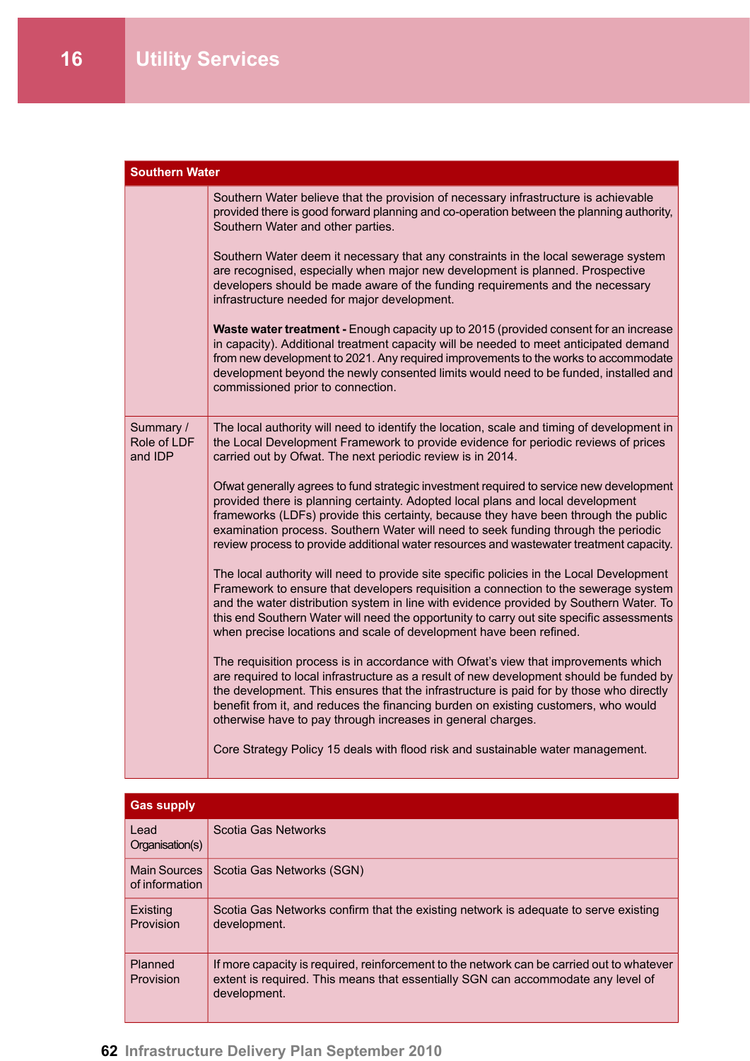# 16 Utility Services

| Southern Water | |
|---|---|
| | Southern Water believe that the provision of necessary infrastructure is achievable provided there is good forward planning and co-operation between the planning authority, Southern Water and other parties.<br><br>Southern Water deem it necessary that any constraints in the local sewerage system are recognised, especially when major new development is planned. Prospective developers should be made aware of the funding requirements and the necessary infrastructure needed for major development.<br><br>**Waste water treatment -** Enough capacity up to 2015 (provided consent for an increase in capacity). Additional treatment capacity will be needed to meet anticipated demand from new development to 2021. Any required improvements to the works to accommodate development beyond the newly consented limits would need to be funded, installed and commissioned prior to connection. |
| Summary / Role of LDF and IDP | The local authority will need to identify the location, scale and timing of development in the Local Development Framework to provide evidence for periodic reviews of prices carried out by Ofwat. The next periodic review is in 2014.<br><br>Ofwat generally agrees to fund strategic investment required to service new development provided there is planning certainty. Adopted local plans and local development frameworks (LDFs) provide this certainty, because they have been through the public examination process. Southern Water will need to seek funding through the periodic review process to provide additional water resources and wastewater treatment capacity.<br><br>The local authority will need to provide site specific policies in the Local Development Framework to ensure that developers requisition a connection to the sewerage system and the water distribution system in line with evidence provided by Southern Water. To this end Southern Water will need the opportunity to carry out site specific assessments when precise locations and scale of development have been refined.<br><br>The requisition process is in accordance with Ofwat's view that improvements which are required to local infrastructure as a result of new development should be funded by the development. This ensures that the infrastructure is paid for by those who directly benefit from it, and reduces the financing burden on existing customers, who would otherwise have to pay through increases in general charges.<br><br>Core Strategy Policy 15 deals with flood risk and sustainable water management. |

| Gas supply | |
|---|---|
| Lead Organisation(s) | Scotia Gas Networks |
| Main Sources of information | Scotia Gas Networks (SGN) |
| Existing Provision | Scotia Gas Networks confirm that the existing network is adequate to serve existing development. |
| Planned Provision | If more capacity is required, reinforcement to the network can be carried out to whatever extent is required. This means that essentially SGN can accommodate any level of development. |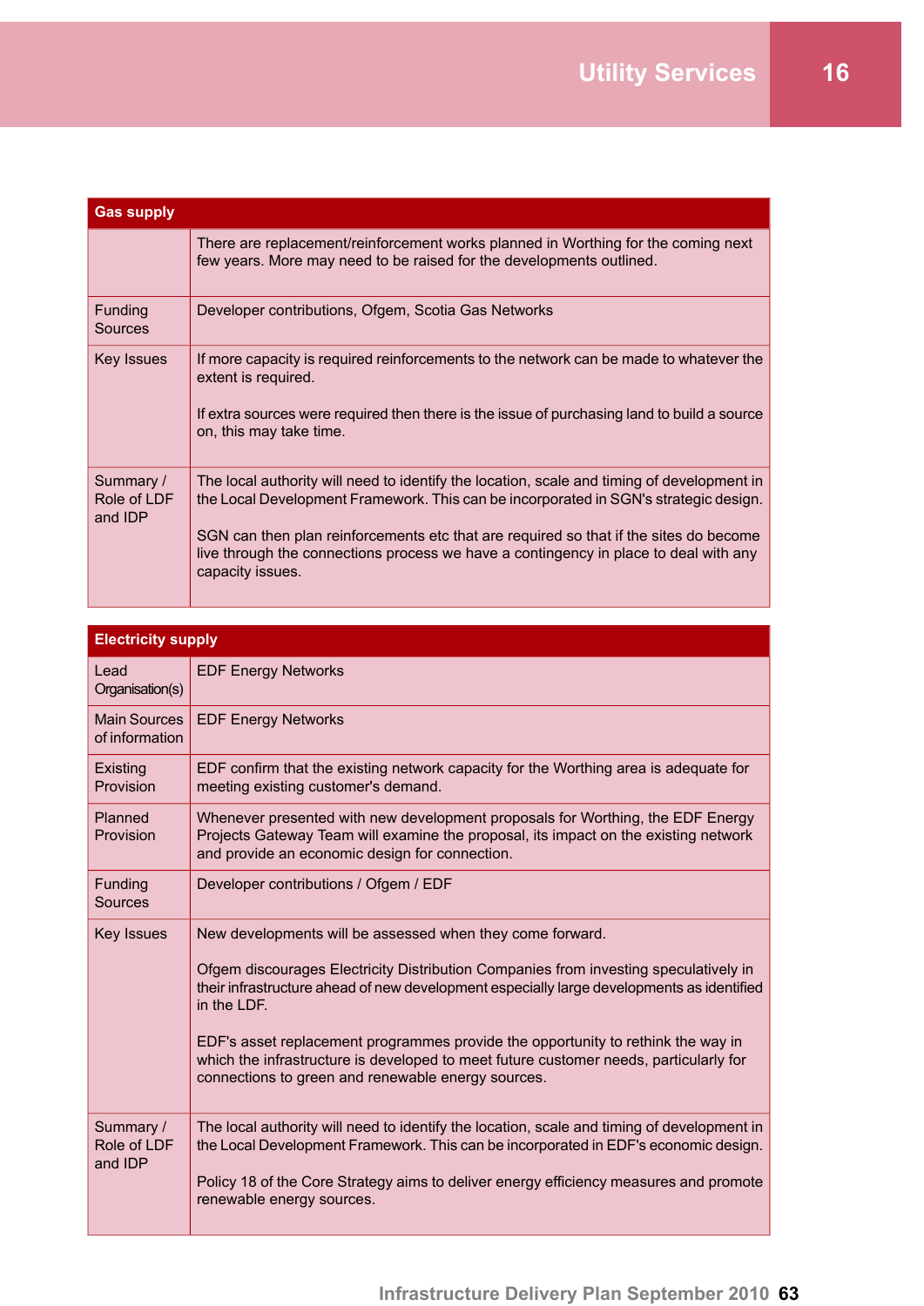| Gas supply | |
|---|---|
| | There are replacement/reinforcement works planned in Worthing for the coming next few years. More may need to be raised for the developments outlined. |
| Funding Sources | Developer contributions, Ofgem, Scotia Gas Networks |
| Key Issues | If more capacity is required reinforcements to the network can be made to whatever the extent is required.<br><br>If extra sources were required then there is the issue of purchasing land to build a source on, this may take time. |
| Summary / Role of LDF and IDP | The local authority will need to identify the location, scale and timing of development in the Local Development Framework. This can be incorporated in SGN's strategic design.<br><br>SGN can then plan reinforcements etc that are required so that if the sites do become live through the connections process we have a contingency in place to deal with any capacity issues. |

| Electricity supply | |
|---|---|
| Lead Organisation(s) | EDF Energy Networks |
| Main Sources of information | EDF Energy Networks |
| Existing Provision | EDF confirm that the existing network capacity for the Worthing area is adequate for meeting existing customer's demand. |
| Planned Provision | Whenever presented with new development proposals for Worthing, the EDF Energy Projects Gateway Team will examine the proposal, its impact on the existing network and provide an economic design for connection. |
| Funding Sources | Developer contributions / Ofgem / EDF |
| Key Issues | New developments will be assessed when they come forward.<br><br>Ofgem discourages Electricity Distribution Companies from investing speculatively in their infrastructure ahead of new development especially large developments as identified in the LDF.<br><br>EDF's asset replacement programmes provide the opportunity to rethink the way in which the infrastructure is developed to meet future customer needs, particularly for connections to green and renewable energy sources. |
| Summary / Role of LDF and IDP | The local authority will need to identify the location, scale and timing of development in the Local Development Framework. This can be incorporated in EDF's economic design.<br><br>Policy 18 of the Core Strategy aims to deliver energy efficiency measures and promote renewable energy sources. |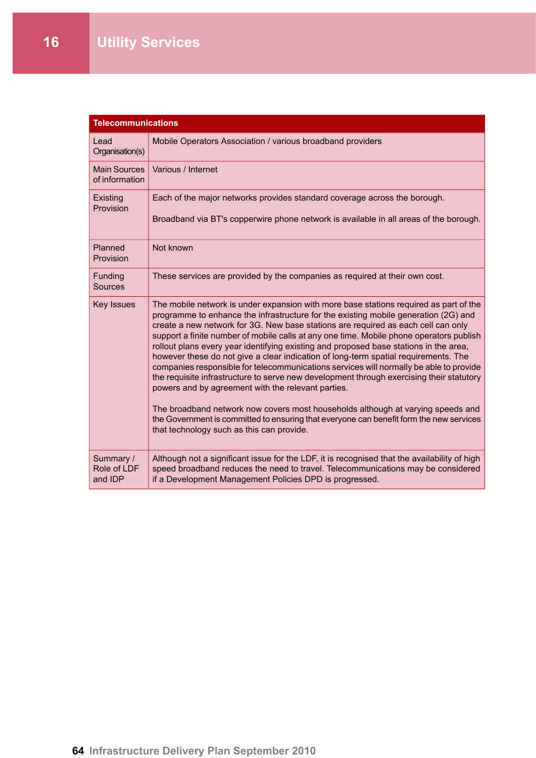# 16 Utility Services

| Telecommunications | |
|---|---|
| Lead Organisation(s) | Mobile Operators Association / various broadband providers |
| Main Sources of information | Various / Internet |
| Existing Provision | Each of the major networks provides standard coverage across the borough.<br><br>Broadband via BT's copperwire phone network is available in all areas of the borough. |
| Planned Provision | Not known |
| Funding Sources | These services are provided by the companies as required at their own cost. |
| Key Issues | The mobile network is under expansion with more base stations required as part of the programme to enhance the infrastructure for the existing mobile generation (2G) and create a new network for 3G. New base stations are required as each cell can only support a finite number of mobile calls at any one time. Mobile phone operators publish rollout plans every year identifying existing and proposed base stations in the area, however these do not give a clear indication of long-term spatial requirements. The companies responsible for telecommunications services will normally be able to provide the requisite infrastructure to serve new development through exercising their statutory powers and by agreement with the relevant parties.<br><br>The broadband network now covers most households although at varying speeds and the Government is committed to ensuring that everyone can benefit form the new services that technology such as this can provide. |
| Summary / Role of LDF and IDP | Although not a significant issue for the LDF, it is recognised that the availability of high speed broadband reduces the need to travel. Telecommunications may be considered if a Development Management Policies DPD is progressed. |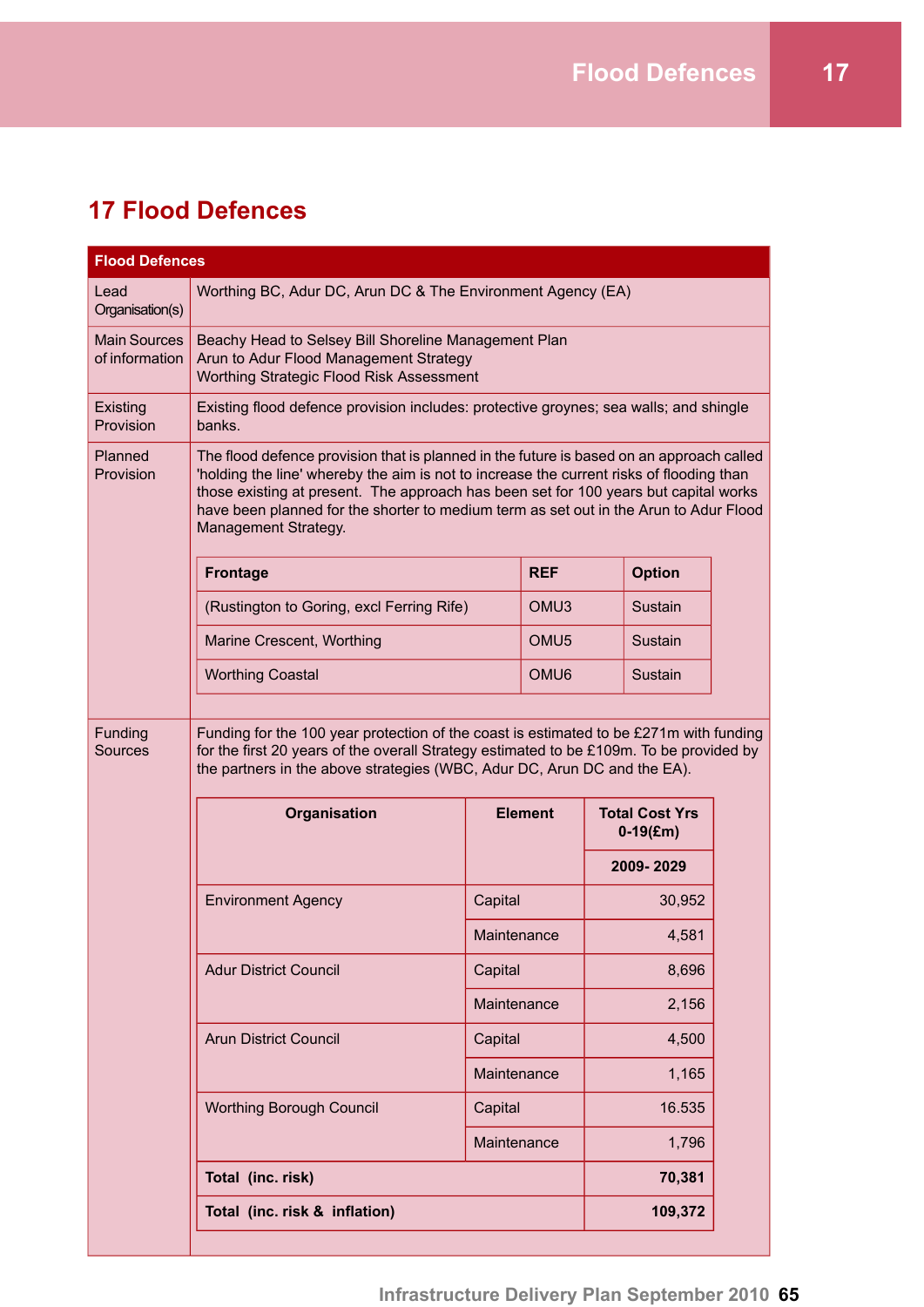# 17 Flood Defences

| Flood Defences | |
|---|---|
| Lead Organisation(s) | Worthing BC, Adur DC, Arun DC & The Environment Agency (EA) |
| Main Sources of information | Beachy Head to Selsey Bill Shoreline Management Plan<br>Arun to Adur Flood Management Strategy<br>Worthing Strategic Flood Risk Assessment |
| Existing Provision | Existing flood defence provision includes: protective groynes; sea walls; and shingle banks. |
| Planned Provision | The flood defence provision that is planned in the future is based on an approach called 'holding the line' whereby the aim is not to increase the current risks of flooding than those existing at present. The approach has been set for 100 years but capital works have been planned for the shorter to medium term as set out in the Arun to Adur Flood Management Strategy. |
| Funding Sources | Funding for the 100 year protection of the coast is estimated to be £271m with funding for the first 20 years of the overall Strategy estimated to be £109m. To be provided by the partners in the above strategies (WBC, Adur DC, Arun DC and the EA). |

| Frontage | REF | Option |
|---|---|---|
| (Rustington to Goring, excl Ferring Rife) | OMU3 | Sustain |
| Marine Crescent, Worthing | OMU5 | Sustain |
| Worthing Coastal | OMU6 | Sustain |

| Organisation | Element | Total Cost Yrs 0-19(£m) |
|---|---|---|
| | | 2009- 2029 |
| Environment Agency | Capital | 30,952 |
| | Maintenance | 4,581 |
| Adur District Council | Capital | 8,696 |
| | Maintenance | 2,156 |
| Arun District Council | Capital | 4,500 |
| | Maintenance | 1,165 |
| Worthing Borough Council | Capital | 16.535 |
| | Maintenance | 1,796 |
| **Total (inc. risk)** | | **70,381** |
| **Total (inc. risk & inflation)** | | **109,372** |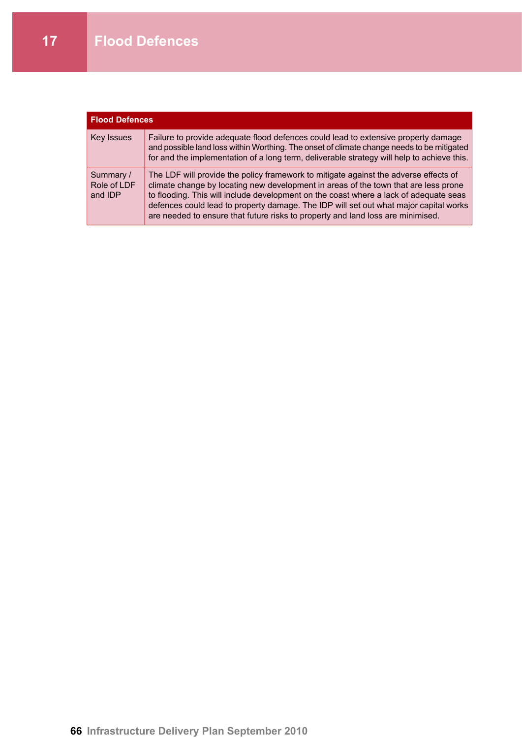# 17 Flood Defences

| Flood Defences | |
|---|---|
| Key Issues | Failure to provide adequate flood defences could lead to extensive property damage and possible land loss within Worthing. The onset of climate change needs to be mitigated for and the implementation of a long term, deliverable strategy will help to achieve this. |
| Summary / Role of LDF and IDP | The LDF will provide the policy framework to mitigate against the adverse effects of climate change by locating new development in areas of the town that are less prone to flooding. This will include development on the coast where a lack of adequate seas defences could lead to property damage. The IDP will set out what major capital works are needed to ensure that future risks to property and land loss are minimised. |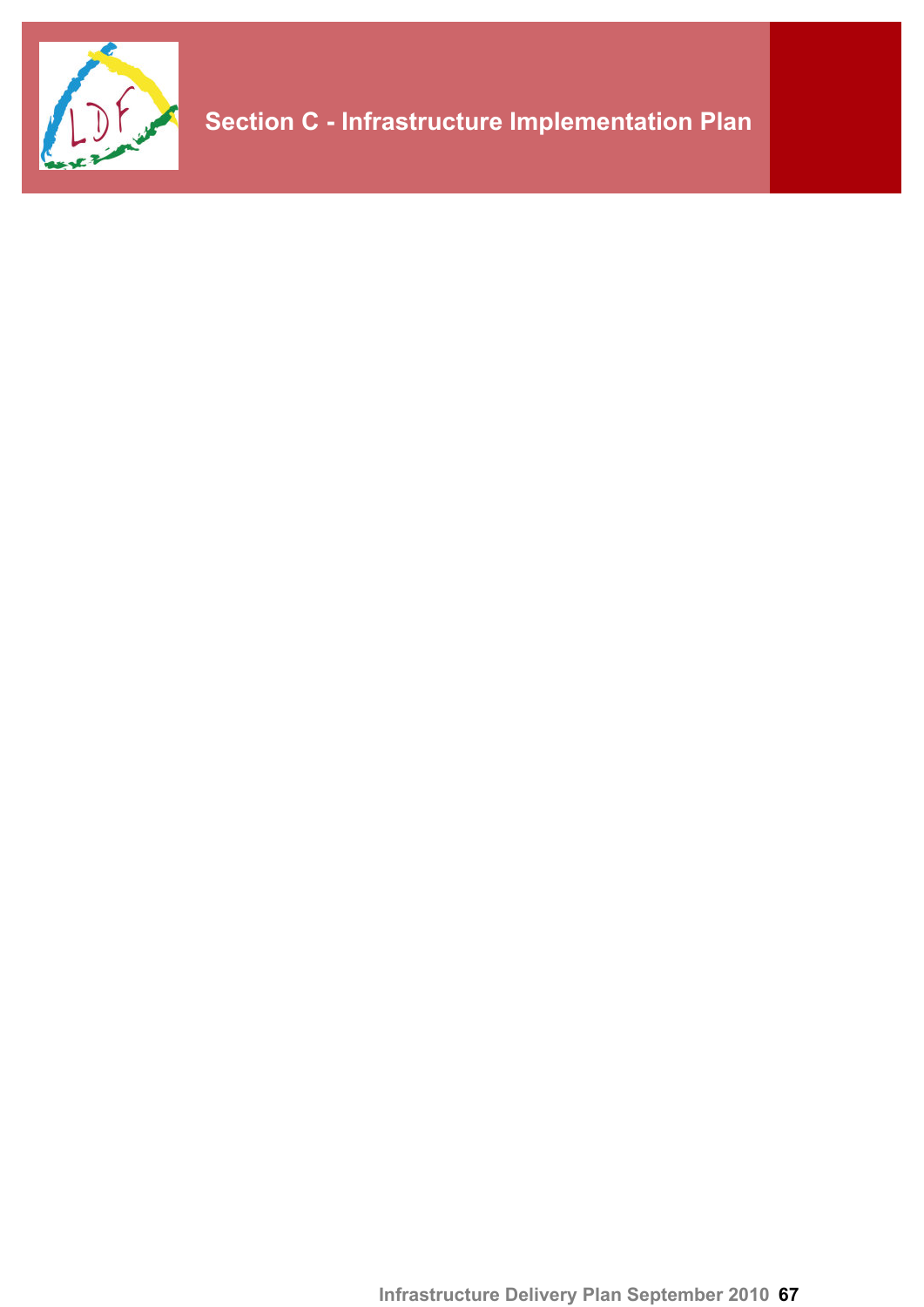# Section C - Infrastructure Implementation Plan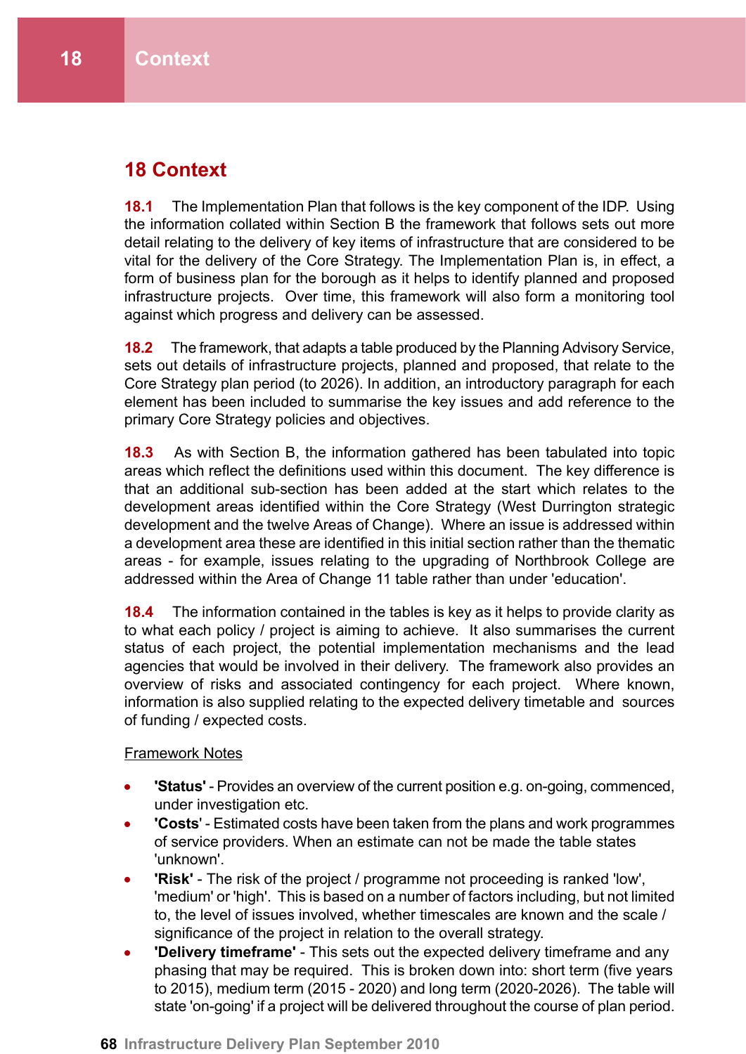# 18 Context

**18.1** The Implementation Plan that follows is the key component of the IDP. Using the information collated within Section B the framework that follows sets out more detail relating to the delivery of key items of infrastructure that are considered to be vital for the delivery of the Core Strategy. The Implementation Plan is, in effect, a form of business plan for the borough as it helps to identify planned and proposed infrastructure projects. Over time, this framework will also form a monitoring tool against which progress and delivery can be assessed.

**18.2** The framework, that adapts a table produced by the Planning Advisory Service, sets out details of infrastructure projects, planned and proposed, that relate to the Core Strategy plan period (to 2026). In addition, an introductory paragraph for each element has been included to summarise the key issues and add reference to the primary Core Strategy policies and objectives.

**18.3** As with Section B, the information gathered has been tabulated into topic areas which reflect the definitions used within this document. The key difference is that an additional sub-section has been added at the start which relates to the development areas identified within the Core Strategy (West Durrington strategic development and the twelve Areas of Change). Where an issue is addressed within a development area these are identified in this initial section rather than the thematic areas - for example, issues relating to the upgrading of Northbrook College are addressed within the Area of Change 11 table rather than under 'education'.

**18.4** The information contained in the tables is key as it helps to provide clarity as to what each policy / project is aiming to achieve. It also summarises the current status of each project, the potential implementation mechanisms and the lead agencies that would be involved in their delivery. The framework also provides an overview of risks and associated contingency for each project. Where known, information is also supplied relating to the expected delivery timetable and sources of funding / expected costs.

Framework Notes

- **'Status'** - Provides an overview of the current position e.g. on-going, commenced, under investigation etc.
- **'Costs'** - Estimated costs have been taken from the plans and work programmes of service providers. When an estimate can not be made the table states 'unknown'.
- **'Risk'** - The risk of the project / programme not proceeding is ranked 'low', 'medium' or 'high'. This is based on a number of factors including, but not limited to, the level of issues involved, whether timescales are known and the scale / significance of the project in relation to the overall strategy.
- **'Delivery timeframe'** - This sets out the expected delivery timeframe and any phasing that may be required. This is broken down into: short term (five years to 2015), medium term (2015 - 2020) and long term (2020-2026). The table will state 'on-going' if a project will be delivered throughout the course of plan period.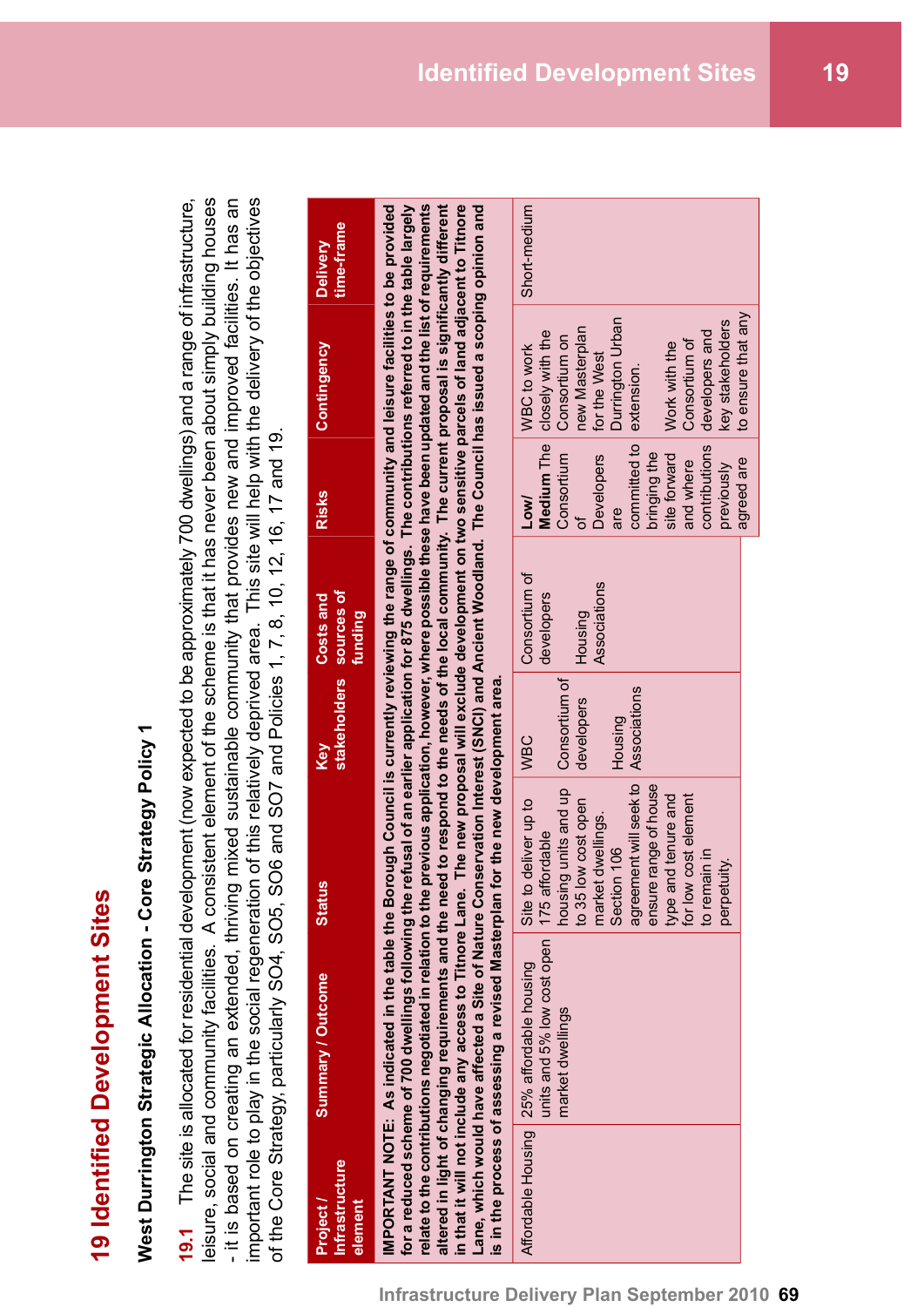# 19 Identified Development Sites

## West Durrington Strategic Allocation - Core Strategy Policy 1

**19.1** The site is allocated for residential development (now expected to be approximately 700 dwellings) and a range of infrastructure, leisure, social and community facilities. A consistent element of the scheme is that it has never been about simply building houses - it is based on creating an extended, thriving mixed sustainable community that provides new and improved facilities. It has an important role to play in the social regeneration of this relatively deprived area. This site will help with the delivery of the objectives of the Core Strategy, particularly SO4, SO5, SO6 and SO7 and Policies 1, 7, 8, 10, 12, 16, 17 and 19.

| Project / Infrastructure element | Summary / Outcome | Status | Key stakeholders | Costs and sources of funding | Risks | Contingency | Delivery time-frame |
|---|---|---|---|---|---|---|---|
| **IMPORTANT NOTE: As indicated in the table the Borough Council is currently reviewing the range of community and leisure facilities to be provided for a reduced scheme of 700 dwellings following the refusal of an earlier application for 875 dwellings. The contributions referred to in the table largely relate to the contributions negotiated in relation to the previous application, however, where possible these have been updated and the list of requirements altered in light of changing requirements and the need to respond to the needs of the local community. The current proposal is significantly different in that it will not include any access to Titnore Lane. The new proposal will exclude development on two sensitive parcels of land adjacent to Titnore Lane, which would have affected a Site of Nature Conservation Interest (SNCI) and Ancient Woodland. The Council has issued a scoping opinion and is in the process of assessing a revised Masterplan for the new development area.** | | | | | | | |
| Affordable Housing | 25% affordable housing units and 5% low cost open market dwellings | Site to deliver up to 175 affordable housing units and up to 35 low cost open market dwellings. Section 106 agreement will seek to ensure range of house type and tenure and for low cost element to remain in perpetuity. | WBC<br><br>Consortium of developers<br><br>Housing Associations | Consortium of developers<br><br>Housing Associations | **Low/ Medium** The Consortium of Developers are committed to bringing the site forward and where contributions previously agreed are | WBC to work closely with the Consortium on new Masterplan for the West Durrington Urban extension.<br><br>Work with the Consortium of developers and key stakeholders to ensure that any | Short-medium |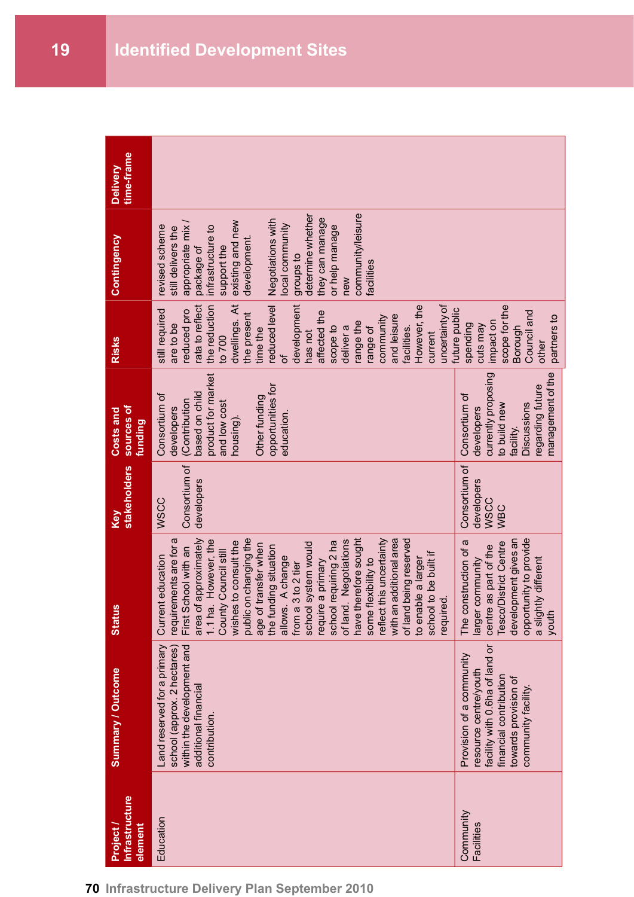## Identified Development Sites

| Project / Infrastructure element | Summary / Outcome | Status | Key stakeholders | Costs and sources of funding | Risks | Contingency | Delivery time-frame |
|---|---|---|---|---|---|---|---|
| Education | Land reserved for a primary school (approx. 2 hectares) within the development and additional financial contribution. | Current education requirements are for a First School with an area of approximately 1.1 ha. However, the County Council still wishes to consult the public on changing the age of transfer when the funding situation allows. A change from a 3 to 2 tier school system would require a primary school requiring 2 ha of land. Negotiations have therefore sought some flexibility to reflect this uncertainty with an additional area of land being reserved to enable a larger school to be built if required. | WSCC<br>Consortium of developers | Consortium of developers (Contribution based on child product for market and low cost housing).<br>Other funding opportunities for education. | still required are to be reduced pro rata to reflect the reduction to 700 dwellings. At the present time the reduced level of development has not affected the scope to deliver a range the range of community and leisure facilities. However, the current uncertainty of future public spending cuts may impact on scope for the Borough Council and other partners to | revised scheme still delivers the appropriate mix / package of infrastructure to support the existing and new development.<br>Negotiations with local community groups to determine whether they can manage or help manage new community/leisure facilities | |
| Community Facilities | Provision of a community resource centre/youth facility with 0.6ha of land or financial contribution towards provision of community facility. | The construction of a larger community centre as part of the Tesco/District Centre development gives an opportunity to provide a slightly different youth | Consortium of developers<br>WSCC<br>WBC | Consortium of developers currently proposing to build new facility.<br>Discussions regarding future management of the | | | |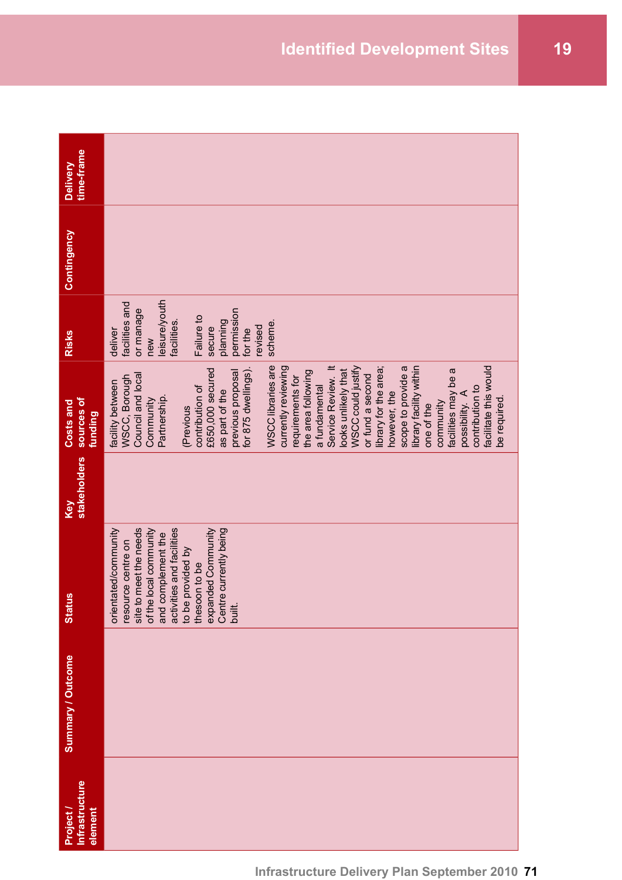| Project / Infrastructure element | Summary / Outcome | Status | Key stakeholders | Costs and sources of funding | Risks | Contingency | Delivery time-frame |
|---|---|---|---|---|---|---|---|
| | | orientated/community resource centre on site to meet the needs of the local community and complement the activities and facilities to be provided by theson to be expanded Community Centre currently being built. | | facility between WSCC, Borough Council and local Community Partnership.<br><br>(Previous contribution of £650,000 secured as part of the previous proposal for 875 dwellings).<br><br>WSCC libraries are currently reviewing requirements for the area following a fundamental Service Review. It looks unlikely that WSCC could justify or fund a second library for the area; however, the scope to provide a library facility within one of the community facilities may be a possibility. A contribution to facilitate this would be required. | deliver facilities and or manage new leisure/youth facilities.<br><br>Failure to secure planning permission for the revised scheme. | | |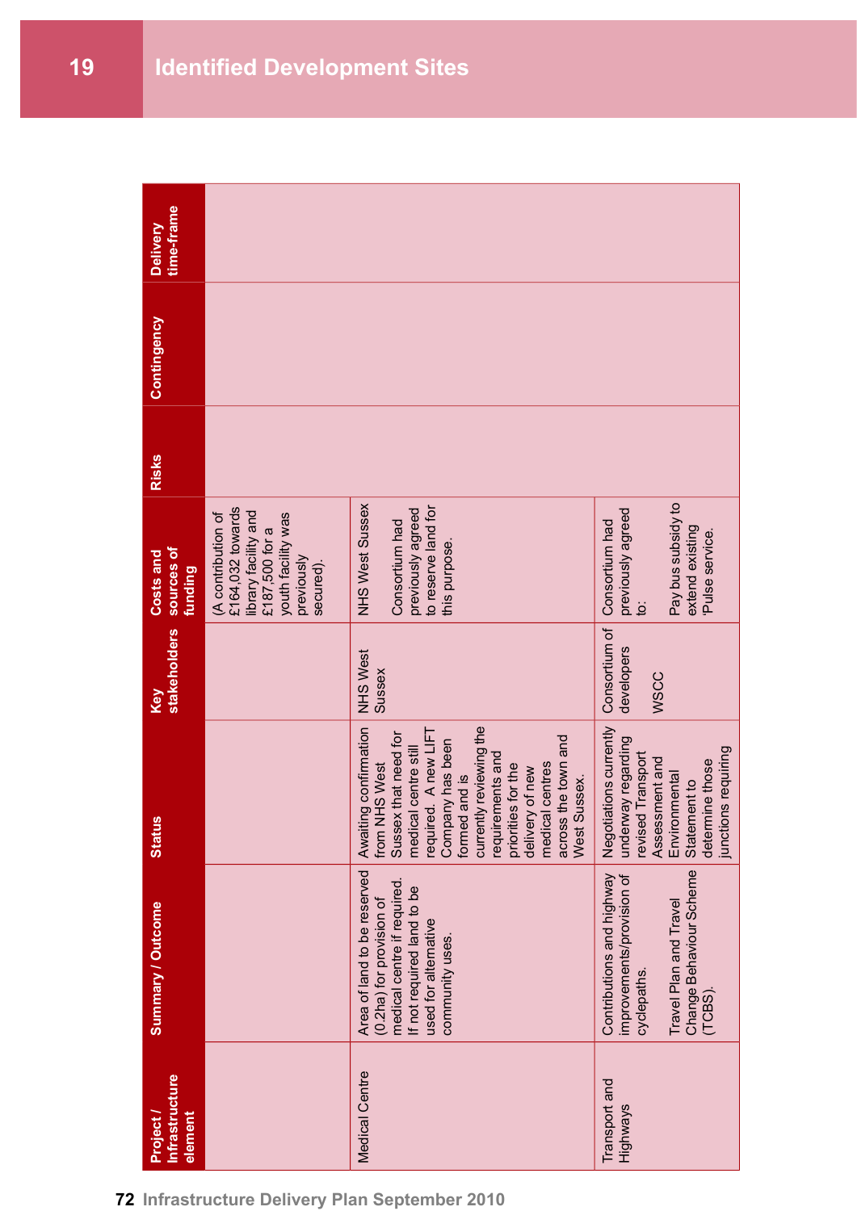# 19 Identified Development Sites

| Project / Infrastructure element | Summary / Outcome | Status | Key stakeholders | Costs and sources of funding | Risks | Contingency | Delivery time-frame |
|---|---|---|---|---|---|---|---|
| | | | | (A contribution of £164,032 towards library facility and £187,500 for a youth facility was previously secured). | | | |
| Medical Centre | Area of land to be reserved (0.2ha) for provision of medical centre if required. If not required land to be used for alternative community uses. | Awaiting confirmation from NHS West Sussex that need for medical centre still required. A new LIFT Company has been formed and is currently reviewing the requirements and priorities for the delivery of new medical centres across the town and West Sussex. | NHS West Sussex | NHS West Sussex<br><br>Consortium had previously agreed to reserve land for this purpose. | | | |
| Transport and Highways | Contributions and highway improvements/provision of cyclepaths.<br><br>Travel Plan and Travel Change Behaviour Scheme (TCBS). | Negotiations currently underway regarding revised Transport Assessment and Environmental Statement to determine those junctions requiring | Consortium of developers<br><br>WSCC | Consortium had previously agreed to:<br><br>Pay bus subsidy to extend existing 'Pulse service. | | | |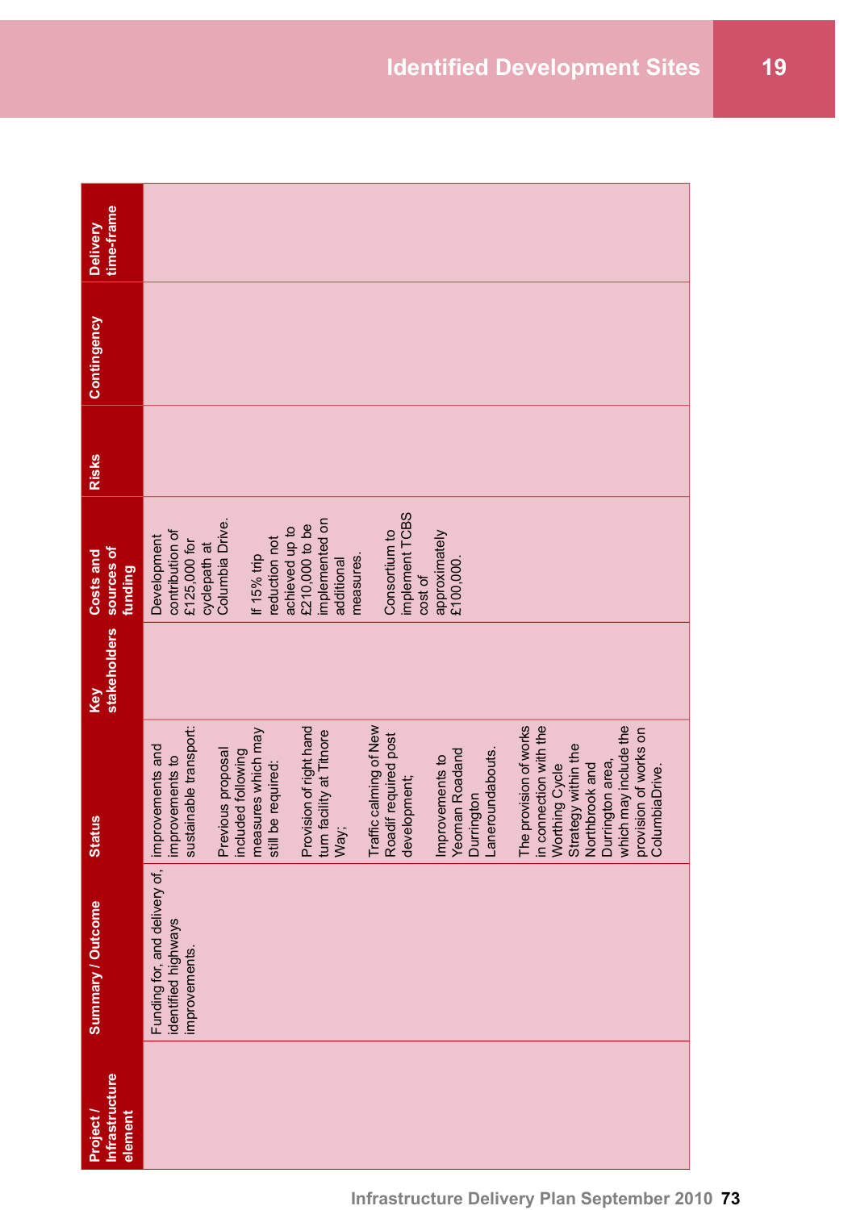| Project / Infrastructure element | Summary / Outcome | Status | Key stakeholders | Costs and sources of funding | Risks | Contingency | Delivery time-frame |
|---|---|---|---|---|---|---|---|
| | Funding for, and delivery of, identified highways improvements. | improvements and improvements to sustainable transport:<br><br>Previous proposal included following measures which may still be required:<br><br>Provision of right hand turn facility at Titnore Way;<br><br>Traffic calming of New Roadif required post development;<br><br>Improvements to Yeoman Roadand Durrington Laneroundabouts.<br><br>The provision of works in connection with the Worthing Cycle Strategy within the Northbrook and Durrington area, which may include the provision of works on ColumbiaDrive. | | Development contribution of £125,000 for cyclepath at Columbia Drive.<br><br>If 15% trip reduction not achieved up to £210,000 to be implemented on additional measures.<br><br>Consortium to implement TCBS cost of approximately £100,000. | | | |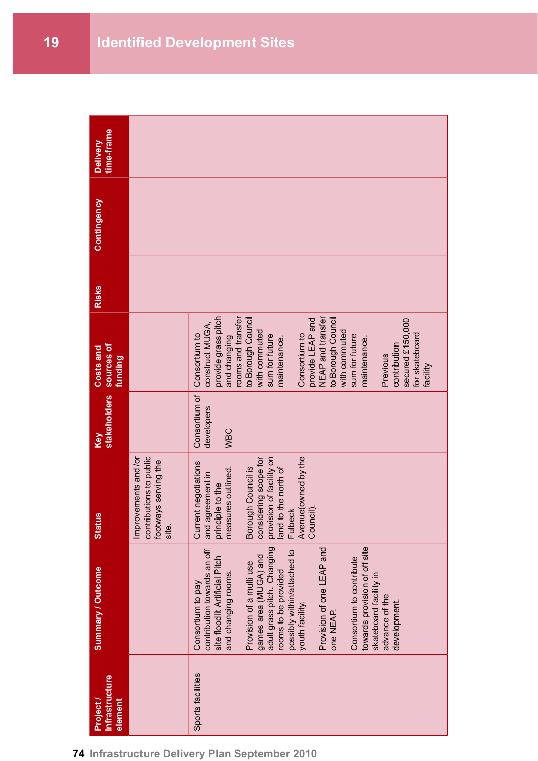# Identified Development Sites

| Project / Infrastructure element | Summary / Outcome | Status | Key stakeholders | Costs and sources of funding | Risks | Contingency | Delivery time-frame |
|---|---|---|---|---|---|---|---|
| | | Improvements and /or contributions to public footways serving the site. | | | | | |
| Sports facilities | Consortium to pay contribution towards an off site floodlit Artificial Pitch and changing rooms. Provision of a multi use games area (MUGA) and adult grass pitch. Changing rooms to be provided possibly within/attached to youth facility. Provision of one LEAP and one NEAP. Consortium to contribute towards provision of off site skateboard facility in advance of the development. | Current negotiations and agreement in principle to the measures outlined. Borough Council is considering scope for provision of facility on land to the north of Fulbeck Avenue(owned by the Council). | Consortium of developers WBC | Consortium to construct MUGA, provide grass pitch and changing rooms and transfer to Borough Council with commuted sum for future maintenance. Consortium to provide LEAP and NEAP and transfer to Borough Council with commuted sum for future maintenance. Previous contribution secured £150,000 for skateboard facility | | | |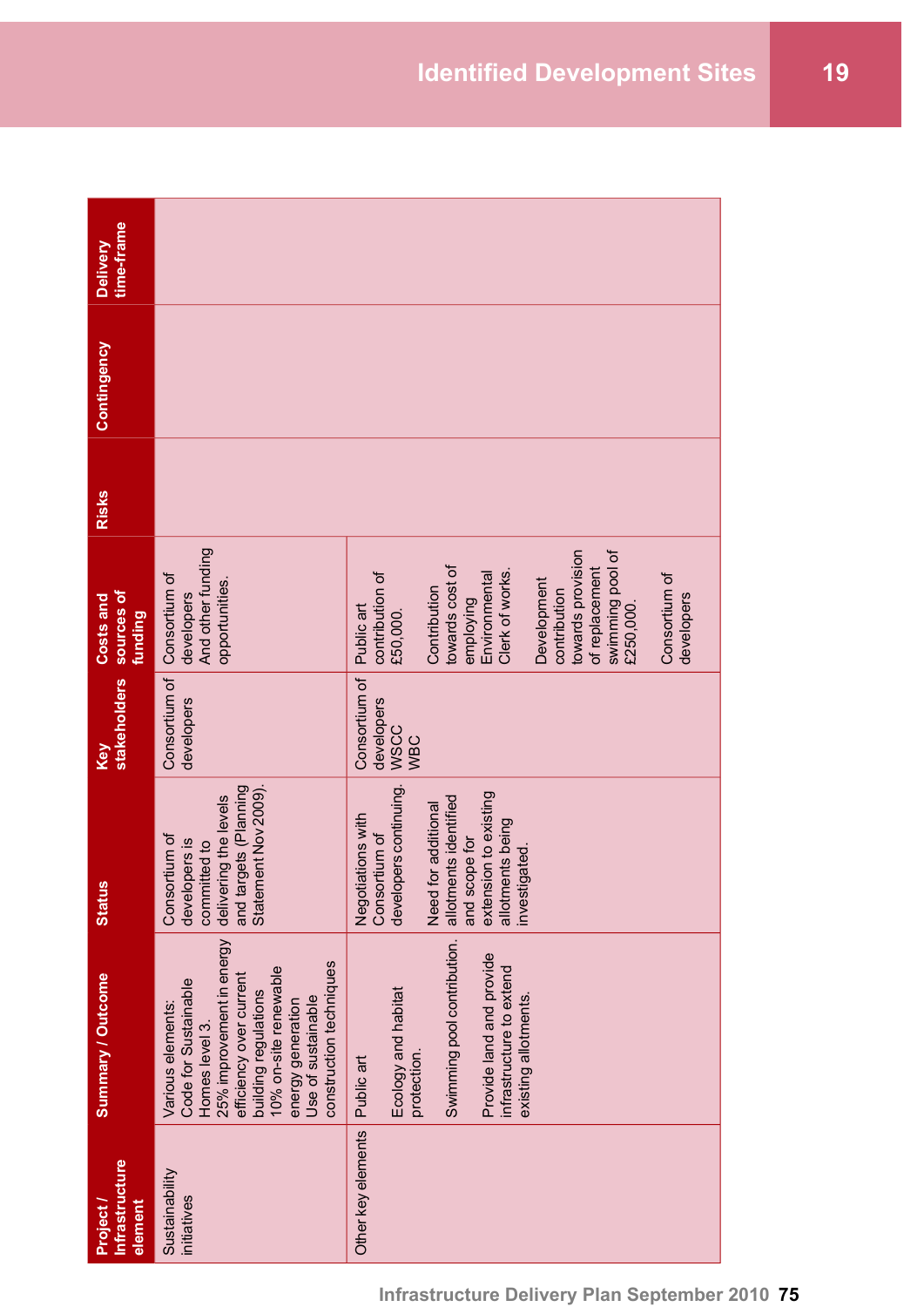| Project / Infrastructure element | Summary / Outcome | Status | Key stakeholders | Costs and sources of funding | Risks | Contingency | Delivery time-frame |
|---|---|---|---|---|---|---|---|
| Sustainability initiatives | Various elements: Code for Sustainable Homes level 3. 25% improvement in energy efficiency over current building regulations 10% on-site renewable energy generation Use of sustainable construction techniques | Consortium of developers is committed to delivering the levels and targets (Planning Statement Nov 2009). | Consortium of developers | Consortium of developers And other funding opportunities. | | | |
| Other key elements | Public art<br><br>Ecology and habitat protection.<br><br>Swimming pool contribution.<br><br>Provide land and provide infrastructure to extend existing allotments. | Negotiations with Consortium of developers continuing.<br><br>Need for additional allotments identified and scope for extension to existing allotments being investigated. | Consortium of developers WSCC WBC | Public art contribution of £50,000.<br><br>Contribution towards cost of employing Environmental Clerk of works.<br><br>Development contribution towards provision of replacement swimming pool of £250,000.<br><br>Consortium of developers | | | |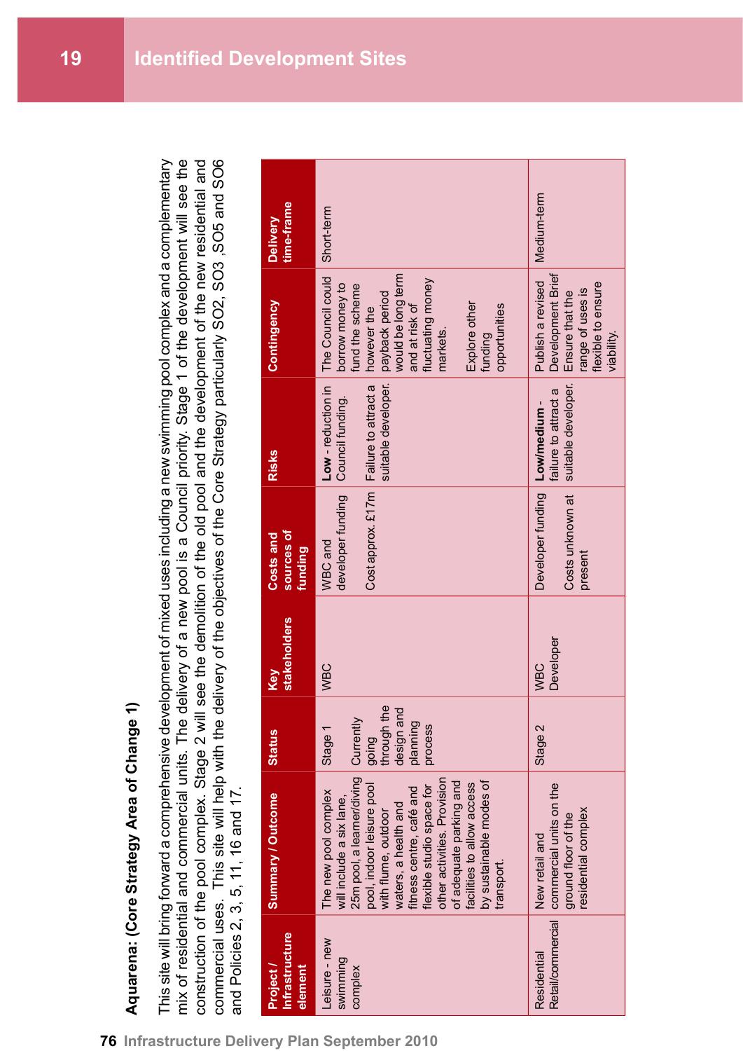# Identified Development Sites

**Aquarena: (Core Strategy Area of Change 1)**

This site will bring forward a comprehensive development of mixed uses including a new swimming pool complex and a complementary mix of residential and commercial units. The delivery of a new pool is a Council priority. Stage 1 of the development will see the construction of the pool complex. Stage 2 will see the demolition of the old pool and the development of the new residential and commercial uses. This site will help with the delivery of the objectives of the Core Strategy particularly SO2, SO3 ,SO5 and SO6 and Policies 2, 3, 5, 11, 16 and 17.

| Project / Infrastructure element | Summary / Outcome | Status | Key stakeholders | Costs and sources of funding | Risks | Contingency | Delivery time-frame |
|---|---|---|---|---|---|---|---|
| Leisure - new swimming complex | The new pool complex will include a six lane, 25m pool, a learner/diving pool, indoor leisure pool with flume, outdoor waters, a health and fitness centre, café and flexible studio space for other activities. Provision of adequate parking and facilities to allow access by sustainable modes of transport. | Stage 1<br><br>Currently going through the design and planning process | WBC | WBC and developer funding<br><br>Cost approx. £17m | **Low** - reduction in Council funding.<br><br>Failure to attract a suitable developer. | The Council could borrow money to fund the scheme however the payback period would be long term and at risk of fluctuating money markets.<br><br>Explore other funding opportunities | Short-term |
| Residential Retail/commercial | New retail and commercial units on the ground floor of the residential complex | Stage 2 | WBC<br>Developer | Developer funding<br><br>Costs unknown at present | **Low/medium** - failure to attract a suitable developer. | Publish a revised Development Brief Ensure that the range of uses is flexible to ensure viability. | Medium-term |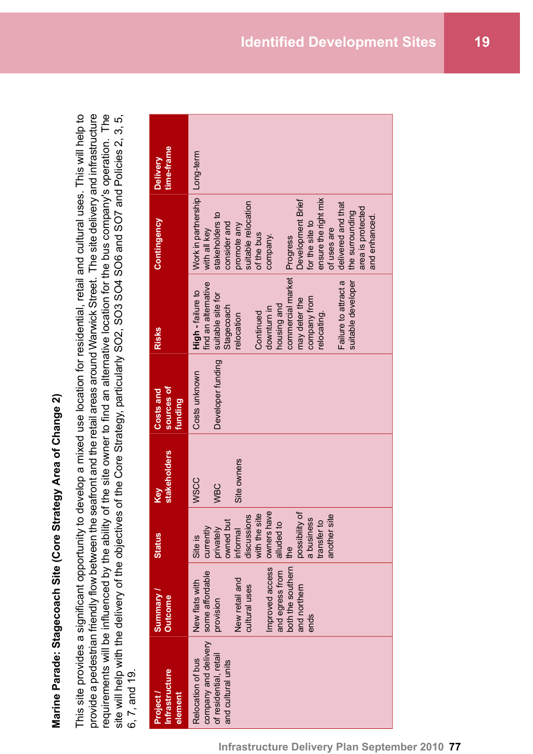## Marine Parade: Stagecoach Site (Core Strategy Area of Change 2)

This site provides a significant opportunity to develop a mixed use location for residential, retail and cultural uses. This will help to provide a pedestrian friendly flow between the seafront and the retail areas around Warwick Street. The site delivery and infrastructure requirements will be influenced by the ability of the site owner to find an alternative location for the bus company's operation. The site will help with the delivery of the objectives of the Core Strategy, particularly SO2, SO3 SO4 SO6 and SO7 and Policies 2, 3, 5, 6, 7, and 19.

| Project / Infrastructure element | Summary / Outcome | Status | Key stakeholders | Costs and sources of funding | Risks | Contingency | Delivery time-frame |
|---|---|---|---|---|---|---|---|
| Relocation of bus company and delivery of residential, retail and cultural units | New flats with some affordable provision<br><br>New retail and cultural uses<br><br>Improved access and egress from both the southern and northern ends | Site is currently privately owned but informal discussions with the site owners have alluded to the possibility of a business transfer to another site | WSCC<br><br>WBC<br><br>Site owners | Costs unknown<br><br>Developer funding | **High** - failure to find an alternative suitable site for Stagecoach relocation<br><br>Continued downturn in housing and commercial market may deter the company from relocating.<br><br>Failure to attract a suitable developer | Work in partnership with all key stakeholders to consider and promote any suitable relocation of the bus company.<br><br>Progress Development Brief for the site to ensure the right mix of uses are delivered and that the surrounding area is protected and enhanced. | Long-term |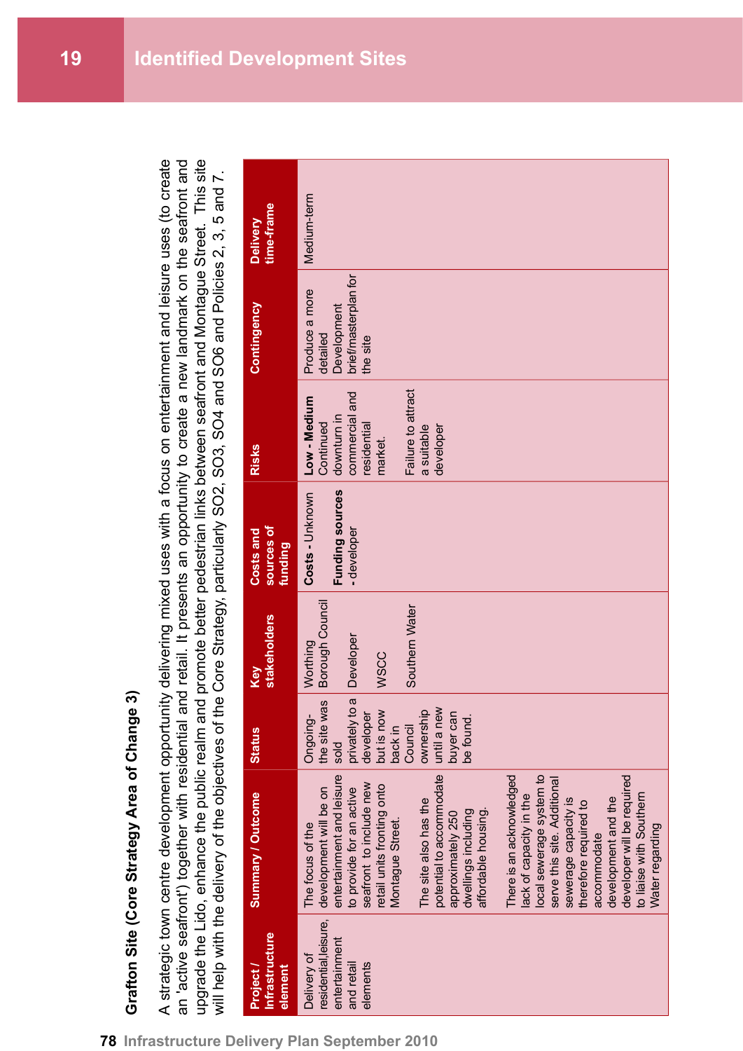## Grafton Site (Core Strategy Area of Change 3)

A strategic town centre development opportunity delivering mixed uses with a focus on entertainment and leisure uses (to create an 'active seafront') together with residential and retail. It presents an opportunity to create a new landmark on the seafront and upgrade the Lido, enhance the public realm and promote better pedestrian links between seafront and Montague Street. This site will help with the delivery of the objectives of the Core Strategy, particularly SO2, SO3, SO4 and SO6 and Policies 2, 3, 5 and 7.

| Project / Infrastructure element | Summary / Outcome | Status | Key stakeholders | Costs and sources of funding | Risks | Contingency | Delivery time-frame |
|---|---|---|---|---|---|---|---|
| Delivery of residential,leisure, entertainment and retail elements | The focus of the development will be on entertainment and leisure to provide for an active seafront to include new retail units fronting onto Montague Street.<br><br>The site also has the potential to accommodate approximately 250 dwellings including affordable housing.<br><br>There is an acknowledged lack of capacity in the local sewerage system to serve this site. Additional sewerage capacity is therefore required to accommodate development and the developer will be required to liaise with Southern Water regarding | Ongoing- the site was sold privately to a developer but is now back in Council ownership until a new buyer can be found. | Worthing Borough Council<br><br>Developer<br><br>WSCC<br><br>Southern Water | **Costs** - Unknown<br><br>**Funding sources** - developer | **Low - Medium**<br>Continued downturn in commercial and residential market.<br><br>Failure to attract a suitable developer | Produce a more detailed Development brief/masterplan for the site | Medium-term |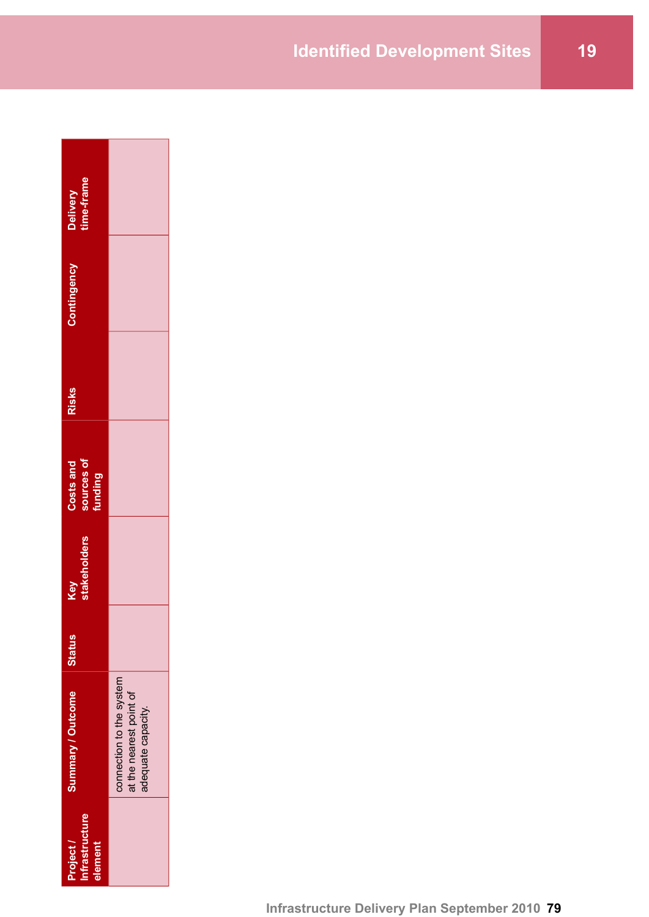| Project / Infrastructure element | Summary / Outcome | Status | Key stakeholders | Costs and sources of funding | Risks | Contingency | Delivery time-frame |
|---|---|---|---|---|---|---|---|
| | connection to the system at the nearest point of adequate capacity. | | | | | | |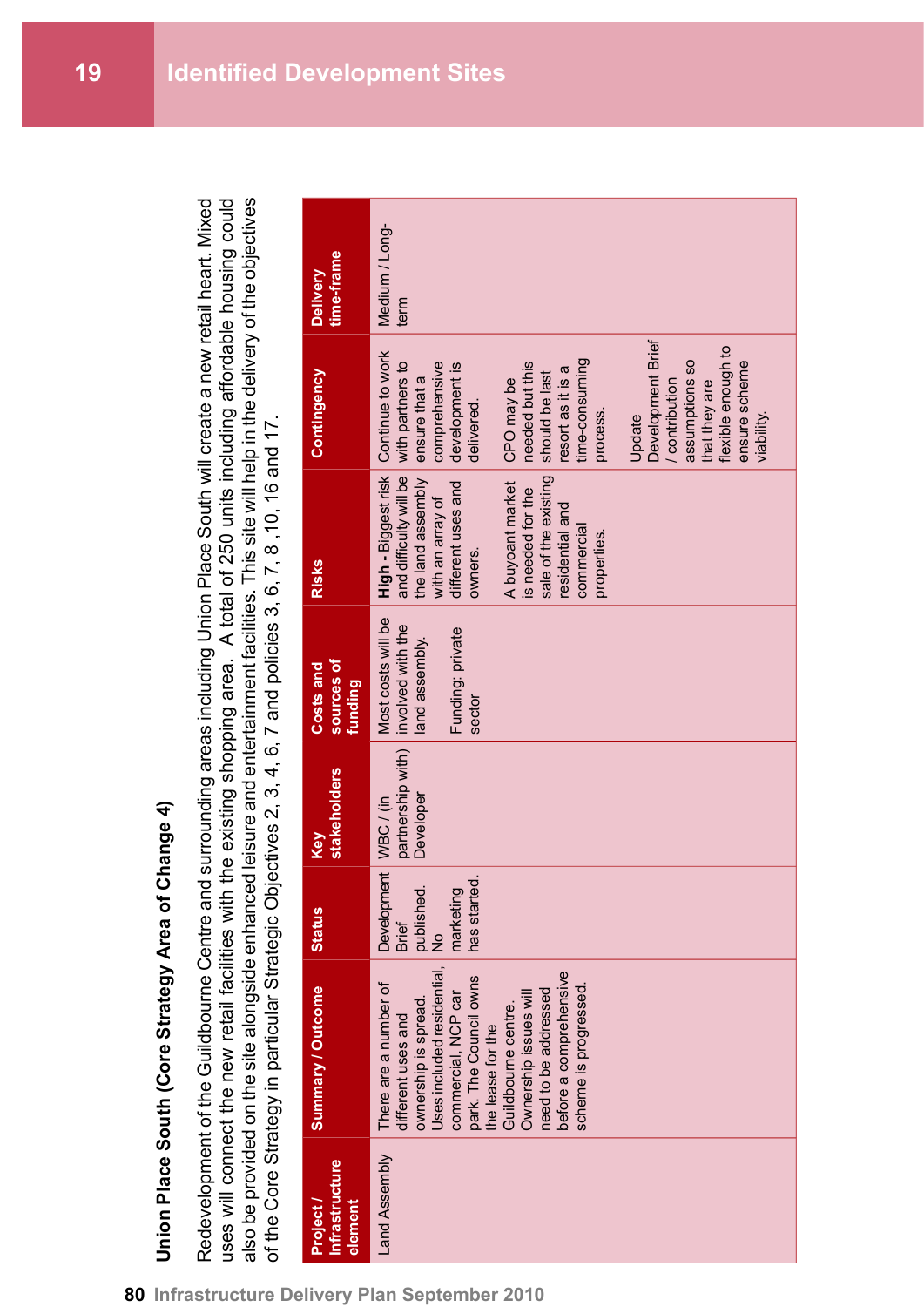## Union Place South (Core Strategy Area of Change 4)

Redevelopment of the Guildbourne Centre and surrounding areas including Union Place South will create a new retail heart. Mixed uses will connect the new retail facilities with the existing shopping area. A total of 250 units including affordable housing could also be provided on the site alongside enhanced leisure and entertainment facilities. This site will help in the delivery of the objectives of the Core Strategy in particular Strategic Objectives 2, 3, 4, 6, 7 and policies 3, 6, 7, 8 ,10, 16 and 17.

| Project / Infrastructure element | Summary / Outcome | Status | Key stakeholders | Costs and sources of funding | Risks | Contingency | Delivery time-frame |
|---|---|---|---|---|---|---|---|
| Land Assembly | There are a number of different uses and ownership is spread. Uses included residential, commercial, NCP car park. The Council owns the lease for the Guildbourne centre. Ownership issues will need to be addressed before a comprehensive scheme is progressed. | Development Brief published. No marketing has started. | WBC / (in partnership with) Developer | Most costs will be involved with the land assembly.<br><br>Funding: private sector | **High -** Biggest risk and difficulty will be the land assembly with an array of different uses and owners.<br><br>A buoyant market is needed for the sale of the existing residential and commercial properties. | Continue to work with partners to ensure that a comprehensive development is delivered.<br><br>CPO may be needed but this should be last resort as it is a time-consuming process.<br><br>Update Development Brief / contribution assumptions so that they are flexible enough to ensure scheme viability. | Medium / Long-term |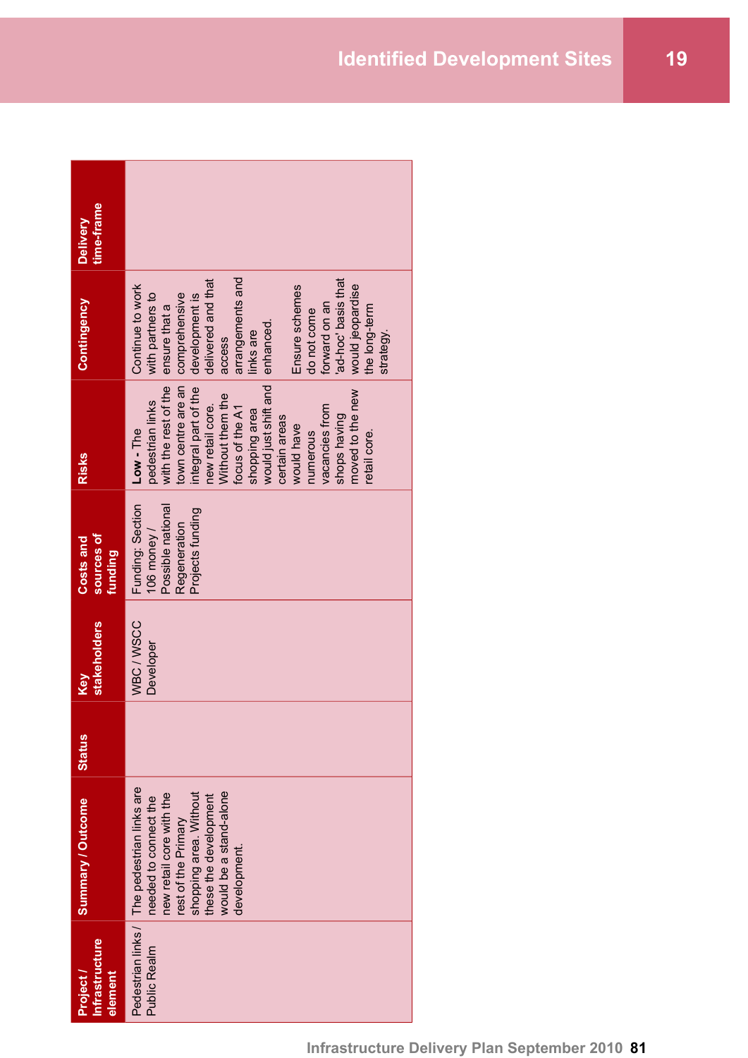| Project / Infrastructure element | Summary / Outcome | Status | Key stakeholders | Costs and sources of funding | Risks | Contingency | Delivery time-frame |
|---|---|---|---|---|---|---|---|
| Pedestrian links / Public Realm | The pedestrian links are needed to connect the new retail core with the rest of the Primary shopping area. Without these the development would be a stand-alone development. | | WBC / WSCC Developer | Funding: Section 106 money / Possible national Regeneration Projects funding | **Low** - The pedestrian links with the rest of the town centre are an integral part of the new retail core. Without them the focus of the A1 shopping area would just shift and certain areas would have numerous vacancies from shops having moved to the new retail core. | Continue to work with partners to ensure that a comprehensive development is delivered and that access arrangements and links are enhanced.<br><br>Ensure schemes do not come forward on an 'ad-hoc' basis that would jeopardise the long-term strategy. | |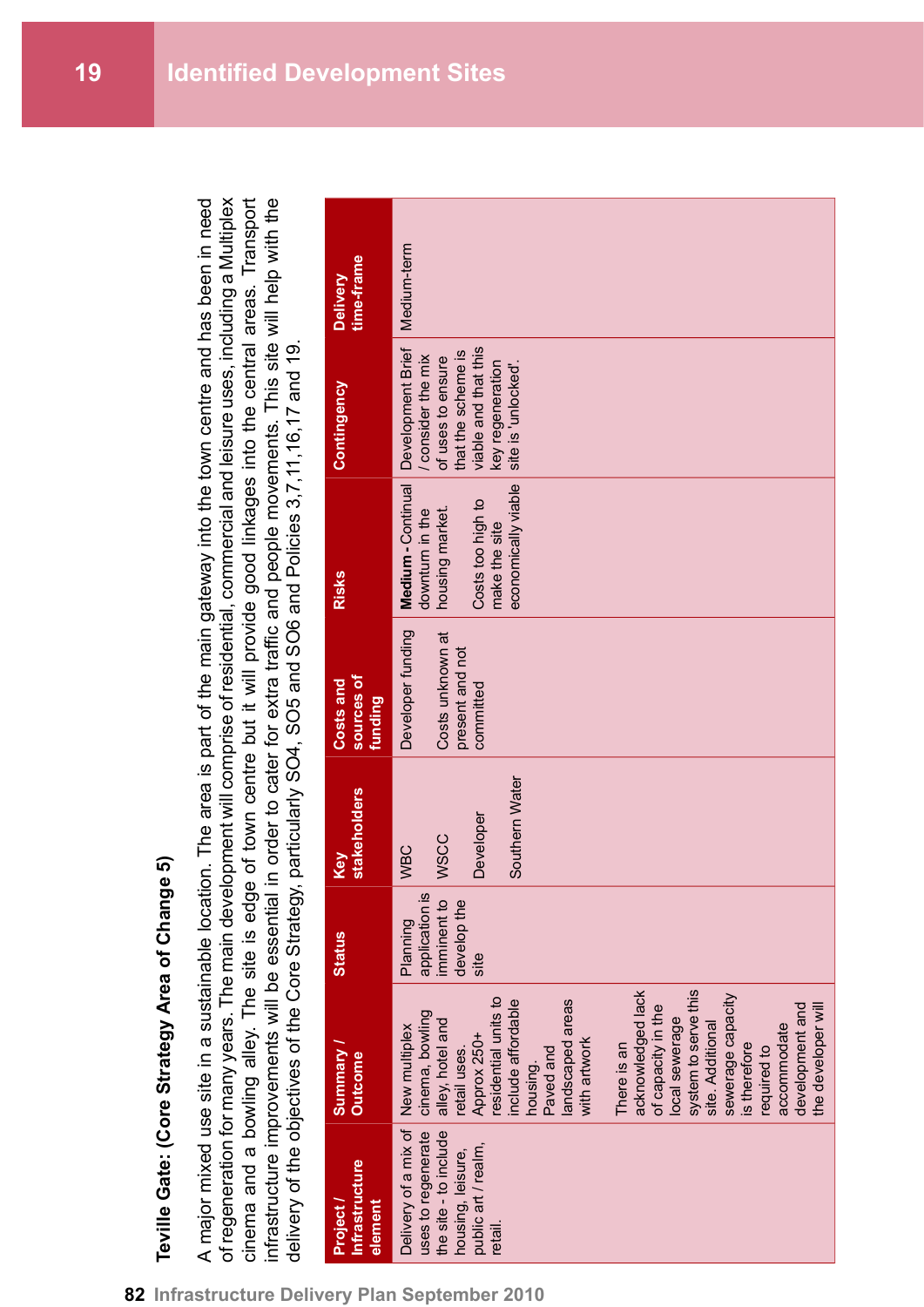## Identified Development Sites

### Teville Gate: (Core Strategy Area of Change 5)

A major mixed use site in a sustainable location. The area is part of the main gateway into the town centre and has been in need of regeneration for many years. The main development will comprise of residential, commercial and leisure uses, including a Multiplex cinema and a bowling alley. The site is edge of town centre but it will provide good linkages into the central areas. Transport infrastructure improvements will be essential in order to cater for extra traffic and people movements. This site will help with the delivery of the objectives of the Core Strategy, particularly SO4, SO5 and SO6 and Policies 3,7,11,16,17 and 19.

| Project / Infrastructure element | Summary / Outcome | Status | Key stakeholders | Costs and sources of funding | Risks | Contingency | Delivery time-frame |
|---|---|---|---|---|---|---|---|
| Delivery of a mix of uses to regenerate the site - to include housing, leisure, public art / realm, retail. | New multiplex cinema, bowling alley, hotel and retail uses. Approx 250+ residential units to include affordable housing. Paved and landscaped areas with artwork<br><br>There is an acknowledged lack of capacity in the local sewerage system to serve this site. Additional sewerage capacity is therefore required to accommodate development and the developer will | Planning application is imminent to develop the site | WBC<br><br>WSCC<br><br>Developer<br><br>Southern Water | Developer funding<br><br>Costs unknown at present and not committed | **Medium** - Continual downturn in the housing market.<br><br>Costs too high to make the site economically viable | Development Brief / consider the mix of uses to ensure that the scheme is viable and that this key regeneration site is 'unlocked'. | Medium-term |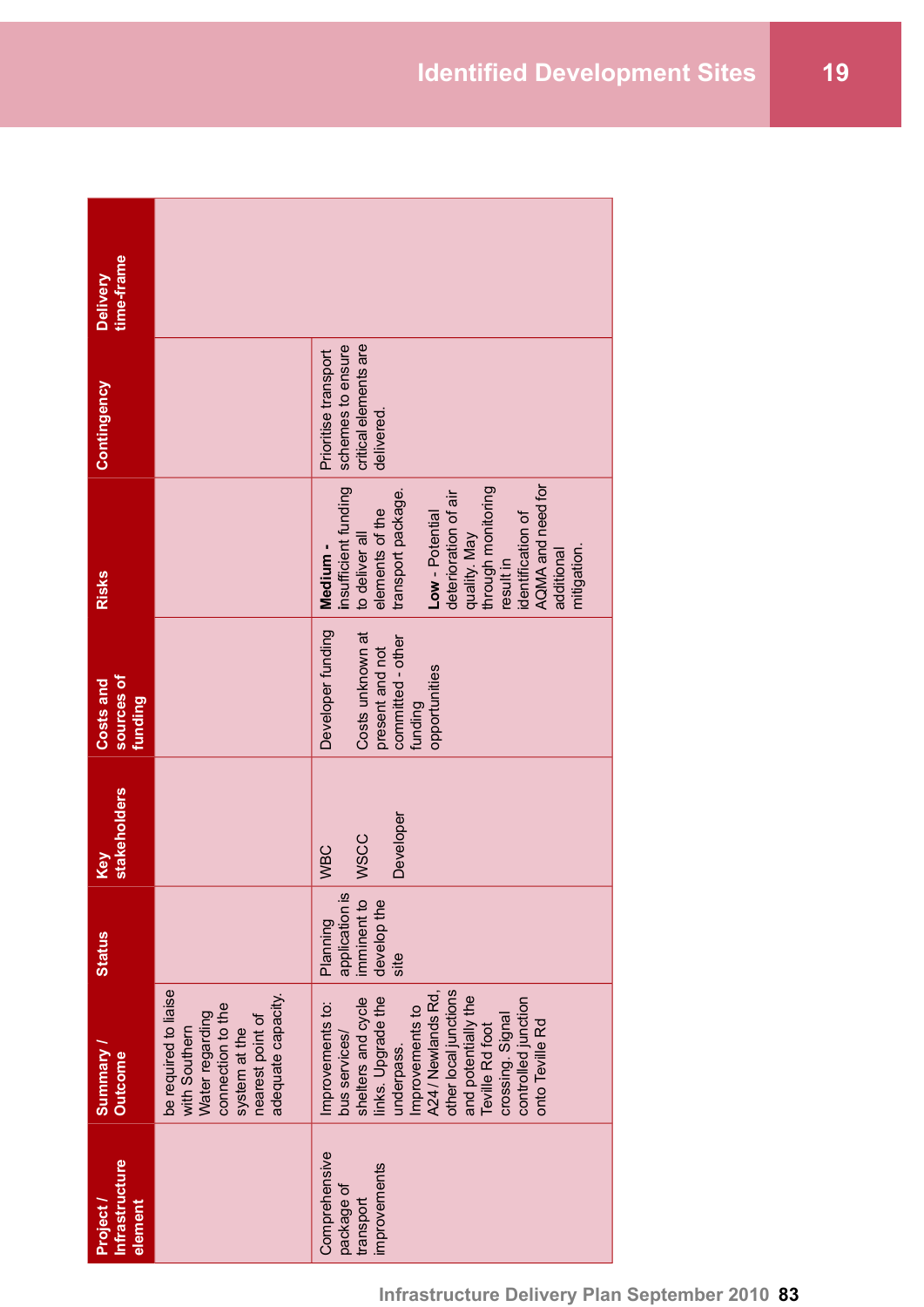| Project / Infrastructure element | Summary / Outcome | Status | Key stakeholders | Costs and sources of funding | Risks | Contingency | Delivery time-frame |
|---|---|---|---|---|---|---|---|
| | be required to liaise with Southern Water regarding connection to the system at the nearest point of adequate capacity. | | | | | | |
| Comprehensive package of transport improvements | Improvements to: bus services/ shelters and cycle links. Upgrade the underpass. Improvements to A24 / Newlands Rd, other local junctions and potentially the Teville Rd foot crossing. Signal controlled junction onto Teville Rd | Planning application is imminent to develop the site | WBC<br><br>WSCC<br><br>Developer | Developer funding<br><br>Costs unknown at present and not committed - other funding opportunities | **Medium -** insufficient funding to deliver all elements of the transport package.<br><br>**Low** - Potential deterioration of air quality. May through monitoring result in identification of AQMA and need for additional mitigation. | Prioritise transport schemes to ensure critical elements are delivered. | |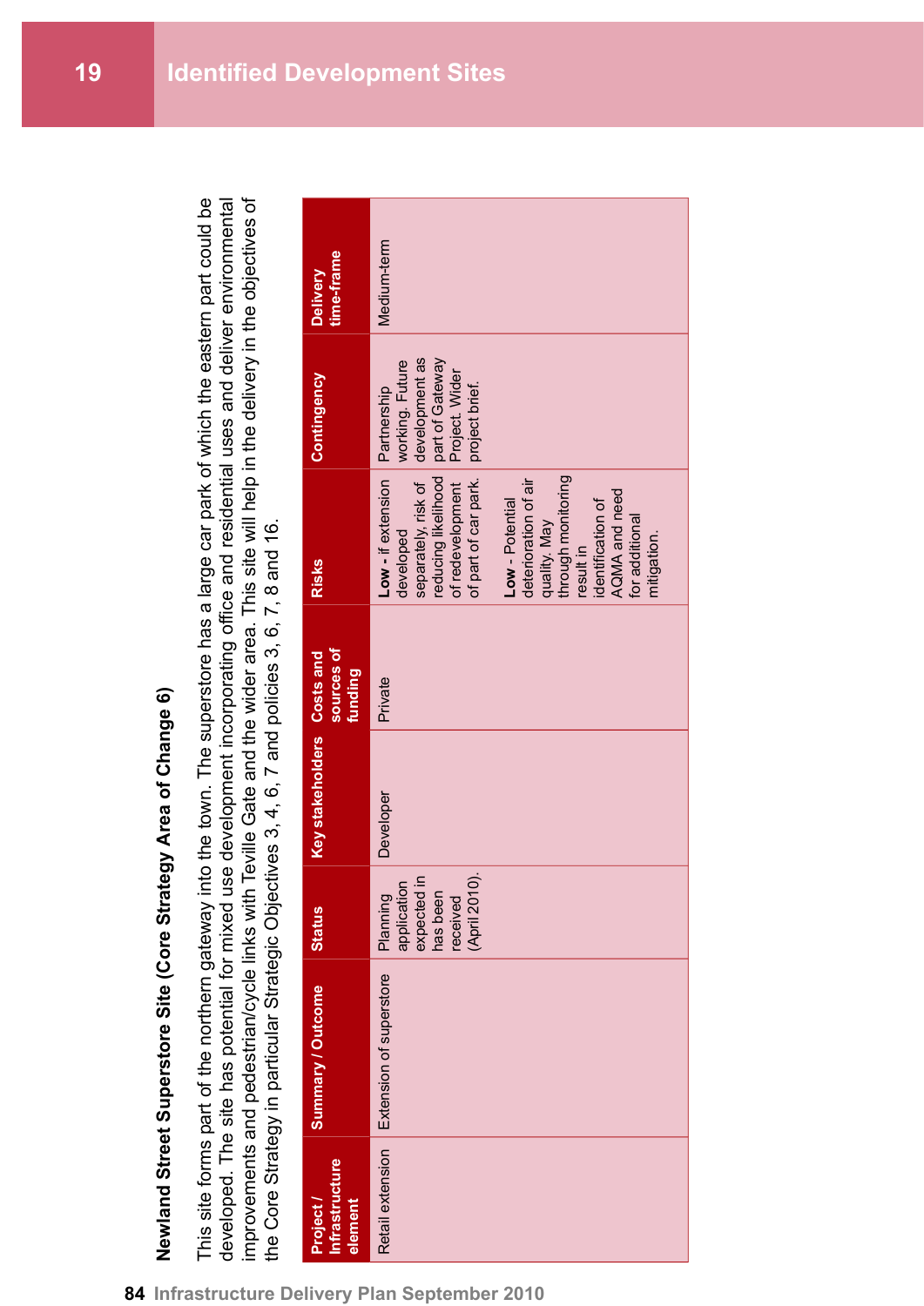## Newland Street Superstore Site (Core Strategy Area of Change 6)

This site forms part of the northern gateway into the town. The superstore has a large car park of which the eastern part could be developed. The site has potential for mixed use development incorporating office and residential uses and deliver environmental improvements and pedestrian/cycle links with Teville Gate and the wider area. This site will help in the delivery in the objectives of the Core Strategy in particular Strategic Objectives 3, 4, 6, 7 and policies 3, 6, 7, 8 and 16.

| Project / Infrastructure element | Summary / Outcome | Status | Key stakeholders | Costs and sources of funding | Risks | Contingency | Delivery time-frame |
|---|---|---|---|---|---|---|---|
| Retail extension | Extension of superstore | Planning application expected in has been received (April 2010). | Developer | Private | **Low** - if extension developed separately, risk of reducing likelihood of redevelopment of part of car park.<br><br>**Low** - Potential deterioration of air quality. May through monitoring result in identification of AQMA and need for additional mitigation. | Partnership working. Future development as part of Gateway Project. Wider project brief. | Medium-term |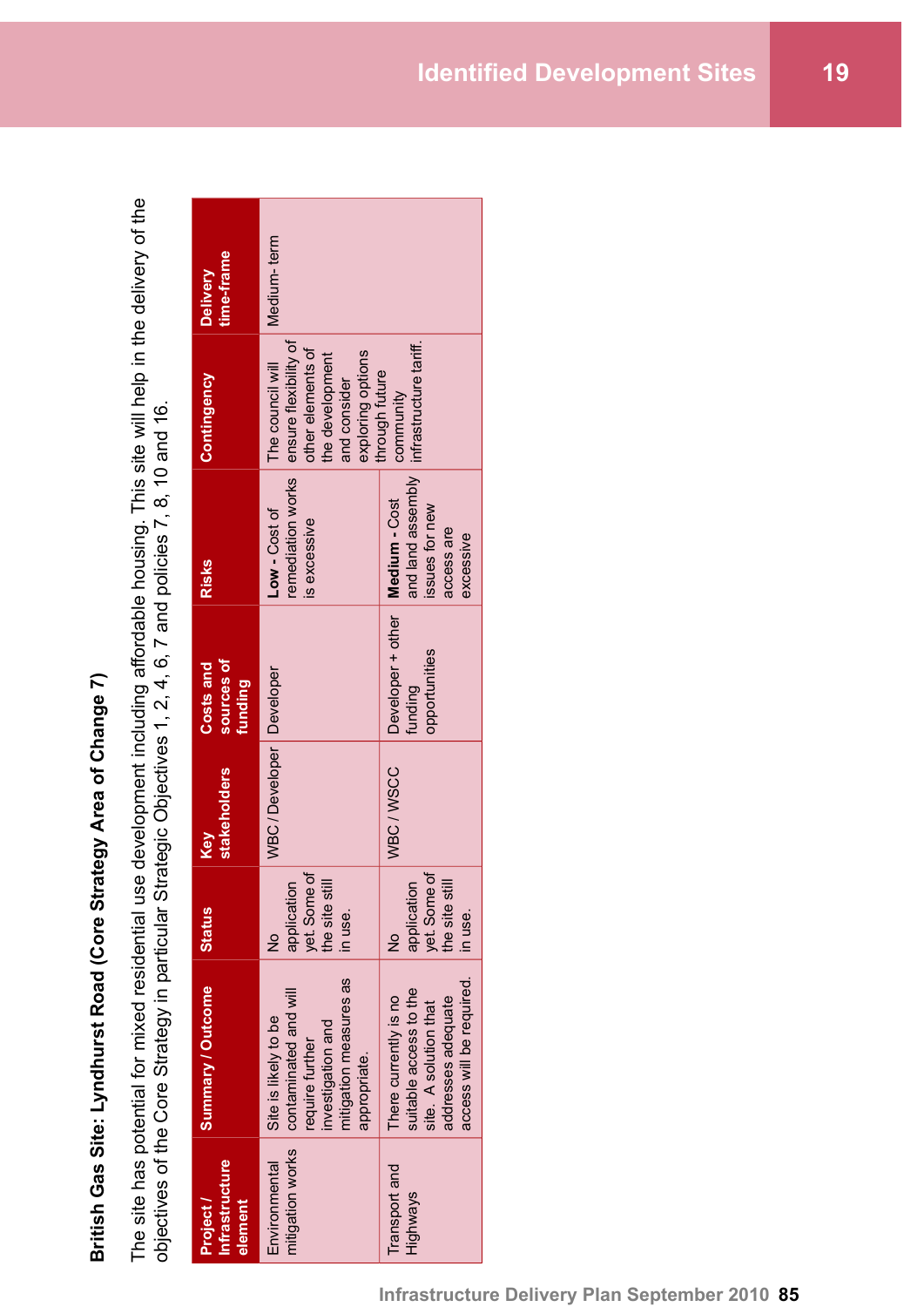**British Gas Site: Lyndhurst Road (Core Strategy Area of Change 7)**

The site has potential for mixed residential use development including affordable housing. This site will help in the delivery of the objectives of the Core Strategy in particular Strategic Objectives 1, 2, 4, 6, 7 and policies 7, 8, 10 and 16.

| Project / Infrastructure element | Summary / Outcome | Status | Key stakeholders | Costs and sources of funding | Risks | Contingency | Delivery time-frame |
|---|---|---|---|---|---|---|---|
| Environmental mitigation works | Site is likely to be contaminated and will require further investigation and mitigation measures as appropriate. | No application yet. Some of the site still in use. | WBC / Developer | Developer | **Low -** Cost of remediation works is excessive | The council will ensure flexibility of other elements of the development and consider exploring options through future community infrastructure tariff. | Medium- term |
| Transport and Highways | There currently is no suitable access to the site. A solution that addresses adequate access will be required. | No application yet. Some of the site still in use. | WBC / WSCC | Developer + other funding opportunities | **Medium -** Cost and land assembly issues for new access are excessive | | |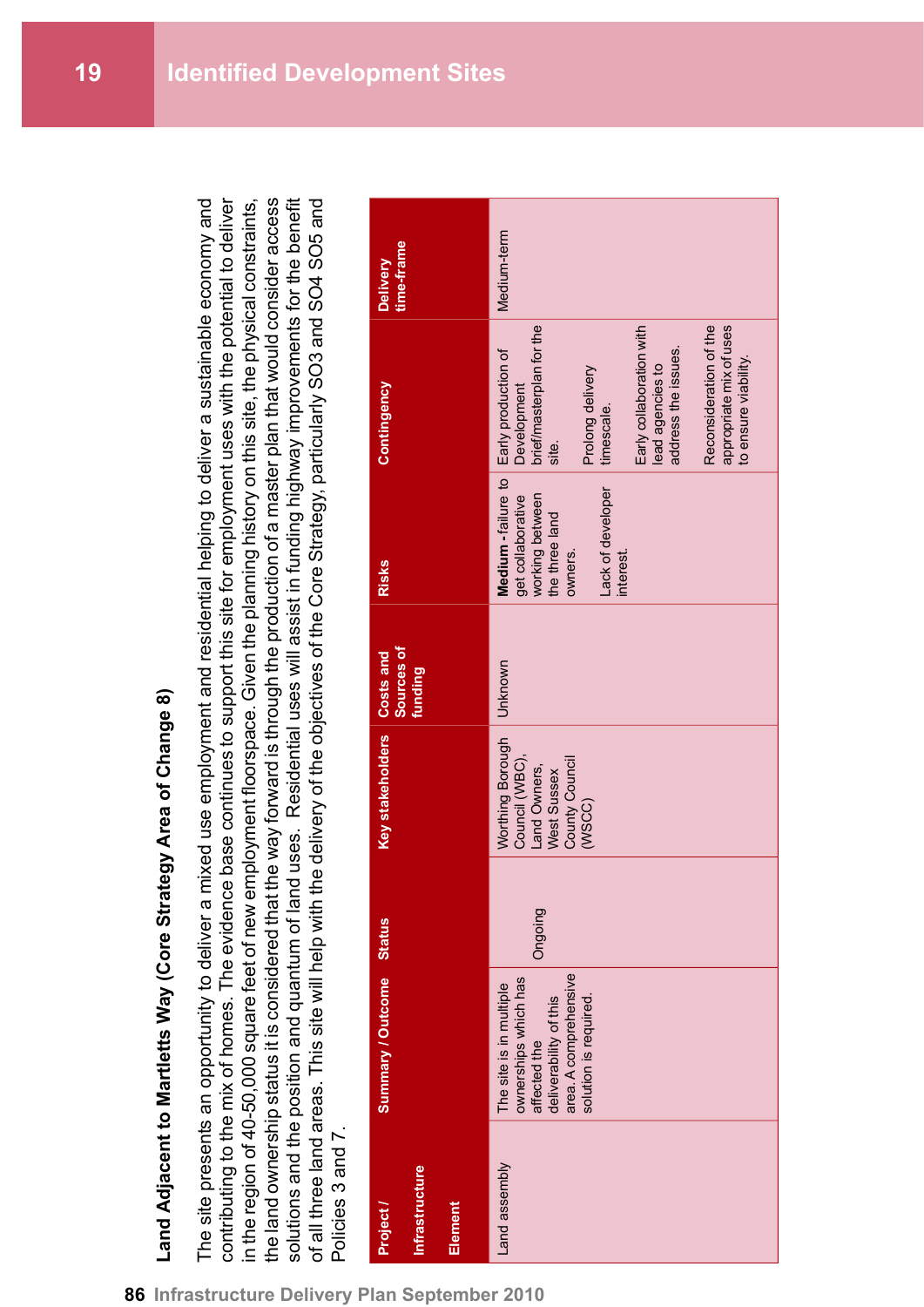### Land Adjacent to Martletts Way (Core Strategy Area of Change 8)

The site presents an opportunity to deliver a mixed use employment and residential helping to deliver a sustainable economy and contributing to the mix of homes. The evidence base continues to support this site for employment uses with the potential to deliver in the region of 40-50,000 square feet of new employment floorspace. Given the planning history on this site, the physical constraints, the land ownership status it is considered that the way forward is through the production of a master plan that would consider access solutions and the position and quantum of land uses. Residential uses will assist in funding highway improvements for the benefit of all three land areas. This site will help with the delivery of the objectives of the Core Strategy, particularly SO3 and SO4 SO5 and Policies 3 and 7.

| Project / Infrastructure Element | Summary / Outcome | Status | Key stakeholders | Costs and Sources of funding | Risks | Contingency | Delivery time-frame |
|---|---|---|---|---|---|---|---|
| Land assembly | The site is in multiple ownerships which has affected the deliverability of this area. A comprehensive solution is required. | Ongoing | Worthing Borough Council (WBC), Land Owners, West Sussex County Council (WSCC) | Unknown | **Medium** - failure to get collaborative working between the three land owners.<br><br>Lack of developer interest. | Early production of Development brief/masterplan for the site.<br><br>Prolong delivery timescale.<br><br>Early collaboration with lead agencies to address the issues.<br><br>Reconsideration of the appropriate mix of uses to ensure viability. | Medium-term |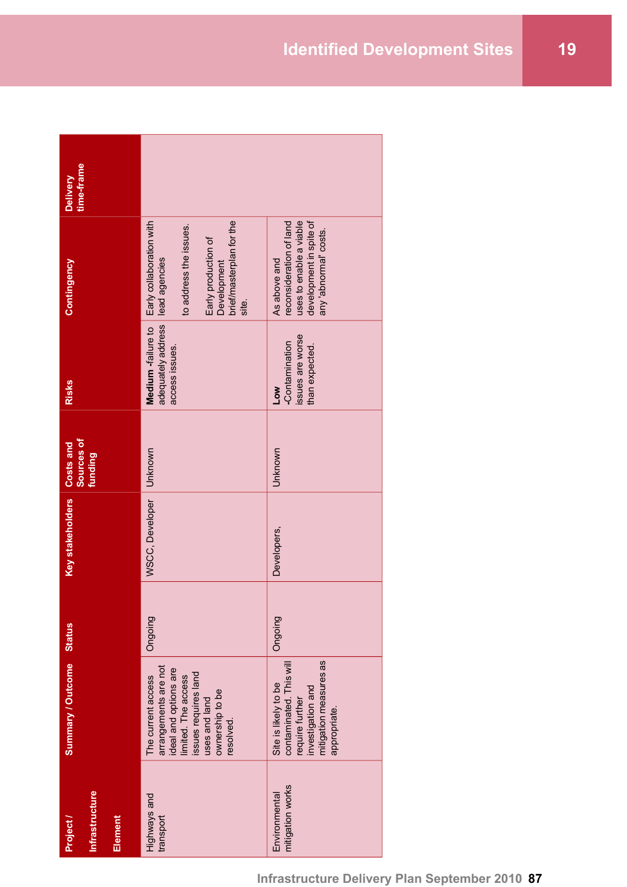| Project / Infrastructure Element | Summary / Outcome | Status | Key stakeholders | Costs and Sources of funding | Risks | Contingency | Delivery time-frame |
|---|---|---|---|---|---|---|---|
| Highways and transport | The current access arrangements are not ideal and options are limited. The access issues requires land uses and land ownership to be resolved. | Ongoing | WSCC, Developer | Unknown | **Medium** -failure to adequately address access issues. | Early collaboration with lead agencies to address the issues. Early production of Development brief/masterplan for the site. | |
| Environmental mitigation works | Site is likely to be contaminated. This will require further investigation and mitigation measures as appropriate. | Ongoing | Developers, | Unknown | **Low** -Contamination issues are worse than expected. | As above and reconsideration of land uses to enable a viable development in spite of any 'abnormal' costs. | |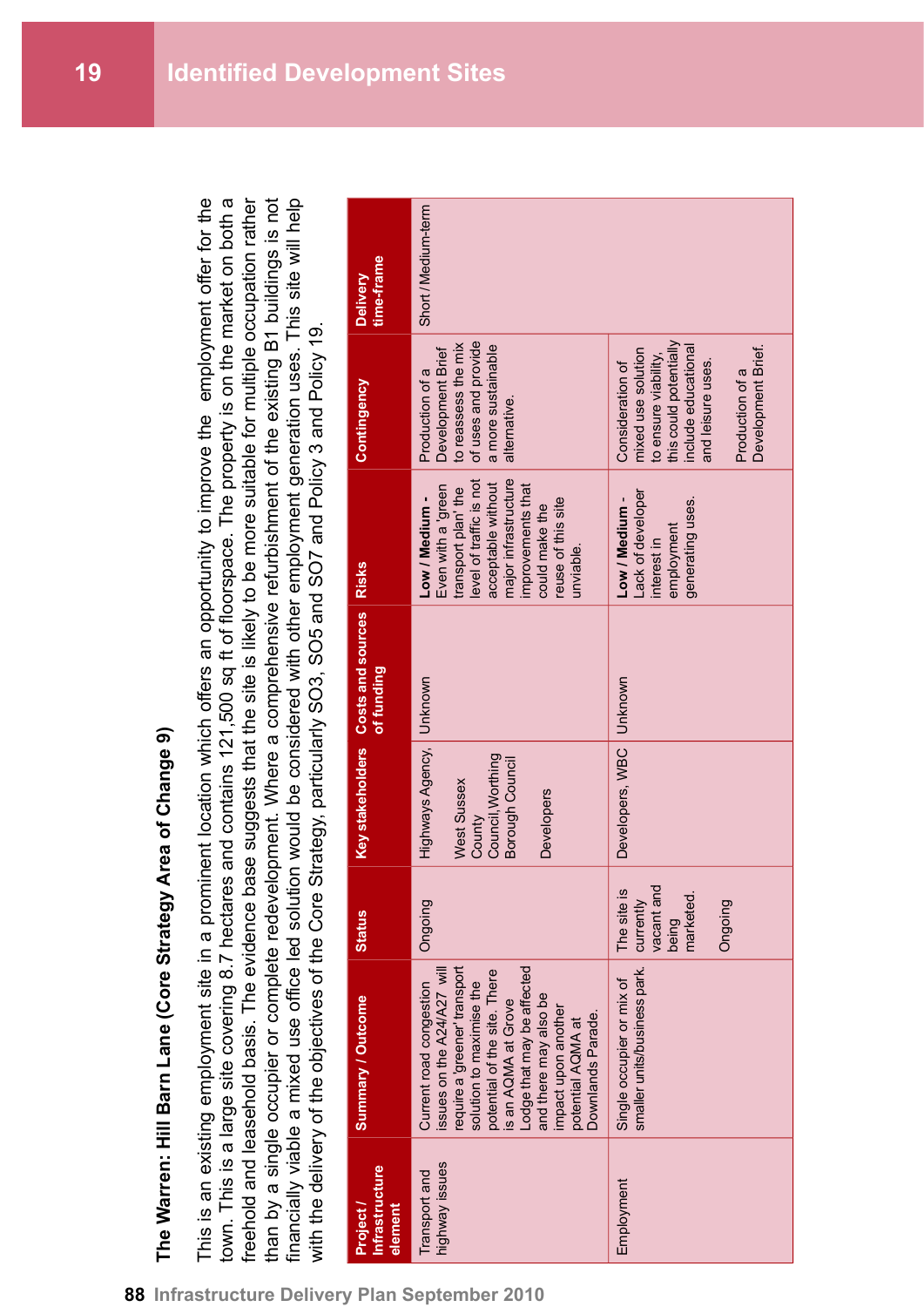### The Warren: Hill Barn Lane (Core Strategy Area of Change 9)

This is an existing employment site in a prominent location which offers an opportunity to improve the employment offer for the town. This is a large site covering 8.7 hectares and contains 121,500 sq ft of floorspace. The property is on the market on both a freehold and leasehold basis. The evidence base suggests that the site is likely to be more suitable for multiple occupation rather than by a single occupier or complete redevelopment. Where a comprehensive refurbishment of the existing B1 buildings is not financially viable a mixed use office led solution would be considered with other employment generation uses. This site will help with the delivery of the objectives of the Core Strategy, particularly SO3, SO5 and SO7 and Policy 3 and Policy 19.

| Project / Infrastructure element | Summary / Outcome | Status | Key stakeholders | Costs and sources of funding | Risks | Contingency | Delivery time-frame |
|---|---|---|---|---|---|---|---|
| Transport and highway issues | Current road congestion issues on the A24/A27 will require a 'greener' transport solution to maximise the potential of the site. There is an AQMA at Grove Lodge that may be affected and there may also be impact upon another potential AQMA at Downlands Parade. | Ongoing | Highways Agency, West Sussex County Council, Worthing Borough Council<br><br>Developers | Unknown | **Low / Medium** - Even with a 'green transport plan' the level of traffic is not acceptable without major infrastructure improvements that could make the reuse of this site unviable. | Production of a Development Brief to reassess the mix of uses and provide a more sustainable alternative. | Short / Medium-term |
| Employment | Single occupier or mix of smaller units/business park. | The site is currently vacant and being marketed.<br><br>Ongoing | Developers, WBC | Unknown | **Low / Medium** - Lack of developer interest in employment generating uses. | Consideration of mixed use solution to ensure viability, this could potentially include educational and leisure uses.<br><br>Production of a Development Brief. | |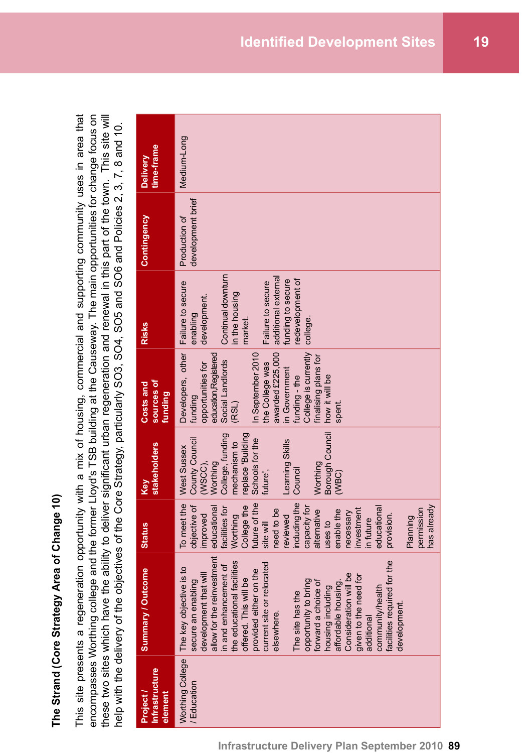## The Strand (Core Strategy Area of Change 10)

This site presents a regeneration opportunity with a mix of housing, commercial and supporting community uses in area that encompasses Worthing college and the former Lloyd's TSB building at the Causeway. The main opportunities for change focus on these two sites which have the ability to deliver significant urban regeneration and renewal in this part of the town. This site will help with the delivery of the objectives of the Core Strategy, particularly SO3, SO4, SO5 and SO6 and Policies 2, 3, 7, 8 and 10.

| Project / Infrastructure element | Summary / Outcome | Status | Key stakeholders | Costs and sources of funding | Risks | Contingency | Delivery time-frame |
|---|---|---|---|---|---|---|---|
| Worthing College / Education | The key objective is to secure an enabling development that will allow for the reinvestment in and enhancement of the educational facilities offered. This will be provided either on the current site or relocated elsewhere.<br><br>The site has the opportunity to bring forward a choice of housing including affordable housing. Consideration will be given to the need for additional community/health facilities required for the development. | To meet the objective of improved educational facilities for Worthing College the future of the site will need to be reviewed including the capacity for alternative uses to enable the necessary investment in future educational provision.<br><br>Planning permission has already | West Sussex County Council (WSCC), Worthing College, funding mechanism to replace 'Building Schools for the future',<br><br>Learning Skills Council<br><br>Worthing Borough Council (WBC) | Developers, other funding opportunities for education,Registered Social Landlords (RSL)<br><br>In September 2010 the College was awarded £225,000 in Government funding - the College is currently finalising plans for how it will be spent. | Failure to secure enabling development.<br><br>Continual downturn in the housing market.<br><br>Failure to secure additional external funding to secure redevelopment of college. | Production of development brief | Medium-Long |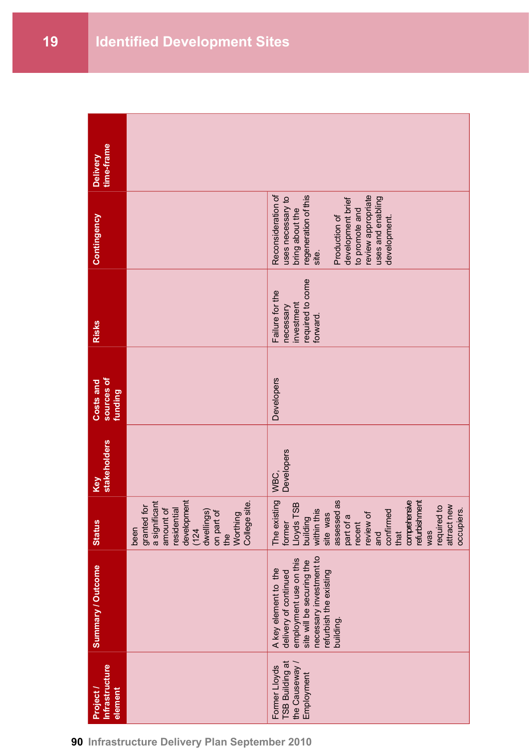# 19 Identified Development Sites

| Project / Infrastructure element | Summary / Outcome | Status | Key stakeholders | Costs and sources of funding | Risks | Contingency | Delivery time-frame |
|---|---|---|---|---|---|---|---|
| | | been granted for a significant amount of residential development (124 dwellings) on part of the Worthing College site. | | | | | |
| Former Lloyds TSB Building at the Causeway / Employment | A key element to the delivery of continued employment use on this site will be securing the necessary investment to refurbish the existing building. | The existing former Lloyds TSB building within this site was assessed as part of a recent review of and confirmed that comprehensive refurbishment was required to attract new occupiers. | WBC, Developers | Developers | Failure for the necessary investment required to come forward. | Reconsideration of uses necessary to bring about the regeneration of this site.<br><br>Production of development brief to promote and review appropriate uses and enabling development. | |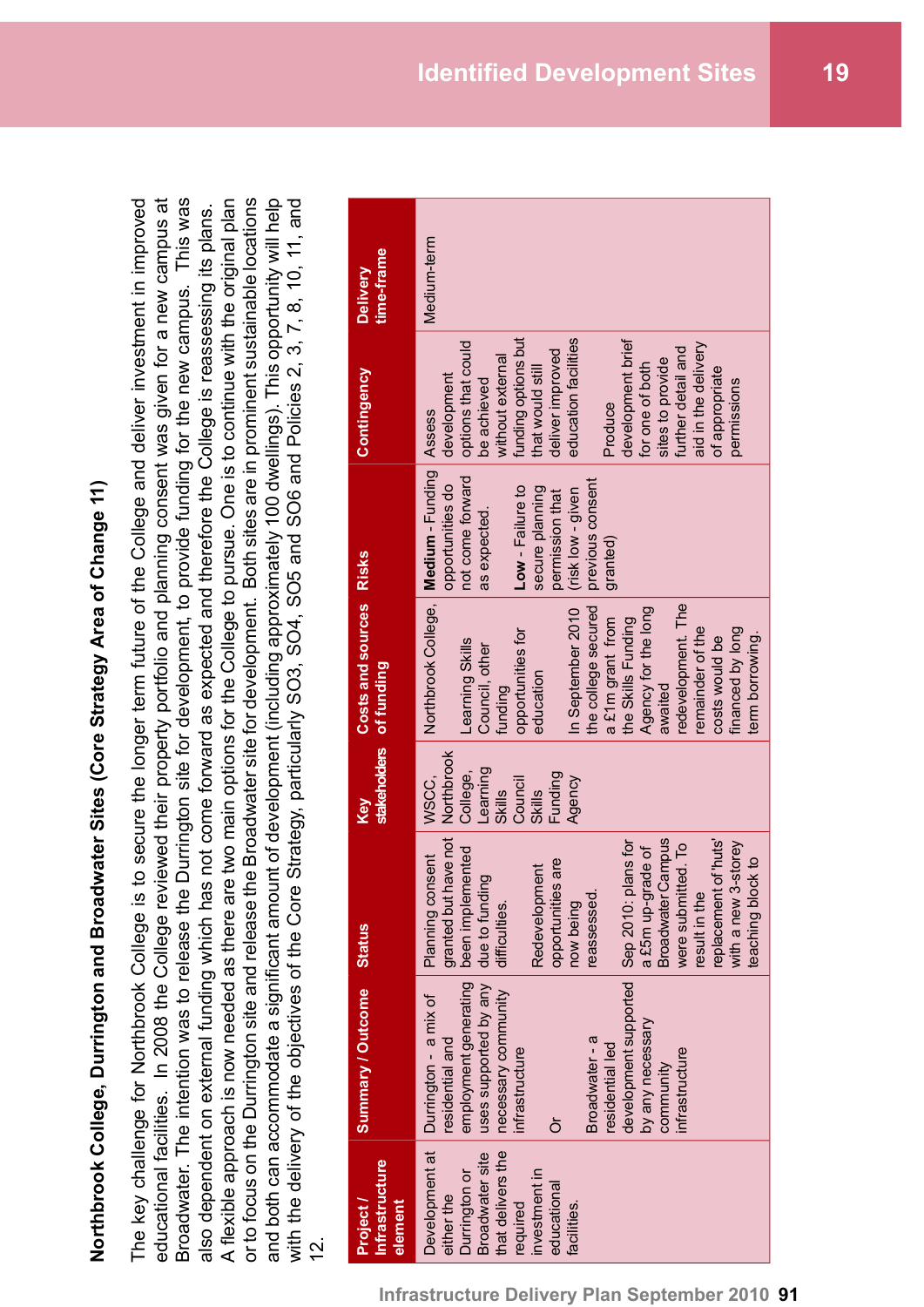## Northbrook College, Durrington and Broadwater Sites (Core Strategy Area of Change 11)

The key challenge for Northbrook College is to secure the longer term future of the College and deliver investment in improved educational facilities. In 2008 the College reviewed their property portfolio and planning consent was given for a new campus at Broadwater. The intention was to release the Durrington site for development, to provide funding for the new campus. This was also dependent on external funding which has not come forward as expected and therefore the College is reassessing its plans. A flexible approach is now needed as there are two main options for the College to pursue. One is to continue with the original plan or to focus on the Durrington site and release the Broadwater site for development. Both sites are in prominent sustainable locations and both can accommodate a significant amount of development (including approximately 100 dwellings). This opportunity will help with the delivery of the objectives of the Core Strategy, particularly SO3, SO4, SO5 and SO6 and Policies 2, 3, 7, 8, 10, 11, and 12.

| Project / Infrastructure element | Summary / Outcome | Status | Key stakeholders | Costs and sources of funding | Risks | Contingency | Delivery time-frame |
|---|---|---|---|---|---|---|---|
| Development at either the Durrington or Broadwater site that delivers the required investment in educational facilities. | Durrington - a mix of residential and employment generating uses supported by any necessary community infrastructure<br><br>Or<br><br>Broadwater - a residential led development supported by any necessary community infrastructure | Planning consent granted but have not been implemented due to funding difficulties.<br><br>Redevelopment opportunities are now being reassessed.<br><br>Sep 2010: plans for a £5m up-grade of Broadwater Campus were submitted. To result in the replacement of 'huts' with a new 3-storey teaching block to | WSCC, Northbrook College, Learning Skills Council Skills Funding Agency | Northbrook College,<br><br>Learning Skills Council, other funding opportunities for education<br><br>In September 2010 the college secured a £1m grant from the Skills Funding Agency for the long awaited redevelopment. The remainder of the costs would be financed by long term borrowing. | **Medium** - Funding opportunities do not come forward as expected.<br><br>**Low** - Failure to secure planning permission that (risk low - given previous consent granted) | Assess development options that could be achieved without external funding options but that would still deliver improved education facilities<br><br>Produce development brief for one of both sites to provide further detail and aid in the delivery of appropriate permissions | Medium-term |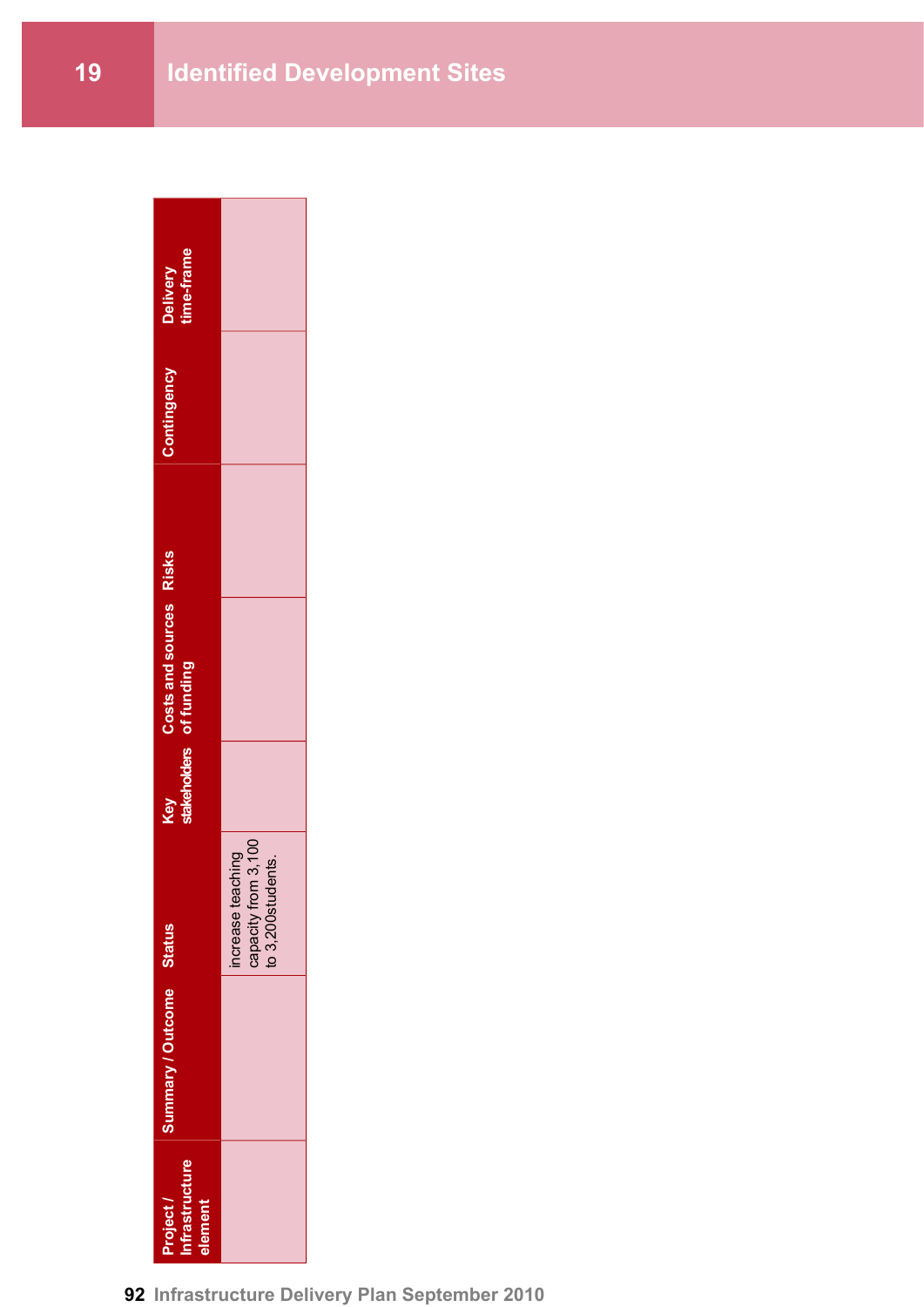# 19 Identified Development Sites

| Project / Infrastructure element | Summary / Outcome | Status | Key stakeholders | Costs and sources of funding | Risks | Contingency | Delivery time-frame |
|---|---|---|---|---|---|---|---|
| | | increase teaching capacity from 3,100 to 3,200students. | | | | | |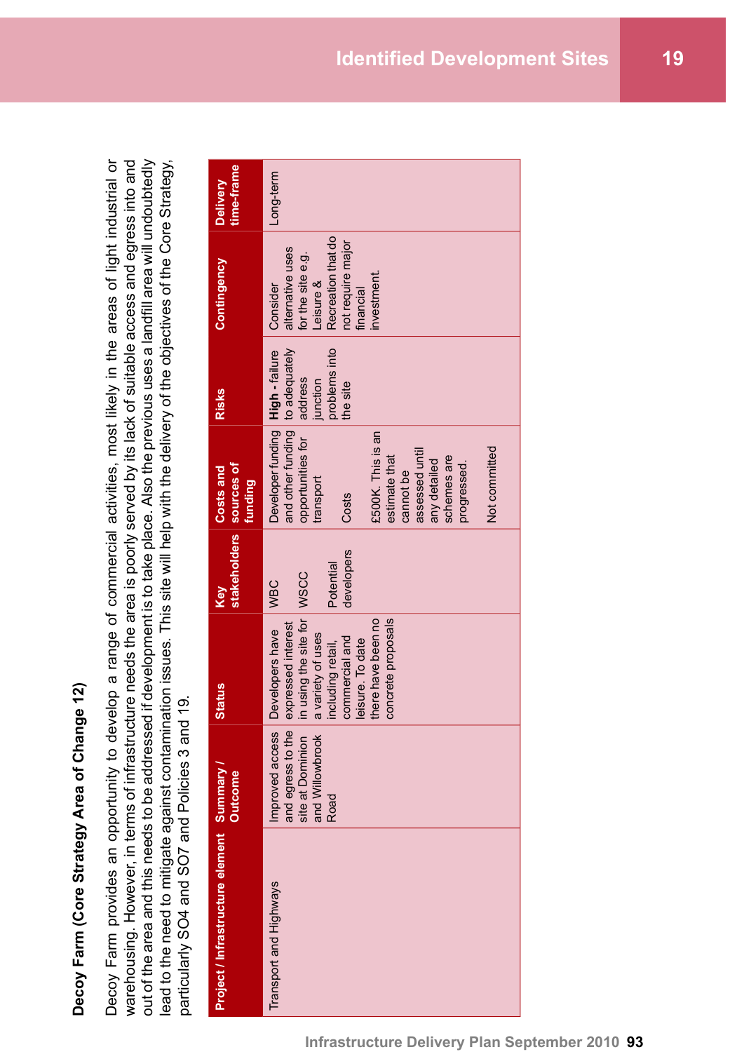**Decoy Farm (Core Strategy Area of Change 12)**

Decoy Farm provides an opportunity to develop a range of commercial activities, most likely in the areas of light industrial or warehousing. However, in terms of infrastructure needs the area is poorly served by its lack of suitable access and egress into and out of the area and this needs to be addressed if development is to take place. Also the previous uses a landfill area will undoubtedly lead to the need to mitigate against contamination issues. This site will help with the delivery of the objectives of the Core Strategy, particularly SO4 and SO7 and Policies 3 and 19.

| Project / Infrastructure element | Summary / Outcome | Status | Key stakeholders | Costs and sources of funding | Risks | Contingency | Delivery time-frame |
|---|---|---|---|---|---|---|---|
| Transport and Highways | Improved access and egress to the site at Dominion and Willowbrook Road | Developers have expressed interest in using the site for a variety of uses including retail, commercial and leisure. To date there have been no concrete proposals | WBC<br><br>WSCC<br><br>Potential developers | Developer funding and other funding opportunities for transport<br><br>Costs<br><br>£500K. This is an estimate that cannot be assessed until any detailed schemes are progressed.<br><br>Not committed | **High** - failure to adequately address junction problems into the site | Consider alternative uses for the site e.g. Leisure & Recreation that do not require major financial investment. | Long-term |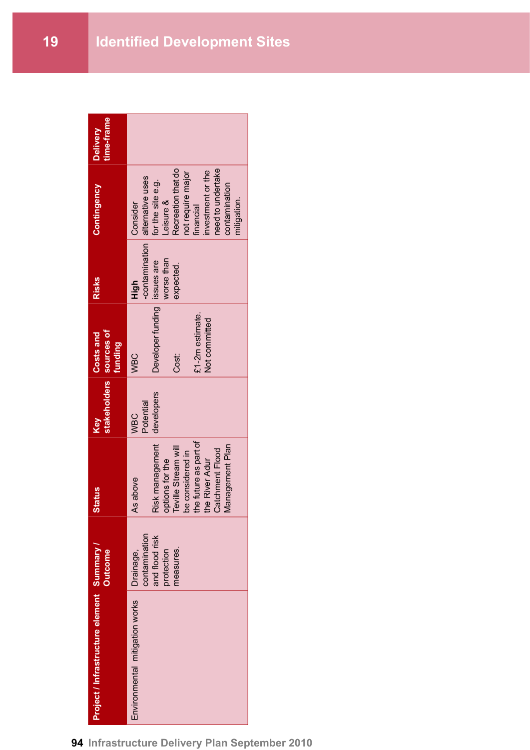# 19 Identified Development Sites

| Project / Infrastructure element | Summary / Outcome | Status | Key stakeholders | Costs and sources of funding | Risks | Contingency | Delivery time-frame |
|---|---|---|---|---|---|---|---|
| Environmental mitigation works | Drainage, contamination and flood risk protection measures. | As above<br><br>Risk management options for the Teville Stream will be considered in the future as part of the River Adur Catchment Flood Management Plan | WBC<br>Potential developers | WBC<br><br>Developer funding<br><br>Cost:<br><br>£1-2m estimate. Not committed | **High**<br>-contamination issues are worse than expected. | Consider alternative uses for the site e.g. Leisure & Recreation that do not require major financial investment or the need to undertake contamination mitigation. | |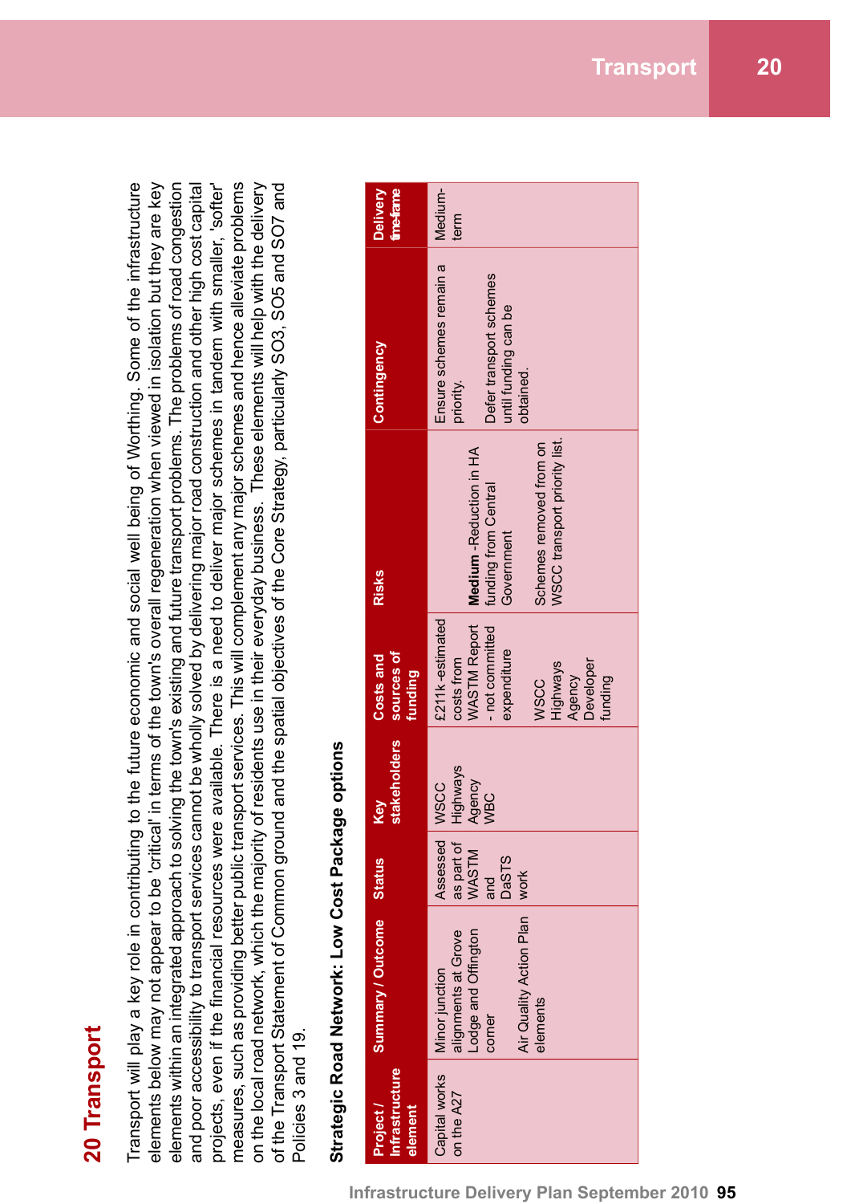# 20 Transport

Transport will play a key role in contributing to the future economic and social well being of Worthing. Some of the infrastructure elements below may not appear to be 'critical' in terms of the town's overall regeneration when viewed in isolation but they are key elements within an integrated approach to solving the town's existing and future transport problems. The problems of road congestion and poor accessibility to transport services cannot be wholly solved by delivering major road construction and other high cost capital projects, even if the financial resources were available. There is a need to deliver major schemes in tandem with smaller, 'softer' measures, such as providing better public transport services. This will complement any major schemes and hence alleviate problems on the local road network, which the majority of residents use in their everyday business. These elements will help with the delivery of the Transport Statement of Common ground and the spatial objectives of the Core Strategy, particularly SO3, SO5 and SO7 and Policies 3 and 19.

### Strategic Road Network: Low Cost Package options

| Project / Infrastructure element | Summary / Outcome | Status | Key stakeholders | Costs and sources of funding | Risks | Contingency | Delivery time-frame |
|---|---|---|---|---|---|---|---|
| Capital works on the A27 | Minor junction alignments at Grove Lodge and Offington corner<br><br>Air Quality Action Plan elements | Assessed as part of WASTM and DaSTS work | WSCC<br>Highways Agency<br>WBC | £211k -estimated costs from WASTM Report - not committed expenditure<br><br>WSCC<br>Highways Agency<br>Developer funding | **Medium** -Reduction in HA funding from Central Government<br><br>Schemes removed from on WSCC transport priority list. | Ensure schemes remain a priority.<br><br>Defer transport schemes until funding can be obtained. | Medium-term |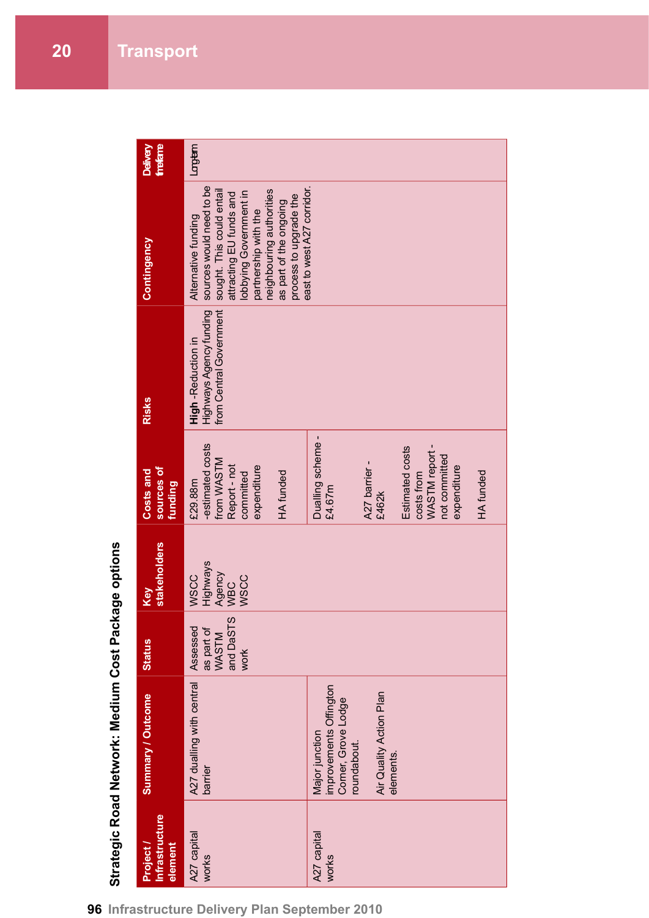## Strategic Road Network: Medium Cost Package options

| Project / Infrastructure element | Summary / Outcome | Status | Key stakeholders | Costs and sources of funding | Risks | Contingency | Delivery timeframe |
|---|---|---|---|---|---|---|---|
| A27 capital works | A27 dualling with central barrier | Assessed as part of WASTM and DaSTS work | WSCC Highways Agency WBC WSCC | £29.88m -estimated costs from WASTM Report - not committed expenditure<br><br>HA funded | **High** -Reduction in Highways Agency funding from Central Government | Alternative funding sources would need to be sought. This could entail attracting EU funds and lobbying Government in partnership with the neighbouring authorities as part of the ongoing process to upgrade the east to west A27 corridor. | Long-term |
| A27 capital works | Major junction improvements Offington Corner, Grove Lodge roundabout.<br><br>Air Quality Action Plan elements. | | | Dualling scheme - £4.67m<br><br>A27 barrier - £462k<br><br>Estimated costs costs from WASTM report - not committed expenditure<br><br>HA funded | | | |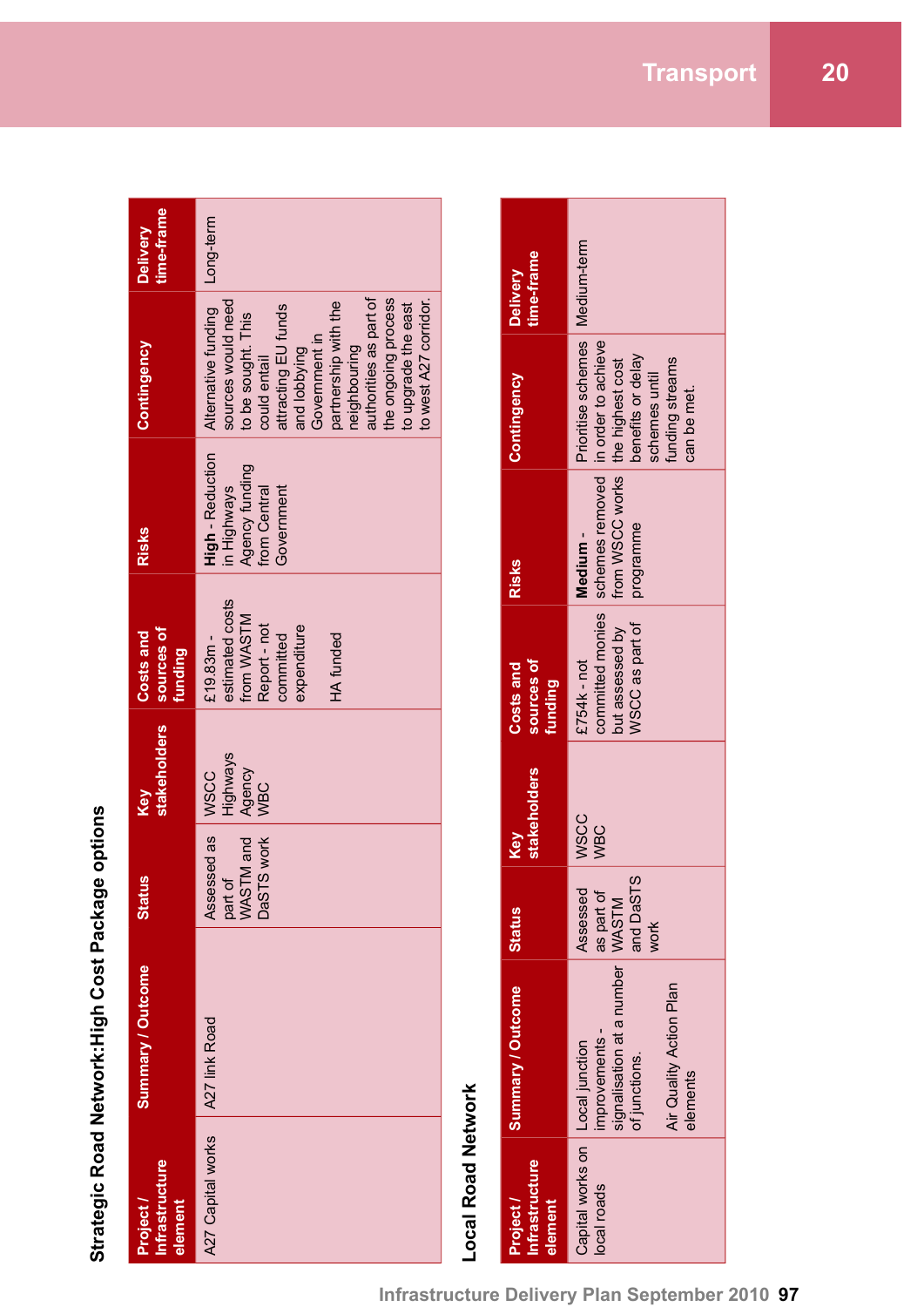## Strategic Road Network:High Cost Package options

| Project / Infrastructure element | Summary / Outcome | Status | Key stakeholders | Costs and sources of funding | Risks | Contingency | Delivery time-frame |
|---|---|---|---|---|---|---|---|
| A27 Capital works | A27 link Road | Assessed as part of WASTM and DaSTS work | WSCC Highways Agency WBC | £19.83m - estimated costs from WASTM Report - not committed expenditure<br><br>HA funded | **High** - Reduction in Highways Agency funding from Central Government | Alternative funding sources would need to be sought. This could entail attracting EU funds and lobbying Government in partnership with the neighbouring authorities as part of the ongoing process to upgrade the east to west A27 corridor. | Long-term |

## Local Road Network

| Project / Infrastructure element | Summary / Outcome | Status | Key stakeholders | Costs and sources of funding | Risks | Contingency | Delivery time-frame |
|---|---|---|---|---|---|---|---|
| Capital works on local roads | Local junction improvements - signalisation at a number of junctions.<br><br>Air Quality Action Plan elements | Assessed as part of WASTM and DaSTS work | WSCC WBC | £754k - not committed monies but assessed by WSCC as part of | **Medium** - schemes removed from WSCC works programme | Prioritise schemes in order to achieve the highest cost benefits or delay schemes until funding streams can be met. | Medium-term |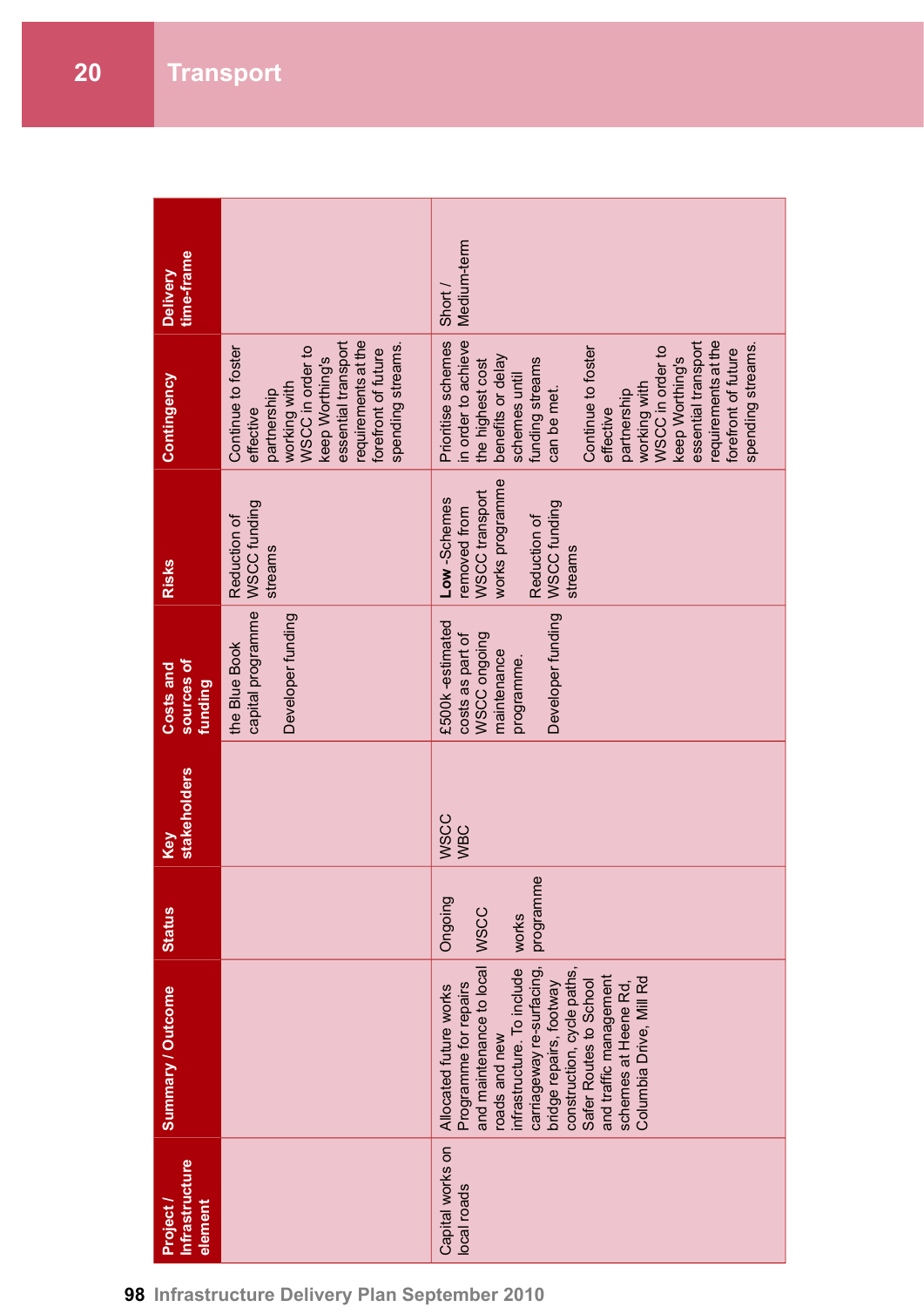## Transport

| Project / Infrastructure element | Summary / Outcome | Status | Key stakeholders | Costs and sources of funding | Risks | Contingency | Delivery time-frame |
|---|---|---|---|---|---|---|---|
| | | | | the Blue Book capital programme<br><br>Developer funding | Reduction of WSCC funding streams | Continue to foster effective partnership working with WSCC in order to keep Worthing's essential transport requirements at the forefront of future spending streams. | |
| Capital works on local roads | Allocated future works Programme for repairs and maintenance to local roads and new infrastructure. To include carriageway re-surfacing, bridge repairs, footway construction, cycle paths, Safer Routes to School and traffic management schemes at Heene Rd, Columbia Drive, Mill Rd | Ongoing<br><br>WSCC<br><br>works programme | WSCC<br>WBC | £500k -estimated costs as part of WSCC ongoing maintenance programme.<br><br>Developer funding | **Low** -Schemes removed from WSCC transport works programme<br><br>Reduction of WSCC funding streams | Prioritise schemes in order to achieve the highest cost benefits or delay schemes until funding streams can be met.<br><br>Continue to foster effective partnership working with WSCC in order to keep Worthing's essential transport requirements at the forefront of future spending streams. | Short / Medium-term |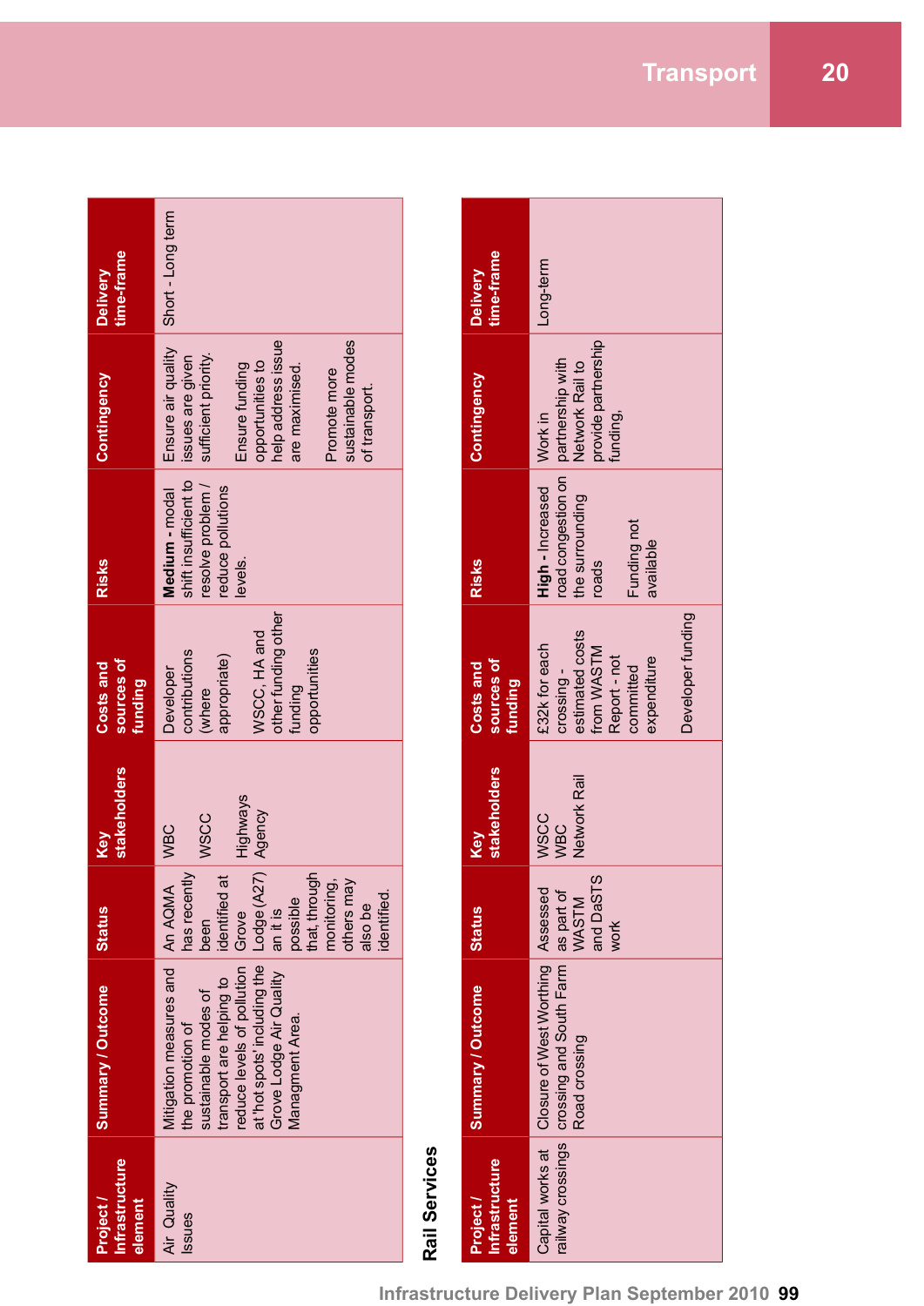| Project / Infrastructure element | Summary / Outcome | Status | Key stakeholders | Costs and sources of funding | Risks | Contingency | Delivery time-frame |
|---|---|---|---|---|---|---|---|
| Air Quality Issues | Mitigation measures and the promotion of sustainable modes of transport are helping to reduce levels of pollution at 'hot spots' including the Grove Lodge Air Quality Managment Area. | An AQMA has recently been identified at Grove Lodge (A27) an it is possible that, through monitoring, others may also be identified. | WBC<br><br>WSCC<br><br>Highways Agency | Developer contributions (where appropriate)<br><br>WSCC, HA and other funding other funding opportunities | **Medium** - modal shift insufficient to resolve problem / reduce pollutions levels. | Ensure air quality issues are given sufficient priority.<br><br>Ensure funding opportunities to help address issue are maximised.<br><br>Promote more sustainable modes of transport. | Short - Long term |

## Rail Services

| Project / Infrastructure element | Summary / Outcome | Status | Key stakeholders | Costs and sources of funding | Risks | Contingency | Delivery time-frame |
|---|---|---|---|---|---|---|---|
| Capital works at railway crossings | Closure of West Worthing crossing and South Farm Road crossing | Assessed as part of WASTM and DaSTS work | WSCC<br>WBC<br>Network Rail | £32k for each crossing - estimated costs from WASTM Report - not committed expenditure<br><br>Developer funding | **High** - Increased road congestion on the surrounding roads<br><br>Funding not available | Work in partnership with Network Rail to provide partnership funding, | Long-term |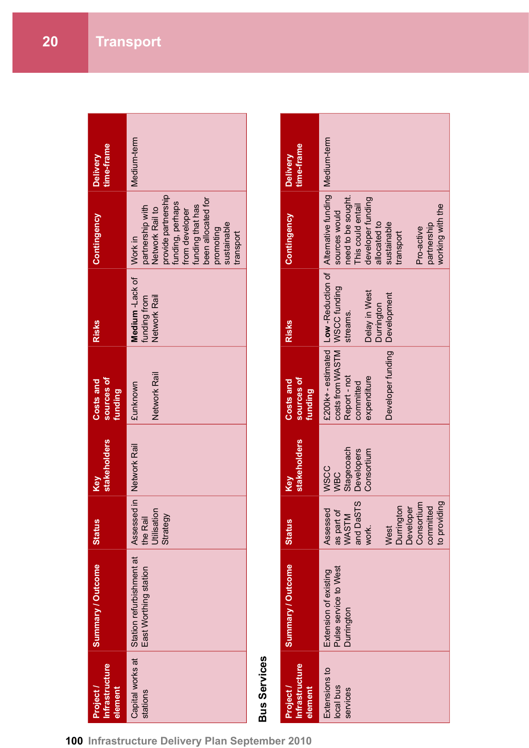## Transport

| Project / Infrastructure element | Summary / Outcome | Status | Key stakeholders | Costs and sources of funding | Risks | Contingency | Delivery time-frame |
|---|---|---|---|---|---|---|---|
| Capital works at stations | Station refurbishment at East Worthing station | Assessed in the Rail Utilisation Strategy | Network Rail | £unknown<br><br>Network Rail | **Medium** -Lack of funding from Network Rail | Work in partnership with Network Rail to provide partnership funding, perhaps from developer funding that has been allocated for promoting sustainable transport | Medium-term |

## Bus Services

| Project / Infrastructure element | Summary / Outcome | Status | Key stakeholders | Costs and sources of funding | Risks | Contingency | Delivery time-frame |
|---|---|---|---|---|---|---|---|
| Extensions to local bus services | Extension of existing Pulse service to West Durrington | Assessed as part of WASTM and DaSTS work.<br><br>West Durrington Developer Consortium committed to providing | WSCC<br>WBC<br>Stagecoach<br>Developers Consortium | £200k+ - estimated costs from WASTM Report - not committed expenditure<br><br>Developer funding | **Low** -Reduction of WSCC funding streams.<br><br>Delay in West Durrington Development | Alternative funding sources would need to be sought. This could entail developer funding allocated to sustainable transport<br><br>Pro-active partnership working with the | Medium-term |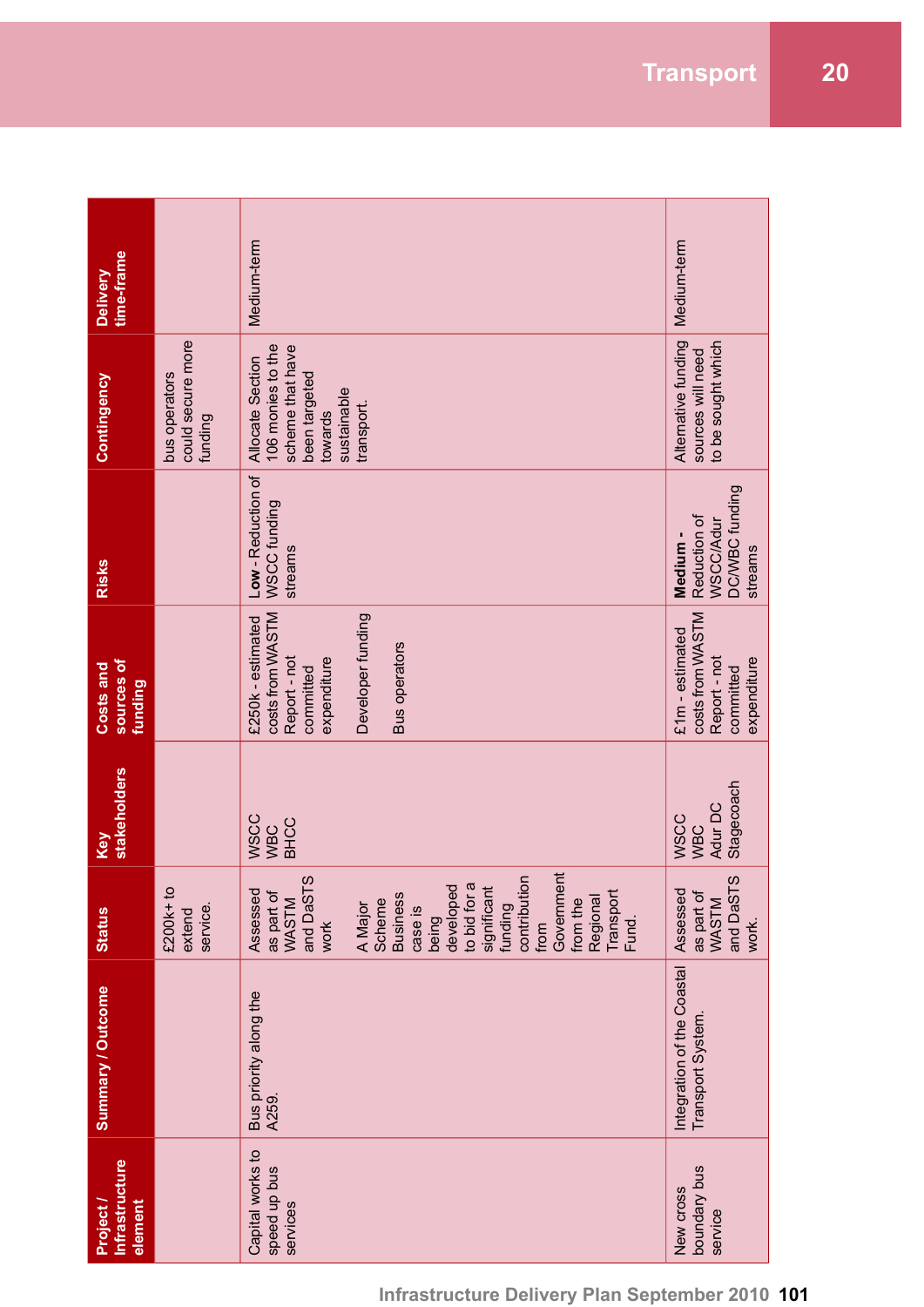| Project / Infrastructure element | Summary / Outcome | Status | Key stakeholders | Costs and sources of funding | Risks | Contingency | Delivery time-frame |
|---|---|---|---|---|---|---|---|
| | | £200k+ to extend service. | | | | bus operators could secure more funding | |
| Capital works to speed up bus services | Bus priority along the A259. | Assessed as part of WASTM and DaSTS work<br><br>A Major Scheme Business case is being developed to bid for a significant funding contribution from Government from the Regional Transport Fund. | WSCC<br>WBC<br>BHCC | £250k - estimated costs from WASTM Report - not committed expenditure<br><br>Developer funding<br><br>Bus operators | **Low** - Reduction of WSCC funding streams | Allocate Section 106 monies to the scheme that have been targeted towards sustainable transport. | Medium-term |
| New cross boundary bus service | Integration of the Coastal Transport System. | Assessed as part of WASTM and DaSTS work. | WSCC<br>WBC<br>Adur DC<br>Stagecoach | £1m - estimated costs from WASTM Report - not committed expenditure | **Medium** - Reduction of WSCC/Adur DC/WBC funding streams | Alternative funding sources will need to be sought which | Medium-term |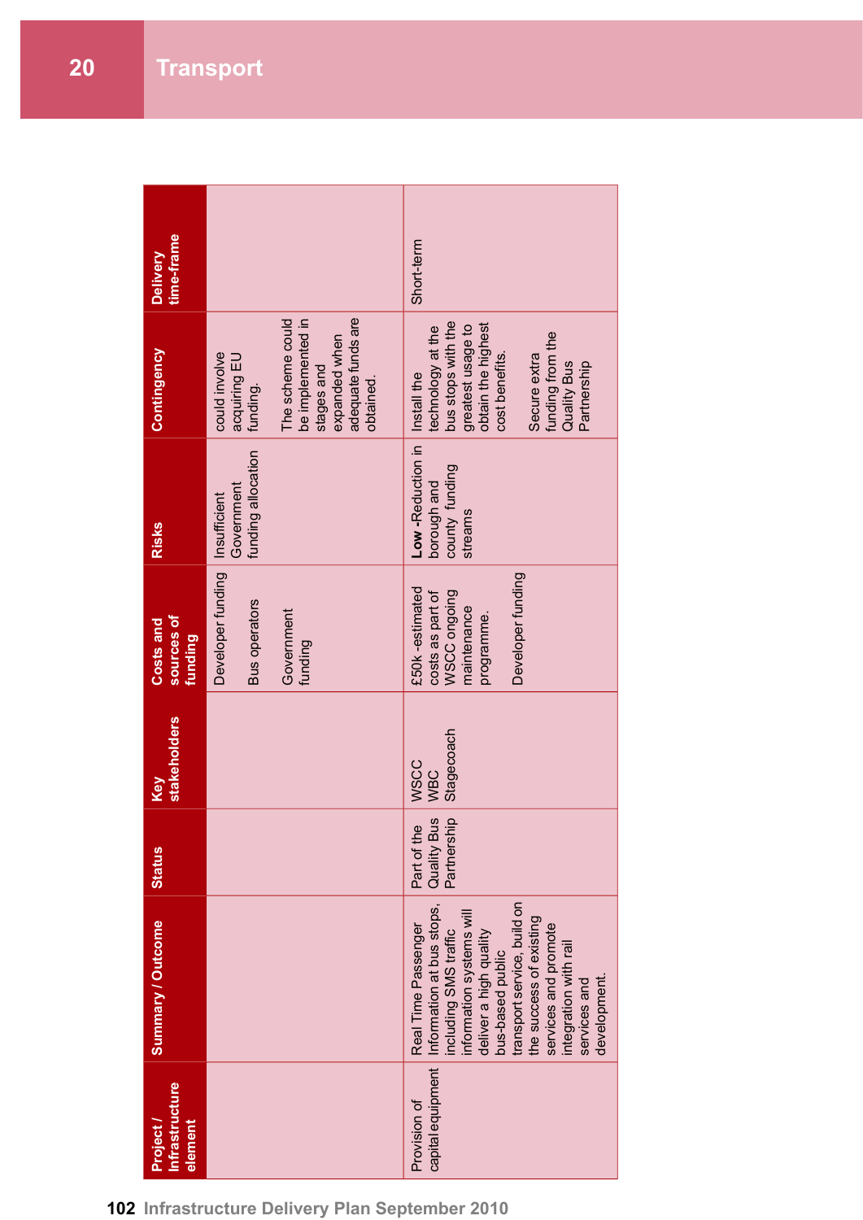## Transport

| Project / Infrastructure element | Summary / Outcome | Status | Key stakeholders | Costs and sources of funding | Risks | Contingency | Delivery time-frame |
|---|---|---|---|---|---|---|---|
| | | | | Developer funding<br><br>Bus operators<br><br>Government funding | Insufficient Government funding allocation | could involve acquiring EU funding.<br><br>The scheme could be implemented in stages and expanded when adequate funds are obtained. | |
| Provision of capital equipment | Real Time Passenger Information at bus stops, including SMS traffic information systems will deliver a high quality bus-based public transport service, build on the success of existing services and promote integration with rail services and development. | Part of the Quality Bus Partnership | WSCC<br>WBC<br>Stagecoach | £50k -estimated costs as part of WSCC ongoing maintenance programme.<br><br>Developer funding | **Low** -Reduction in borough and county funding streams | Install the technology at the bus stops with the greatest usage to obtain the highest cost benefits.<br><br>Secure extra funding from the Quality Bus Partnership | Short-term |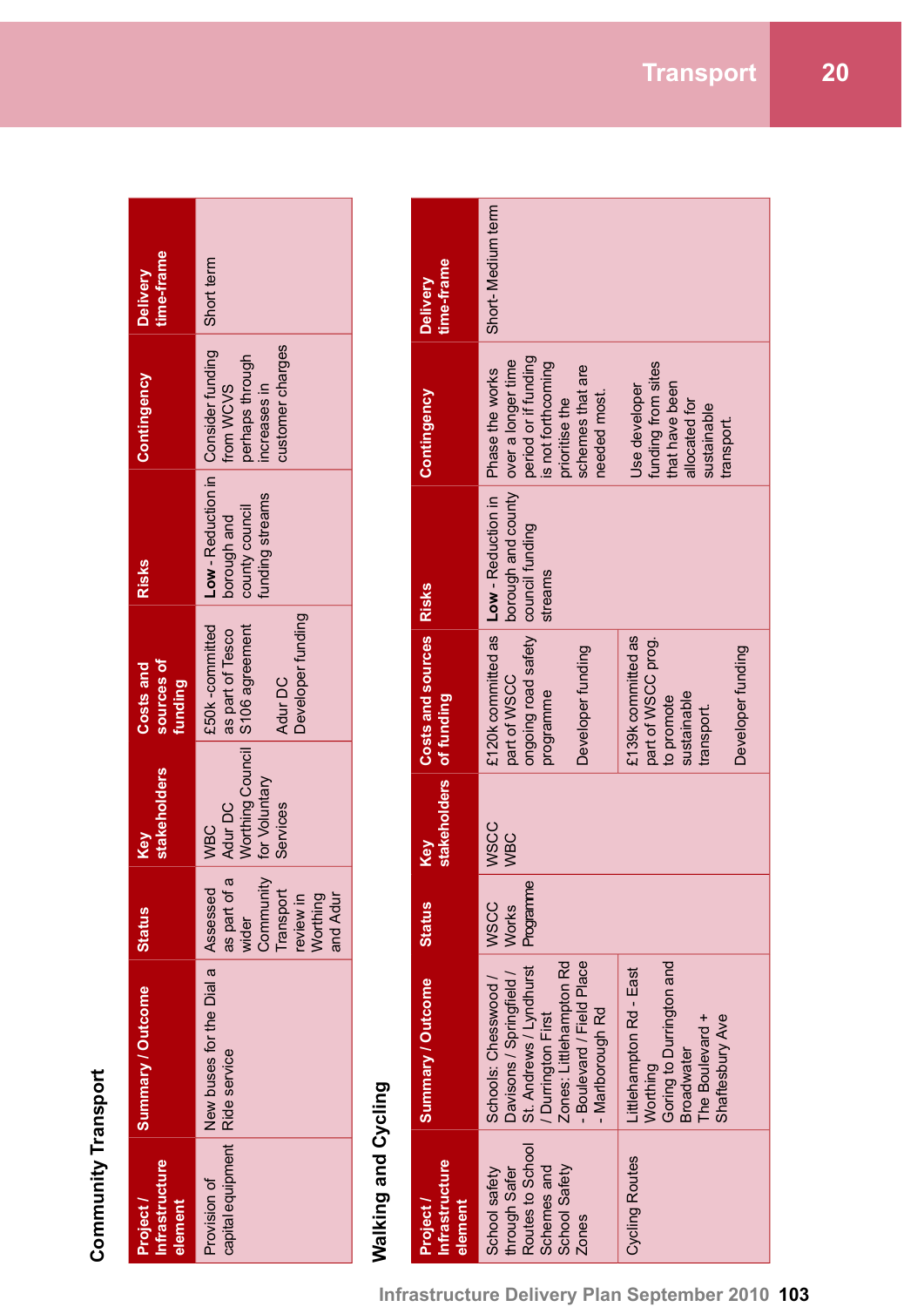## Community Transport

| Project / Infrastructure element | Summary / Outcome | Status | Key stakeholders | Costs and sources of funding | Risks | Contingency | Delivery time-frame |
|---|---|---|---|---|---|---|---|
| Provision of capital equipment | New buses for the Dial a Ride service | Assessed as part of a wider Community Transport review in Worthing and Adur | WBC<br>Adur DC<br>Worthing Council for Voluntary Services | £50k -committed as part of Tesco S106 agreement<br><br>Adur DC<br>Developer funding | **Low** - Reduction in borough and county council funding streams | Consider funding from WCVS perhaps through increases in customer charges | Short term |

## Walking and Cycling

| Project / Infrastructure element | Summary / Outcome | Status | Key stakeholders | Costs and sources of funding | Risks | Contingency | Delivery time-frame |
|---|---|---|---|---|---|---|---|
| School safety through Safer Routes to School Schemes and School Safety Zones | Schools: Chesswood / Davisons / Springfield / St. Andrews / Lyndhurst / Durrington First<br>Zones: Littlehampton Rd - Boulevard / Field Place - Marlborough Rd | WSCC Works Programme | WSCC<br>WBC | £120k committed as part of WSCC ongoing road safety programme<br><br>Developer funding | **Low** - Reduction in borough and county council funding streams | Phase the works over a longer time period or if funding is not forthcoming prioritise the schemes that are needed most.<br><br>Use developer funding from sites that have been allocated for sustainable transport. | Short- Medium term |
| Cycling Routes | Littlehampton Rd - East Worthing<br>Goring to Durrington and Broadwater<br>The Boulevard + Shaftesbury Ave | | | £139k committed as part of WSCC prog. to promote sustainable transport.<br><br>Developer funding | | | |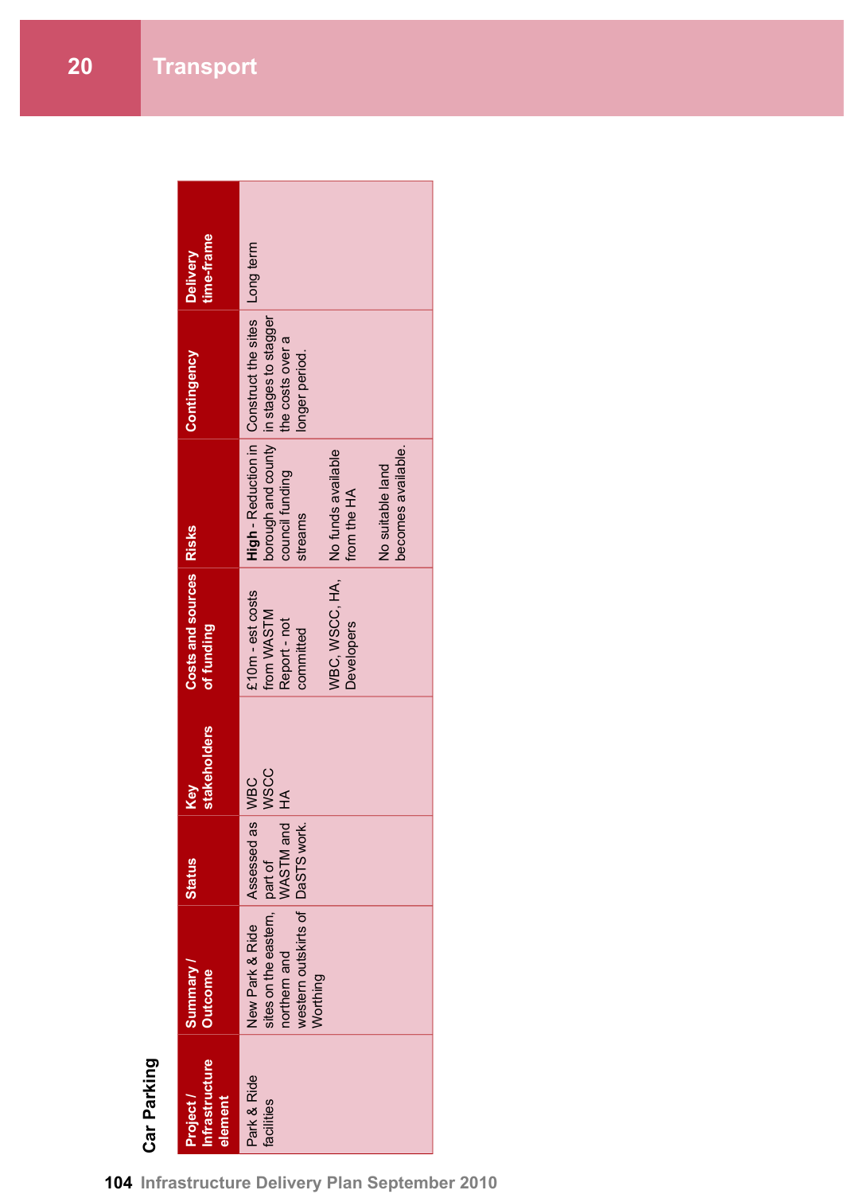## Car Parking

| Project / Infrastructure element | Summary / Outcome | Status | Key stakeholders | Costs and sources of funding | Risks | Contingency | Delivery time-frame |
|---|---|---|---|---|---|---|---|
| Park & Ride facilities | New Park & Ride sites on the eastern, northern and western outskirts of Worthing | Assessed as part of WASTM and DaSTS work. | WBC<br>WSCC<br>HA | £10m - est costs from WASTM Report - not committed<br><br>WBC, WSCC, HA, Developers | **High** - Reduction in borough and county council funding streams<br><br>No funds available from the HA<br><br>No suitable land becomes available. | Construct the sites in stages to stagger the costs over a longer period. | Long term |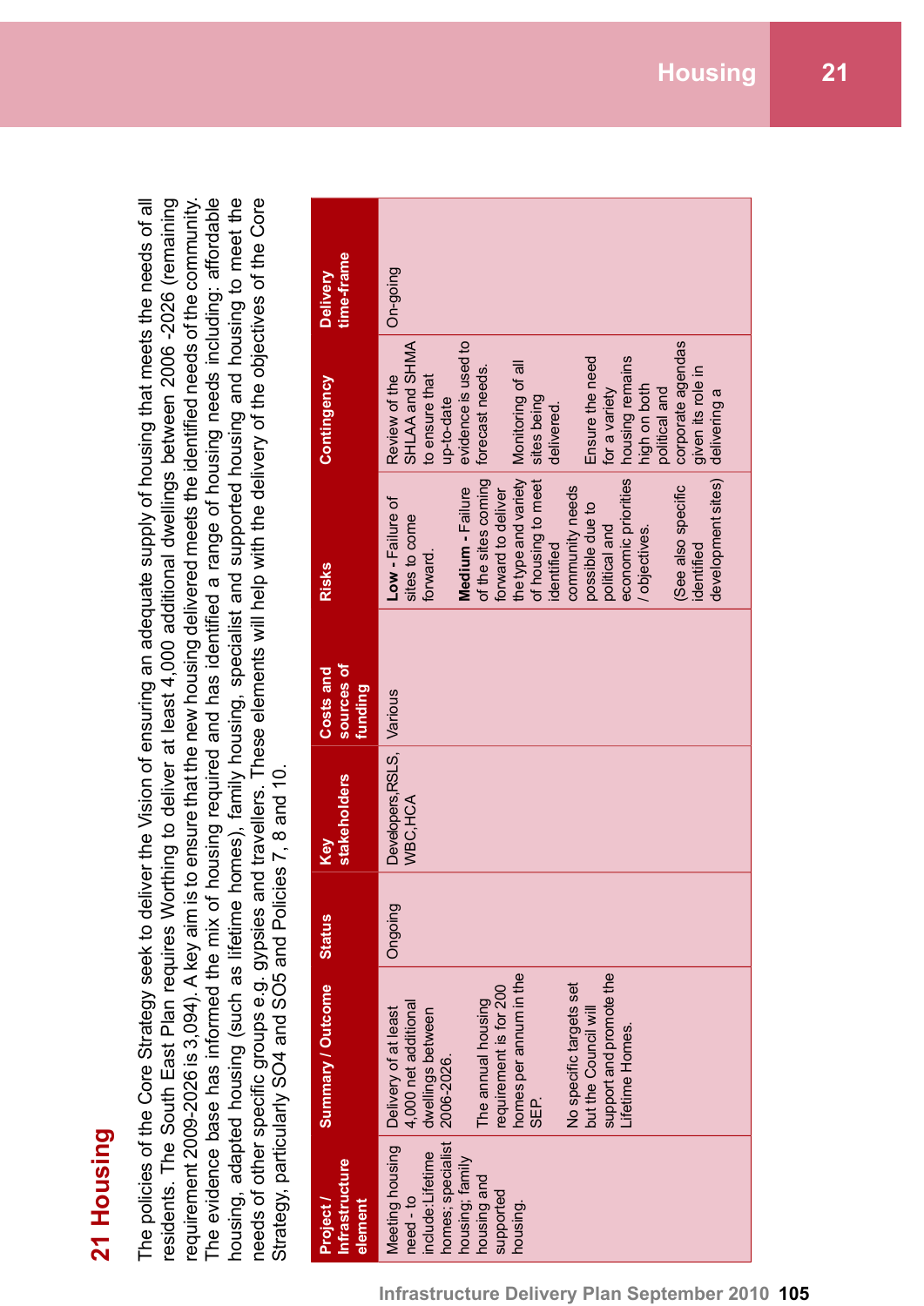# 21 Housing

The policies of the Core Strategy seek to deliver the Vision of ensuring an adequate supply of housing that meets the needs of all residents. The South East Plan requires Worthing to deliver at least 4,000 additional dwellings between 2006 -2026 (remaining requirement 2009-2026 is 3,094). A key aim is to ensure that the new housing delivered meets the identified needs of the community. The evidence base has informed the mix of housing required and has identified a range of housing needs including: affordable housing, adapted housing (such as lifetime homes), family housing, specialist and supported housing and housing to meet the needs of other specific groups e.g. gypsies and travellers. These elements will help with the delivery of the objectives of the Core Strategy, particularly SO4 and SO5 and Policies 7, 8 and 10.

| Project / Infrastructure element | Summary / Outcome | Status | Key stakeholders | Costs and sources of funding | Risks | Contingency | Delivery time-frame |
|---|---|---|---|---|---|---|---|
| Meeting housing need - to include:Lifetime homes; specialist housing; family housing and supported housing. | Delivery of at least 4,000 net additional dwellings between 2006-2026.<br><br>The annual housing requirement is for 200 homes per annum in the SEP.<br><br>No specific targets set but the Council will support and promote the Lifetime Homes. | Ongoing | Developers,RSLS, WBC,HCA | Various | **Low -** Failure of sites to come forward.<br><br>**Medium -** Failure of the sites coming forward to deliver the type and variety of housing to meet identified community needs possible due to political and economic priorities / objectives.<br><br>(See also specific identified development sites) | Review of the SHLAA and SHMA to ensure that up-to-date evidence is used to forecast needs.<br><br>Monitoring of all sites being delivered.<br><br>Ensure the need for a variety housing remains high on both political and corporate agendas given its role in delivering a | On-going |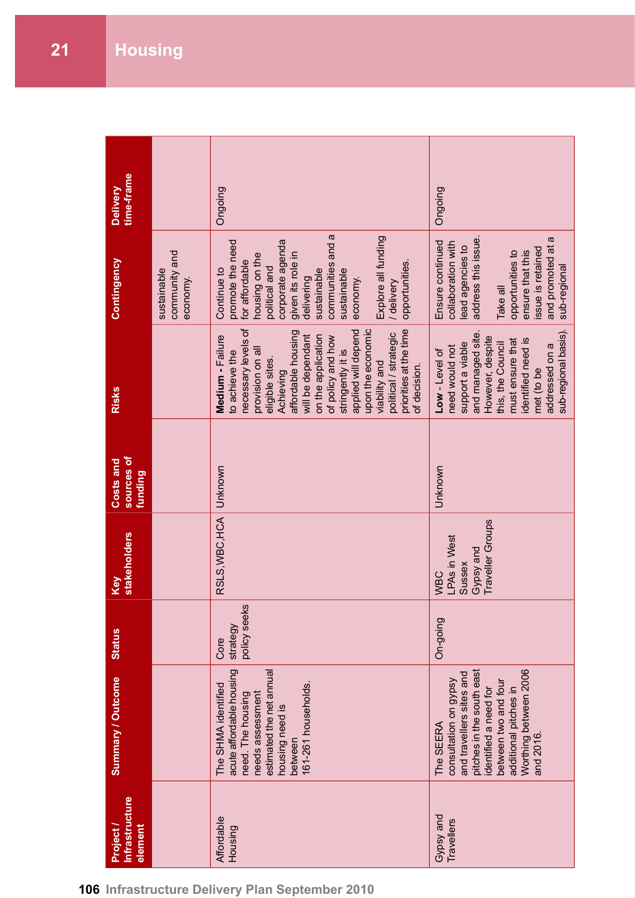# Housing

| Project / Infrastructure element | Summary / Outcome | Status | Key stakeholders | Costs and sources of funding | Risks | Contingency | Delivery time-frame |
|---|---|---|---|---|---|---|---|
| | | | | | | sustainable community and economy. | |
| Affordable Housing | The SHMA identified acute affordable housing need. The housing needs assessment estimated the net annual housing need is between 161-261 households. | Core strategy policy seeks | RSLS,WBC,HCA | Unknown | **Medium -** Failure to achieve the necessary levels of provision on all eligible sites. Achieving affordable housing will be dependant on the application of policy and how stringently it is applied will depend upon the economic viability and political / strategic priorities at the time of decision. | Continue to promote the need for affordable housing on the political and corporate agenda given its role in delivering sustainable communities and a sustainable economy. Explore all funding / delivery opportunities. | Ongoing |
| Gypsy and Travellers | The SEERA consultation on gypsy and travellers sites and pitches in the south east identified a need for between two and four additional pitches in Worthing between 2006 and 2016. | On-going | WBC<br>LPAs in West Sussex<br>Gypsy and Traveller Groups | Unknown | **Low** - Level of need would not support a viable and managed site. However, despite this, the Council must ensure that this identified need is met (to be addressed on a sub-regional basis). | Ensure continued collaboration with lead agencies to address this issue. Take all opportunities to ensure that this issue is retained and promoted at a sub-regional | Ongoing |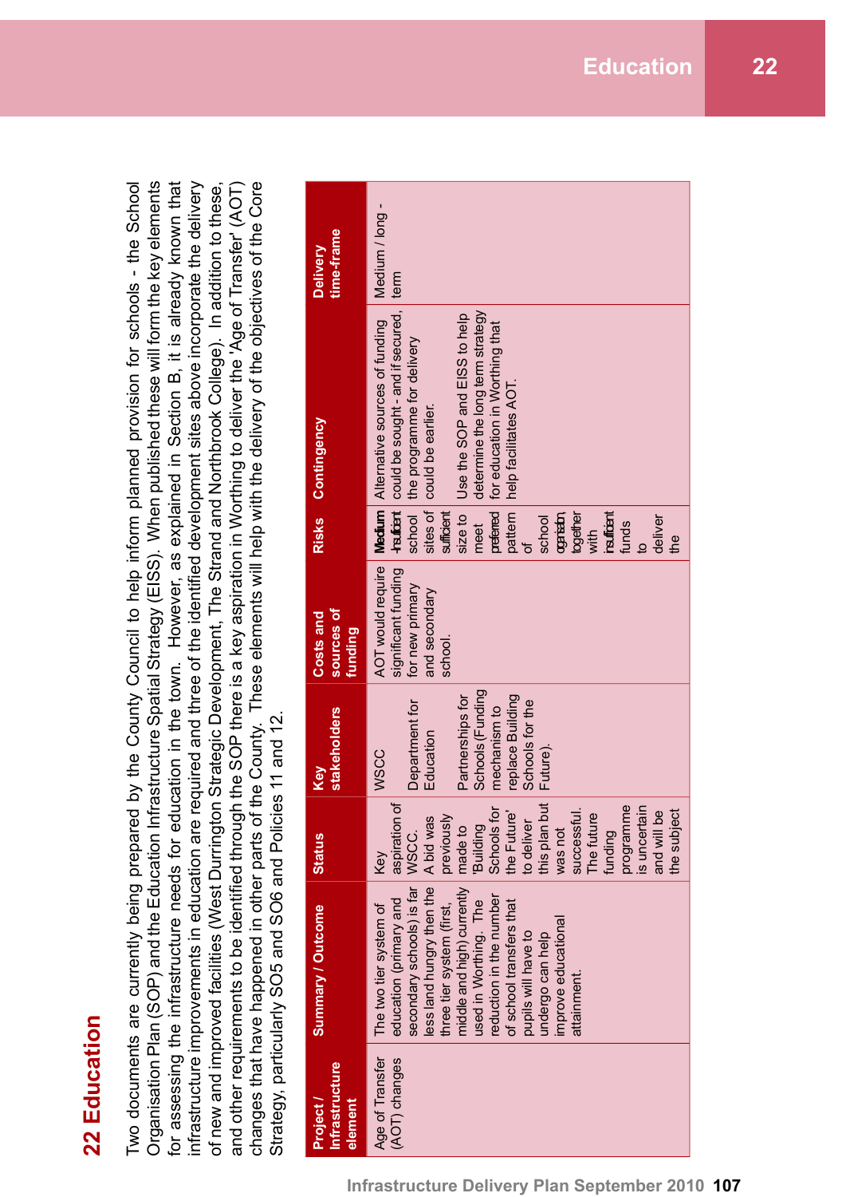# 22 Education

Two documents are currently being prepared by the County Council to help inform planned provision for schools - the School Organisation Plan (SOP) and the Education Infrastructure Spatial Strategy (EISS). When published these will form the key elements for assessing the infrastructure needs for education in the town. However, as explained in Section B, it is already known that infrastructure improvements in education are required and three of the identified development sites above incorporate the delivery of new and improved facilities (West Durrington Strategic Development, The Strand and Northbrook College). In addition to these, and other requirements to be identified through the SOP there is a key aspiration in Worthing to deliver the 'Age of Transfer' (AOT) changes that have happened in other parts of the County. These elements will help with the delivery of the objectives of the Core Strategy, particularly SO5 and SO6 and Policies 11 and 12.

| Project / Infrastructure element | Summary / Outcome | Status | Key stakeholders | Costs and sources of funding | Risks | Contingency | Delivery time-frame |
|---|---|---|---|---|---|---|---|
| Age of Transfer (AOT) changes | The two tier system of education (primary and secondary schools) is far less land hungry then the three tier system (first, middle and high) currently used in Worthing. The reduction in the number of school transfers that pupils will have to undergo can help improve educational attainment. | Key aspiration of WSCC. A bid was previously made to 'Building Schools for the Future' to deliver this plan but was not successful. The future funding programme is uncertain and will be the subject | WSCC<br><br>Department for Education<br><br>Partnerships for Schools (Funding mechanism to replace Building Schools for the Future). | AOT would require significant funding for new primary and secondary school. | Medium - Insufficient school sites of sufficient size to meet preferred pattern of school organisation, together with insufficient funds to deliver the | Alternative sources of funding could be sought - and if secured, the programme for delivery could be earlier.<br><br>Use the SOP and EISS to help determine the long term strategy for education in Worthing that help facilitates AOT. | Medium / long - term |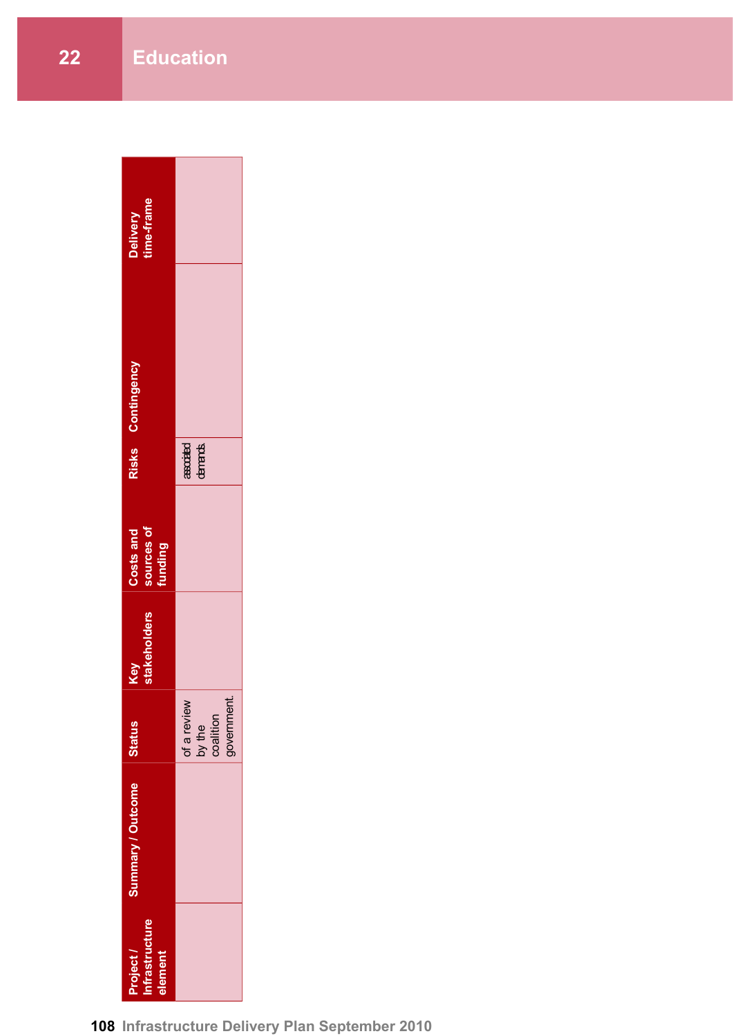# 22 Education

| Project / Infrastructure element | Summary / Outcome | Status | Key stakeholders | Costs and sources of funding | Risks | Contingency | Delivery time-frame |
|---|---|---|---|---|---|---|---|
| | | of a review by the coalition government. | | | associated demands. | | |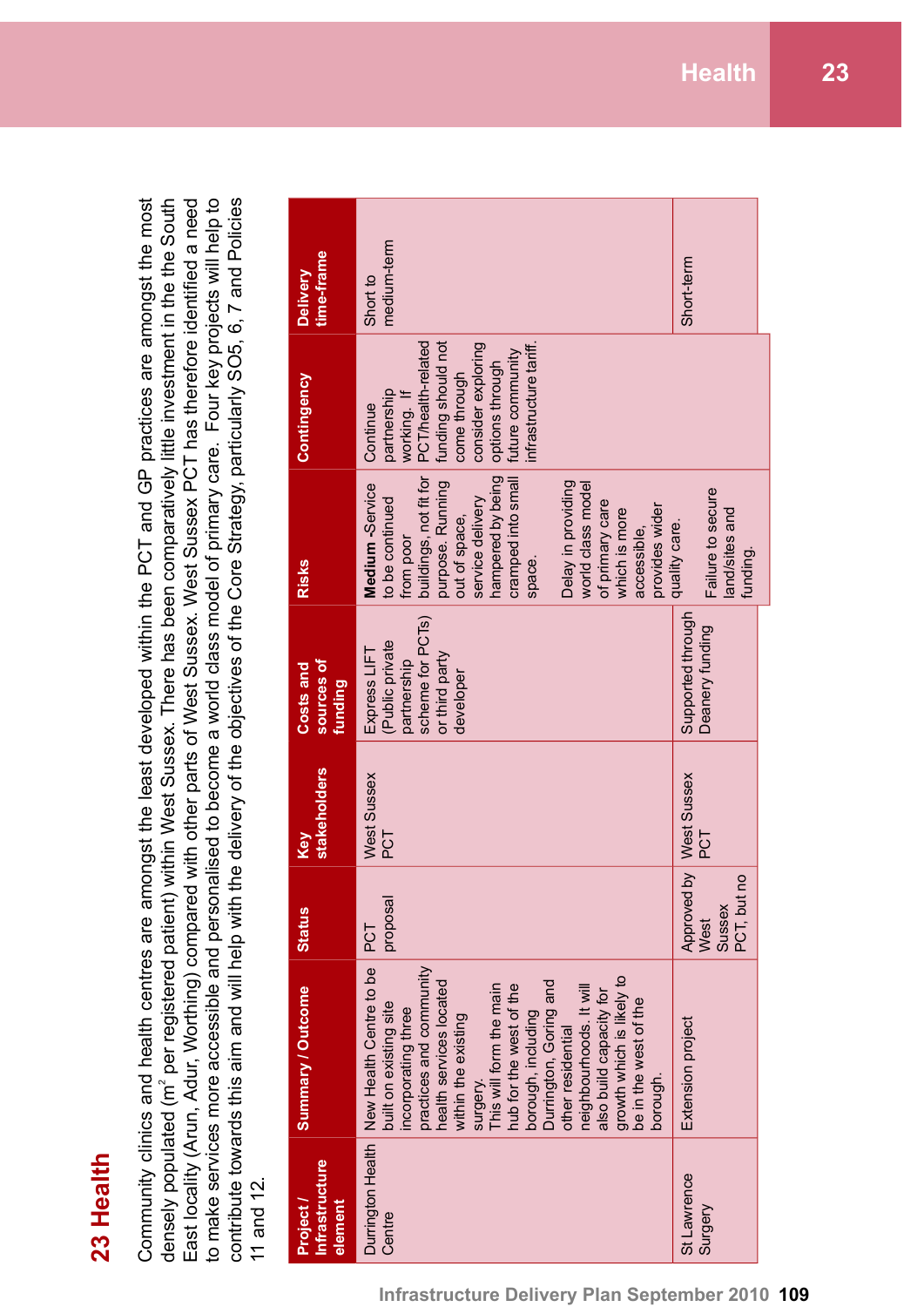# 23 Health

Community clinics and health centres are amongst the least developed within the PCT and GP practices are amongst the most densely populated ($m^2$ per registered patient) within West Sussex. There has been comparatively little investment in the the South East locality (Arun, Adur, Worthing) compared with other parts of West Sussex. West Sussex PCT has therefore identified a need to make services more accessible and personalised to become a world class model of primary care. Four key projects will help to contribute towards this aim and will help with the delivery of the objectives of the Core Strategy, particularly SO5, 6, 7 and Policies 11 and 12.

| Project / Infrastructure element | Summary / Outcome | Status | Key stakeholders | Costs and sources of funding | Risks | Contingency | Delivery time-frame |
|---|---|---|---|---|---|---|---|
| Durrington Health Centre | New Health Centre to be built on existing site incorporating three practices and community health services located within the existing surgery. This will form the main hub for the west of the borough, including Durrington, Goring and other residential neighbourhoods. It will also build capacity for growth which is likely to be in the west of the borough. | PCT proposal | West Sussex PCT | Express LIFT (Public private partnership scheme for PCTs) or third party developer | **Medium** -Service to be continued from poor buildings, not fit for purpose. Running out of space, service delivery hampered by being cramped into small space. Delay in providing world class model of primary care which is more accessible, provides wider quality care. | Continue partnership working. If PCT/health-related funding should not come through consider exploring options through future community infrastructure tariff. | Short to medium-term |
| St Lawrence Surgery | Extension project | Approved by West Sussex PCT, but no | West Sussex PCT | Supported through Deanery funding | Failure to secure land/sites and funding. | | Short-term |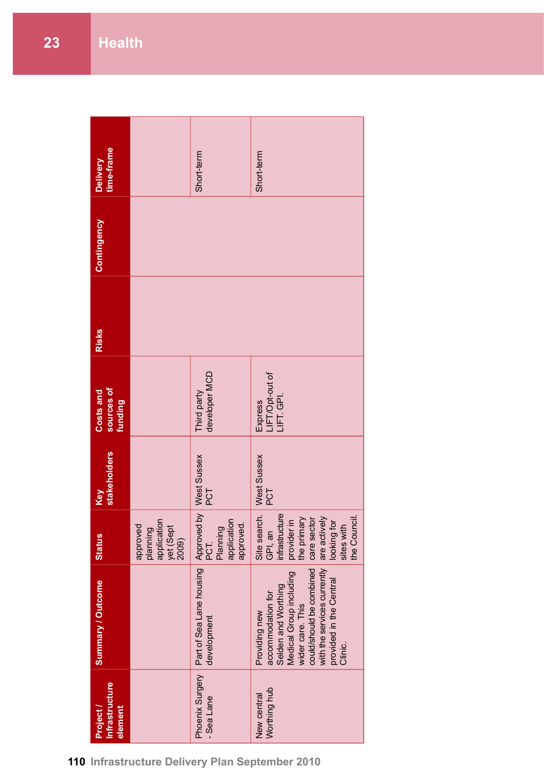# 23 Health

| Project / Infrastructure element | Summary / Outcome | Status | Key stakeholders | Costs and sources of funding | Risks | Contingency | Delivery time-frame |
|---|---|---|---|---|---|---|---|
| | | approved planning application yet (Sept 2009) | | | | | |
| Phoenix Surgery - Sea Lane | Part of Sea Lane housing development | Approved by PCT. Planning application approved. | West Sussex PCT | Third party developer MCD | | | Short-term |
| New central Worthing hub | Providing new accommodation for Selden and Worthing Medical Group including wider care. This could/should be combined with the services currently provided in the Central Clinic. | Site search. GPI, an infrastructure provider in the primary care sector are actively looking for sites with the Council. | West Sussex PCT | Express LIFT/Opt-out of LIFT. GPI. | | | Short-term |

110 Infrastructure Delivery Plan September 2010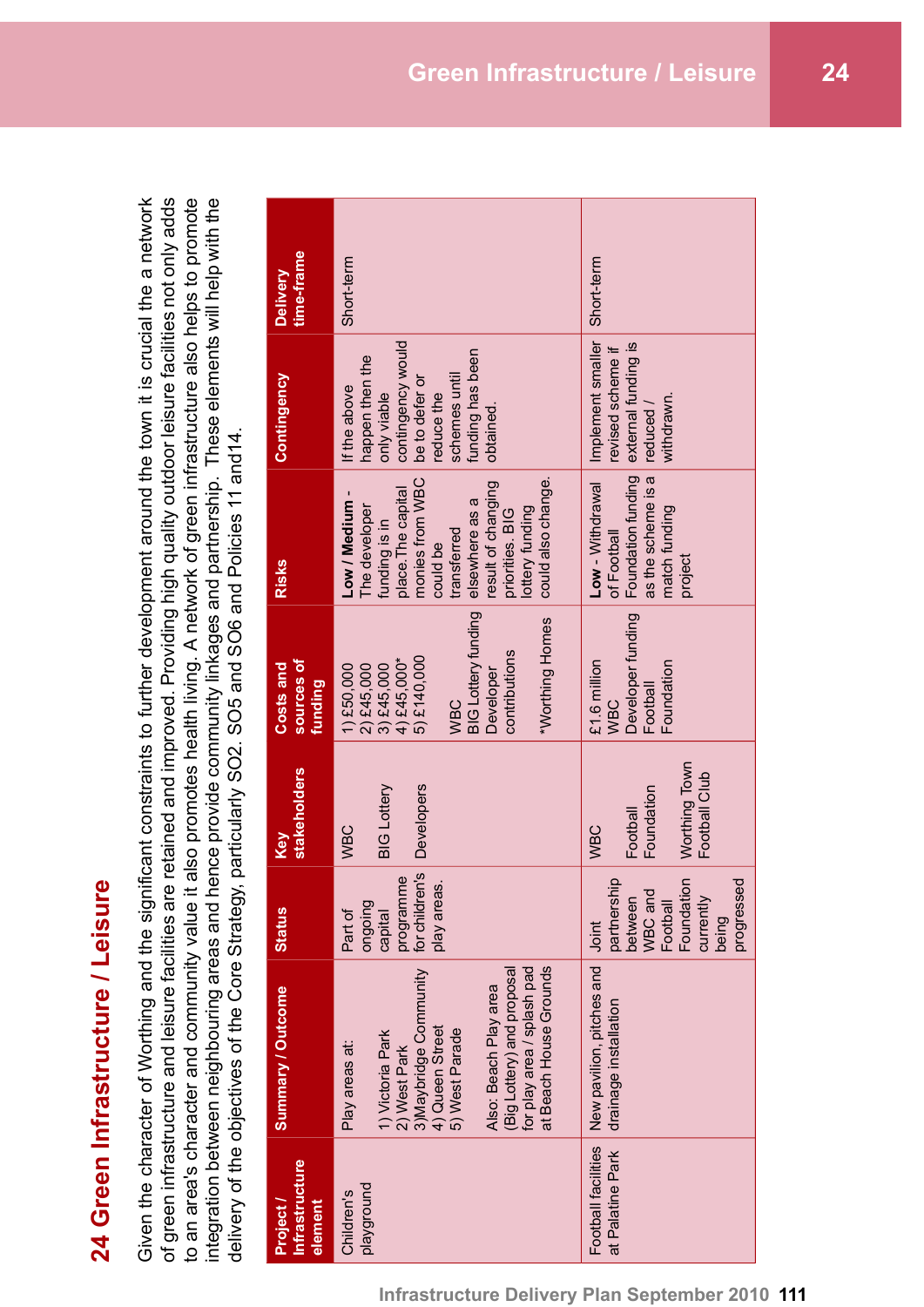# 24 Green Infrastructure / Leisure

Given the character of Worthing and the significant constraints to further development around the town it is crucial the a network of green infrastructure and leisure facilities are retained and improved. Providing high quality outdoor leisure facilities not only adds to an area's character and community value it also promotes health living. A network of green infrastructure also helps to promote integration between neighbouring areas and hence provide community linkages and partnership. These elements will help with the delivery of the objectives of the Core Strategy, particularly SO2. SO5 and SO6 and Policies 11 and14.

| Project / Infrastructure element | Summary / Outcome | Status | Key stakeholders | Costs and sources of funding | Risks | Contingency | Delivery time-frame |
|---|---|---|---|---|---|---|---|
| Children's playground | Play areas at:<br><br>1) Victoria Park<br>2) West Park<br>3)Maybridge Community<br>4) Queen Street<br>5) West Parade<br><br>Also: Beach Play area (Big Lottery) and proposal for play area / splash pad at Beach House Grounds | Part of ongoing capital programme for children's play areas. | WBC<br><br>BIG Lottery<br><br>Developers | 1) £50,000<br>2) £45,000<br>3) £45,000<br>4) £45,000*<br>5) £140,000<br><br>WBC<br>BIG Lottery funding<br>Developer contributions<br><br>*Worthing Homes | **Low / Medium** - The developer funding is in place.The capital monies from WBC could be transferred elsewhere as a result of changing priorities. BIG lottery funding could also change. | If the above happen then the only viable contingency would be to defer or reduce the schemes until funding has been obtained. | Short-term |
| Football facilities at Palatine Park | New pavilion, pitches and drainage installation | Joint partnership between WBC and Football Foundation currently being progressed | WBC<br><br>Football Foundation<br><br>Worthing Town Football Club | £1.6 million<br>WBC<br>Developer funding<br>Football Foundation | **Low** - Withdrawal of Football Foundation funding as the scheme is a match funding project | Implement smaller revised scheme if external funding is reduced / withdrawn. | Short-term |

Infrastructure Delivery Plan September 2010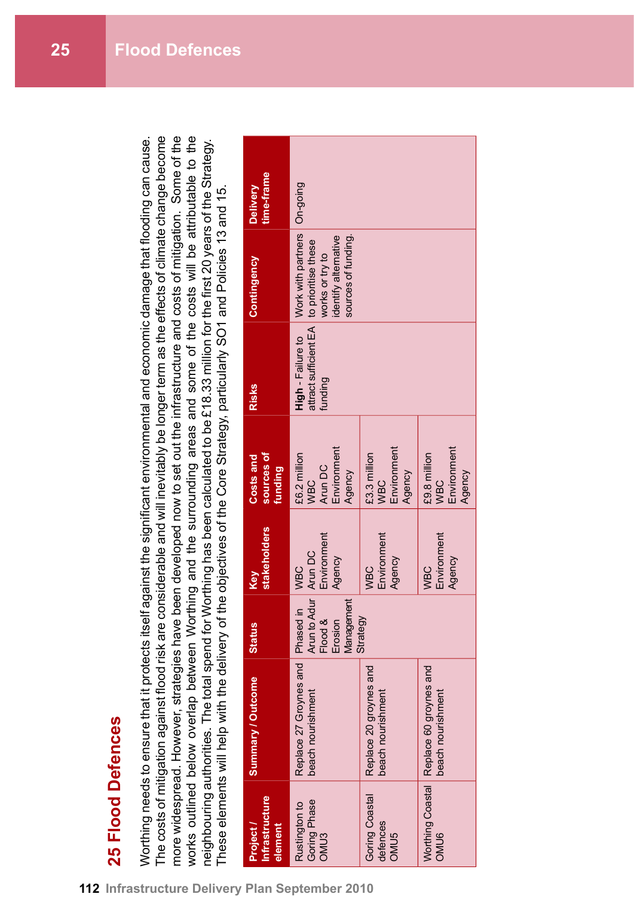# 25 Flood Defences

Worthing needs to ensure that it protects itself against the significant environmental and economic damage that flooding can cause. The costs of mitigation against flood risk are considerable and will inevitably be longer term as the effects of climate change become more widespread. However, strategies have been developed now to set out the infrastructure and costs of mitigation. Some of the works outlined below overlap between Worthing and the surrounding areas and some of the costs will be attributable to the neighbouring authorities. The total spend for Worthing has been calculated to be £18.33 million for the first 20 years of the Strategy. These elements will help with the delivery of the objectives of the Core Strategy, particularly SO1 and Policies 13 and 15.

| Project / Infrastructure element | Summary / Outcome | Status | Key stakeholders | Costs and sources of funding | Risks | Contingency | Delivery time-frame |
|---|---|---|---|---|---|---|---|
| Rustington to Goring Phase OMU3 | Replace 27 Groynes and beach nourishment | Phased in Arun to Adur Flood & Erosion Management Strategy | WBC Arun DC Environment Agency | £6.2 million WBC Arun DC Environment Agency | **High** - Failure to attract sufficient EA funding | Work with partners to prioritise these works or try to identify alternative sources of funding. | On-going |
| Goring Coastal defences OMU5 | Replace 20 groynes and beach nourishment | | WBC Environment Agency | £3.3 million WBC Environment Agency | | | |
| Worthing Coastal OMU6 | Replace 60 groynes and beach nourishment | | WBC Environment Agency | £9.8 million WBC Environment Agency | | | |